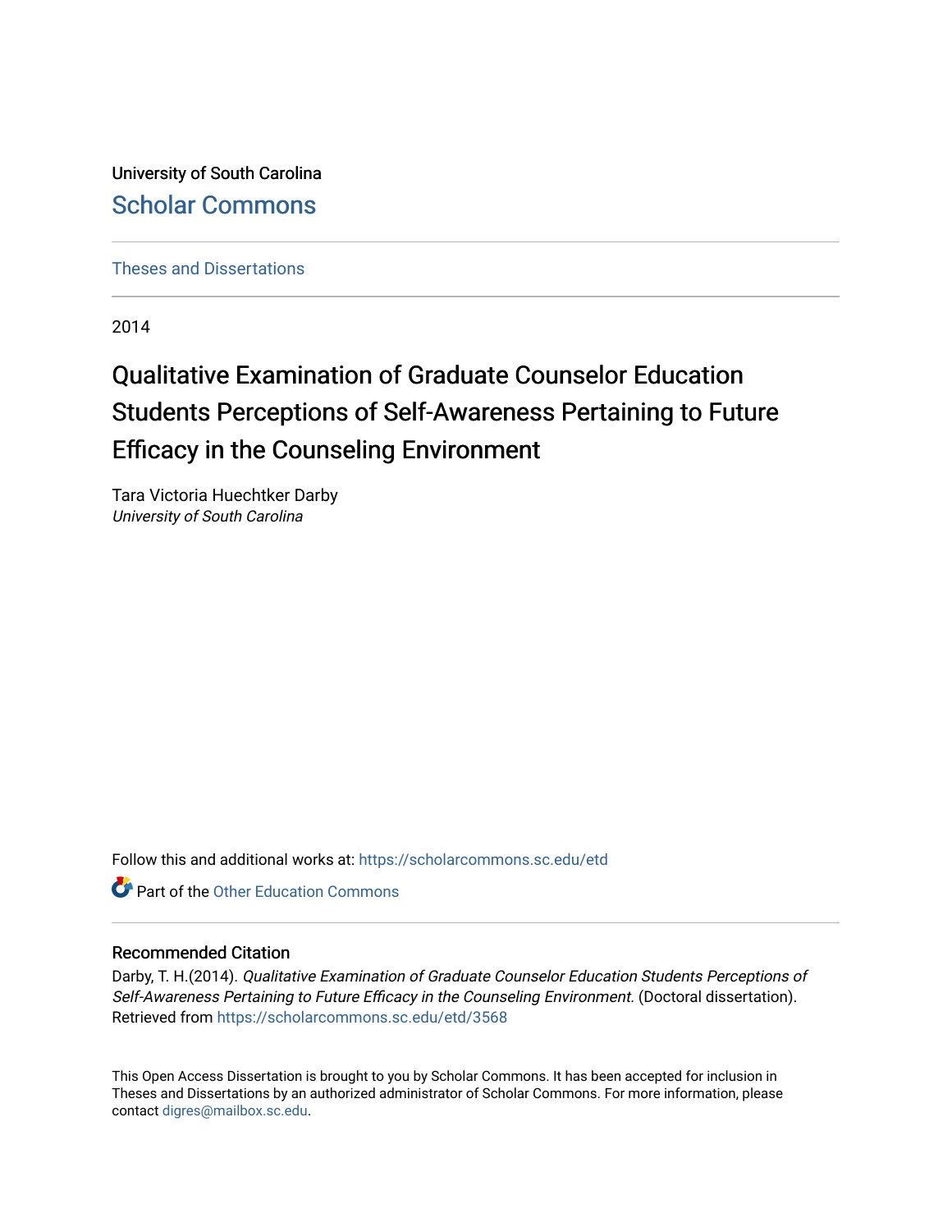University of South Carolina

Scholar Commons

Theses and Dissertations

2014

# Qualitative Examination of Graduate Counselor Education Students Perceptions of Self-Awareness Pertaining to Future Efficacy in the Counseling Environment

Tara Victoria Huechtker Darby

*University of South Carolina*

Follow this and additional works at: https://scholarcommons.sc.edu/etd

Part of the Other Education Commons

## Recommended Citation

Darby, T. H.(2014). *Qualitative Examination of Graduate Counselor Education Students Perceptions of Self-Awareness Pertaining to Future Efficacy in the Counseling Environment.* (Doctoral dissertation). Retrieved from https://scholarcommons.sc.edu/etd/3568

This Open Access Dissertation is brought to you by Scholar Commons. It has been accepted for inclusion in Theses and Dissertations by an authorized administrator of Scholar Commons. For more information, please contact digres@mailbox.sc.edu.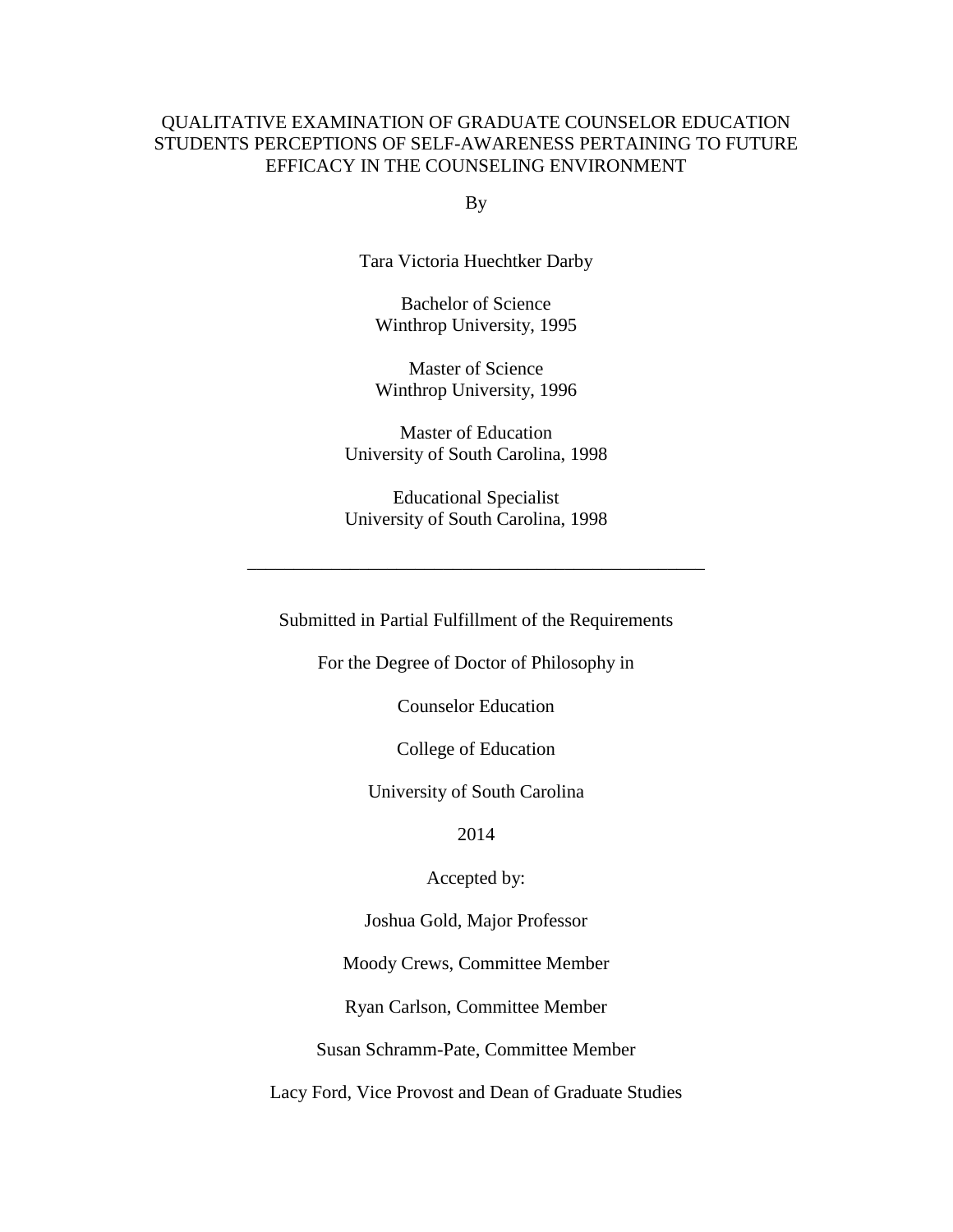# QUALITATIVE EXAMINATION OF GRADUATE COUNSELOR EDUCATION STUDENTS PERCEPTIONS OF SELF-AWARENESS PERTAINING TO FUTURE EFFICACY IN THE COUNSELING ENVIRONMENT

By

Tara Victoria Huechtker Darby

Bachelor of Science
Winthrop University, 1995

Master of Science
Winthrop University, 1996

Master of Education
University of South Carolina, 1998

Educational Specialist
University of South Carolina, 1998

---

Submitted in Partial Fulfillment of the Requirements

For the Degree of Doctor of Philosophy in

Counselor Education

College of Education

University of South Carolina

2014

Accepted by:

Joshua Gold, Major Professor

Moody Crews, Committee Member

Ryan Carlson, Committee Member

Susan Schramm-Pate, Committee Member

Lacy Ford, Vice Provost and Dean of Graduate Studies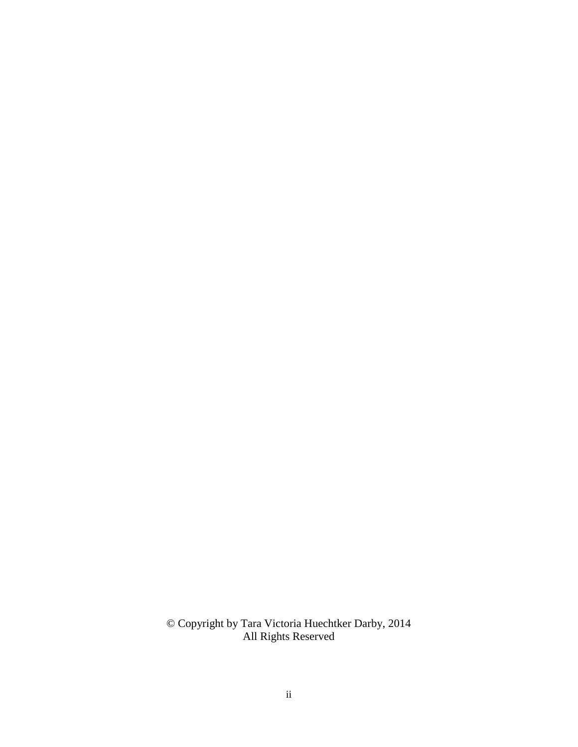© Copyright by Tara Victoria Huechtker Darby, 2014
All Rights Reserved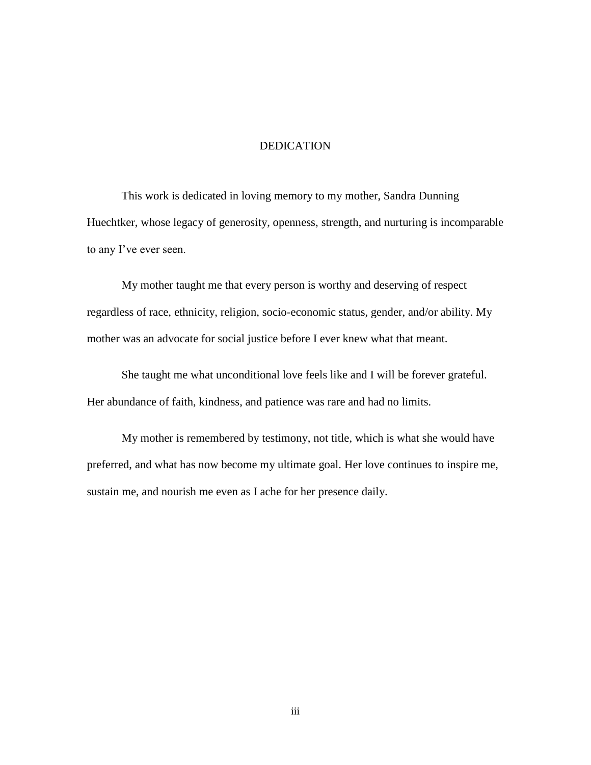# DEDICATION

This work is dedicated in loving memory to my mother, Sandra Dunning Huechtker, whose legacy of generosity, openness, strength, and nurturing is incomparable to any I've ever seen.

My mother taught me that every person is worthy and deserving of respect regardless of race, ethnicity, religion, socio-economic status, gender, and/or ability. My mother was an advocate for social justice before I ever knew what that meant.

She taught me what unconditional love feels like and I will be forever grateful. Her abundance of faith, kindness, and patience was rare and had no limits.

My mother is remembered by testimony, not title, which is what she would have preferred, and what has now become my ultimate goal. Her love continues to inspire me, sustain me, and nourish me even as I ache for her presence daily.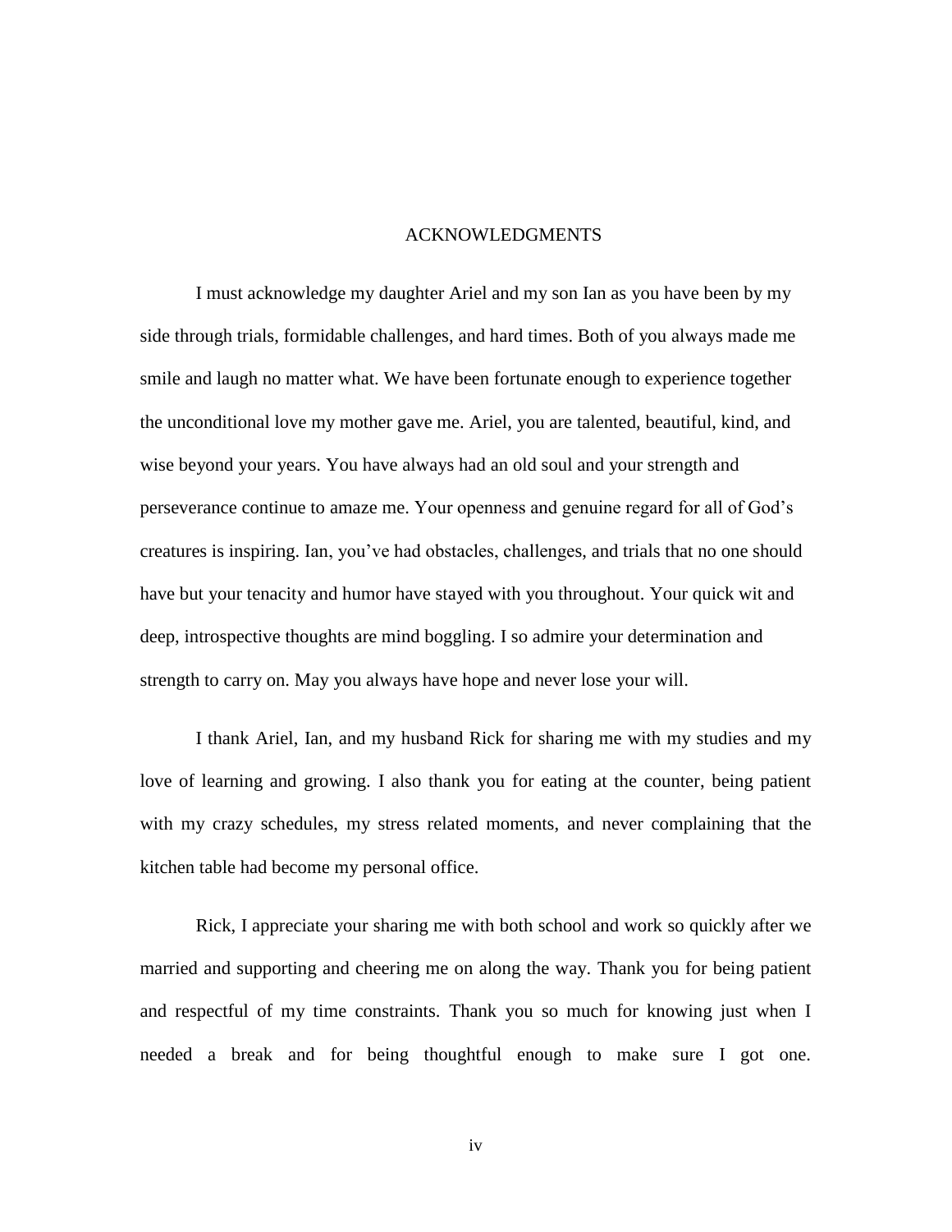# ACKNOWLEDGMENTS

I must acknowledge my daughter Ariel and my son Ian as you have been by my side through trials, formidable challenges, and hard times. Both of you always made me smile and laugh no matter what. We have been fortunate enough to experience together the unconditional love my mother gave me. Ariel, you are talented, beautiful, kind, and wise beyond your years. You have always had an old soul and your strength and perseverance continue to amaze me. Your openness and genuine regard for all of God's creatures is inspiring. Ian, you've had obstacles, challenges, and trials that no one should have but your tenacity and humor have stayed with you throughout. Your quick wit and deep, introspective thoughts are mind boggling. I so admire your determination and strength to carry on. May you always have hope and never lose your will.

I thank Ariel, Ian, and my husband Rick for sharing me with my studies and my love of learning and growing. I also thank you for eating at the counter, being patient with my crazy schedules, my stress related moments, and never complaining that the kitchen table had become my personal office.

Rick, I appreciate your sharing me with both school and work so quickly after we married and supporting and cheering me on along the way. Thank you for being patient and respectful of my time constraints. Thank you so much for knowing just when I needed a break and for being thoughtful enough to make sure I got one.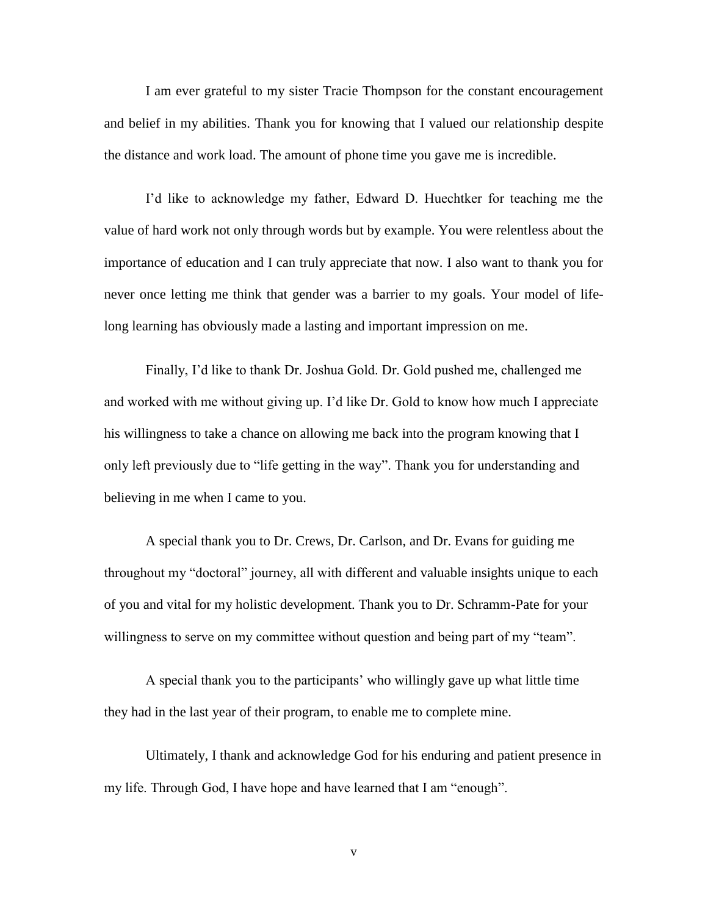I am ever grateful to my sister Tracie Thompson for the constant encouragement and belief in my abilities. Thank you for knowing that I valued our relationship despite the distance and work load. The amount of phone time you gave me is incredible.

I'd like to acknowledge my father, Edward D. Huechtker for teaching me the value of hard work not only through words but by example. You were relentless about the importance of education and I can truly appreciate that now. I also want to thank you for never once letting me think that gender was a barrier to my goals. Your model of life-long learning has obviously made a lasting and important impression on me.

Finally, I'd like to thank Dr. Joshua Gold. Dr. Gold pushed me, challenged me and worked with me without giving up. I'd like Dr. Gold to know how much I appreciate his willingness to take a chance on allowing me back into the program knowing that I only left previously due to "life getting in the way". Thank you for understanding and believing in me when I came to you.

A special thank you to Dr. Crews, Dr. Carlson, and Dr. Evans for guiding me throughout my "doctoral" journey, all with different and valuable insights unique to each of you and vital for my holistic development. Thank you to Dr. Schramm-Pate for your willingness to serve on my committee without question and being part of my "team".

A special thank you to the participants' who willingly gave up what little time they had in the last year of their program, to enable me to complete mine.

Ultimately, I thank and acknowledge God for his enduring and patient presence in my life. Through God, I have hope and have learned that I am "enough".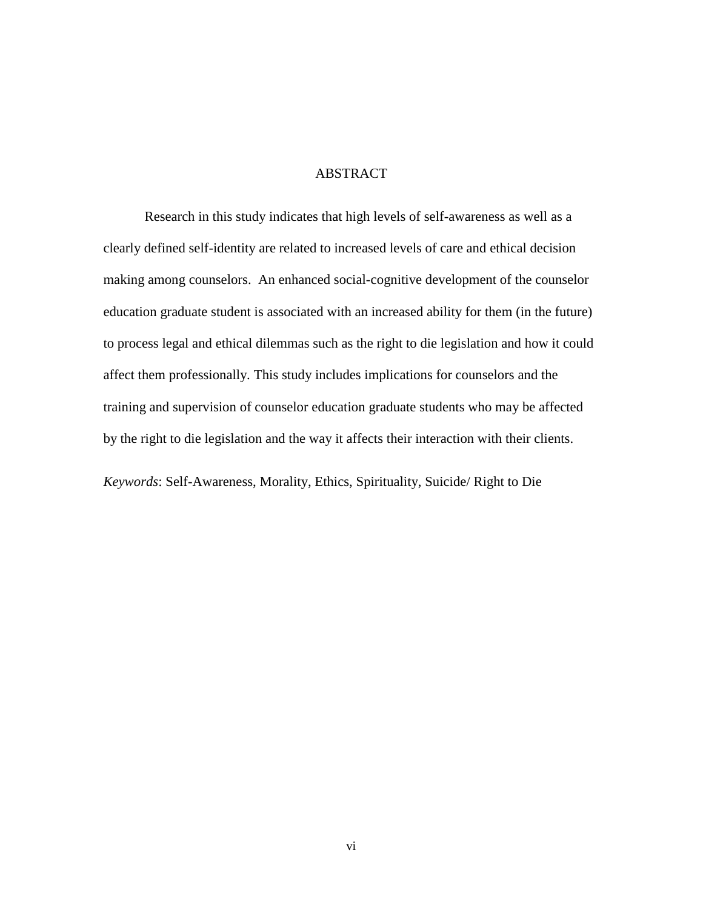# ABSTRACT

Research in this study indicates that high levels of self-awareness as well as a clearly defined self-identity are related to increased levels of care and ethical decision making among counselors. An enhanced social-cognitive development of the counselor education graduate student is associated with an increased ability for them (in the future) to process legal and ethical dilemmas such as the right to die legislation and how it could affect them professionally. This study includes implications for counselors and the training and supervision of counselor education graduate students who may be affected by the right to die legislation and the way it affects their interaction with their clients.

*Keywords*: Self-Awareness, Morality, Ethics, Spirituality, Suicide/ Right to Die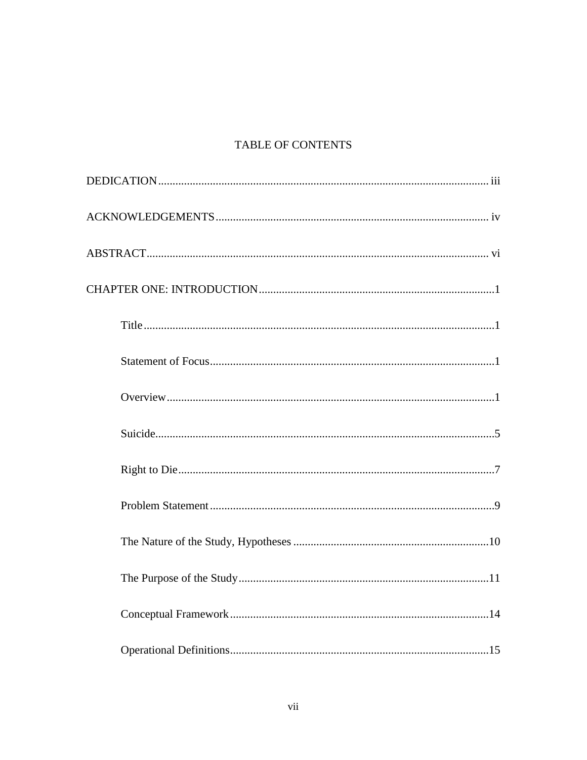# TABLE OF CONTENTS

DEDICATION ........................................................................................................ iii

ACKNOWLEDGEMENTS ..................................................................................... iv

ABSTRACT ........................................................................................................... vi

CHAPTER ONE: INTRODUCTION ........................................................................1

  Title ..........................................................................................................1

  Statement of Focus ...................................................................................1

  Overview ..................................................................................................1

  Suicide ......................................................................................................5

  Right to Die ...............................................................................................7

  Problem Statement ....................................................................................9

  The Nature of the Study, Hypotheses .....................................................10

  The Purpose of the Study ........................................................................11

  Conceptual Framework ...........................................................................14

  Operational Definitions ...........................................................................15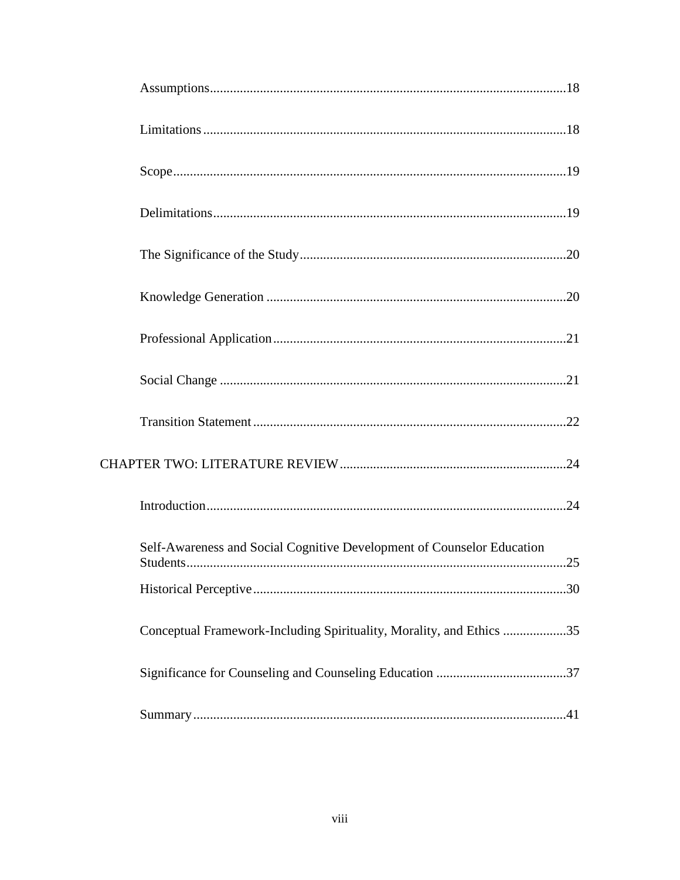Assumptions ..........18

Limitations ..........18

Scope ..........19

Delimitations ..........19

The Significance of the Study ..........20

Knowledge Generation ..........20

Professional Application ..........21

Social Change ..........21

Transition Statement ..........22

CHAPTER TWO: LITERATURE REVIEW ..........24

Introduction ..........24

Self-Awareness and Social Cognitive Development of Counselor Education Students ..........25

Historical Perceptive ..........30

Conceptual Framework-Including Spirituality, Morality, and Ethics ..........35

Significance for Counseling and Counseling Education ..........37

Summary ..........41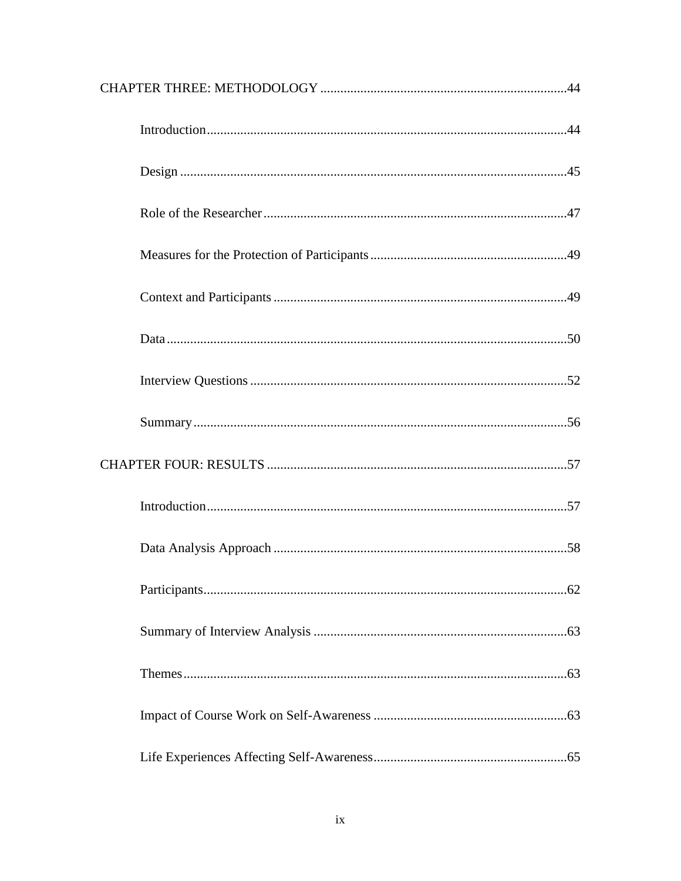CHAPTER THREE: METHODOLOGY ........................................................................44

Introduction...........................................................................................................44

Design ...................................................................................................................45

Role of the Researcher..........................................................................................47

Measures for the Protection of Participants..........................................................49

Context and Participants.......................................................................................49

Data.......................................................................................................................50

Interview Questions ..............................................................................................52

Summary...............................................................................................................56

CHAPTER FOUR: RESULTS .........................................................................................57

Introduction...........................................................................................................57

Data Analysis Approach .......................................................................................58

Participants............................................................................................................62

Summary of Interview Analysis ...........................................................................63

Themes..................................................................................................................63

Impact of Course Work on Self-Awareness .........................................................63

Life Experiences Affecting Self-Awareness.........................................................65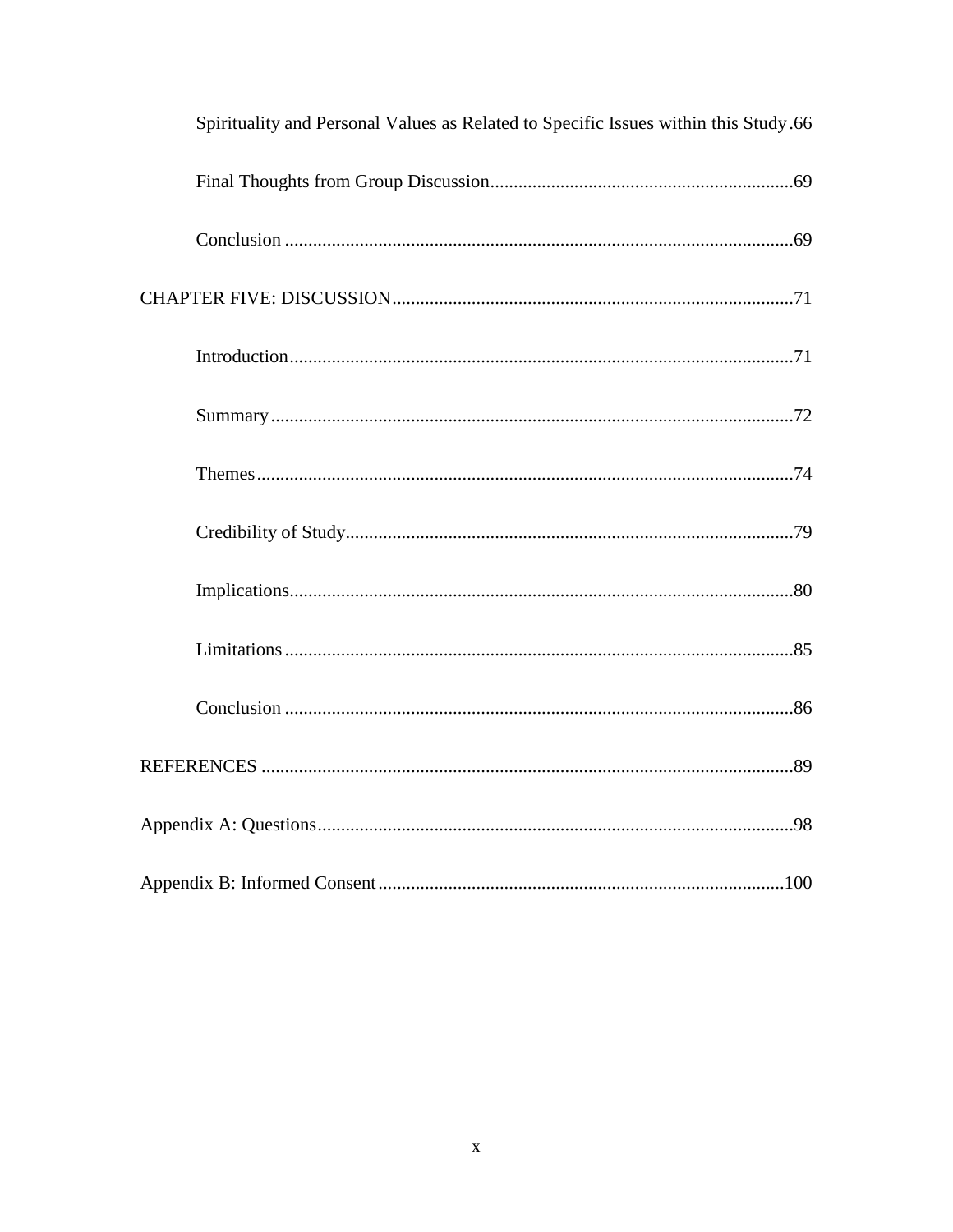Spirituality and Personal Values as Related to Specific Issues within this Study .66

Final Thoughts from Group Discussion.................................................................69

Conclusion .............................................................................................................69

CHAPTER FIVE: DISCUSSION......................................................................................71

Introduction............................................................................................................71

Summary................................................................................................................72

Themes...................................................................................................................74

Credibility of Study................................................................................................79

Implications............................................................................................................80

Limitations .............................................................................................................85

Conclusion .............................................................................................................86

REFERENCES ..................................................................................................................89

Appendix A: Questions......................................................................................................98

Appendix B: Informed Consent .......................................................................................100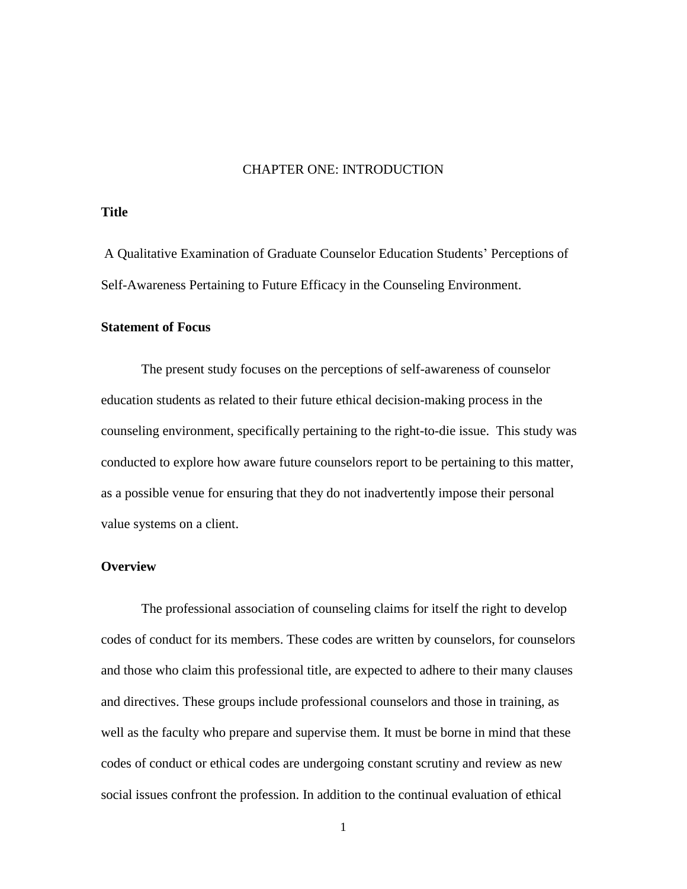# CHAPTER ONE: INTRODUCTION

## Title

A Qualitative Examination of Graduate Counselor Education Students' Perceptions of Self-Awareness Pertaining to Future Efficacy in the Counseling Environment.

## Statement of Focus

The present study focuses on the perceptions of self-awareness of counselor education students as related to their future ethical decision-making process in the counseling environment, specifically pertaining to the right-to-die issue. This study was conducted to explore how aware future counselors report to be pertaining to this matter, as a possible venue for ensuring that they do not inadvertently impose their personal value systems on a client.

## Overview

The professional association of counseling claims for itself the right to develop codes of conduct for its members. These codes are written by counselors, for counselors and those who claim this professional title, are expected to adhere to their many clauses and directives. These groups include professional counselors and those in training, as well as the faculty who prepare and supervise them. It must be borne in mind that these codes of conduct or ethical codes are undergoing constant scrutiny and review as new social issues confront the profession. In addition to the continual evaluation of ethical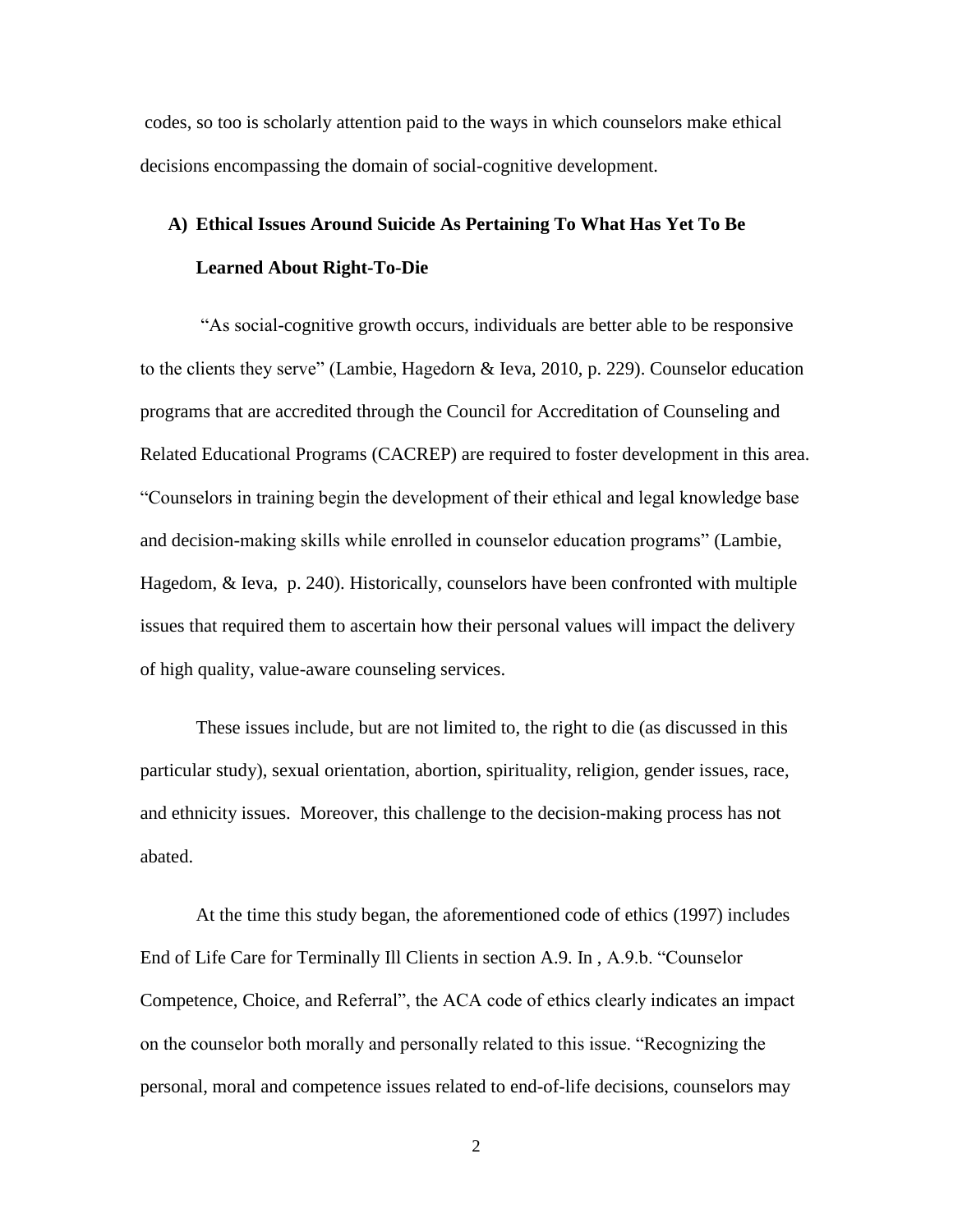codes, so too is scholarly attention paid to the ways in which counselors make ethical decisions encompassing the domain of social-cognitive development.

## A) Ethical Issues Around Suicide As Pertaining To What Has Yet To Be Learned About Right-To-Die

"As social-cognitive growth occurs, individuals are better able to be responsive to the clients they serve" (Lambie, Hagedorn & Ieva, 2010, p. 229). Counselor education programs that are accredited through the Council for Accreditation of Counseling and Related Educational Programs (CACREP) are required to foster development in this area. "Counselors in training begin the development of their ethical and legal knowledge base and decision-making skills while enrolled in counselor education programs" (Lambie, Hagedom, & Ieva, p. 240). Historically, counselors have been confronted with multiple issues that required them to ascertain how their personal values will impact the delivery of high quality, value-aware counseling services.

These issues include, but are not limited to, the right to die (as discussed in this particular study), sexual orientation, abortion, spirituality, religion, gender issues, race, and ethnicity issues. Moreover, this challenge to the decision-making process has not abated.

At the time this study began, the aforementioned code of ethics (1997) includes End of Life Care for Terminally Ill Clients in section A.9. In , A.9.b. "Counselor Competence, Choice, and Referral", the ACA code of ethics clearly indicates an impact on the counselor both morally and personally related to this issue. "Recognizing the personal, moral and competence issues related to end-of-life decisions, counselors may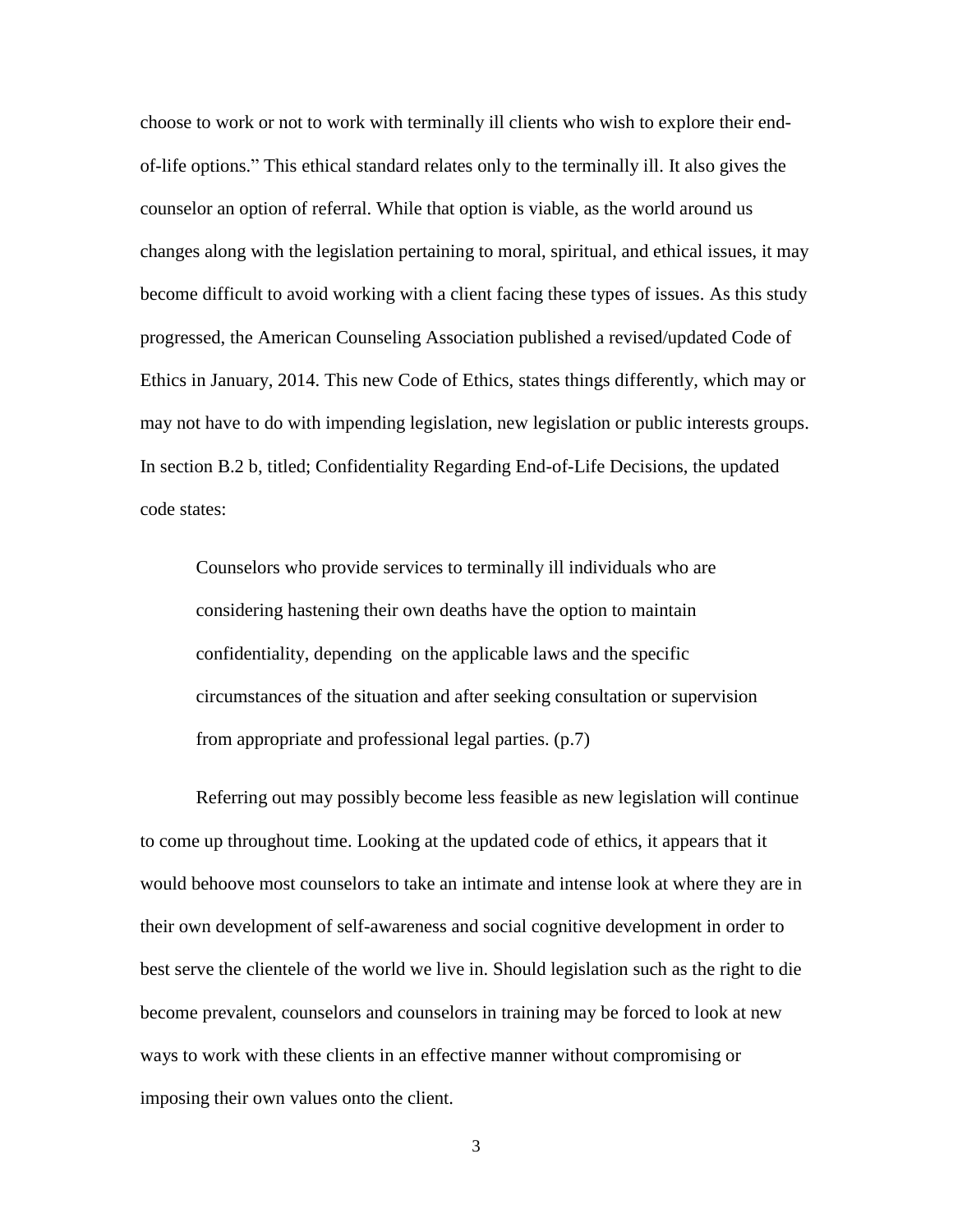choose to work or not to work with terminally ill clients who wish to explore their end-of-life options." This ethical standard relates only to the terminally ill. It also gives the counselor an option of referral. While that option is viable, as the world around us changes along with the legislation pertaining to moral, spiritual, and ethical issues, it may become difficult to avoid working with a client facing these types of issues. As this study progressed, the American Counseling Association published a revised/updated Code of Ethics in January, 2014. This new Code of Ethics, states things differently, which may or may not have to do with impending legislation, new legislation or public interests groups. In section B.2 b, titled; Confidentiality Regarding End-of-Life Decisions, the updated code states:

> Counselors who provide services to terminally ill individuals who are considering hastening their own deaths have the option to maintain confidentiality, depending on the applicable laws and the specific circumstances of the situation and after seeking consultation or supervision from appropriate and professional legal parties. (p.7)

Referring out may possibly become less feasible as new legislation will continue to come up throughout time. Looking at the updated code of ethics, it appears that it would behoove most counselors to take an intimate and intense look at where they are in their own development of self-awareness and social cognitive development in order to best serve the clientele of the world we live in. Should legislation such as the right to die become prevalent, counselors and counselors in training may be forced to look at new ways to work with these clients in an effective manner without compromising or imposing their own values onto the client.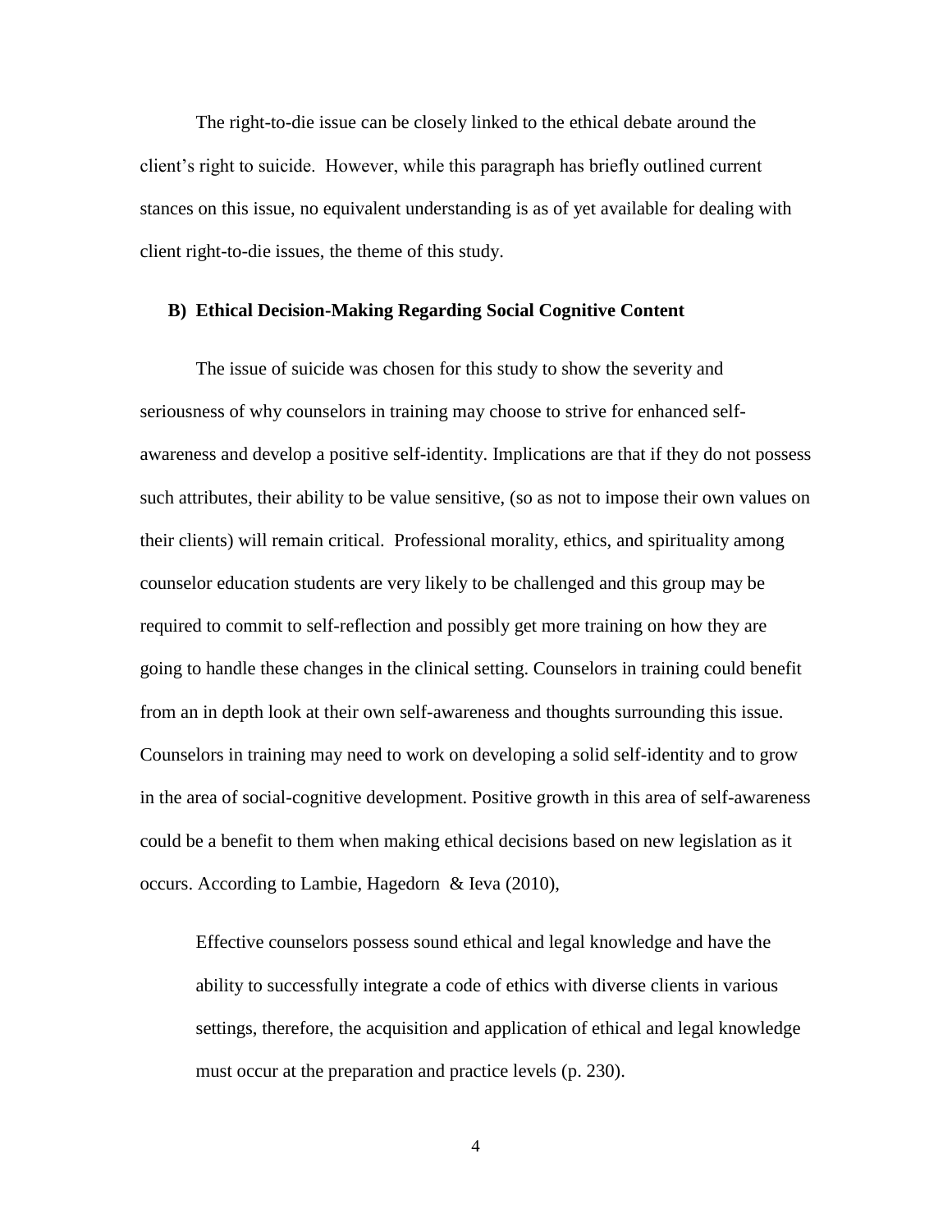The right-to-die issue can be closely linked to the ethical debate around the client's right to suicide. However, while this paragraph has briefly outlined current stances on this issue, no equivalent understanding is as of yet available for dealing with client right-to-die issues, the theme of this study.

### B) Ethical Decision-Making Regarding Social Cognitive Content

The issue of suicide was chosen for this study to show the severity and seriousness of why counselors in training may choose to strive for enhanced self-awareness and develop a positive self-identity. Implications are that if they do not possess such attributes, their ability to be value sensitive, (so as not to impose their own values on their clients) will remain critical. Professional morality, ethics, and spirituality among counselor education students are very likely to be challenged and this group may be required to commit to self-reflection and possibly get more training on how they are going to handle these changes in the clinical setting. Counselors in training could benefit from an in depth look at their own self-awareness and thoughts surrounding this issue. Counselors in training may need to work on developing a solid self-identity and to grow in the area of social-cognitive development. Positive growth in this area of self-awareness could be a benefit to them when making ethical decisions based on new legislation as it occurs. According to Lambie, Hagedorn & Ieva (2010),

> Effective counselors possess sound ethical and legal knowledge and have the ability to successfully integrate a code of ethics with diverse clients in various settings, therefore, the acquisition and application of ethical and legal knowledge must occur at the preparation and practice levels (p. 230).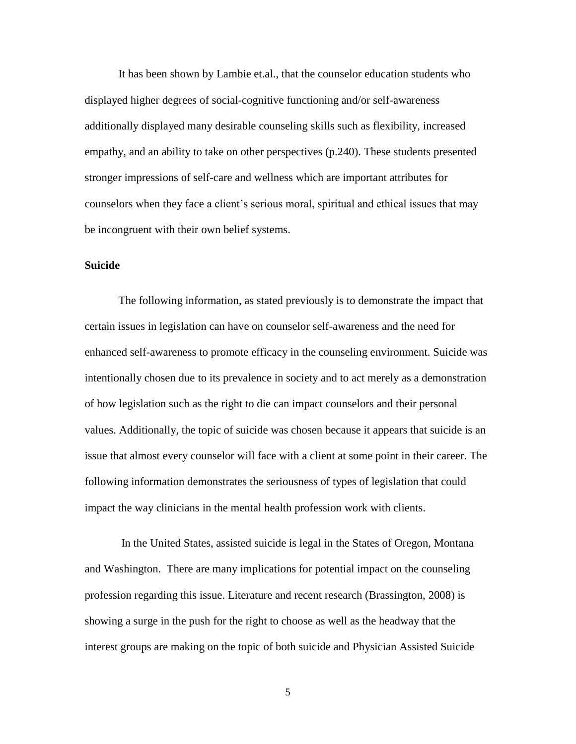It has been shown by Lambie et.al., that the counselor education students who displayed higher degrees of social-cognitive functioning and/or self-awareness additionally displayed many desirable counseling skills such as flexibility, increased empathy, and an ability to take on other perspectives (p.240). These students presented stronger impressions of self-care and wellness which are important attributes for counselors when they face a client's serious moral, spiritual and ethical issues that may be incongruent with their own belief systems.

**Suicide**

The following information, as stated previously is to demonstrate the impact that certain issues in legislation can have on counselor self-awareness and the need for enhanced self-awareness to promote efficacy in the counseling environment. Suicide was intentionally chosen due to its prevalence in society and to act merely as a demonstration of how legislation such as the right to die can impact counselors and their personal values. Additionally, the topic of suicide was chosen because it appears that suicide is an issue that almost every counselor will face with a client at some point in their career. The following information demonstrates the seriousness of types of legislation that could impact the way clinicians in the mental health profession work with clients.

In the United States, assisted suicide is legal in the States of Oregon, Montana and Washington. There are many implications for potential impact on the counseling profession regarding this issue. Literature and recent research (Brassington, 2008) is showing a surge in the push for the right to choose as well as the headway that the interest groups are making on the topic of both suicide and Physician Assisted Suicide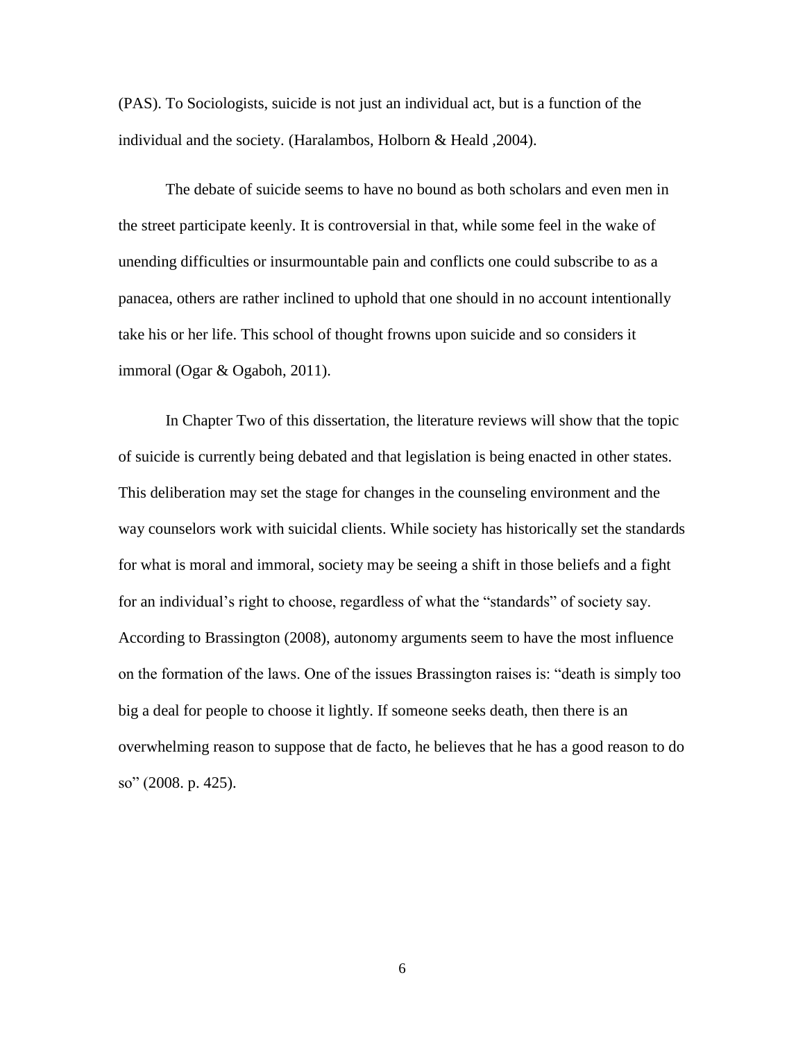(PAS). To Sociologists, suicide is not just an individual act, but is a function of the individual and the society. (Haralambos, Holborn & Heald ,2004).

The debate of suicide seems to have no bound as both scholars and even men in the street participate keenly. It is controversial in that, while some feel in the wake of unending difficulties or insurmountable pain and conflicts one could subscribe to as a panacea, others are rather inclined to uphold that one should in no account intentionally take his or her life. This school of thought frowns upon suicide and so considers it immoral (Ogar & Ogaboh, 2011).

In Chapter Two of this dissertation, the literature reviews will show that the topic of suicide is currently being debated and that legislation is being enacted in other states. This deliberation may set the stage for changes in the counseling environment and the way counselors work with suicidal clients. While society has historically set the standards for what is moral and immoral, society may be seeing a shift in those beliefs and a fight for an individual's right to choose, regardless of what the "standards" of society say. According to Brassington (2008), autonomy arguments seem to have the most influence on the formation of the laws. One of the issues Brassington raises is: "death is simply too big a deal for people to choose it lightly. If someone seeks death, then there is an overwhelming reason to suppose that de facto, he believes that he has a good reason to do so" (2008. p. 425).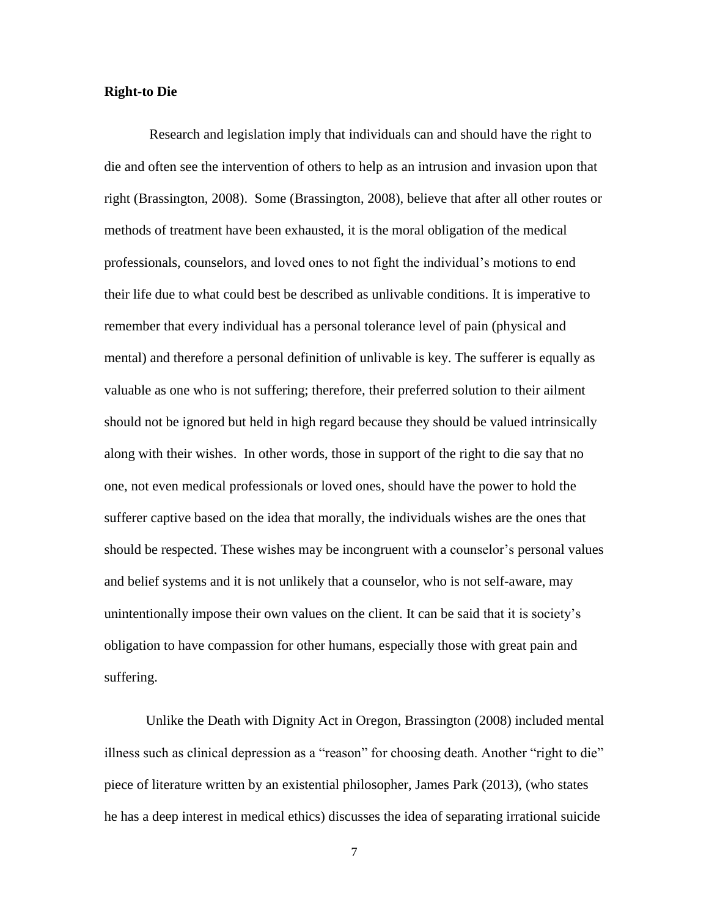**Right-to Die**

Research and legislation imply that individuals can and should have the right to die and often see the intervention of others to help as an intrusion and invasion upon that right (Brassington, 2008). Some (Brassington, 2008), believe that after all other routes or methods of treatment have been exhausted, it is the moral obligation of the medical professionals, counselors, and loved ones to not fight the individual's motions to end their life due to what could best be described as unlivable conditions. It is imperative to remember that every individual has a personal tolerance level of pain (physical and mental) and therefore a personal definition of unlivable is key. The sufferer is equally as valuable as one who is not suffering; therefore, their preferred solution to their ailment should not be ignored but held in high regard because they should be valued intrinsically along with their wishes. In other words, those in support of the right to die say that no one, not even medical professionals or loved ones, should have the power to hold the sufferer captive based on the idea that morally, the individuals wishes are the ones that should be respected. These wishes may be incongruent with a counselor's personal values and belief systems and it is not unlikely that a counselor, who is not self-aware, may unintentionally impose their own values on the client. It can be said that it is society's obligation to have compassion for other humans, especially those with great pain and suffering.

Unlike the Death with Dignity Act in Oregon, Brassington (2008) included mental illness such as clinical depression as a "reason" for choosing death. Another "right to die" piece of literature written by an existential philosopher, James Park (2013), (who states he has a deep interest in medical ethics) discusses the idea of separating irrational suicide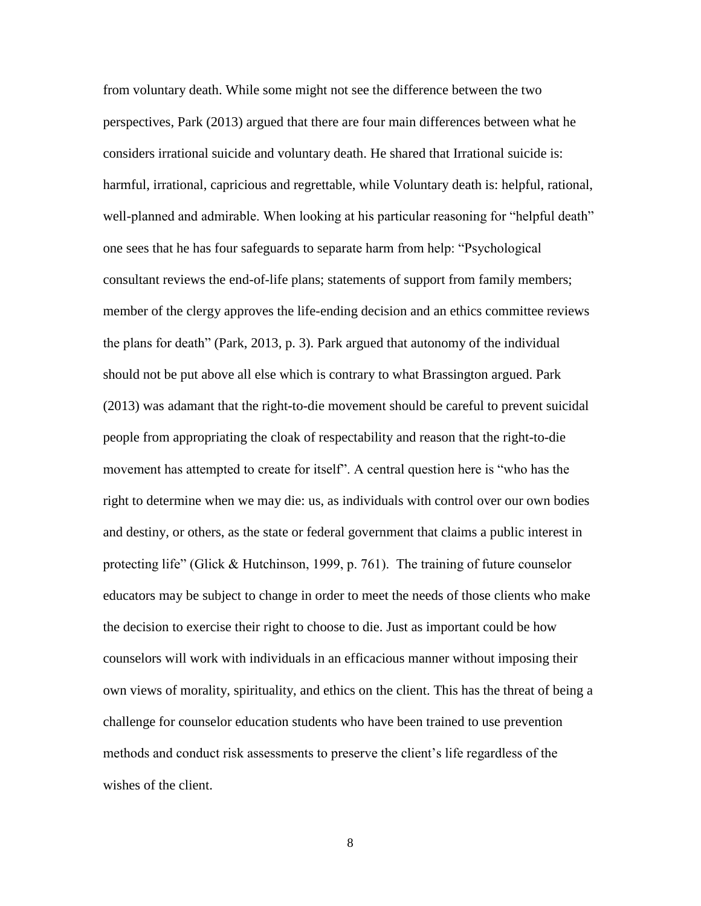from voluntary death. While some might not see the difference between the two perspectives, Park (2013) argued that there are four main differences between what he considers irrational suicide and voluntary death. He shared that Irrational suicide is: harmful, irrational, capricious and regrettable, while Voluntary death is: helpful, rational, well-planned and admirable. When looking at his particular reasoning for "helpful death" one sees that he has four safeguards to separate harm from help: "Psychological consultant reviews the end-of-life plans; statements of support from family members; member of the clergy approves the life-ending decision and an ethics committee reviews the plans for death" (Park, 2013, p. 3). Park argued that autonomy of the individual should not be put above all else which is contrary to what Brassington argued. Park (2013) was adamant that the right-to-die movement should be careful to prevent suicidal people from appropriating the cloak of respectability and reason that the right-to-die movement has attempted to create for itself". A central question here is "who has the right to determine when we may die: us, as individuals with control over our own bodies and destiny, or others, as the state or federal government that claims a public interest in protecting life" (Glick & Hutchinson, 1999, p. 761). The training of future counselor educators may be subject to change in order to meet the needs of those clients who make the decision to exercise their right to choose to die. Just as important could be how counselors will work with individuals in an efficacious manner without imposing their own views of morality, spirituality, and ethics on the client. This has the threat of being a challenge for counselor education students who have been trained to use prevention methods and conduct risk assessments to preserve the client's life regardless of the wishes of the client.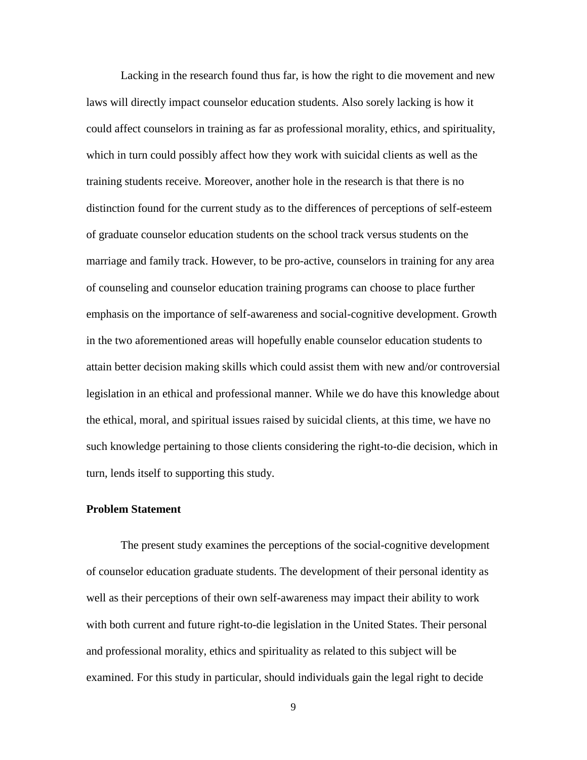Lacking in the research found thus far, is how the right to die movement and new laws will directly impact counselor education students. Also sorely lacking is how it could affect counselors in training as far as professional morality, ethics, and spirituality, which in turn could possibly affect how they work with suicidal clients as well as the training students receive. Moreover, another hole in the research is that there is no distinction found for the current study as to the differences of perceptions of self-esteem of graduate counselor education students on the school track versus students on the marriage and family track. However, to be pro-active, counselors in training for any area of counseling and counselor education training programs can choose to place further emphasis on the importance of self-awareness and social-cognitive development. Growth in the two aforementioned areas will hopefully enable counselor education students to attain better decision making skills which could assist them with new and/or controversial legislation in an ethical and professional manner. While we do have this knowledge about the ethical, moral, and spiritual issues raised by suicidal clients, at this time, we have no such knowledge pertaining to those clients considering the right-to-die decision, which in turn, lends itself to supporting this study.

**Problem Statement**

The present study examines the perceptions of the social-cognitive development of counselor education graduate students. The development of their personal identity as well as their perceptions of their own self-awareness may impact their ability to work with both current and future right-to-die legislation in the United States. Their personal and professional morality, ethics and spirituality as related to this subject will be examined. For this study in particular, should individuals gain the legal right to decide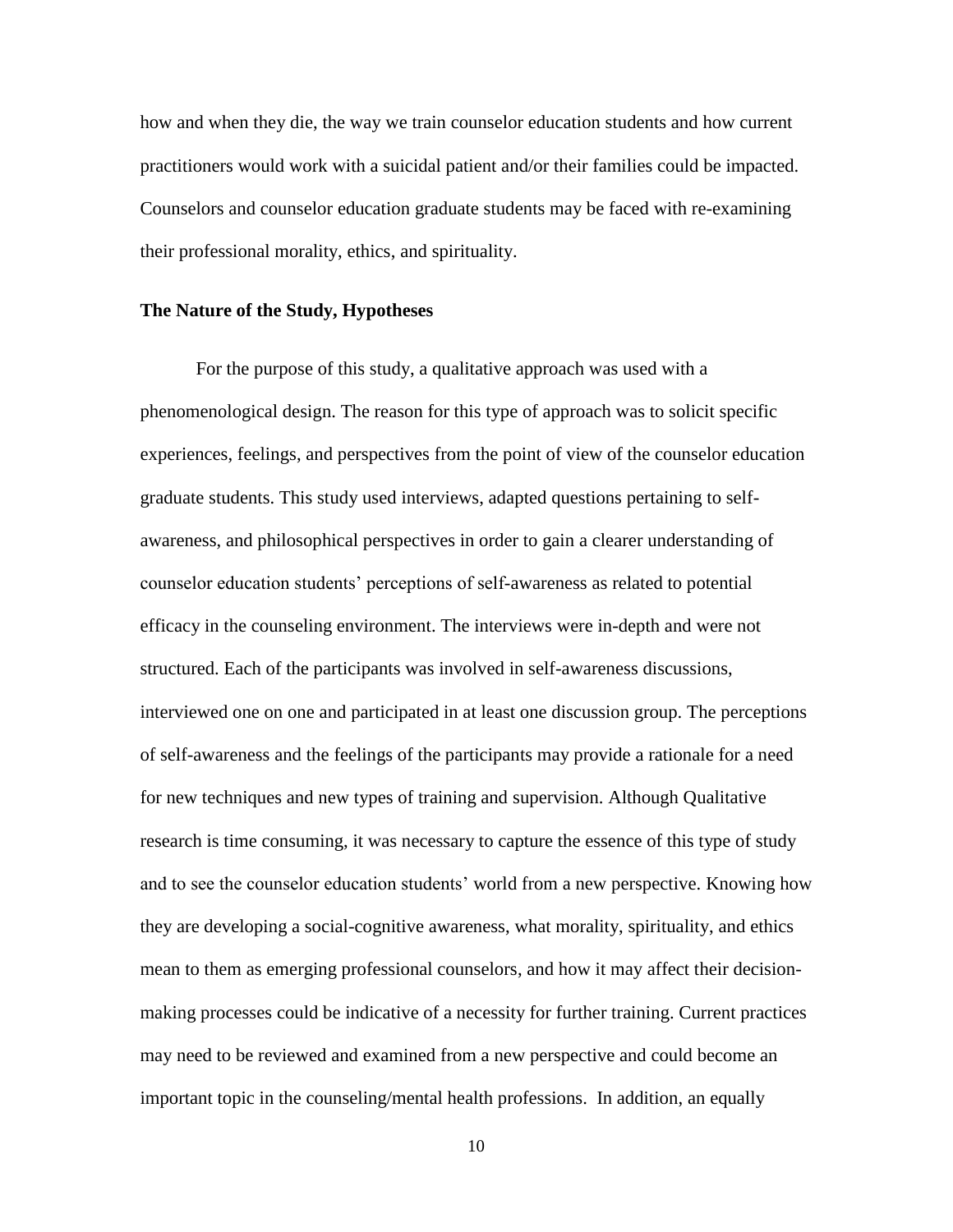how and when they die, the way we train counselor education students and how current practitioners would work with a suicidal patient and/or their families could be impacted. Counselors and counselor education graduate students may be faced with re-examining their professional morality, ethics, and spirituality.

**The Nature of the Study, Hypotheses**

For the purpose of this study, a qualitative approach was used with a phenomenological design. The reason for this type of approach was to solicit specific experiences, feelings, and perspectives from the point of view of the counselor education graduate students. This study used interviews, adapted questions pertaining to self-awareness, and philosophical perspectives in order to gain a clearer understanding of counselor education students' perceptions of self-awareness as related to potential efficacy in the counseling environment. The interviews were in-depth and were not structured. Each of the participants was involved in self-awareness discussions, interviewed one on one and participated in at least one discussion group. The perceptions of self-awareness and the feelings of the participants may provide a rationale for a need for new techniques and new types of training and supervision. Although Qualitative research is time consuming, it was necessary to capture the essence of this type of study and to see the counselor education students' world from a new perspective. Knowing how they are developing a social-cognitive awareness, what morality, spirituality, and ethics mean to them as emerging professional counselors, and how it may affect their decision-making processes could be indicative of a necessity for further training. Current practices may need to be reviewed and examined from a new perspective and could become an important topic in the counseling/mental health professions. In addition, an equally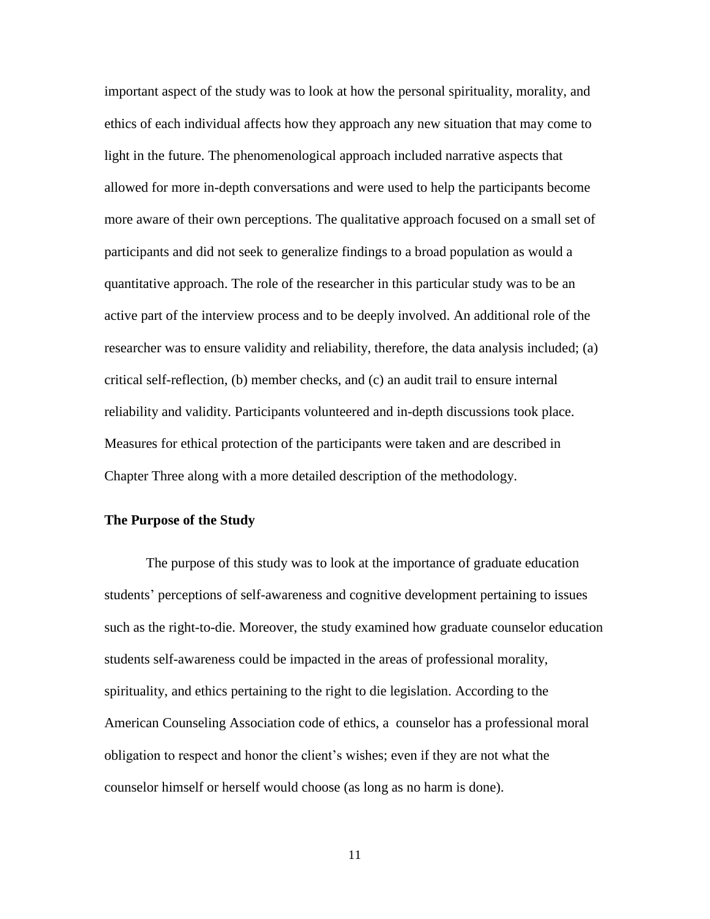important aspect of the study was to look at how the personal spirituality, morality, and ethics of each individual affects how they approach any new situation that may come to light in the future. The phenomenological approach included narrative aspects that allowed for more in-depth conversations and were used to help the participants become more aware of their own perceptions. The qualitative approach focused on a small set of participants and did not seek to generalize findings to a broad population as would a quantitative approach. The role of the researcher in this particular study was to be an active part of the interview process and to be deeply involved. An additional role of the researcher was to ensure validity and reliability, therefore, the data analysis included; (a) critical self-reflection, (b) member checks, and (c) an audit trail to ensure internal reliability and validity. Participants volunteered and in-depth discussions took place. Measures for ethical protection of the participants were taken and are described in Chapter Three along with a more detailed description of the methodology.

### The Purpose of the Study

The purpose of this study was to look at the importance of graduate education students' perceptions of self-awareness and cognitive development pertaining to issues such as the right-to-die. Moreover, the study examined how graduate counselor education students self-awareness could be impacted in the areas of professional morality, spirituality, and ethics pertaining to the right to die legislation. According to the American Counseling Association code of ethics, a counselor has a professional moral obligation to respect and honor the client's wishes; even if they are not what the counselor himself or herself would choose (as long as no harm is done).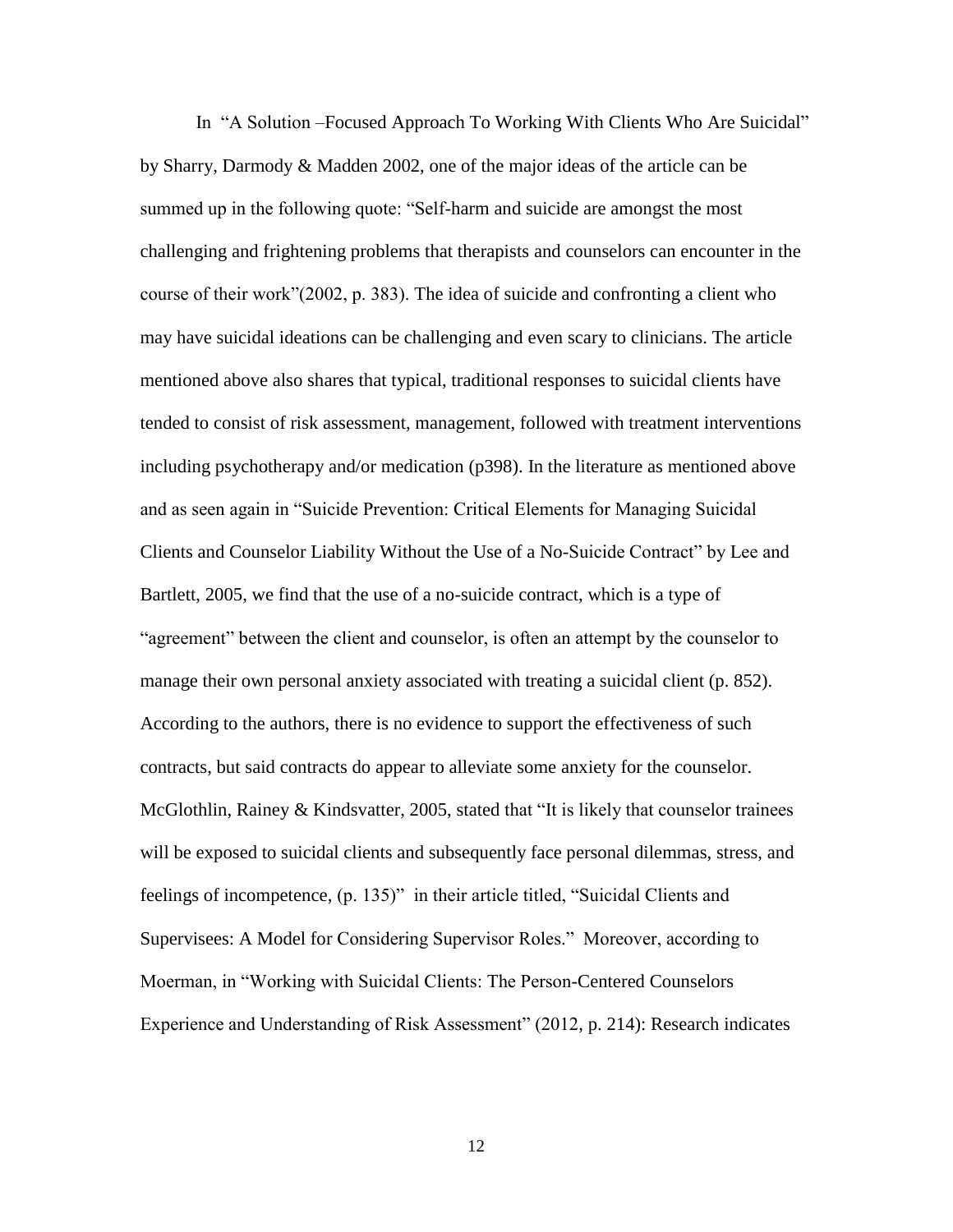In "A Solution –Focused Approach To Working With Clients Who Are Suicidal" by Sharry, Darmody & Madden 2002, one of the major ideas of the article can be summed up in the following quote: "Self-harm and suicide are amongst the most challenging and frightening problems that therapists and counselors can encounter in the course of their work"(2002, p. 383). The idea of suicide and confronting a client who may have suicidal ideations can be challenging and even scary to clinicians. The article mentioned above also shares that typical, traditional responses to suicidal clients have tended to consist of risk assessment, management, followed with treatment interventions including psychotherapy and/or medication (p398). In the literature as mentioned above and as seen again in "Suicide Prevention: Critical Elements for Managing Suicidal Clients and Counselor Liability Without the Use of a No-Suicide Contract" by Lee and Bartlett, 2005, we find that the use of a no-suicide contract, which is a type of "agreement" between the client and counselor, is often an attempt by the counselor to manage their own personal anxiety associated with treating a suicidal client (p. 852). According to the authors, there is no evidence to support the effectiveness of such contracts, but said contracts do appear to alleviate some anxiety for the counselor. McGlothlin, Rainey & Kindsvatter, 2005, stated that "It is likely that counselor trainees will be exposed to suicidal clients and subsequently face personal dilemmas, stress, and feelings of incompetence, (p. 135)" in their article titled, "Suicidal Clients and Supervisees: A Model for Considering Supervisor Roles." Moreover, according to Moerman, in "Working with Suicidal Clients: The Person-Centered Counselors Experience and Understanding of Risk Assessment" (2012, p. 214): Research indicates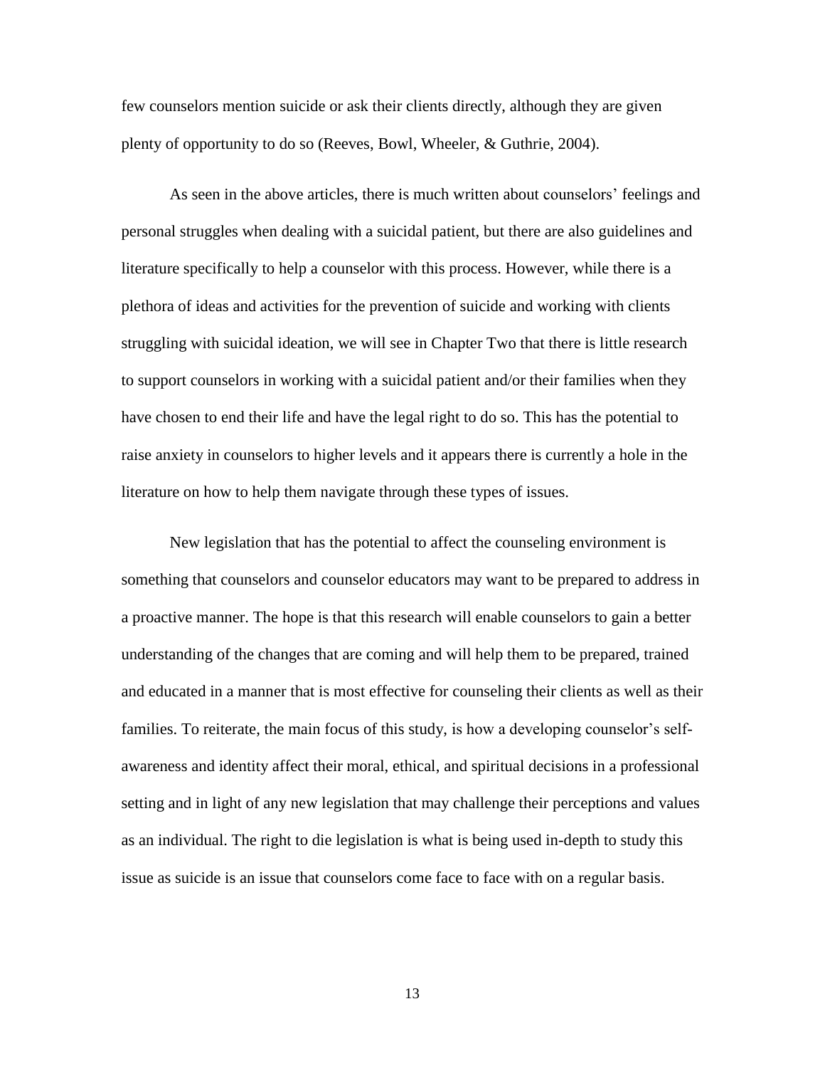few counselors mention suicide or ask their clients directly, although they are given plenty of opportunity to do so (Reeves, Bowl, Wheeler, & Guthrie, 2004).

As seen in the above articles, there is much written about counselors' feelings and personal struggles when dealing with a suicidal patient, but there are also guidelines and literature specifically to help a counselor with this process. However, while there is a plethora of ideas and activities for the prevention of suicide and working with clients struggling with suicidal ideation, we will see in Chapter Two that there is little research to support counselors in working with a suicidal patient and/or their families when they have chosen to end their life and have the legal right to do so. This has the potential to raise anxiety in counselors to higher levels and it appears there is currently a hole in the literature on how to help them navigate through these types of issues.

New legislation that has the potential to affect the counseling environment is something that counselors and counselor educators may want to be prepared to address in a proactive manner. The hope is that this research will enable counselors to gain a better understanding of the changes that are coming and will help them to be prepared, trained and educated in a manner that is most effective for counseling their clients as well as their families. To reiterate, the main focus of this study, is how a developing counselor's self-awareness and identity affect their moral, ethical, and spiritual decisions in a professional setting and in light of any new legislation that may challenge their perceptions and values as an individual. The right to die legislation is what is being used in-depth to study this issue as suicide is an issue that counselors come face to face with on a regular basis.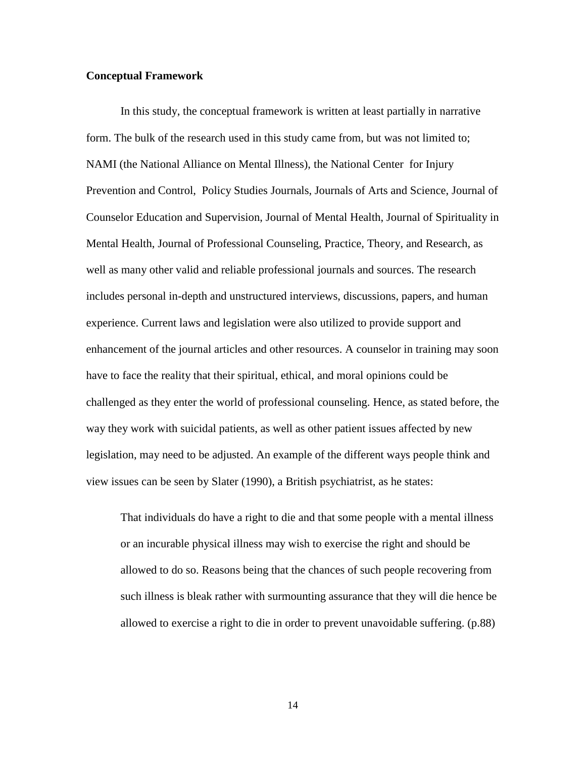**Conceptual Framework**

In this study, the conceptual framework is written at least partially in narrative form. The bulk of the research used in this study came from, but was not limited to; NAMI (the National Alliance on Mental Illness), the National Center for Injury Prevention and Control, Policy Studies Journals, Journals of Arts and Science, Journal of Counselor Education and Supervision, Journal of Mental Health, Journal of Spirituality in Mental Health, Journal of Professional Counseling, Practice, Theory, and Research, as well as many other valid and reliable professional journals and sources. The research includes personal in-depth and unstructured interviews, discussions, papers, and human experience. Current laws and legislation were also utilized to provide support and enhancement of the journal articles and other resources. A counselor in training may soon have to face the reality that their spiritual, ethical, and moral opinions could be challenged as they enter the world of professional counseling. Hence, as stated before, the way they work with suicidal patients, as well as other patient issues affected by new legislation, may need to be adjusted. An example of the different ways people think and view issues can be seen by Slater (1990), a British psychiatrist, as he states:

> That individuals do have a right to die and that some people with a mental illness or an incurable physical illness may wish to exercise the right and should be allowed to do so. Reasons being that the chances of such people recovering from such illness is bleak rather with surmounting assurance that they will die hence be allowed to exercise a right to die in order to prevent unavoidable suffering. (p.88)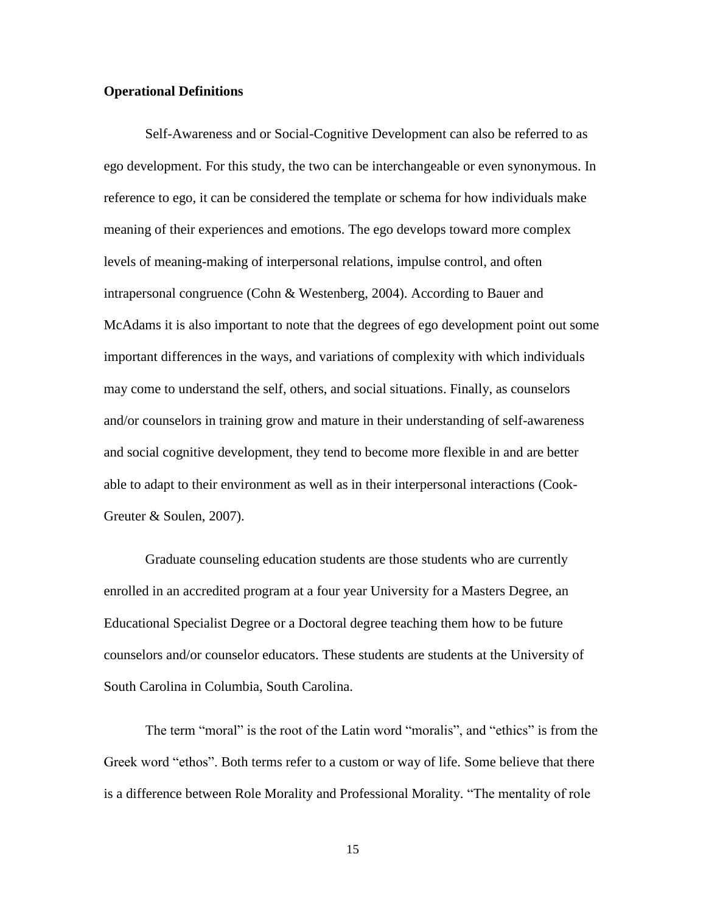**Operational Definitions**

Self-Awareness and or Social-Cognitive Development can also be referred to as ego development. For this study, the two can be interchangeable or even synonymous. In reference to ego, it can be considered the template or schema for how individuals make meaning of their experiences and emotions. The ego develops toward more complex levels of meaning-making of interpersonal relations, impulse control, and often intrapersonal congruence (Cohn & Westenberg, 2004). According to Bauer and McAdams it is also important to note that the degrees of ego development point out some important differences in the ways, and variations of complexity with which individuals may come to understand the self, others, and social situations. Finally, as counselors and/or counselors in training grow and mature in their understanding of self-awareness and social cognitive development, they tend to become more flexible in and are better able to adapt to their environment as well as in their interpersonal interactions (Cook-Greuter & Soulen, 2007).

Graduate counseling education students are those students who are currently enrolled in an accredited program at a four year University for a Masters Degree, an Educational Specialist Degree or a Doctoral degree teaching them how to be future counselors and/or counselor educators. These students are students at the University of South Carolina in Columbia, South Carolina.

The term "moral" is the root of the Latin word "moralis", and "ethics" is from the Greek word "ethos". Both terms refer to a custom or way of life. Some believe that there is a difference between Role Morality and Professional Morality. "The mentality of role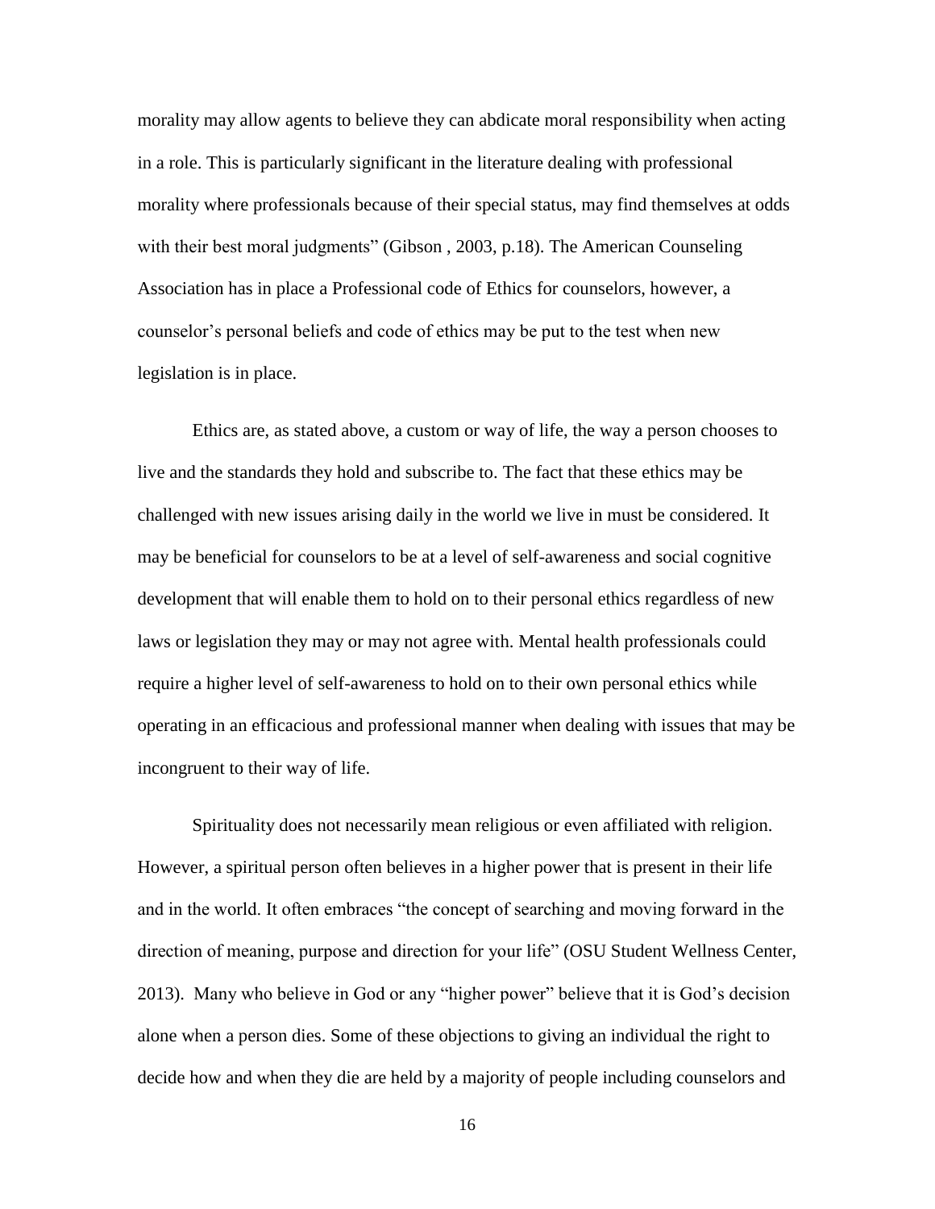morality may allow agents to believe they can abdicate moral responsibility when acting in a role. This is particularly significant in the literature dealing with professional morality where professionals because of their special status, may find themselves at odds with their best moral judgments" (Gibson , 2003, p.18). The American Counseling Association has in place a Professional code of Ethics for counselors, however, a counselor's personal beliefs and code of ethics may be put to the test when new legislation is in place.

Ethics are, as stated above, a custom or way of life, the way a person chooses to live and the standards they hold and subscribe to. The fact that these ethics may be challenged with new issues arising daily in the world we live in must be considered. It may be beneficial for counselors to be at a level of self-awareness and social cognitive development that will enable them to hold on to their personal ethics regardless of new laws or legislation they may or may not agree with. Mental health professionals could require a higher level of self-awareness to hold on to their own personal ethics while operating in an efficacious and professional manner when dealing with issues that may be incongruent to their way of life.

Spirituality does not necessarily mean religious or even affiliated with religion. However, a spiritual person often believes in a higher power that is present in their life and in the world. It often embraces "the concept of searching and moving forward in the direction of meaning, purpose and direction for your life" (OSU Student Wellness Center, 2013). Many who believe in God or any "higher power" believe that it is God's decision alone when a person dies. Some of these objections to giving an individual the right to decide how and when they die are held by a majority of people including counselors and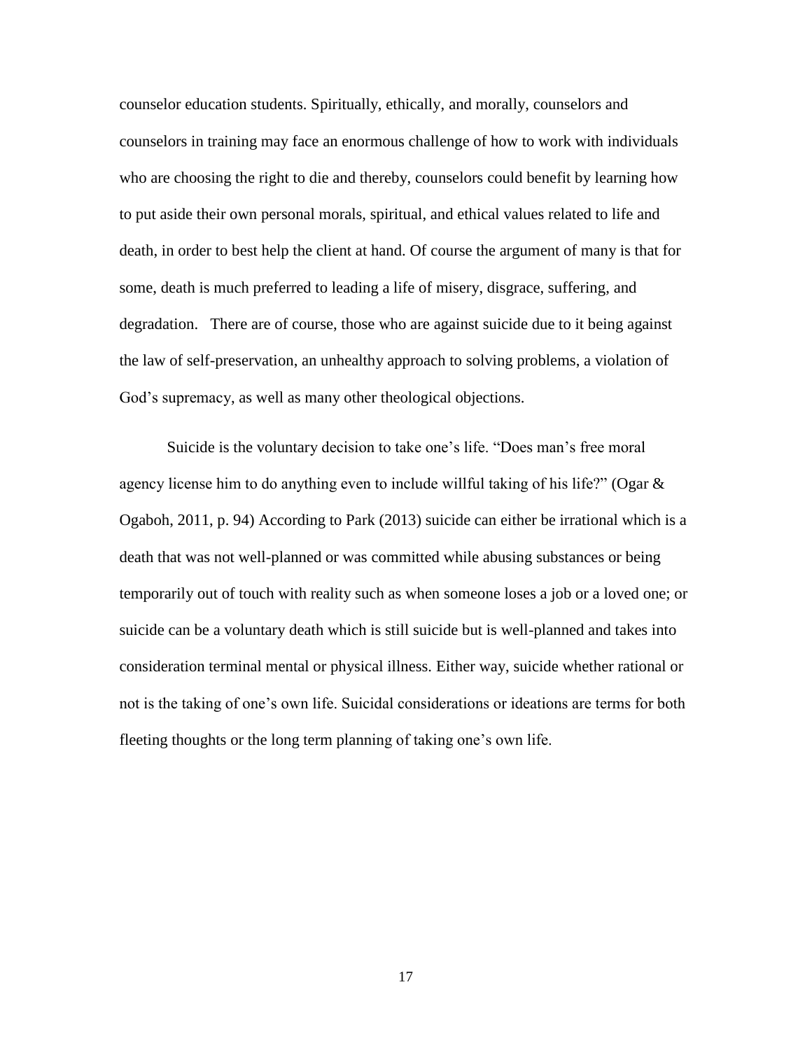counselor education students. Spiritually, ethically, and morally, counselors and counselors in training may face an enormous challenge of how to work with individuals who are choosing the right to die and thereby, counselors could benefit by learning how to put aside their own personal morals, spiritual, and ethical values related to life and death, in order to best help the client at hand. Of course the argument of many is that for some, death is much preferred to leading a life of misery, disgrace, suffering, and degradation. There are of course, those who are against suicide due to it being against the law of self-preservation, an unhealthy approach to solving problems, a violation of God's supremacy, as well as many other theological objections.

Suicide is the voluntary decision to take one's life. "Does man's free moral agency license him to do anything even to include willful taking of his life?" (Ogar & Ogaboh, 2011, p. 94) According to Park (2013) suicide can either be irrational which is a death that was not well-planned or was committed while abusing substances or being temporarily out of touch with reality such as when someone loses a job or a loved one; or suicide can be a voluntary death which is still suicide but is well-planned and takes into consideration terminal mental or physical illness. Either way, suicide whether rational or not is the taking of one's own life. Suicidal considerations or ideations are terms for both fleeting thoughts or the long term planning of taking one's own life.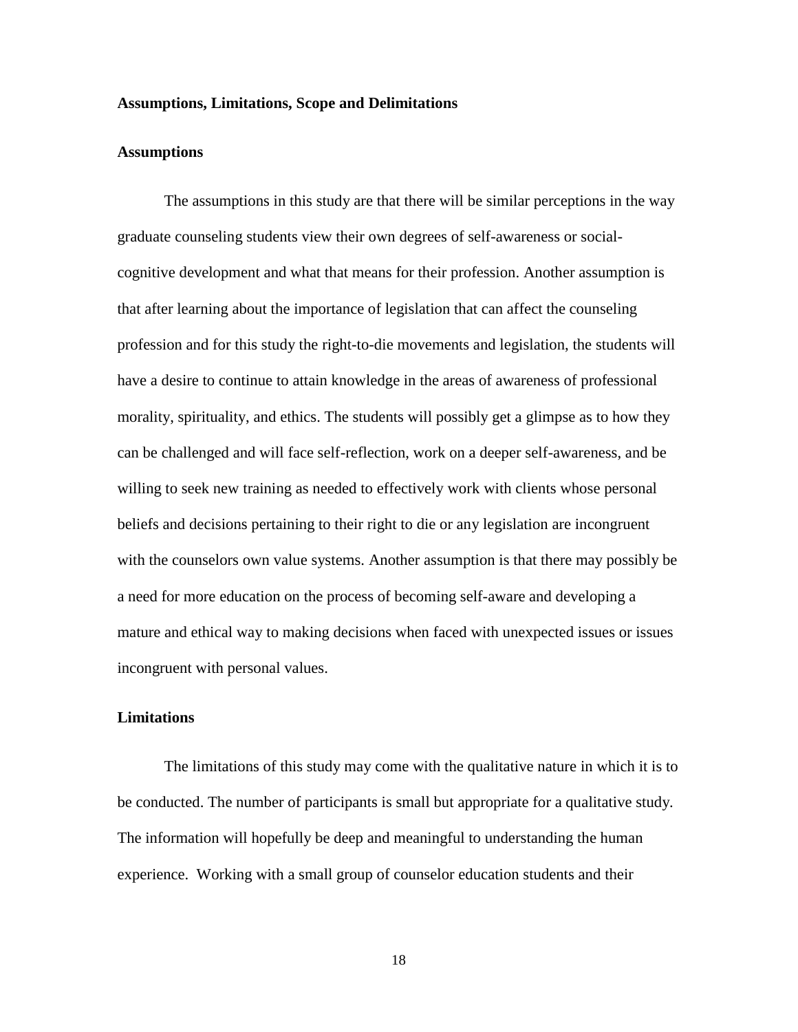## Assumptions, Limitations, Scope and Delimitations

### Assumptions

The assumptions in this study are that there will be similar perceptions in the way graduate counseling students view their own degrees of self-awareness or social-cognitive development and what that means for their profession. Another assumption is that after learning about the importance of legislation that can affect the counseling profession and for this study the right-to-die movements and legislation, the students will have a desire to continue to attain knowledge in the areas of awareness of professional morality, spirituality, and ethics. The students will possibly get a glimpse as to how they can be challenged and will face self-reflection, work on a deeper self-awareness, and be willing to seek new training as needed to effectively work with clients whose personal beliefs and decisions pertaining to their right to die or any legislation are incongruent with the counselors own value systems. Another assumption is that there may possibly be a need for more education on the process of becoming self-aware and developing a mature and ethical way to making decisions when faced with unexpected issues or issues incongruent with personal values.

### Limitations

The limitations of this study may come with the qualitative nature in which it is to be conducted. The number of participants is small but appropriate for a qualitative study. The information will hopefully be deep and meaningful to understanding the human experience. Working with a small group of counselor education students and their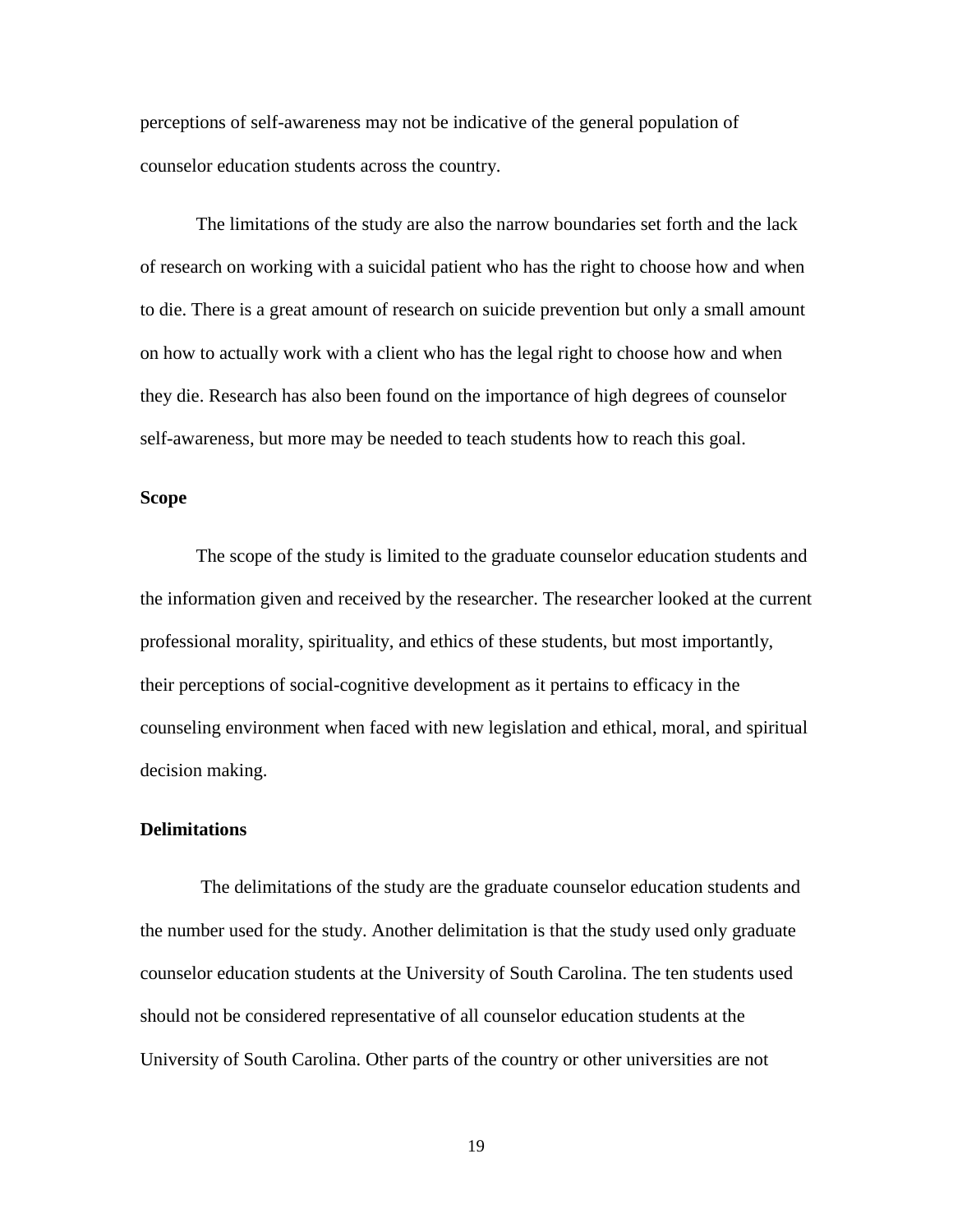perceptions of self-awareness may not be indicative of the general population of counselor education students across the country.

The limitations of the study are also the narrow boundaries set forth and the lack of research on working with a suicidal patient who has the right to choose how and when to die. There is a great amount of research on suicide prevention but only a small amount on how to actually work with a client who has the legal right to choose how and when they die. Research has also been found on the importance of high degrees of counselor self-awareness, but more may be needed to teach students how to reach this goal.

**Scope**

The scope of the study is limited to the graduate counselor education students and the information given and received by the researcher. The researcher looked at the current professional morality, spirituality, and ethics of these students, but most importantly, their perceptions of social-cognitive development as it pertains to efficacy in the counseling environment when faced with new legislation and ethical, moral, and spiritual decision making.

**Delimitations**

The delimitations of the study are the graduate counselor education students and the number used for the study. Another delimitation is that the study used only graduate counselor education students at the University of South Carolina. The ten students used should not be considered representative of all counselor education students at the University of South Carolina. Other parts of the country or other universities are not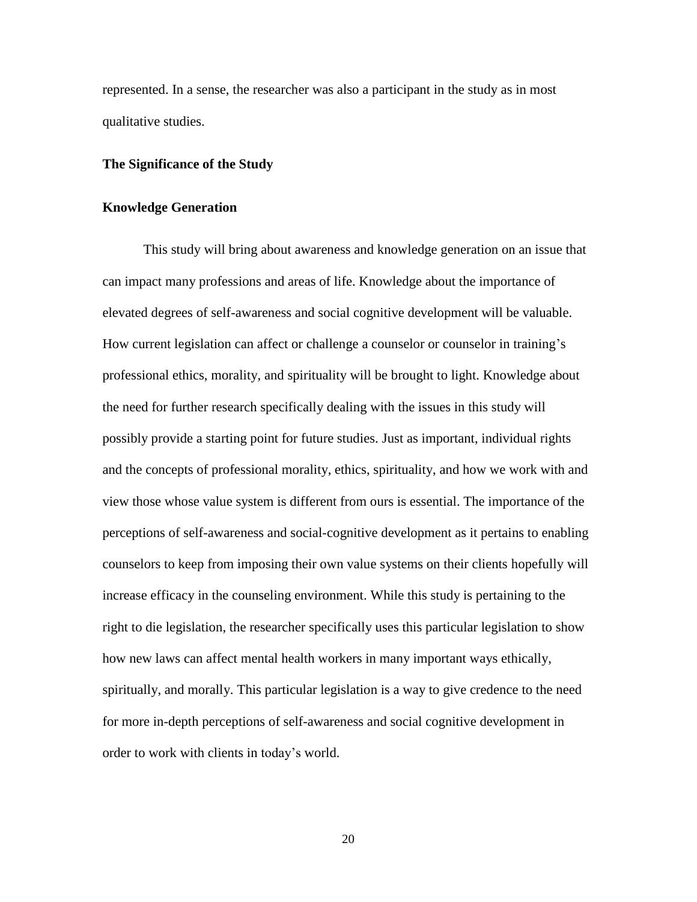represented. In a sense, the researcher was also a participant in the study as in most qualitative studies.

## The Significance of the Study

### Knowledge Generation

This study will bring about awareness and knowledge generation on an issue that can impact many professions and areas of life. Knowledge about the importance of elevated degrees of self-awareness and social cognitive development will be valuable. How current legislation can affect or challenge a counselor or counselor in training's professional ethics, morality, and spirituality will be brought to light. Knowledge about the need for further research specifically dealing with the issues in this study will possibly provide a starting point for future studies. Just as important, individual rights and the concepts of professional morality, ethics, spirituality, and how we work with and view those whose value system is different from ours is essential. The importance of the perceptions of self-awareness and social-cognitive development as it pertains to enabling counselors to keep from imposing their own value systems on their clients hopefully will increase efficacy in the counseling environment. While this study is pertaining to the right to die legislation, the researcher specifically uses this particular legislation to show how new laws can affect mental health workers in many important ways ethically, spiritually, and morally. This particular legislation is a way to give credence to the need for more in-depth perceptions of self-awareness and social cognitive development in order to work with clients in today's world.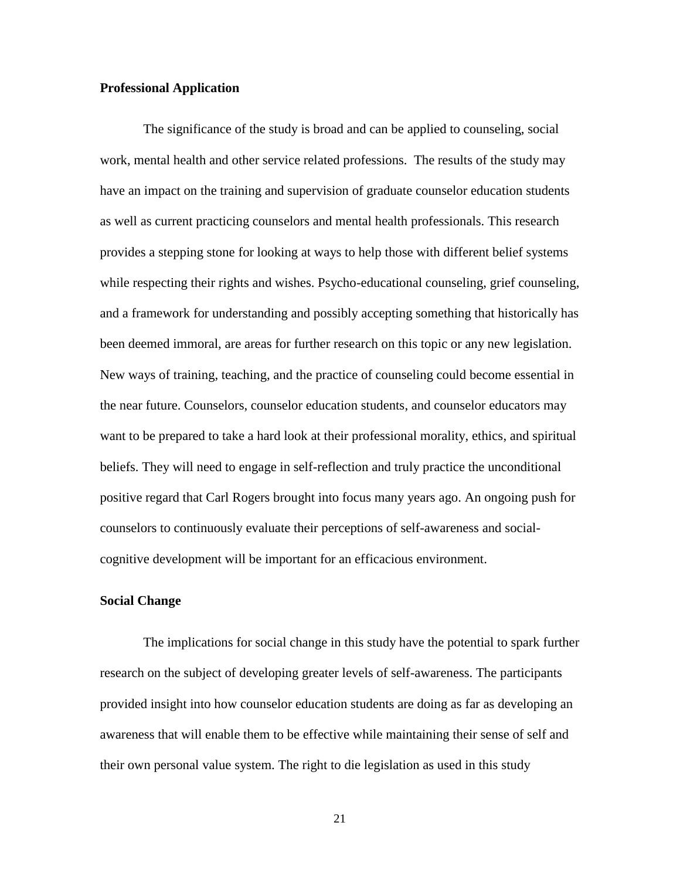### Professional Application

The significance of the study is broad and can be applied to counseling, social work, mental health and other service related professions. The results of the study may have an impact on the training and supervision of graduate counselor education students as well as current practicing counselors and mental health professionals. This research provides a stepping stone for looking at ways to help those with different belief systems while respecting their rights and wishes. Psycho-educational counseling, grief counseling, and a framework for understanding and possibly accepting something that historically has been deemed immoral, are areas for further research on this topic or any new legislation. New ways of training, teaching, and the practice of counseling could become essential in the near future. Counselors, counselor education students, and counselor educators may want to be prepared to take a hard look at their professional morality, ethics, and spiritual beliefs. They will need to engage in self-reflection and truly practice the unconditional positive regard that Carl Rogers brought into focus many years ago. An ongoing push for counselors to continuously evaluate their perceptions of self-awareness and social-cognitive development will be important for an efficacious environment.

### Social Change

The implications for social change in this study have the potential to spark further research on the subject of developing greater levels of self-awareness. The participants provided insight into how counselor education students are doing as far as developing an awareness that will enable them to be effective while maintaining their sense of self and their own personal value system. The right to die legislation as used in this study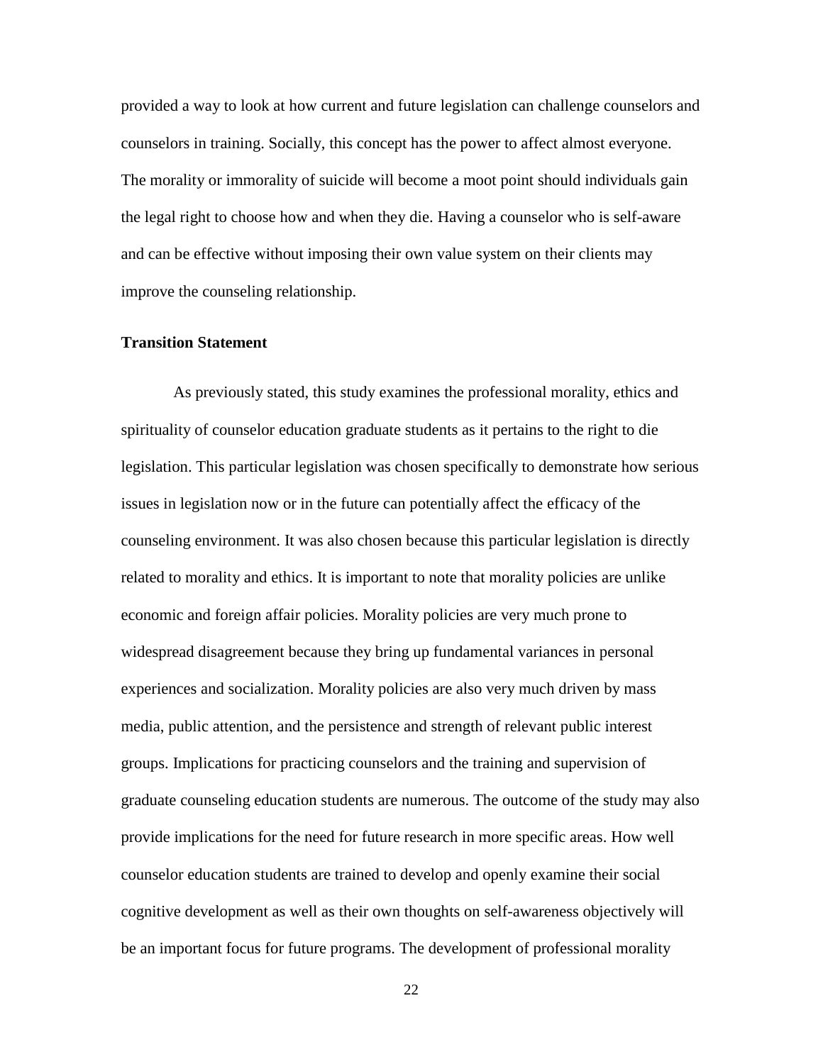provided a way to look at how current and future legislation can challenge counselors and counselors in training. Socially, this concept has the power to affect almost everyone. The morality or immorality of suicide will become a moot point should individuals gain the legal right to choose how and when they die. Having a counselor who is self-aware and can be effective without imposing their own value system on their clients may improve the counseling relationship.

### Transition Statement

As previously stated, this study examines the professional morality, ethics and spirituality of counselor education graduate students as it pertains to the right to die legislation. This particular legislation was chosen specifically to demonstrate how serious issues in legislation now or in the future can potentially affect the efficacy of the counseling environment. It was also chosen because this particular legislation is directly related to morality and ethics. It is important to note that morality policies are unlike economic and foreign affair policies. Morality policies are very much prone to widespread disagreement because they bring up fundamental variances in personal experiences and socialization. Morality policies are also very much driven by mass media, public attention, and the persistence and strength of relevant public interest groups. Implications for practicing counselors and the training and supervision of graduate counseling education students are numerous. The outcome of the study may also provide implications for the need for future research in more specific areas. How well counselor education students are trained to develop and openly examine their social cognitive development as well as their own thoughts on self-awareness objectively will be an important focus for future programs. The development of professional morality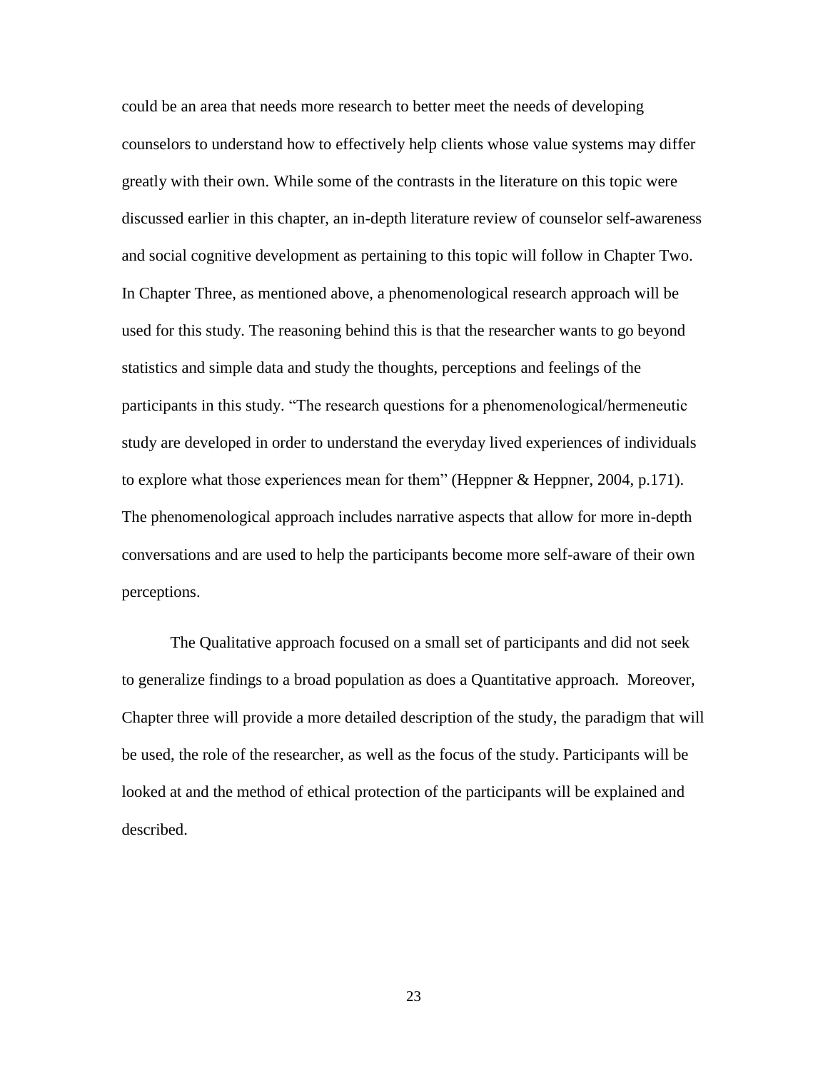could be an area that needs more research to better meet the needs of developing counselors to understand how to effectively help clients whose value systems may differ greatly with their own. While some of the contrasts in the literature on this topic were discussed earlier in this chapter, an in-depth literature review of counselor self-awareness and social cognitive development as pertaining to this topic will follow in Chapter Two. In Chapter Three, as mentioned above, a phenomenological research approach will be used for this study. The reasoning behind this is that the researcher wants to go beyond statistics and simple data and study the thoughts, perceptions and feelings of the participants in this study. "The research questions for a phenomenological/hermeneutic study are developed in order to understand the everyday lived experiences of individuals to explore what those experiences mean for them" (Heppner & Heppner, 2004, p.171). The phenomenological approach includes narrative aspects that allow for more in-depth conversations and are used to help the participants become more self-aware of their own perceptions.

The Qualitative approach focused on a small set of participants and did not seek to generalize findings to a broad population as does a Quantitative approach. Moreover, Chapter three will provide a more detailed description of the study, the paradigm that will be used, the role of the researcher, as well as the focus of the study. Participants will be looked at and the method of ethical protection of the participants will be explained and described.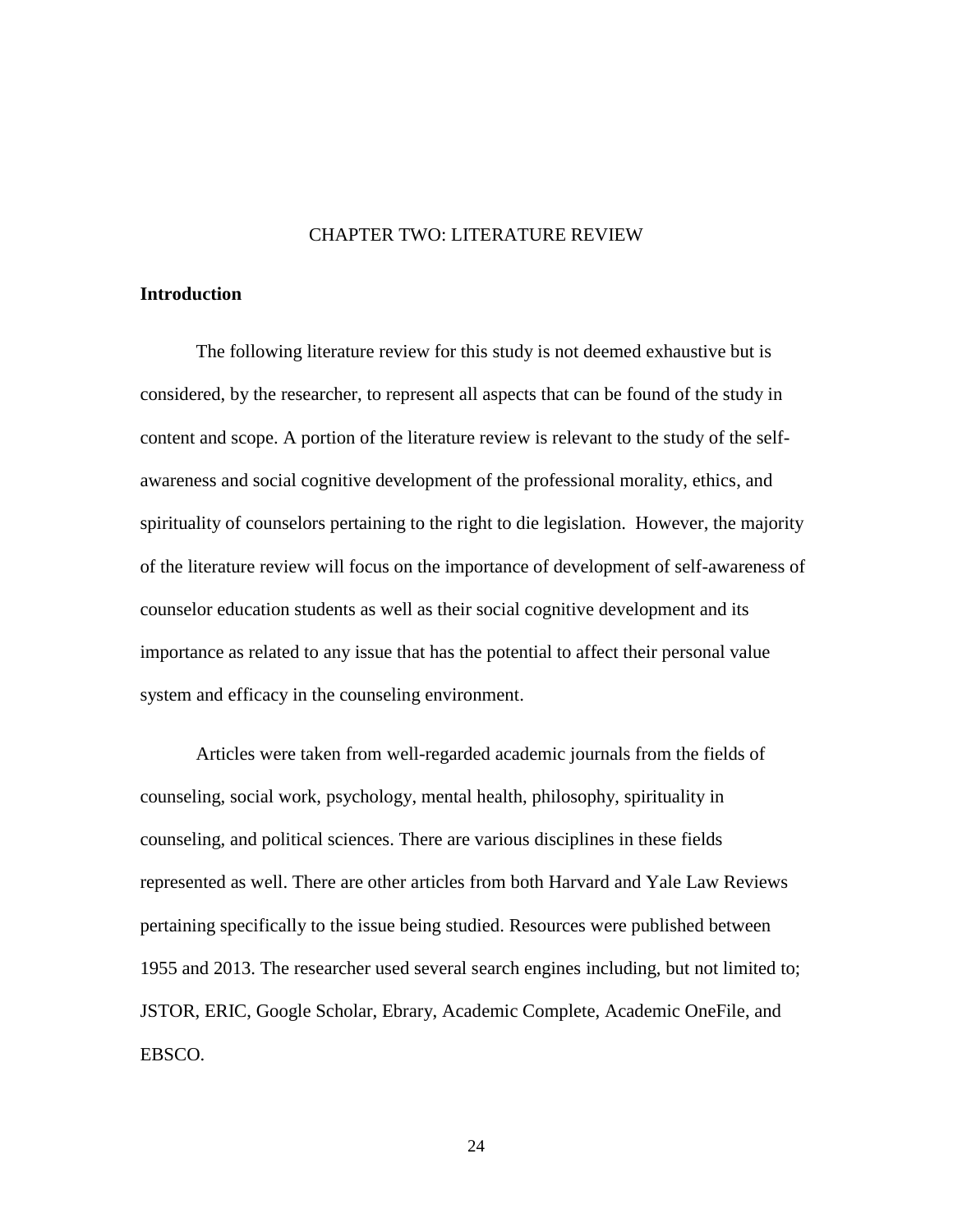# CHAPTER TWO: LITERATURE REVIEW

## Introduction

The following literature review for this study is not deemed exhaustive but is considered, by the researcher, to represent all aspects that can be found of the study in content and scope. A portion of the literature review is relevant to the study of the self-awareness and social cognitive development of the professional morality, ethics, and spirituality of counselors pertaining to the right to die legislation. However, the majority of the literature review will focus on the importance of development of self-awareness of counselor education students as well as their social cognitive development and its importance as related to any issue that has the potential to affect their personal value system and efficacy in the counseling environment.

Articles were taken from well-regarded academic journals from the fields of counseling, social work, psychology, mental health, philosophy, spirituality in counseling, and political sciences. There are various disciplines in these fields represented as well. There are other articles from both Harvard and Yale Law Reviews pertaining specifically to the issue being studied. Resources were published between 1955 and 2013. The researcher used several search engines including, but not limited to; JSTOR, ERIC, Google Scholar, Ebrary, Academic Complete, Academic OneFile, and EBSCO.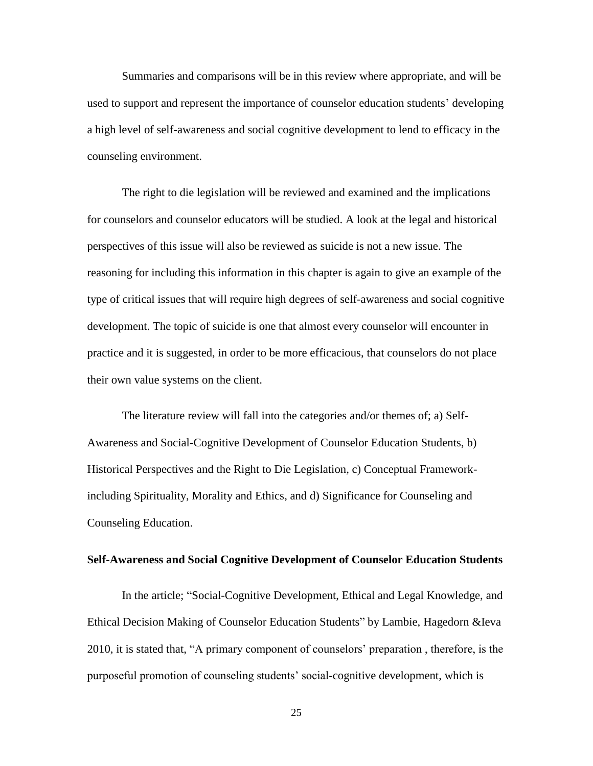Summaries and comparisons will be in this review where appropriate, and will be used to support and represent the importance of counselor education students' developing a high level of self-awareness and social cognitive development to lend to efficacy in the counseling environment.

The right to die legislation will be reviewed and examined and the implications for counselors and counselor educators will be studied. A look at the legal and historical perspectives of this issue will also be reviewed as suicide is not a new issue. The reasoning for including this information in this chapter is again to give an example of the type of critical issues that will require high degrees of self-awareness and social cognitive development. The topic of suicide is one that almost every counselor will encounter in practice and it is suggested, in order to be more efficacious, that counselors do not place their own value systems on the client.

The literature review will fall into the categories and/or themes of; a) Self-Awareness and Social-Cognitive Development of Counselor Education Students, b) Historical Perspectives and the Right to Die Legislation, c) Conceptual Framework-including Spirituality, Morality and Ethics, and d) Significance for Counseling and Counseling Education.

**Self-Awareness and Social Cognitive Development of Counselor Education Students**

In the article; "Social-Cognitive Development, Ethical and Legal Knowledge, and Ethical Decision Making of Counselor Education Students" by Lambie, Hagedorn &Ieva 2010, it is stated that, "A primary component of counselors' preparation , therefore, is the purposeful promotion of counseling students' social-cognitive development, which is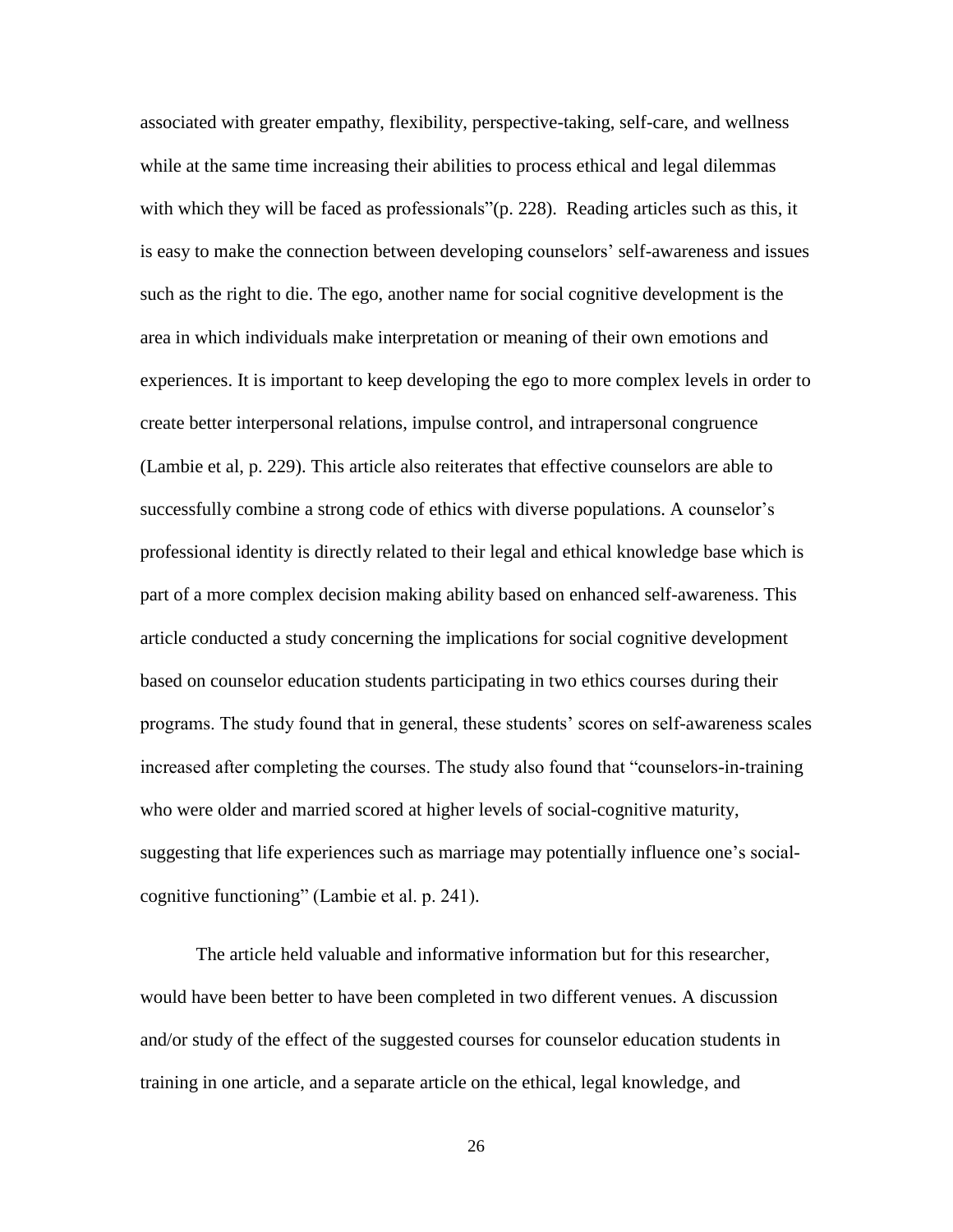associated with greater empathy, flexibility, perspective-taking, self-care, and wellness while at the same time increasing their abilities to process ethical and legal dilemmas with which they will be faced as professionals"(p. 228). Reading articles such as this, it is easy to make the connection between developing counselors' self-awareness and issues such as the right to die. The ego, another name for social cognitive development is the area in which individuals make interpretation or meaning of their own emotions and experiences. It is important to keep developing the ego to more complex levels in order to create better interpersonal relations, impulse control, and intrapersonal congruence (Lambie et al, p. 229). This article also reiterates that effective counselors are able to successfully combine a strong code of ethics with diverse populations. A counselor's professional identity is directly related to their legal and ethical knowledge base which is part of a more complex decision making ability based on enhanced self-awareness. This article conducted a study concerning the implications for social cognitive development based on counselor education students participating in two ethics courses during their programs. The study found that in general, these students' scores on self-awareness scales increased after completing the courses. The study also found that "counselors-in-training who were older and married scored at higher levels of social-cognitive maturity, suggesting that life experiences such as marriage may potentially influence one's social-cognitive functioning" (Lambie et al. p. 241).

The article held valuable and informative information but for this researcher, would have been better to have been completed in two different venues. A discussion and/or study of the effect of the suggested courses for counselor education students in training in one article, and a separate article on the ethical, legal knowledge, and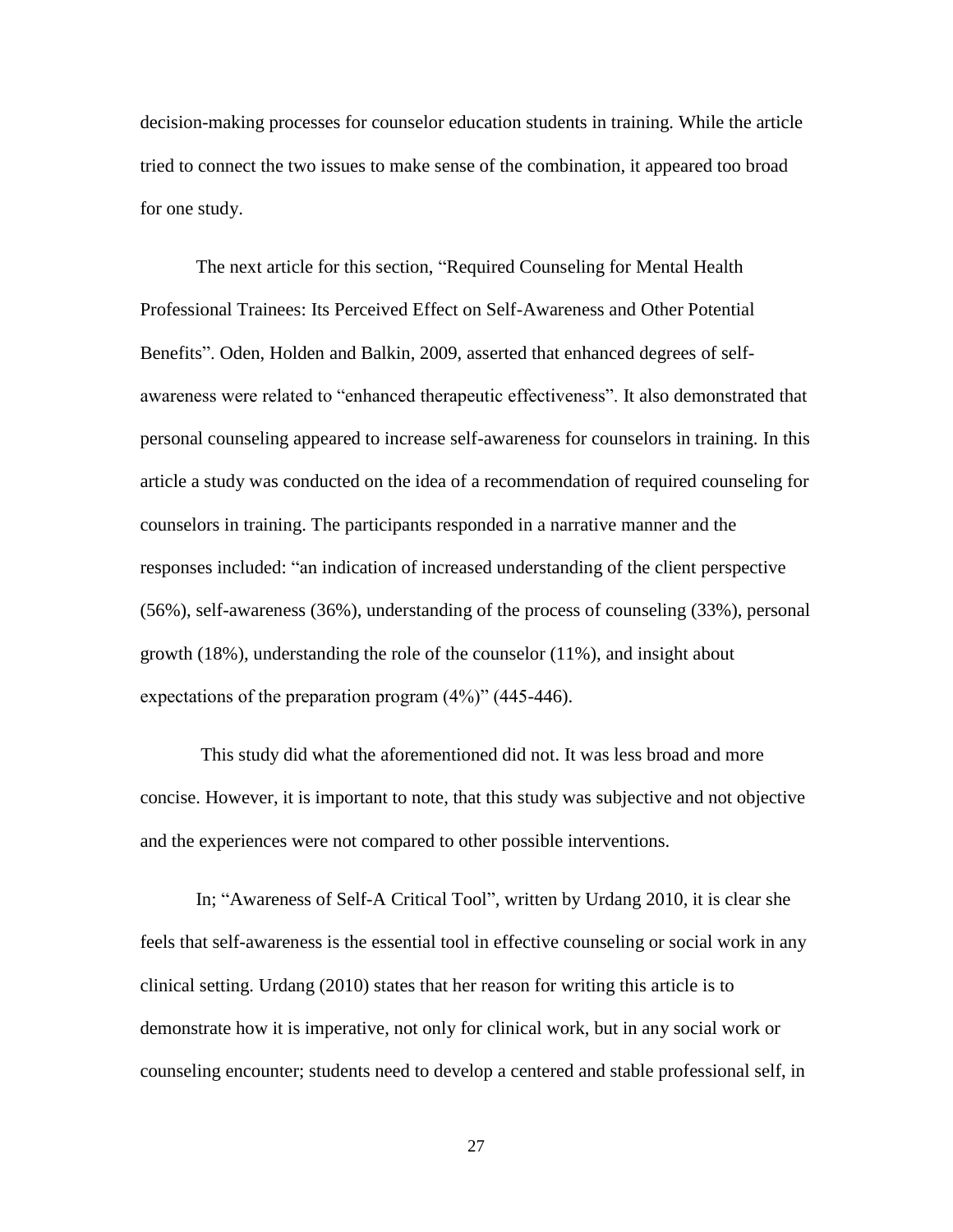decision-making processes for counselor education students in training. While the article tried to connect the two issues to make sense of the combination, it appeared too broad for one study.

The next article for this section, "Required Counseling for Mental Health Professional Trainees: Its Perceived Effect on Self-Awareness and Other Potential Benefits". Oden, Holden and Balkin, 2009, asserted that enhanced degrees of self-awareness were related to "enhanced therapeutic effectiveness". It also demonstrated that personal counseling appeared to increase self-awareness for counselors in training. In this article a study was conducted on the idea of a recommendation of required counseling for counselors in training. The participants responded in a narrative manner and the responses included: "an indication of increased understanding of the client perspective (56%), self-awareness (36%), understanding of the process of counseling (33%), personal growth (18%), understanding the role of the counselor (11%), and insight about expectations of the preparation program (4%)" (445-446).

This study did what the aforementioned did not. It was less broad and more concise. However, it is important to note, that this study was subjective and not objective and the experiences were not compared to other possible interventions.

In; "Awareness of Self-A Critical Tool", written by Urdang 2010, it is clear she feels that self-awareness is the essential tool in effective counseling or social work in any clinical setting. Urdang (2010) states that her reason for writing this article is to demonstrate how it is imperative, not only for clinical work, but in any social work or counseling encounter; students need to develop a centered and stable professional self, in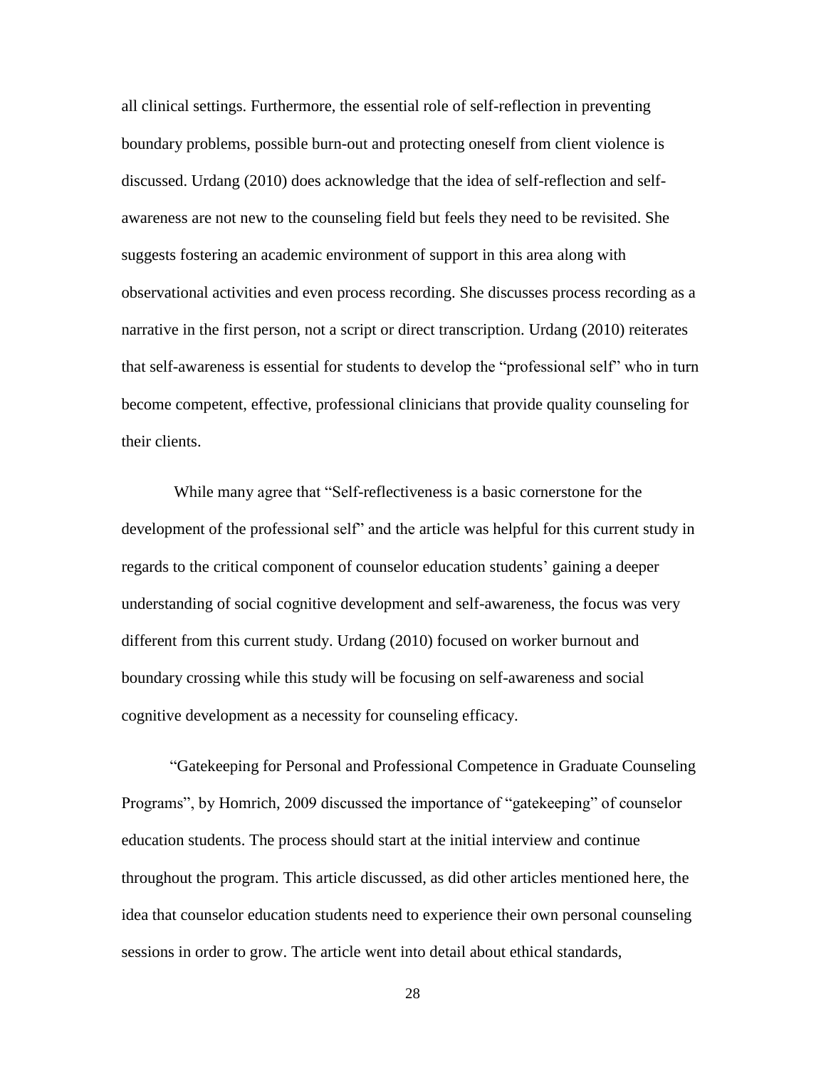all clinical settings. Furthermore, the essential role of self-reflection in preventing boundary problems, possible burn-out and protecting oneself from client violence is discussed. Urdang (2010) does acknowledge that the idea of self-reflection and self-awareness are not new to the counseling field but feels they need to be revisited. She suggests fostering an academic environment of support in this area along with observational activities and even process recording. She discusses process recording as a narrative in the first person, not a script or direct transcription. Urdang (2010) reiterates that self-awareness is essential for students to develop the "professional self" who in turn become competent, effective, professional clinicians that provide quality counseling for their clients.

While many agree that "Self-reflectiveness is a basic cornerstone for the development of the professional self" and the article was helpful for this current study in regards to the critical component of counselor education students' gaining a deeper understanding of social cognitive development and self-awareness, the focus was very different from this current study. Urdang (2010) focused on worker burnout and boundary crossing while this study will be focusing on self-awareness and social cognitive development as a necessity for counseling efficacy.

"Gatekeeping for Personal and Professional Competence in Graduate Counseling Programs", by Homrich, 2009 discussed the importance of "gatekeeping" of counselor education students. The process should start at the initial interview and continue throughout the program. This article discussed, as did other articles mentioned here, the idea that counselor education students need to experience their own personal counseling sessions in order to grow. The article went into detail about ethical standards,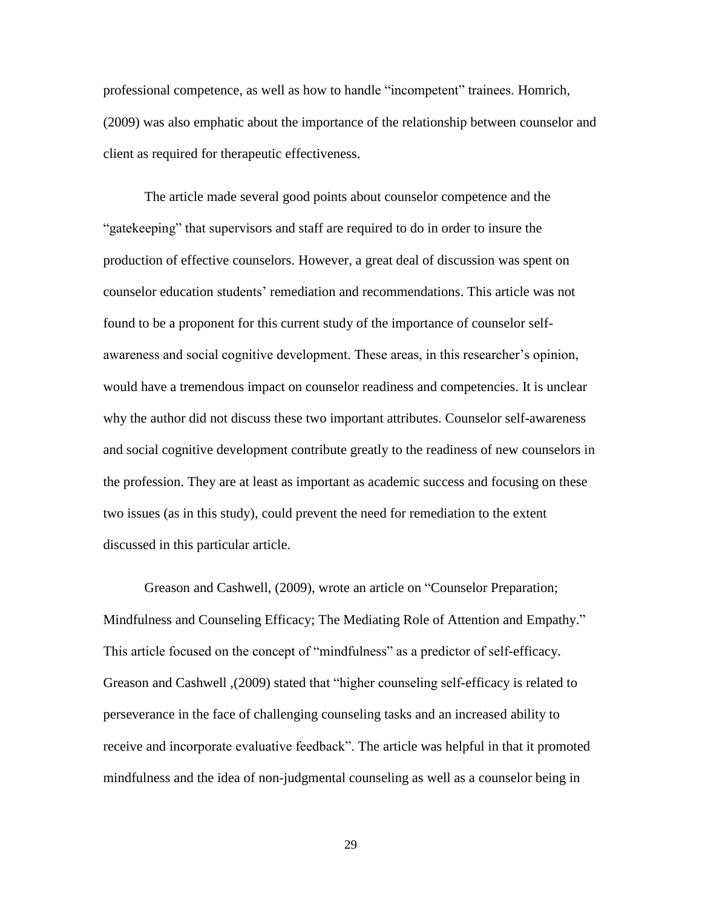professional competence, as well as how to handle "incompetent" trainees. Homrich, (2009) was also emphatic about the importance of the relationship between counselor and client as required for therapeutic effectiveness.

The article made several good points about counselor competence and the "gatekeeping" that supervisors and staff are required to do in order to insure the production of effective counselors. However, a great deal of discussion was spent on counselor education students' remediation and recommendations. This article was not found to be a proponent for this current study of the importance of counselor self-awareness and social cognitive development. These areas, in this researcher's opinion, would have a tremendous impact on counselor readiness and competencies. It is unclear why the author did not discuss these two important attributes. Counselor self-awareness and social cognitive development contribute greatly to the readiness of new counselors in the profession. They are at least as important as academic success and focusing on these two issues (as in this study), could prevent the need for remediation to the extent discussed in this particular article.

Greason and Cashwell, (2009), wrote an article on "Counselor Preparation; Mindfulness and Counseling Efficacy; The Mediating Role of Attention and Empathy." This article focused on the concept of "mindfulness" as a predictor of self-efficacy. Greason and Cashwell ,(2009) stated that "higher counseling self-efficacy is related to perseverance in the face of challenging counseling tasks and an increased ability to receive and incorporate evaluative feedback". The article was helpful in that it promoted mindfulness and the idea of non-judgmental counseling as well as a counselor being in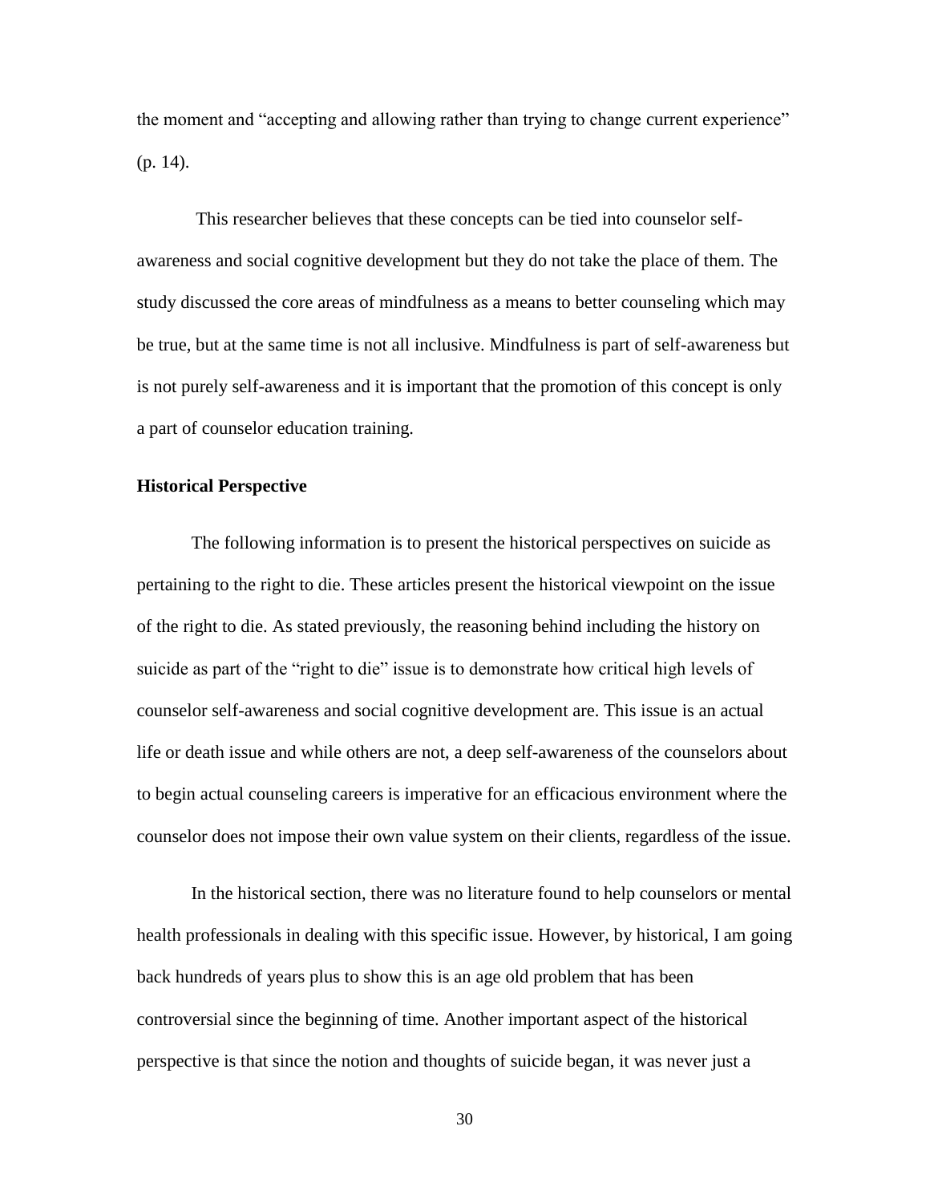the moment and "accepting and allowing rather than trying to change current experience" (p. 14).

This researcher believes that these concepts can be tied into counselor self-awareness and social cognitive development but they do not take the place of them. The study discussed the core areas of mindfulness as a means to better counseling which may be true, but at the same time is not all inclusive. Mindfulness is part of self-awareness but is not purely self-awareness and it is important that the promotion of this concept is only a part of counselor education training.

**Historical Perspective**

The following information is to present the historical perspectives on suicide as pertaining to the right to die. These articles present the historical viewpoint on the issue of the right to die. As stated previously, the reasoning behind including the history on suicide as part of the "right to die" issue is to demonstrate how critical high levels of counselor self-awareness and social cognitive development are. This issue is an actual life or death issue and while others are not, a deep self-awareness of the counselors about to begin actual counseling careers is imperative for an efficacious environment where the counselor does not impose their own value system on their clients, regardless of the issue.

In the historical section, there was no literature found to help counselors or mental health professionals in dealing with this specific issue. However, by historical, I am going back hundreds of years plus to show this is an age old problem that has been controversial since the beginning of time. Another important aspect of the historical perspective is that since the notion and thoughts of suicide began, it was never just a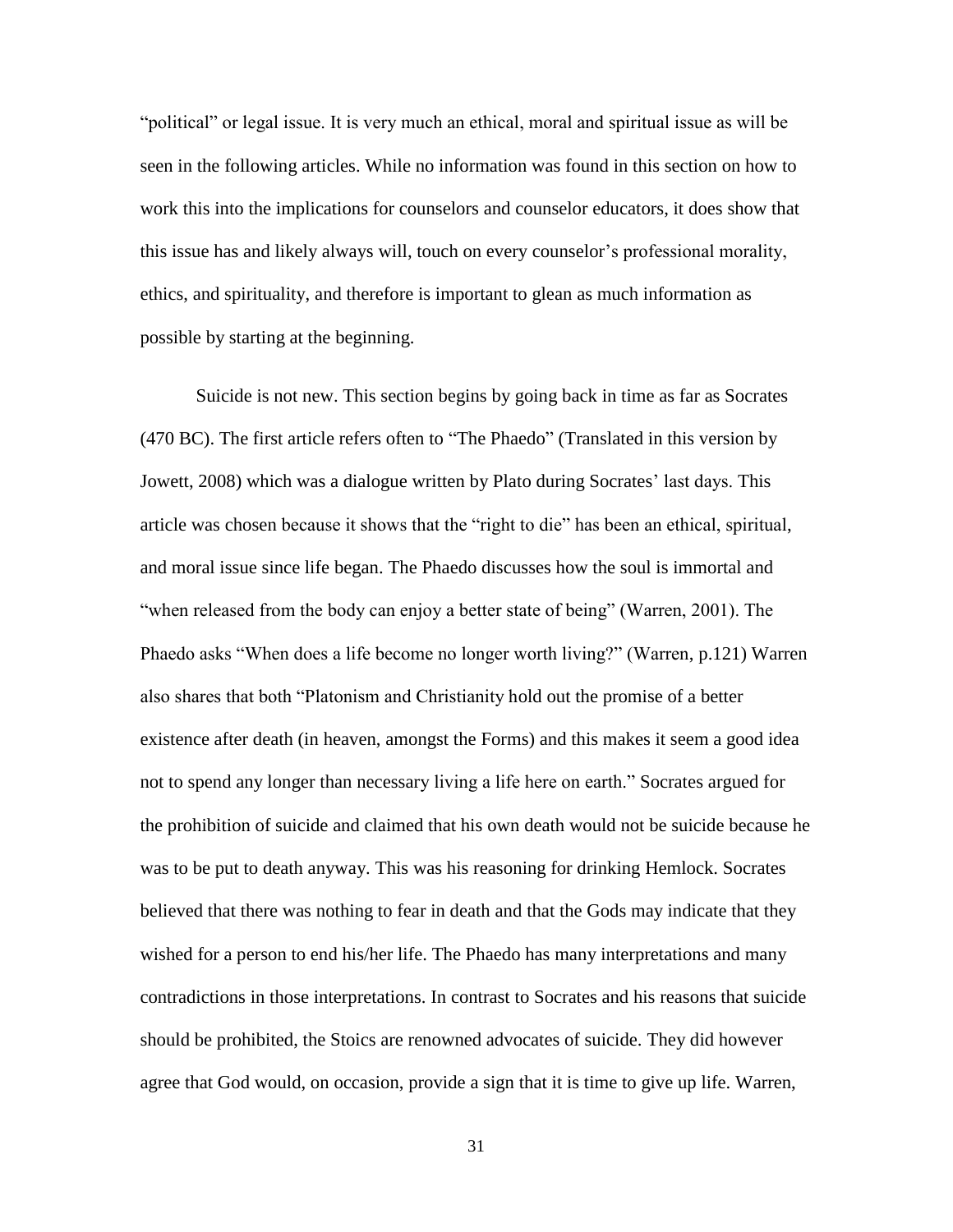"political" or legal issue. It is very much an ethical, moral and spiritual issue as will be seen in the following articles. While no information was found in this section on how to work this into the implications for counselors and counselor educators, it does show that this issue has and likely always will, touch on every counselor's professional morality, ethics, and spirituality, and therefore is important to glean as much information as possible by starting at the beginning.

Suicide is not new. This section begins by going back in time as far as Socrates (470 BC). The first article refers often to "The Phaedo" (Translated in this version by Jowett, 2008) which was a dialogue written by Plato during Socrates' last days. This article was chosen because it shows that the "right to die" has been an ethical, spiritual, and moral issue since life began. The Phaedo discusses how the soul is immortal and "when released from the body can enjoy a better state of being" (Warren, 2001). The Phaedo asks "When does a life become no longer worth living?" (Warren, p.121) Warren also shares that both "Platonism and Christianity hold out the promise of a better existence after death (in heaven, amongst the Forms) and this makes it seem a good idea not to spend any longer than necessary living a life here on earth." Socrates argued for the prohibition of suicide and claimed that his own death would not be suicide because he was to be put to death anyway. This was his reasoning for drinking Hemlock. Socrates believed that there was nothing to fear in death and that the Gods may indicate that they wished for a person to end his/her life. The Phaedo has many interpretations and many contradictions in those interpretations. In contrast to Socrates and his reasons that suicide should be prohibited, the Stoics are renowned advocates of suicide. They did however agree that God would, on occasion, provide a sign that it is time to give up life. Warren,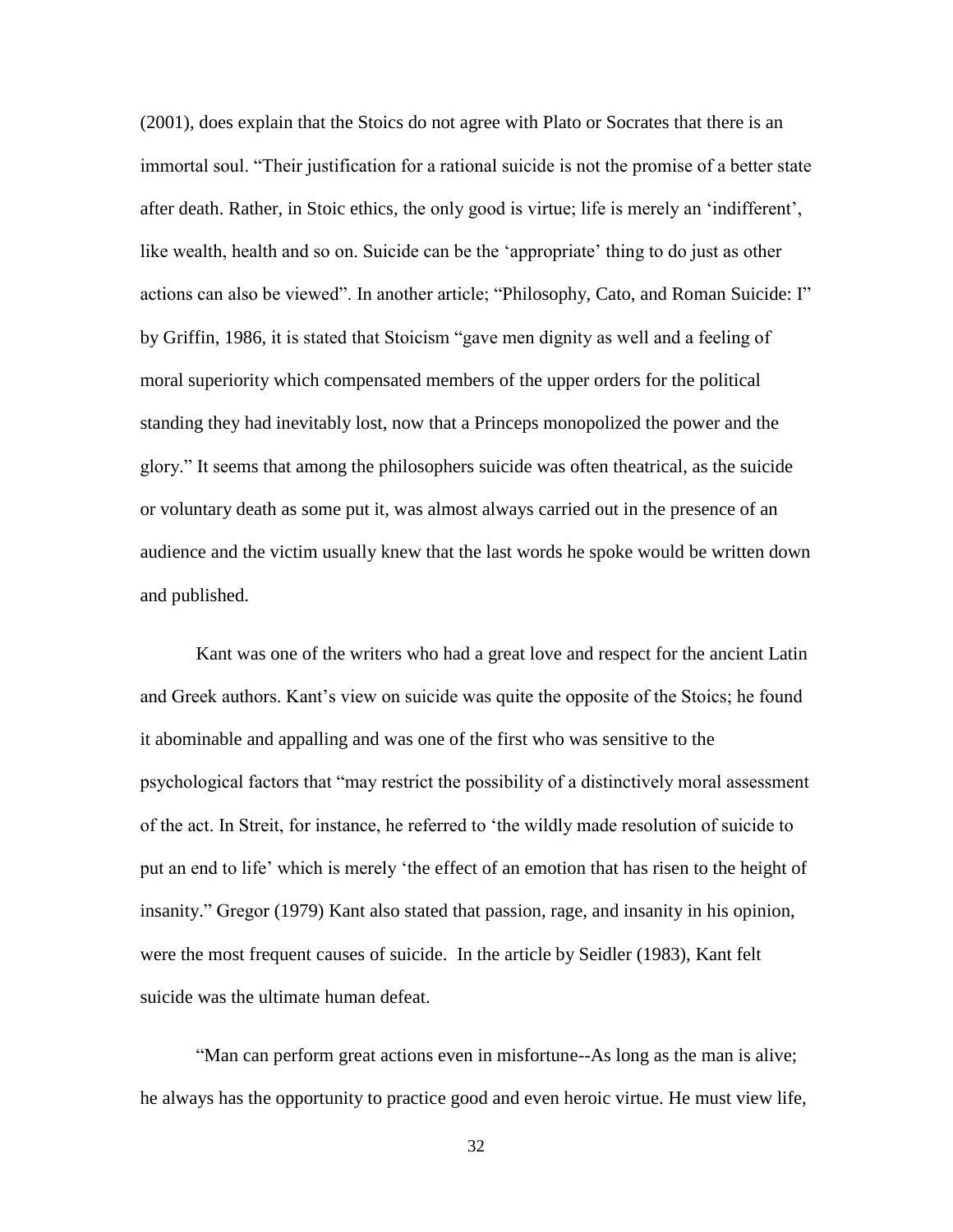(2001), does explain that the Stoics do not agree with Plato or Socrates that there is an immortal soul. "Their justification for a rational suicide is not the promise of a better state after death. Rather, in Stoic ethics, the only good is virtue; life is merely an 'indifferent', like wealth, health and so on. Suicide can be the 'appropriate' thing to do just as other actions can also be viewed". In another article; "Philosophy, Cato, and Roman Suicide: I" by Griffin, 1986, it is stated that Stoicism "gave men dignity as well and a feeling of moral superiority which compensated members of the upper orders for the political standing they had inevitably lost, now that a Princeps monopolized the power and the glory." It seems that among the philosophers suicide was often theatrical, as the suicide or voluntary death as some put it, was almost always carried out in the presence of an audience and the victim usually knew that the last words he spoke would be written down and published.

Kant was one of the writers who had a great love and respect for the ancient Latin and Greek authors. Kant's view on suicide was quite the opposite of the Stoics; he found it abominable and appalling and was one of the first who was sensitive to the psychological factors that "may restrict the possibility of a distinctively moral assessment of the act. In Streit, for instance, he referred to 'the wildly made resolution of suicide to put an end to life' which is merely 'the effect of an emotion that has risen to the height of insanity." Gregor (1979) Kant also stated that passion, rage, and insanity in his opinion, were the most frequent causes of suicide. In the article by Seidler (1983), Kant felt suicide was the ultimate human defeat.

"Man can perform great actions even in misfortune--As long as the man is alive; he always has the opportunity to practice good and even heroic virtue. He must view life,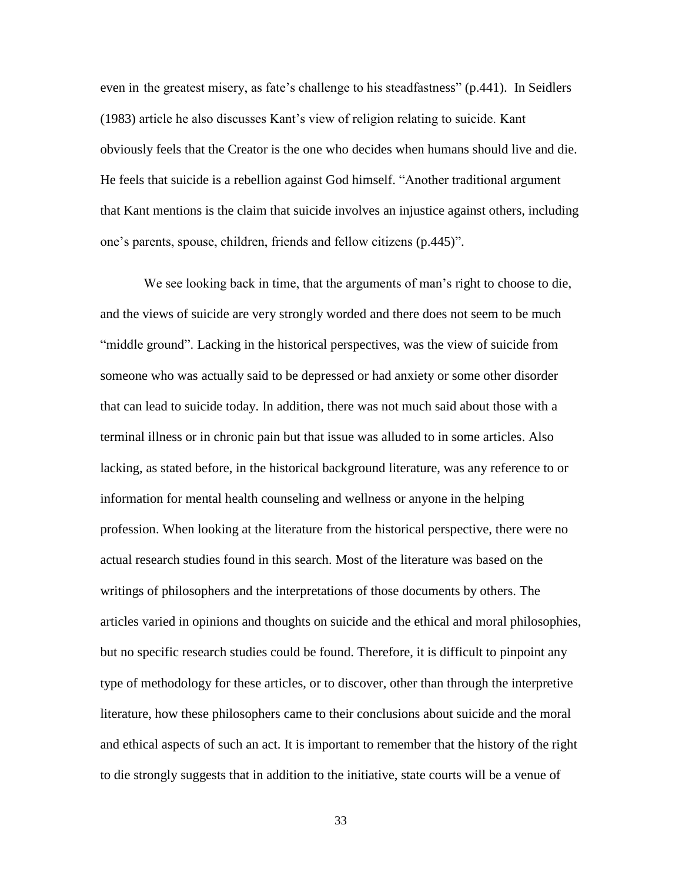even in the greatest misery, as fate's challenge to his steadfastness" (p.441). In Seidlers (1983) article he also discusses Kant's view of religion relating to suicide. Kant obviously feels that the Creator is the one who decides when humans should live and die. He feels that suicide is a rebellion against God himself. "Another traditional argument that Kant mentions is the claim that suicide involves an injustice against others, including one's parents, spouse, children, friends and fellow citizens (p.445)".

We see looking back in time, that the arguments of man's right to choose to die, and the views of suicide are very strongly worded and there does not seem to be much "middle ground". Lacking in the historical perspectives, was the view of suicide from someone who was actually said to be depressed or had anxiety or some other disorder that can lead to suicide today. In addition, there was not much said about those with a terminal illness or in chronic pain but that issue was alluded to in some articles. Also lacking, as stated before, in the historical background literature, was any reference to or information for mental health counseling and wellness or anyone in the helping profession. When looking at the literature from the historical perspective, there were no actual research studies found in this search. Most of the literature was based on the writings of philosophers and the interpretations of those documents by others. The articles varied in opinions and thoughts on suicide and the ethical and moral philosophies, but no specific research studies could be found. Therefore, it is difficult to pinpoint any type of methodology for these articles, or to discover, other than through the interpretive literature, how these philosophers came to their conclusions about suicide and the moral and ethical aspects of such an act. It is important to remember that the history of the right to die strongly suggests that in addition to the initiative, state courts will be a venue of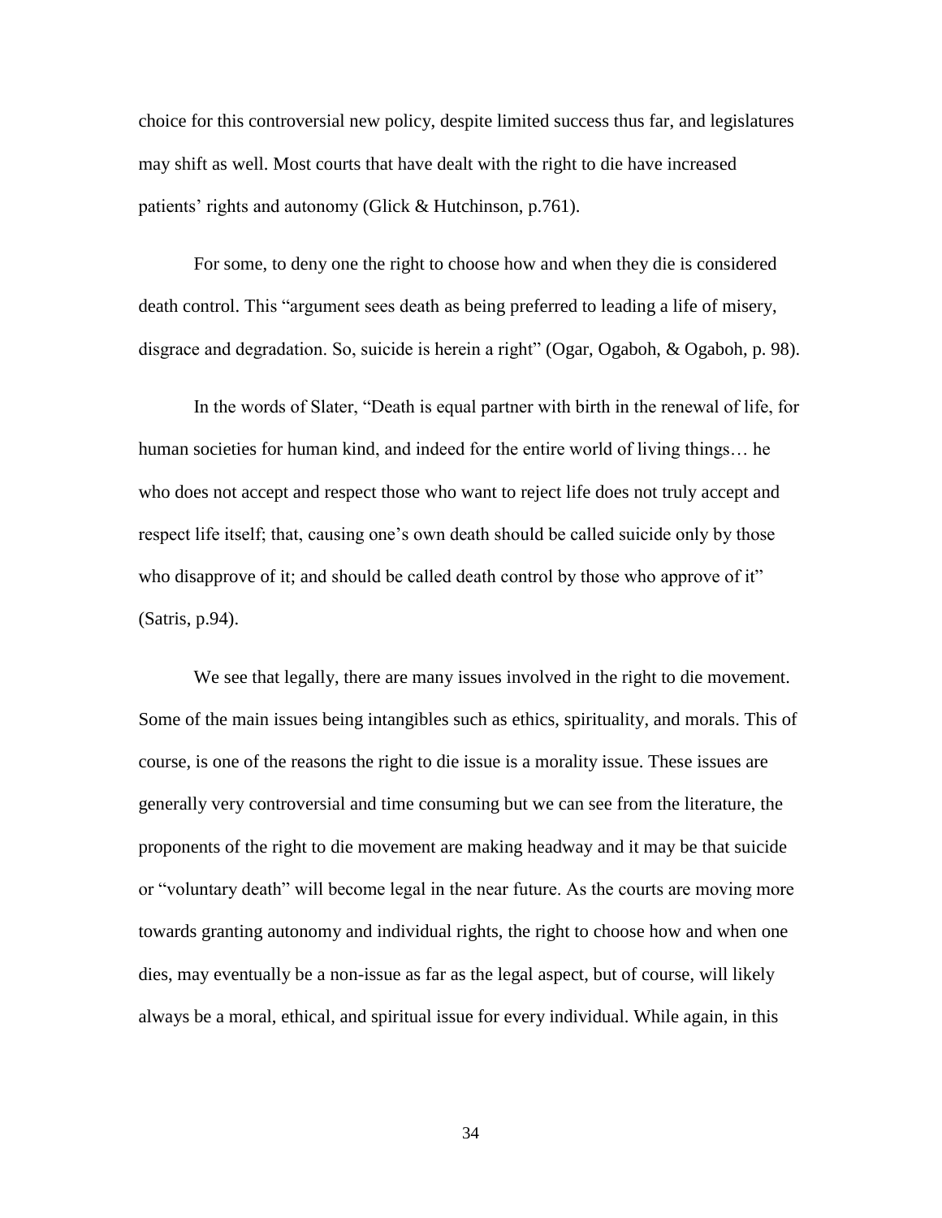choice for this controversial new policy, despite limited success thus far, and legislatures may shift as well. Most courts that have dealt with the right to die have increased patients' rights and autonomy (Glick & Hutchinson, p.761).

For some, to deny one the right to choose how and when they die is considered death control. This "argument sees death as being preferred to leading a life of misery, disgrace and degradation. So, suicide is herein a right" (Ogar, Ogaboh, & Ogaboh, p. 98).

In the words of Slater, "Death is equal partner with birth in the renewal of life, for human societies for human kind, and indeed for the entire world of living things… he who does not accept and respect those who want to reject life does not truly accept and respect life itself; that, causing one's own death should be called suicide only by those who disapprove of it; and should be called death control by those who approve of it" (Satris, p.94).

We see that legally, there are many issues involved in the right to die movement. Some of the main issues being intangibles such as ethics, spirituality, and morals. This of course, is one of the reasons the right to die issue is a morality issue. These issues are generally very controversial and time consuming but we can see from the literature, the proponents of the right to die movement are making headway and it may be that suicide or "voluntary death" will become legal in the near future. As the courts are moving more towards granting autonomy and individual rights, the right to choose how and when one dies, may eventually be a non-issue as far as the legal aspect, but of course, will likely always be a moral, ethical, and spiritual issue for every individual. While again, in this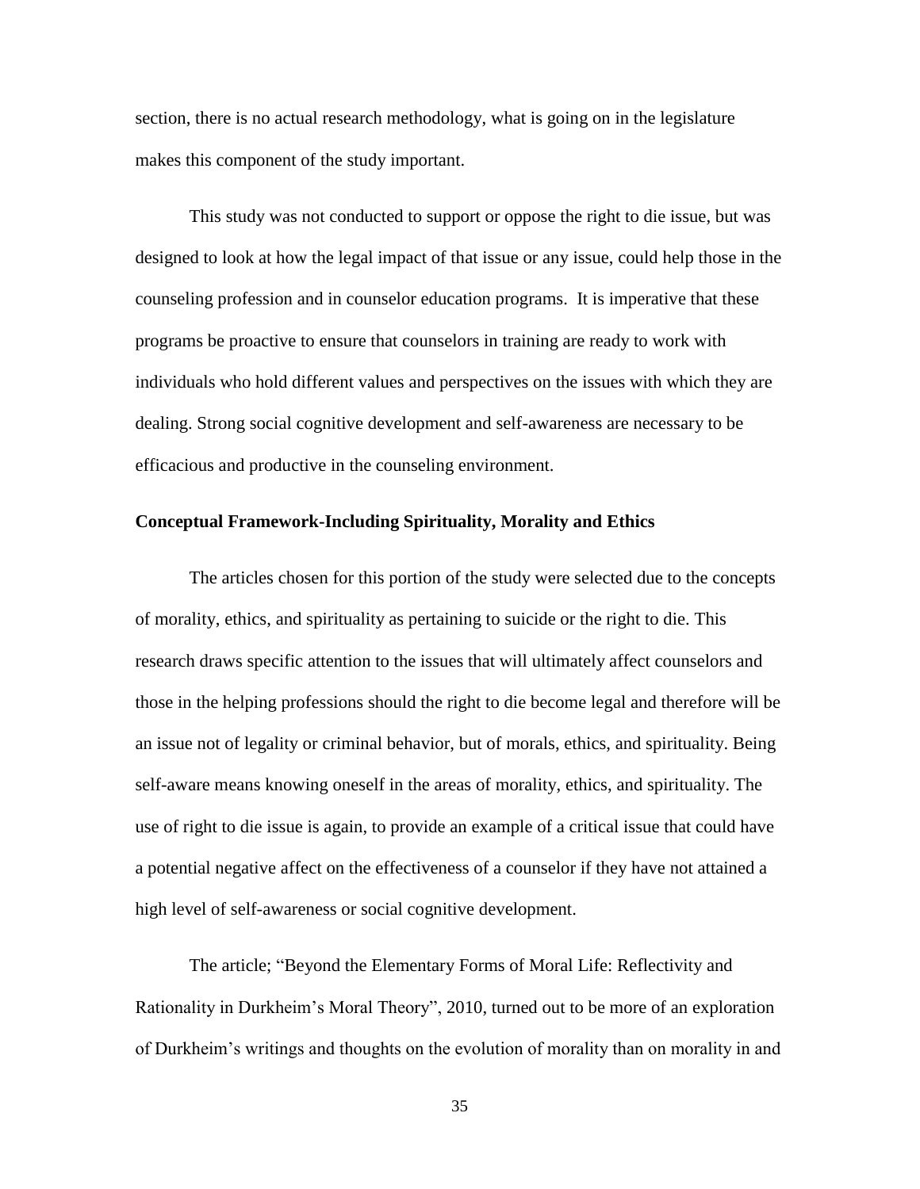section, there is no actual research methodology, what is going on in the legislature makes this component of the study important.

This study was not conducted to support or oppose the right to die issue, but was designed to look at how the legal impact of that issue or any issue, could help those in the counseling profession and in counselor education programs.  It is imperative that these programs be proactive to ensure that counselors in training are ready to work with individuals who hold different values and perspectives on the issues with which they are dealing. Strong social cognitive development and self-awareness are necessary to be efficacious and productive in the counseling environment.

**Conceptual Framework-Including Spirituality, Morality and Ethics**

The articles chosen for this portion of the study were selected due to the concepts of morality, ethics, and spirituality as pertaining to suicide or the right to die. This research draws specific attention to the issues that will ultimately affect counselors and those in the helping professions should the right to die become legal and therefore will be an issue not of legality or criminal behavior, but of morals, ethics, and spirituality. Being self-aware means knowing oneself in the areas of morality, ethics, and spirituality. The use of right to die issue is again, to provide an example of a critical issue that could have a potential negative affect on the effectiveness of a counselor if they have not attained a high level of self-awareness or social cognitive development.

The article; "Beyond the Elementary Forms of Moral Life: Reflectivity and Rationality in Durkheim's Moral Theory", 2010, turned out to be more of an exploration of Durkheim's writings and thoughts on the evolution of morality than on morality in and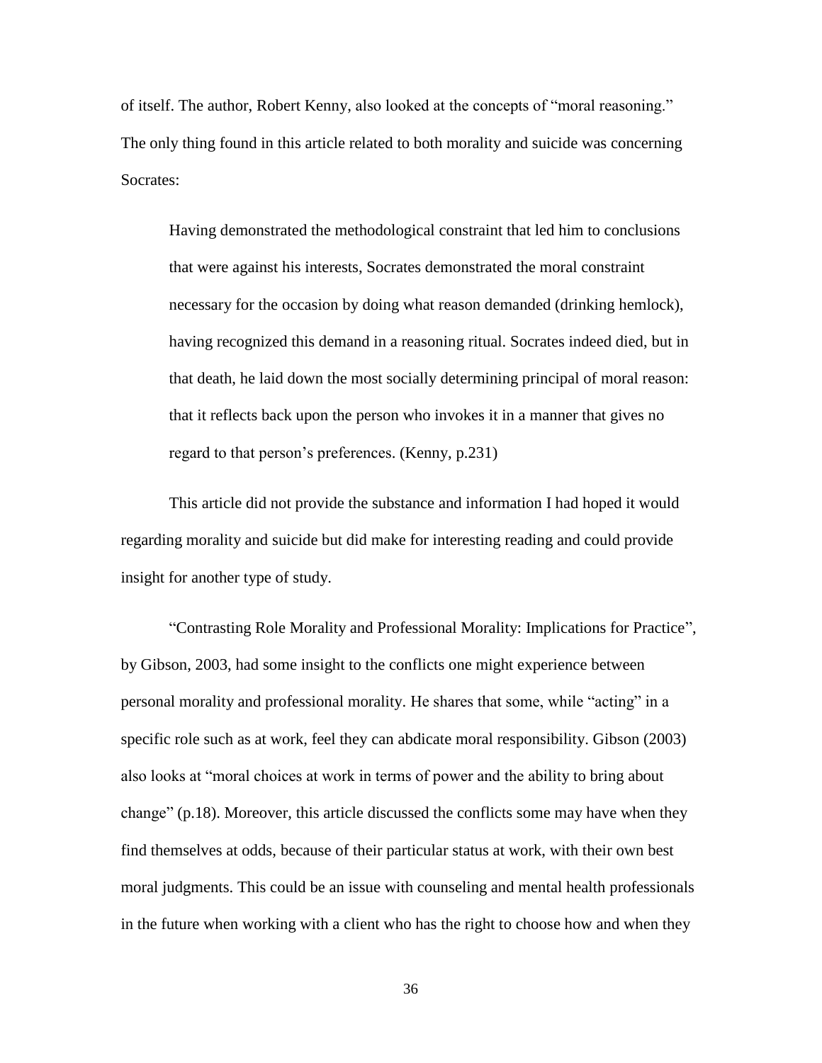of itself. The author, Robert Kenny, also looked at the concepts of "moral reasoning." The only thing found in this article related to both morality and suicide was concerning Socrates:

> Having demonstrated the methodological constraint that led him to conclusions that were against his interests, Socrates demonstrated the moral constraint necessary for the occasion by doing what reason demanded (drinking hemlock), having recognized this demand in a reasoning ritual. Socrates indeed died, but in that death, he laid down the most socially determining principal of moral reason: that it reflects back upon the person who invokes it in a manner that gives no regard to that person's preferences. (Kenny, p.231)

This article did not provide the substance and information I had hoped it would regarding morality and suicide but did make for interesting reading and could provide insight for another type of study.

"Contrasting Role Morality and Professional Morality: Implications for Practice", by Gibson, 2003, had some insight to the conflicts one might experience between personal morality and professional morality. He shares that some, while "acting" in a specific role such as at work, feel they can abdicate moral responsibility. Gibson (2003) also looks at "moral choices at work in terms of power and the ability to bring about change" (p.18). Moreover, this article discussed the conflicts some may have when they find themselves at odds, because of their particular status at work, with their own best moral judgments. This could be an issue with counseling and mental health professionals in the future when working with a client who has the right to choose how and when they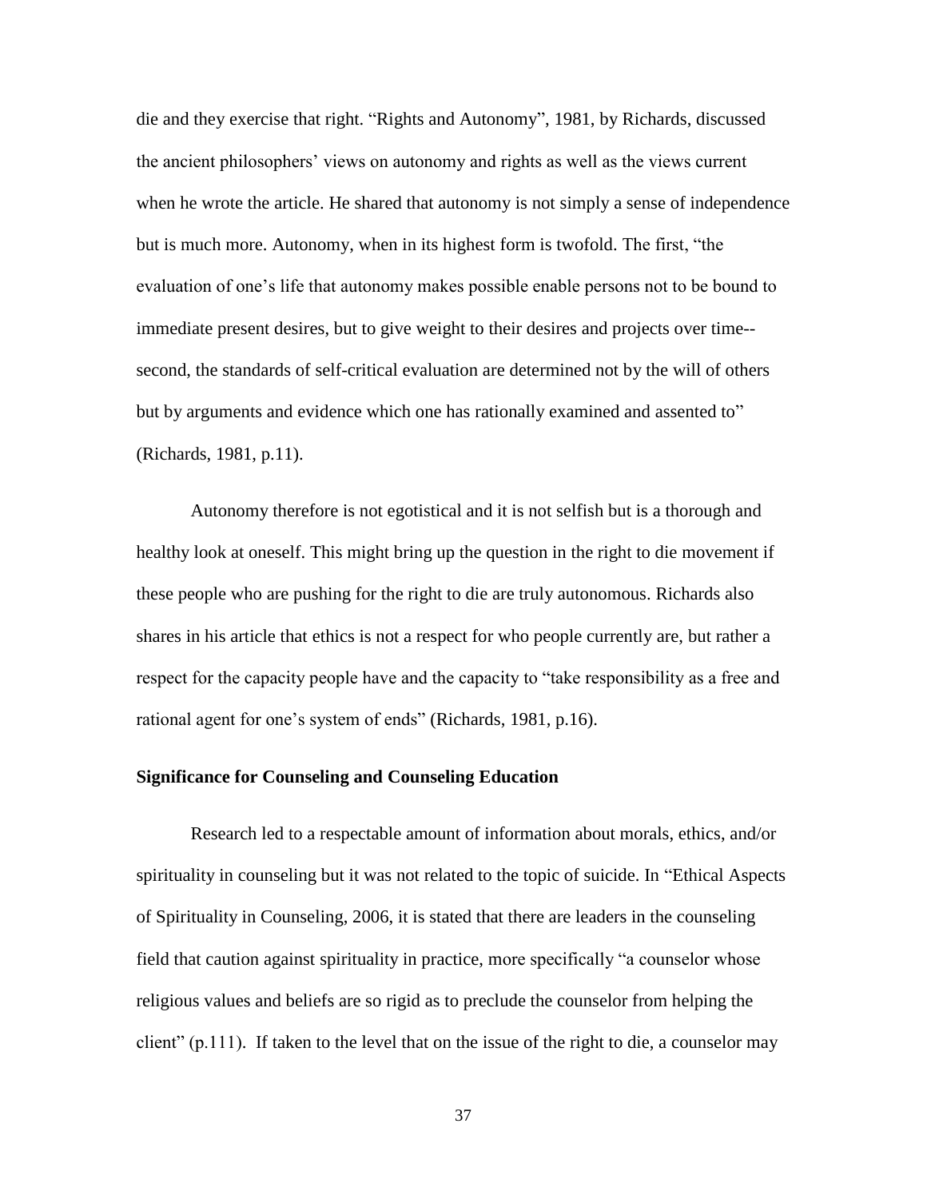die and they exercise that right. "Rights and Autonomy", 1981, by Richards, discussed the ancient philosophers' views on autonomy and rights as well as the views current when he wrote the article. He shared that autonomy is not simply a sense of independence but is much more. Autonomy, when in its highest form is twofold. The first, "the evaluation of one's life that autonomy makes possible enable persons not to be bound to immediate present desires, but to give weight to their desires and projects over time--second, the standards of self-critical evaluation are determined not by the will of others but by arguments and evidence which one has rationally examined and assented to" (Richards, 1981, p.11).

Autonomy therefore is not egotistical and it is not selfish but is a thorough and healthy look at oneself. This might bring up the question in the right to die movement if these people who are pushing for the right to die are truly autonomous. Richards also shares in his article that ethics is not a respect for who people currently are, but rather a respect for the capacity people have and the capacity to "take responsibility as a free and rational agent for one's system of ends" (Richards, 1981, p.16).

**Significance for Counseling and Counseling Education**

Research led to a respectable amount of information about morals, ethics, and/or spirituality in counseling but it was not related to the topic of suicide. In "Ethical Aspects of Spirituality in Counseling, 2006, it is stated that there are leaders in the counseling field that caution against spirituality in practice, more specifically "a counselor whose religious values and beliefs are so rigid as to preclude the counselor from helping the client" (p.111). If taken to the level that on the issue of the right to die, a counselor may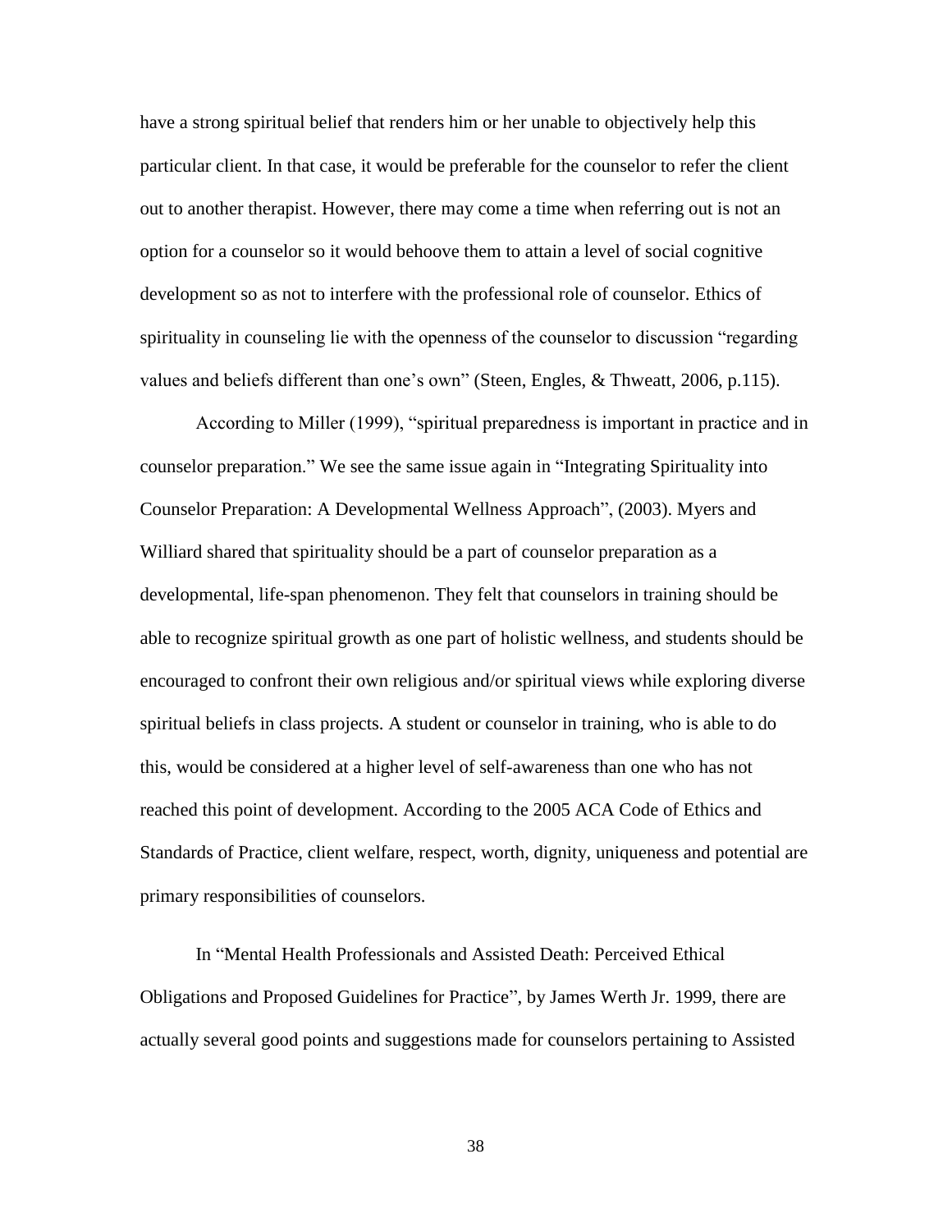have a strong spiritual belief that renders him or her unable to objectively help this particular client. In that case, it would be preferable for the counselor to refer the client out to another therapist. However, there may come a time when referring out is not an option for a counselor so it would behoove them to attain a level of social cognitive development so as not to interfere with the professional role of counselor. Ethics of spirituality in counseling lie with the openness of the counselor to discussion "regarding values and beliefs different than one's own" (Steen, Engles, & Thweatt, 2006, p.115).

According to Miller (1999), "spiritual preparedness is important in practice and in counselor preparation." We see the same issue again in "Integrating Spirituality into Counselor Preparation: A Developmental Wellness Approach", (2003). Myers and Williard shared that spirituality should be a part of counselor preparation as a developmental, life-span phenomenon. They felt that counselors in training should be able to recognize spiritual growth as one part of holistic wellness, and students should be encouraged to confront their own religious and/or spiritual views while exploring diverse spiritual beliefs in class projects. A student or counselor in training, who is able to do this, would be considered at a higher level of self-awareness than one who has not reached this point of development. According to the 2005 ACA Code of Ethics and Standards of Practice, client welfare, respect, worth, dignity, uniqueness and potential are primary responsibilities of counselors.

In "Mental Health Professionals and Assisted Death: Perceived Ethical Obligations and Proposed Guidelines for Practice", by James Werth Jr. 1999, there are actually several good points and suggestions made for counselors pertaining to Assisted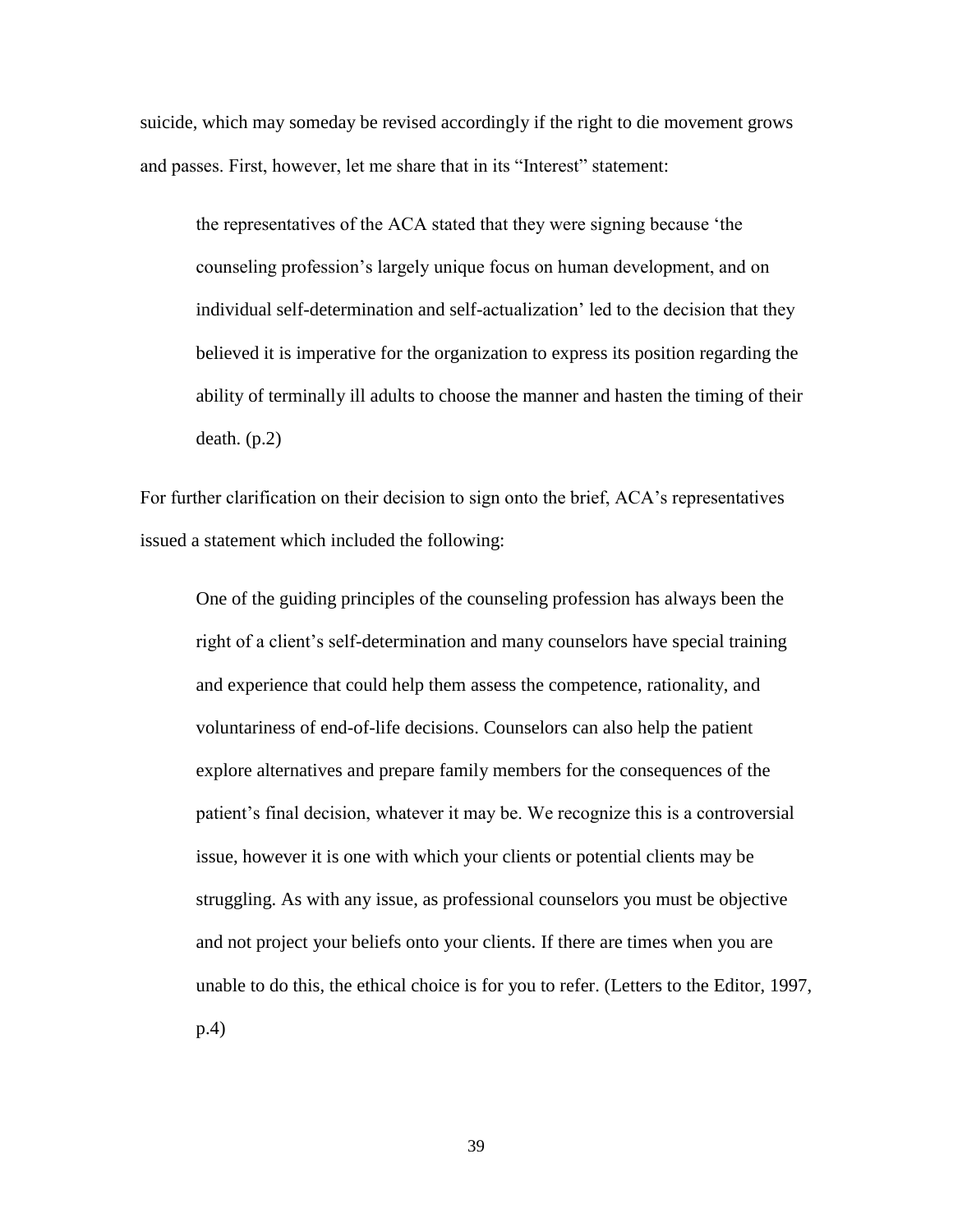suicide, which may someday be revised accordingly if the right to die movement grows and passes. First, however, let me share that in its "Interest" statement:

> the representatives of the ACA stated that they were signing because 'the counseling profession's largely unique focus on human development, and on individual self-determination and self-actualization' led to the decision that they believed it is imperative for the organization to express its position regarding the ability of terminally ill adults to choose the manner and hasten the timing of their death. (p.2)

For further clarification on their decision to sign onto the brief, ACA's representatives issued a statement which included the following:

> One of the guiding principles of the counseling profession has always been the right of a client's self-determination and many counselors have special training and experience that could help them assess the competence, rationality, and voluntariness of end-of-life decisions. Counselors can also help the patient explore alternatives and prepare family members for the consequences of the patient's final decision, whatever it may be. We recognize this is a controversial issue, however it is one with which your clients or potential clients may be struggling. As with any issue, as professional counselors you must be objective and not project your beliefs onto your clients. If there are times when you are unable to do this, the ethical choice is for you to refer. (Letters to the Editor, 1997, p.4)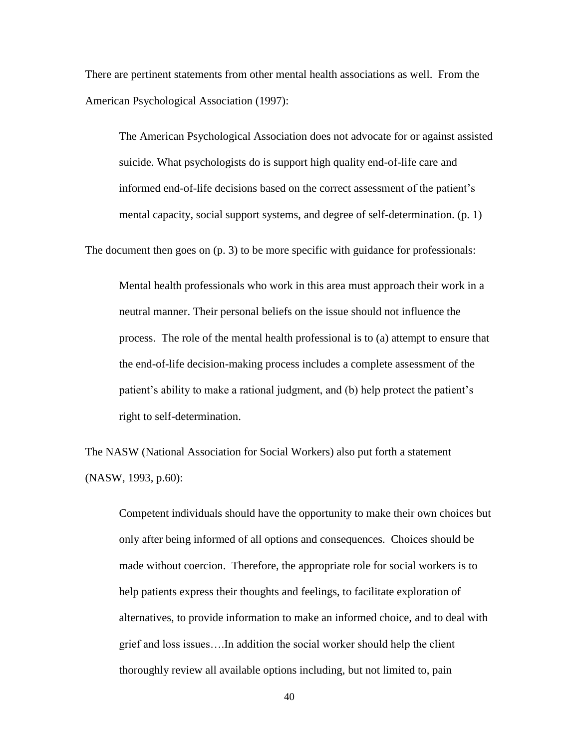There are pertinent statements from other mental health associations as well. From the American Psychological Association (1997):

> The American Psychological Association does not advocate for or against assisted suicide. What psychologists do is support high quality end-of-life care and informed end-of-life decisions based on the correct assessment of the patient's mental capacity, social support systems, and degree of self-determination. (p. 1)

The document then goes on (p. 3) to be more specific with guidance for professionals:

> Mental health professionals who work in this area must approach their work in a neutral manner. Their personal beliefs on the issue should not influence the process. The role of the mental health professional is to (a) attempt to ensure that the end-of-life decision-making process includes a complete assessment of the patient's ability to make a rational judgment, and (b) help protect the patient's right to self-determination.

The NASW (National Association for Social Workers) also put forth a statement (NASW, 1993, p.60):

> Competent individuals should have the opportunity to make their own choices but only after being informed of all options and consequences. Choices should be made without coercion. Therefore, the appropriate role for social workers is to help patients express their thoughts and feelings, to facilitate exploration of alternatives, to provide information to make an informed choice, and to deal with grief and loss issues….In addition the social worker should help the client thoroughly review all available options including, but not limited to, pain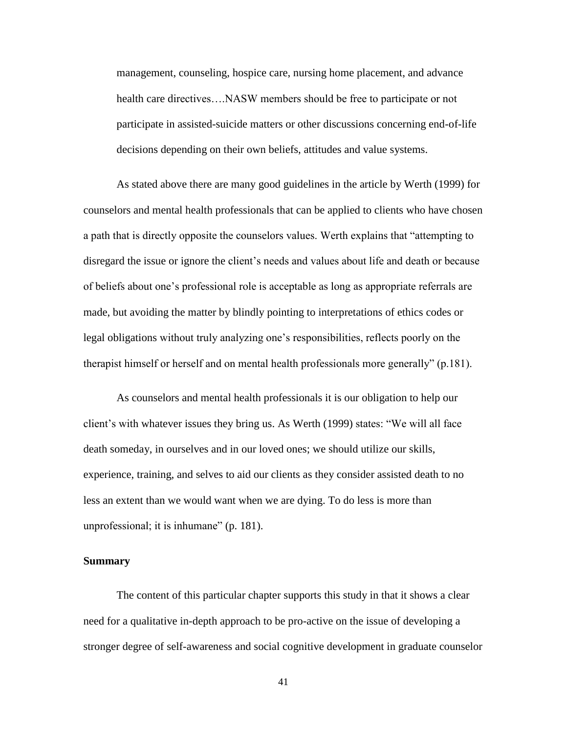> management, counseling, hospice care, nursing home placement, and advance health care directives….NASW members should be free to participate or not participate in assisted-suicide matters or other discussions concerning end-of-life decisions depending on their own beliefs, attitudes and value systems.

As stated above there are many good guidelines in the article by Werth (1999) for counselors and mental health professionals that can be applied to clients who have chosen a path that is directly opposite the counselors values. Werth explains that "attempting to disregard the issue or ignore the client's needs and values about life and death or because of beliefs about one's professional role is acceptable as long as appropriate referrals are made, but avoiding the matter by blindly pointing to interpretations of ethics codes or legal obligations without truly analyzing one's responsibilities, reflects poorly on the therapist himself or herself and on mental health professionals more generally" (p.181).

As counselors and mental health professionals it is our obligation to help our client's with whatever issues they bring us. As Werth (1999) states: "We will all face death someday, in ourselves and in our loved ones; we should utilize our skills, experience, training, and selves to aid our clients as they consider assisted death to no less an extent than we would want when we are dying. To do less is more than unprofessional; it is inhumane" (p. 181).

**Summary**

The content of this particular chapter supports this study in that it shows a clear need for a qualitative in-depth approach to be pro-active on the issue of developing a stronger degree of self-awareness and social cognitive development in graduate counselor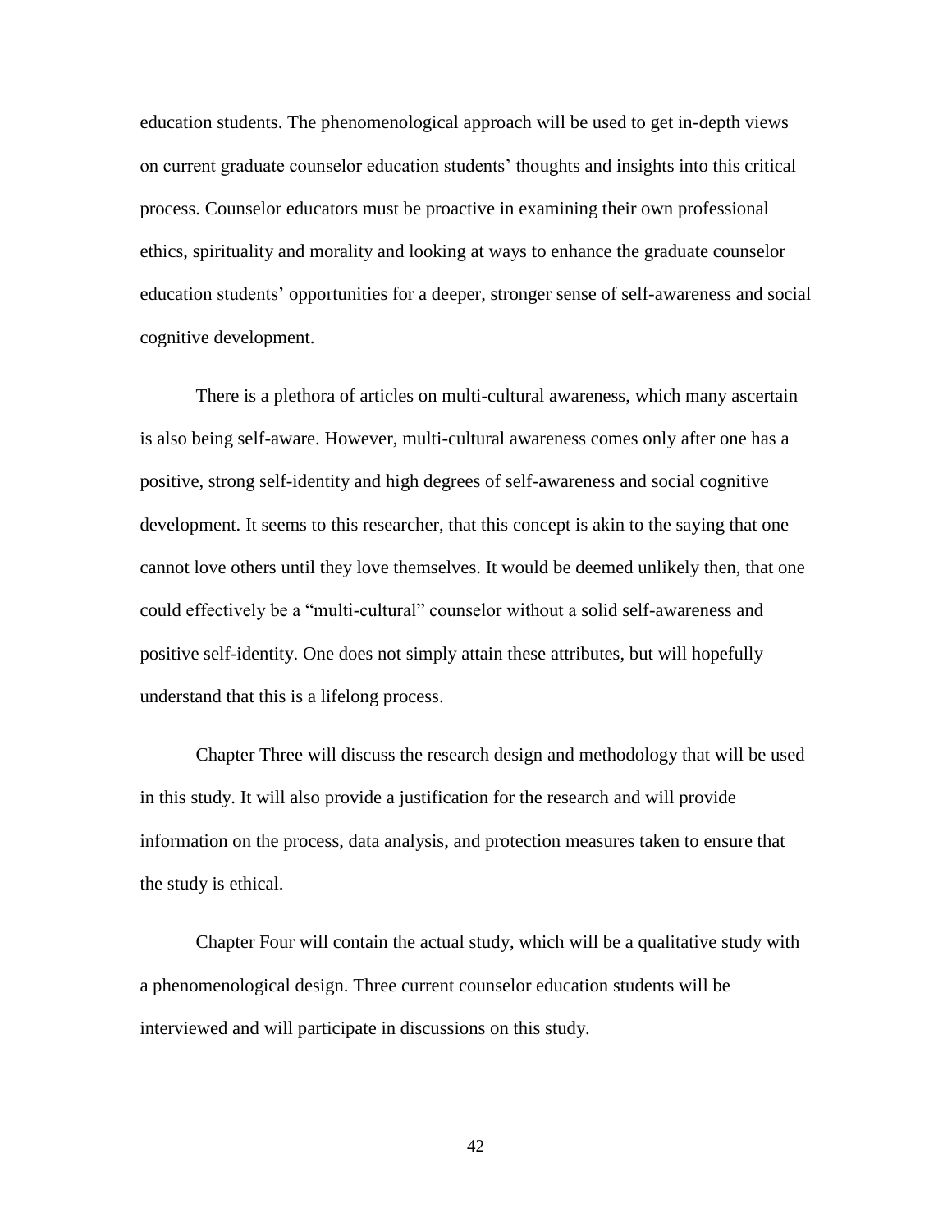education students. The phenomenological approach will be used to get in-depth views on current graduate counselor education students' thoughts and insights into this critical process. Counselor educators must be proactive in examining their own professional ethics, spirituality and morality and looking at ways to enhance the graduate counselor education students' opportunities for a deeper, stronger sense of self-awareness and social cognitive development.

There is a plethora of articles on multi-cultural awareness, which many ascertain is also being self-aware. However, multi-cultural awareness comes only after one has a positive, strong self-identity and high degrees of self-awareness and social cognitive development. It seems to this researcher, that this concept is akin to the saying that one cannot love others until they love themselves. It would be deemed unlikely then, that one could effectively be a "multi-cultural" counselor without a solid self-awareness and positive self-identity. One does not simply attain these attributes, but will hopefully understand that this is a lifelong process.

Chapter Three will discuss the research design and methodology that will be used in this study. It will also provide a justification for the research and will provide information on the process, data analysis, and protection measures taken to ensure that the study is ethical.

Chapter Four will contain the actual study, which will be a qualitative study with a phenomenological design. Three current counselor education students will be interviewed and will participate in discussions on this study.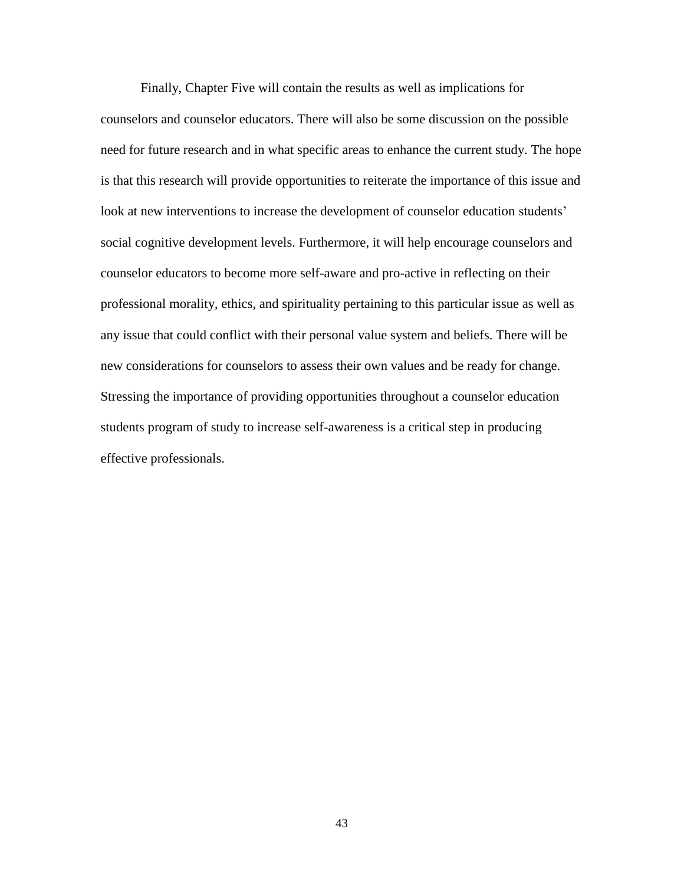Finally, Chapter Five will contain the results as well as implications for counselors and counselor educators. There will also be some discussion on the possible need for future research and in what specific areas to enhance the current study. The hope is that this research will provide opportunities to reiterate the importance of this issue and look at new interventions to increase the development of counselor education students' social cognitive development levels. Furthermore, it will help encourage counselors and counselor educators to become more self-aware and pro-active in reflecting on their professional morality, ethics, and spirituality pertaining to this particular issue as well as any issue that could conflict with their personal value system and beliefs. There will be new considerations for counselors to assess their own values and be ready for change. Stressing the importance of providing opportunities throughout a counselor education students program of study to increase self-awareness is a critical step in producing effective professionals.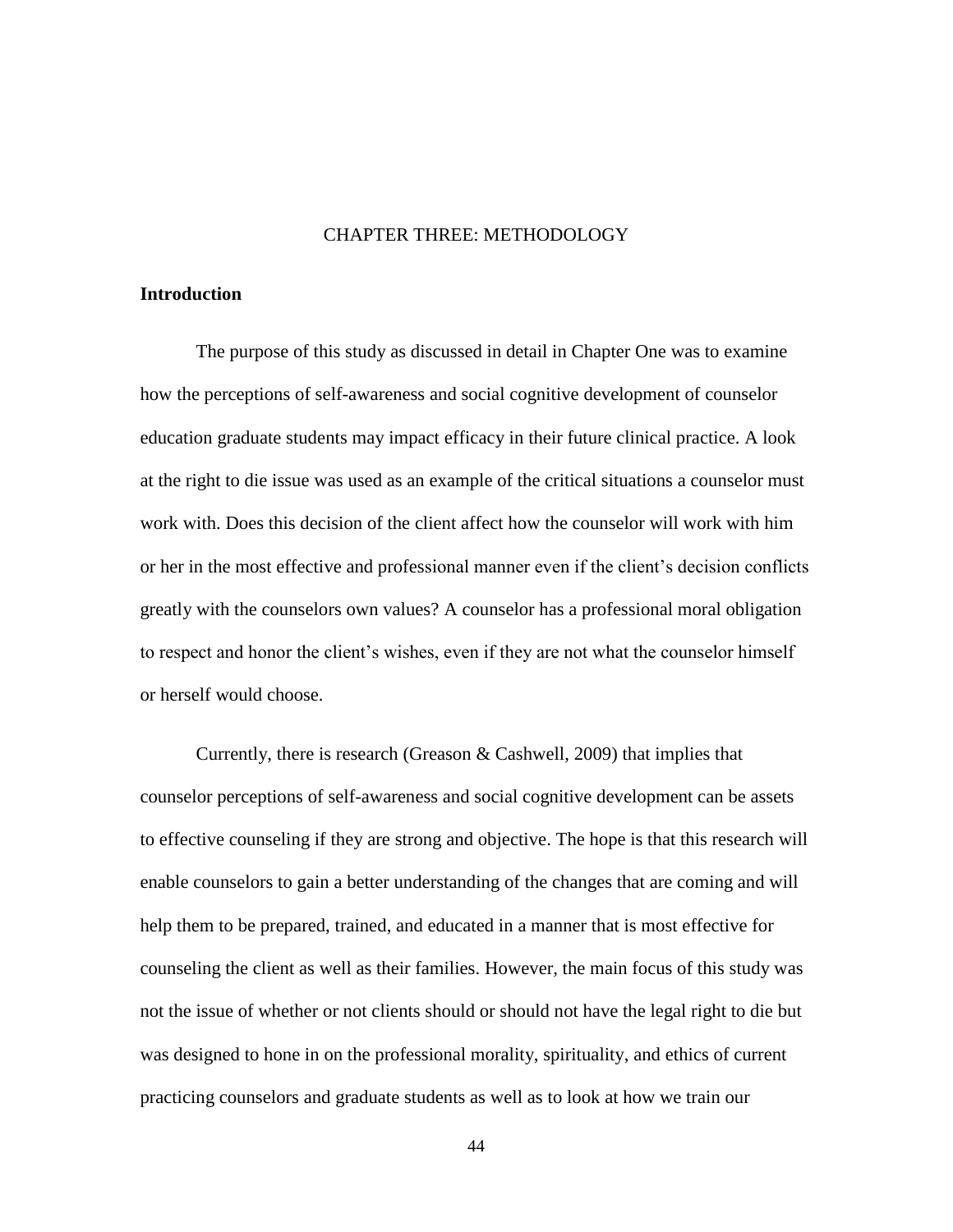# CHAPTER THREE: METHODOLOGY

## Introduction

The purpose of this study as discussed in detail in Chapter One was to examine how the perceptions of self-awareness and social cognitive development of counselor education graduate students may impact efficacy in their future clinical practice. A look at the right to die issue was used as an example of the critical situations a counselor must work with. Does this decision of the client affect how the counselor will work with him or her in the most effective and professional manner even if the client's decision conflicts greatly with the counselors own values? A counselor has a professional moral obligation to respect and honor the client's wishes, even if they are not what the counselor himself or herself would choose.

Currently, there is research (Greason & Cashwell, 2009) that implies that counselor perceptions of self-awareness and social cognitive development can be assets to effective counseling if they are strong and objective. The hope is that this research will enable counselors to gain a better understanding of the changes that are coming and will help them to be prepared, trained, and educated in a manner that is most effective for counseling the client as well as their families. However, the main focus of this study was not the issue of whether or not clients should or should not have the legal right to die but was designed to hone in on the professional morality, spirituality, and ethics of current practicing counselors and graduate students as well as to look at how we train our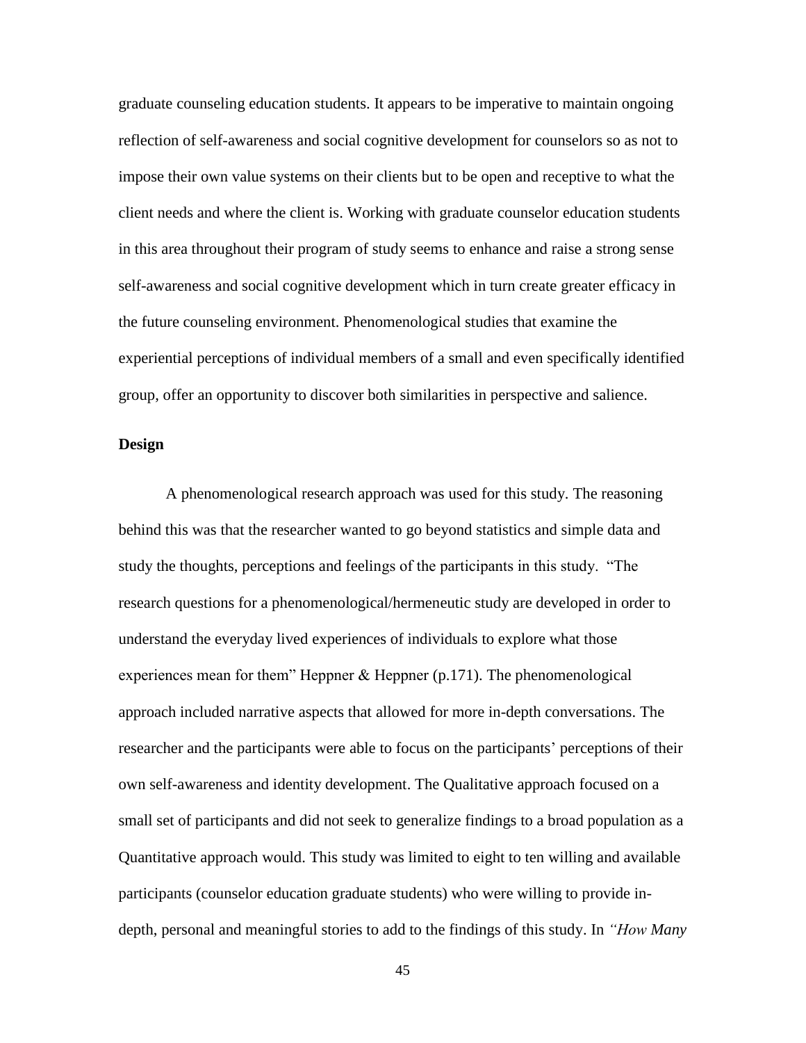graduate counseling education students. It appears to be imperative to maintain ongoing reflection of self-awareness and social cognitive development for counselors so as not to impose their own value systems on their clients but to be open and receptive to what the client needs and where the client is. Working with graduate counselor education students in this area throughout their program of study seems to enhance and raise a strong sense self-awareness and social cognitive development which in turn create greater efficacy in the future counseling environment. Phenomenological studies that examine the experiential perceptions of individual members of a small and even specifically identified group, offer an opportunity to discover both similarities in perspective and salience.

**Design**

A phenomenological research approach was used for this study. The reasoning behind this was that the researcher wanted to go beyond statistics and simple data and study the thoughts, perceptions and feelings of the participants in this study. "The research questions for a phenomenological/hermeneutic study are developed in order to understand the everyday lived experiences of individuals to explore what those experiences mean for them" Heppner & Heppner (p.171). The phenomenological approach included narrative aspects that allowed for more in-depth conversations. The researcher and the participants were able to focus on the participants' perceptions of their own self-awareness and identity development. The Qualitative approach focused on a small set of participants and did not seek to generalize findings to a broad population as a Quantitative approach would. This study was limited to eight to ten willing and available participants (counselor education graduate students) who were willing to provide in-depth, personal and meaningful stories to add to the findings of this study. In *"How Many*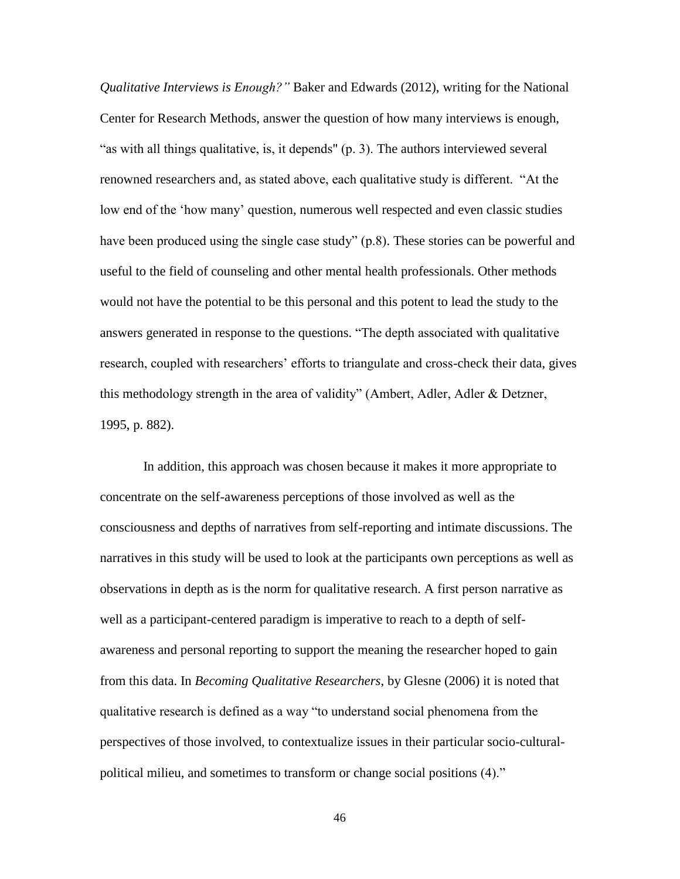*Qualitative Interviews is Enough?"* Baker and Edwards (2012), writing for the National Center for Research Methods, answer the question of how many interviews is enough, "as with all things qualitative, is, it depends" (p. 3). The authors interviewed several renowned researchers and, as stated above, each qualitative study is different. "At the low end of the 'how many' question, numerous well respected and even classic studies have been produced using the single case study" (p.8). These stories can be powerful and useful to the field of counseling and other mental health professionals. Other methods would not have the potential to be this personal and this potent to lead the study to the answers generated in response to the questions. "The depth associated with qualitative research, coupled with researchers' efforts to triangulate and cross-check their data, gives this methodology strength in the area of validity" (Ambert, Adler, Adler & Detzner, 1995, p. 882).

In addition, this approach was chosen because it makes it more appropriate to concentrate on the self-awareness perceptions of those involved as well as the consciousness and depths of narratives from self-reporting and intimate discussions. The narratives in this study will be used to look at the participants own perceptions as well as observations in depth as is the norm for qualitative research. A first person narrative as well as a participant-centered paradigm is imperative to reach to a depth of self-awareness and personal reporting to support the meaning the researcher hoped to gain from this data. In *Becoming Qualitative Researchers*, by Glesne (2006) it is noted that qualitative research is defined as a way "to understand social phenomena from the perspectives of those involved, to contextualize issues in their particular socio-cultural-political milieu, and sometimes to transform or change social positions (4)."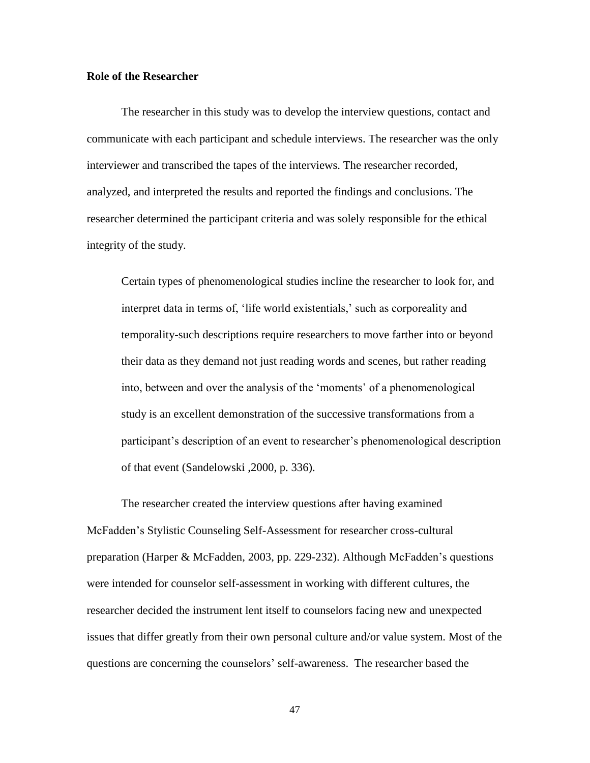**Role of the Researcher**

The researcher in this study was to develop the interview questions, contact and communicate with each participant and schedule interviews. The researcher was the only interviewer and transcribed the tapes of the interviews. The researcher recorded, analyzed, and interpreted the results and reported the findings and conclusions. The researcher determined the participant criteria and was solely responsible for the ethical integrity of the study.

> Certain types of phenomenological studies incline the researcher to look for, and interpret data in terms of, 'life world existentials,' such as corporeality and temporality-such descriptions require researchers to move farther into or beyond their data as they demand not just reading words and scenes, but rather reading into, between and over the analysis of the 'moments' of a phenomenological study is an excellent demonstration of the successive transformations from a participant's description of an event to researcher's phenomenological description of that event (Sandelowski ,2000, p. 336).

The researcher created the interview questions after having examined McFadden's Stylistic Counseling Self-Assessment for researcher cross-cultural preparation (Harper & McFadden, 2003, pp. 229-232). Although McFadden's questions were intended for counselor self-assessment in working with different cultures, the researcher decided the instrument lent itself to counselors facing new and unexpected issues that differ greatly from their own personal culture and/or value system. Most of the questions are concerning the counselors' self-awareness. The researcher based the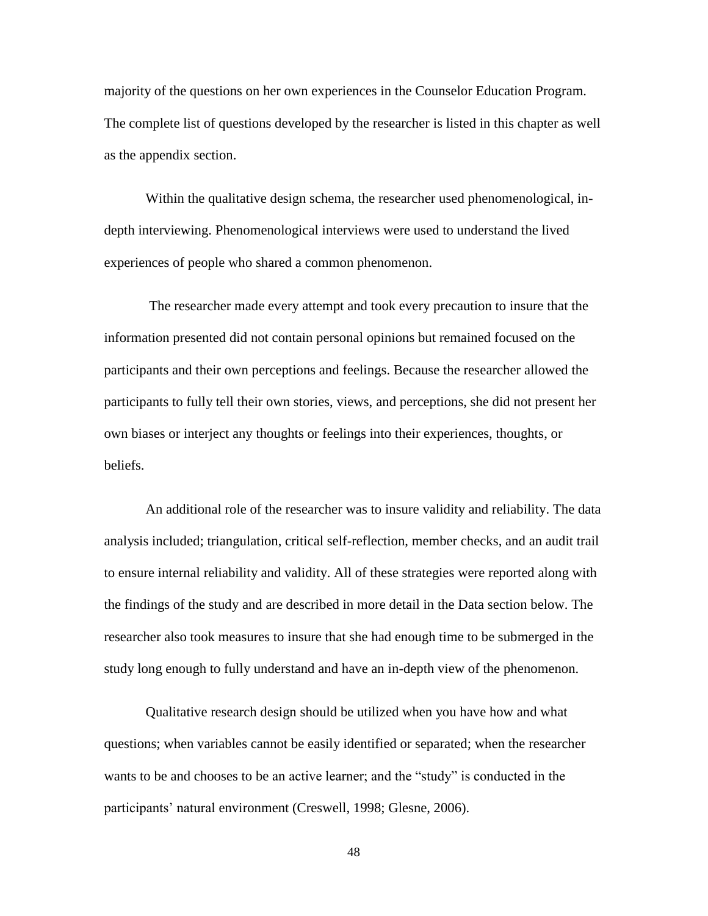majority of the questions on her own experiences in the Counselor Education Program. The complete list of questions developed by the researcher is listed in this chapter as well as the appendix section.

Within the qualitative design schema, the researcher used phenomenological, in-depth interviewing. Phenomenological interviews were used to understand the lived experiences of people who shared a common phenomenon.

The researcher made every attempt and took every precaution to insure that the information presented did not contain personal opinions but remained focused on the participants and their own perceptions and feelings. Because the researcher allowed the participants to fully tell their own stories, views, and perceptions, she did not present her own biases or interject any thoughts or feelings into their experiences, thoughts, or beliefs.

An additional role of the researcher was to insure validity and reliability. The data analysis included; triangulation, critical self-reflection, member checks, and an audit trail to ensure internal reliability and validity. All of these strategies were reported along with the findings of the study and are described in more detail in the Data section below. The researcher also took measures to insure that she had enough time to be submerged in the study long enough to fully understand and have an in-depth view of the phenomenon.

Qualitative research design should be utilized when you have how and what questions; when variables cannot be easily identified or separated; when the researcher wants to be and chooses to be an active learner; and the "study" is conducted in the participants' natural environment (Creswell, 1998; Glesne, 2006).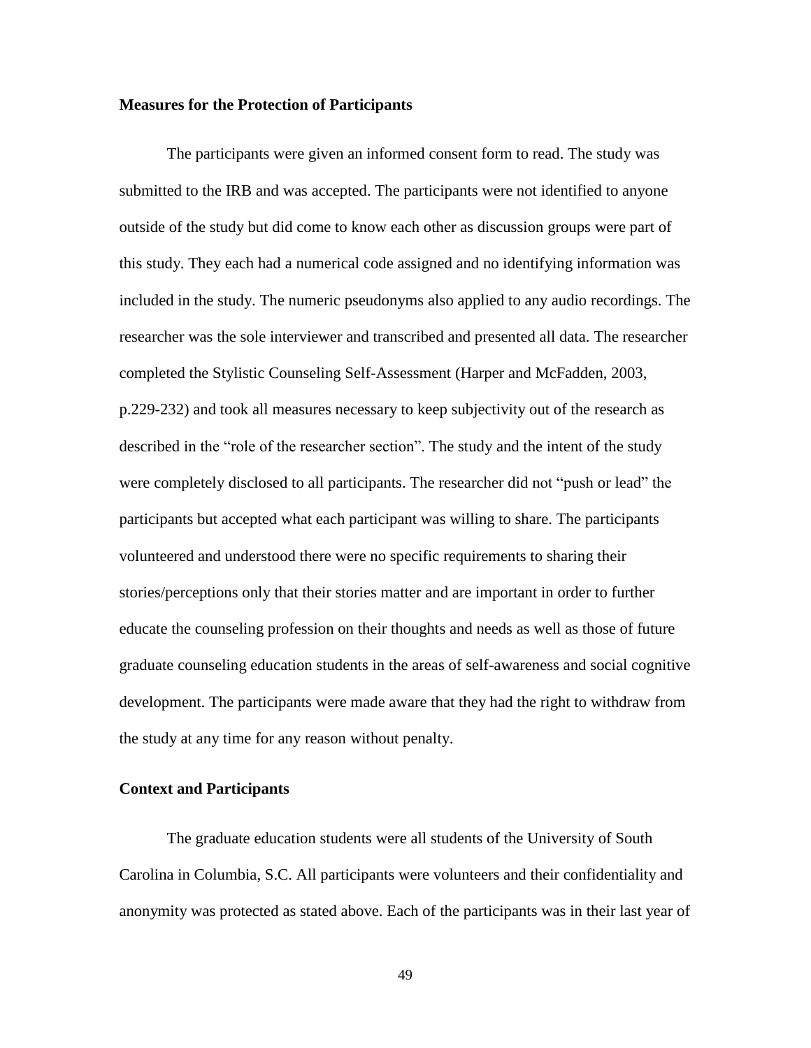### Measures for the Protection of Participants

The participants were given an informed consent form to read. The study was submitted to the IRB and was accepted. The participants were not identified to anyone outside of the study but did come to know each other as discussion groups were part of this study. They each had a numerical code assigned and no identifying information was included in the study. The numeric pseudonyms also applied to any audio recordings. The researcher was the sole interviewer and transcribed and presented all data. The researcher completed the Stylistic Counseling Self-Assessment (Harper and McFadden, 2003, p.229-232) and took all measures necessary to keep subjectivity out of the research as described in the "role of the researcher section". The study and the intent of the study were completely disclosed to all participants. The researcher did not "push or lead" the participants but accepted what each participant was willing to share. The participants volunteered and understood there were no specific requirements to sharing their stories/perceptions only that their stories matter and are important in order to further educate the counseling profession on their thoughts and needs as well as those of future graduate counseling education students in the areas of self-awareness and social cognitive development. The participants were made aware that they had the right to withdraw from the study at any time for any reason without penalty.

### Context and Participants

The graduate education students were all students of the University of South Carolina in Columbia, S.C. All participants were volunteers and their confidentiality and anonymity was protected as stated above. Each of the participants was in their last year of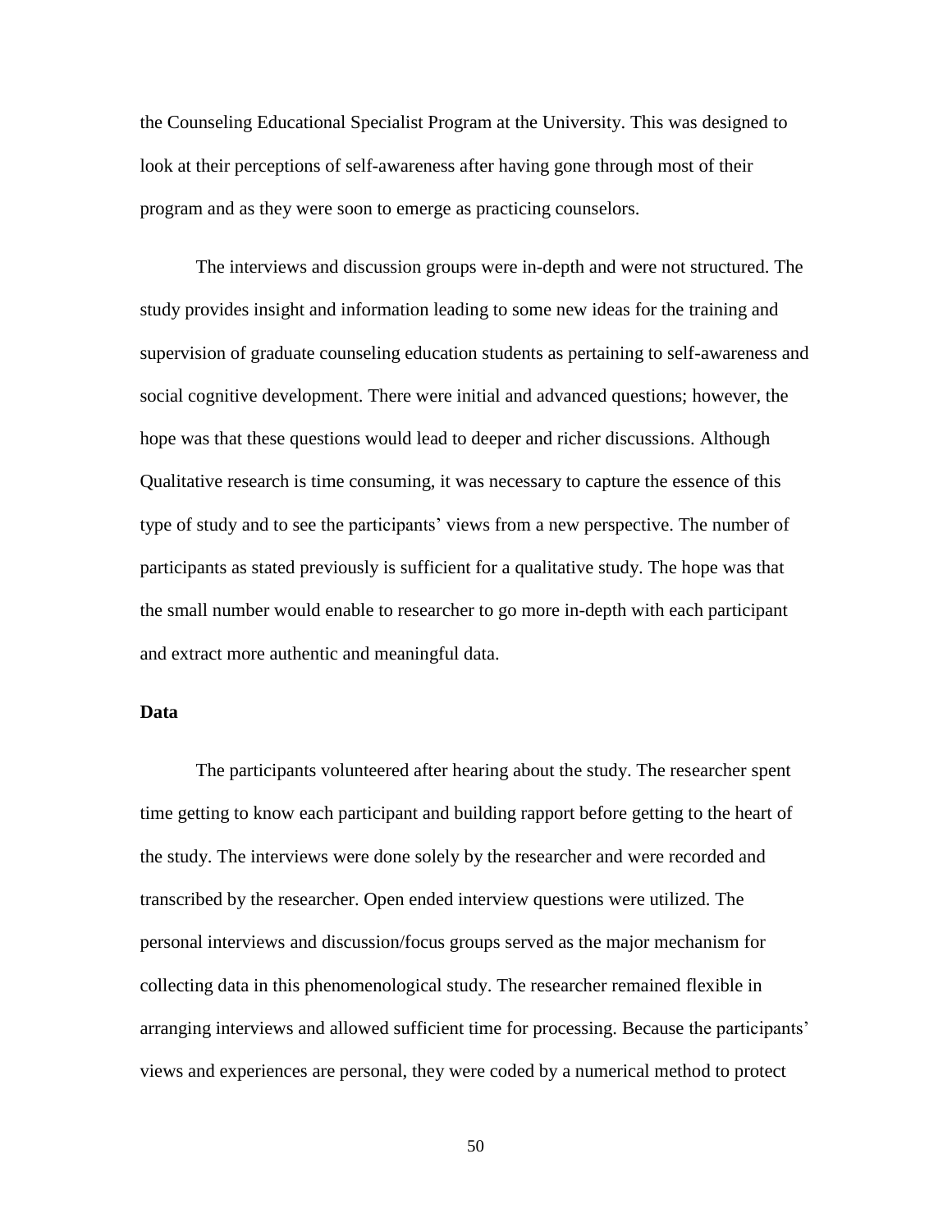the Counseling Educational Specialist Program at the University. This was designed to look at their perceptions of self-awareness after having gone through most of their program and as they were soon to emerge as practicing counselors.

The interviews and discussion groups were in-depth and were not structured. The study provides insight and information leading to some new ideas for the training and supervision of graduate counseling education students as pertaining to self-awareness and social cognitive development. There were initial and advanced questions; however, the hope was that these questions would lead to deeper and richer discussions. Although Qualitative research is time consuming, it was necessary to capture the essence of this type of study and to see the participants' views from a new perspective. The number of participants as stated previously is sufficient for a qualitative study. The hope was that the small number would enable to researcher to go more in-depth with each participant and extract more authentic and meaningful data.

**Data**

The participants volunteered after hearing about the study. The researcher spent time getting to know each participant and building rapport before getting to the heart of the study. The interviews were done solely by the researcher and were recorded and transcribed by the researcher. Open ended interview questions were utilized. The personal interviews and discussion/focus groups served as the major mechanism for collecting data in this phenomenological study. The researcher remained flexible in arranging interviews and allowed sufficient time for processing. Because the participants' views and experiences are personal, they were coded by a numerical method to protect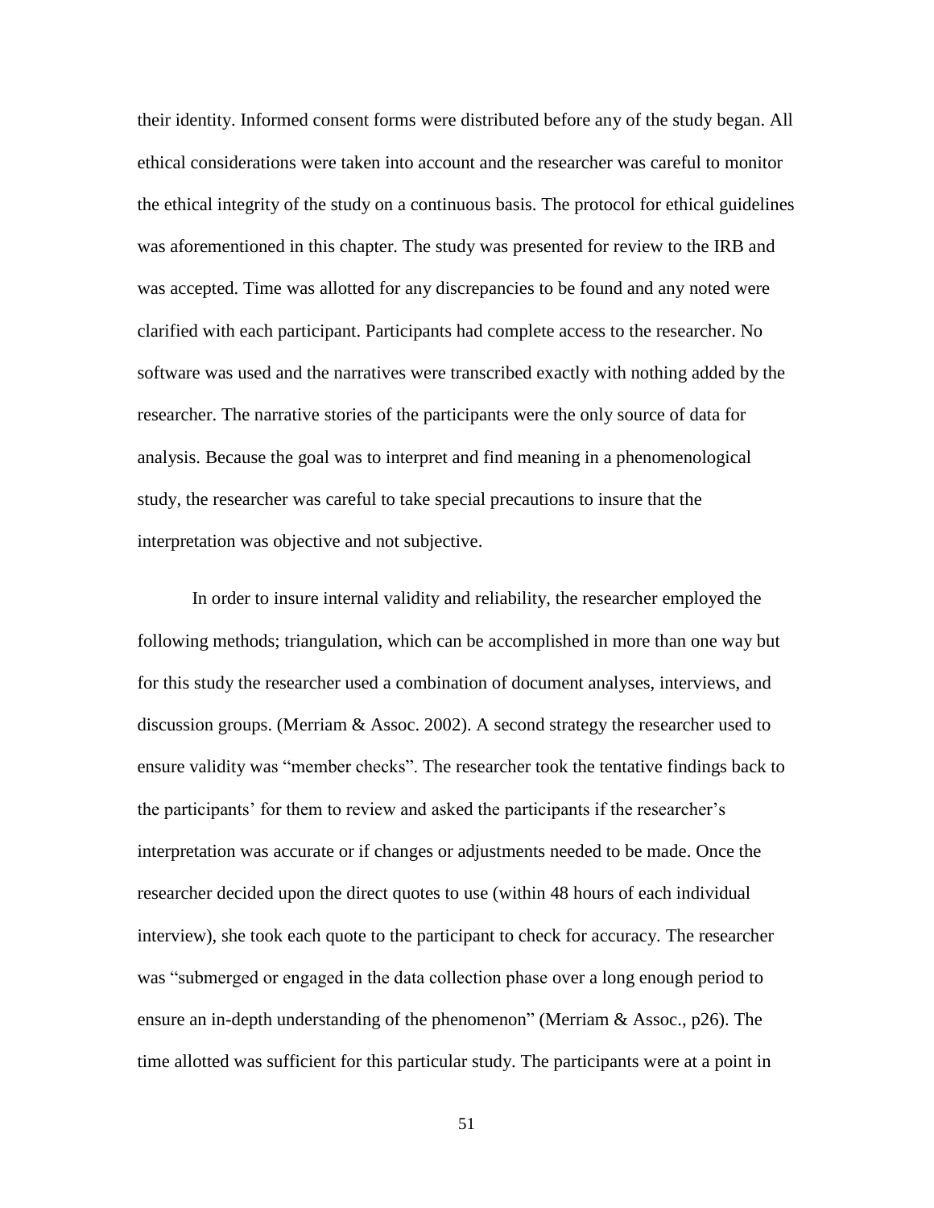their identity. Informed consent forms were distributed before any of the study began. All ethical considerations were taken into account and the researcher was careful to monitor the ethical integrity of the study on a continuous basis. The protocol for ethical guidelines was aforementioned in this chapter. The study was presented for review to the IRB and was accepted. Time was allotted for any discrepancies to be found and any noted were clarified with each participant. Participants had complete access to the researcher. No software was used and the narratives were transcribed exactly with nothing added by the researcher. The narrative stories of the participants were the only source of data for analysis. Because the goal was to interpret and find meaning in a phenomenological study, the researcher was careful to take special precautions to insure that the interpretation was objective and not subjective.

In order to insure internal validity and reliability, the researcher employed the following methods; triangulation, which can be accomplished in more than one way but for this study the researcher used a combination of document analyses, interviews, and discussion groups. (Merriam & Assoc. 2002). A second strategy the researcher used to ensure validity was "member checks". The researcher took the tentative findings back to the participants' for them to review and asked the participants if the researcher's interpretation was accurate or if changes or adjustments needed to be made. Once the researcher decided upon the direct quotes to use (within 48 hours of each individual interview), she took each quote to the participant to check for accuracy. The researcher was "submerged or engaged in the data collection phase over a long enough period to ensure an in-depth understanding of the phenomenon" (Merriam & Assoc., p26). The time allotted was sufficient for this particular study. The participants were at a point in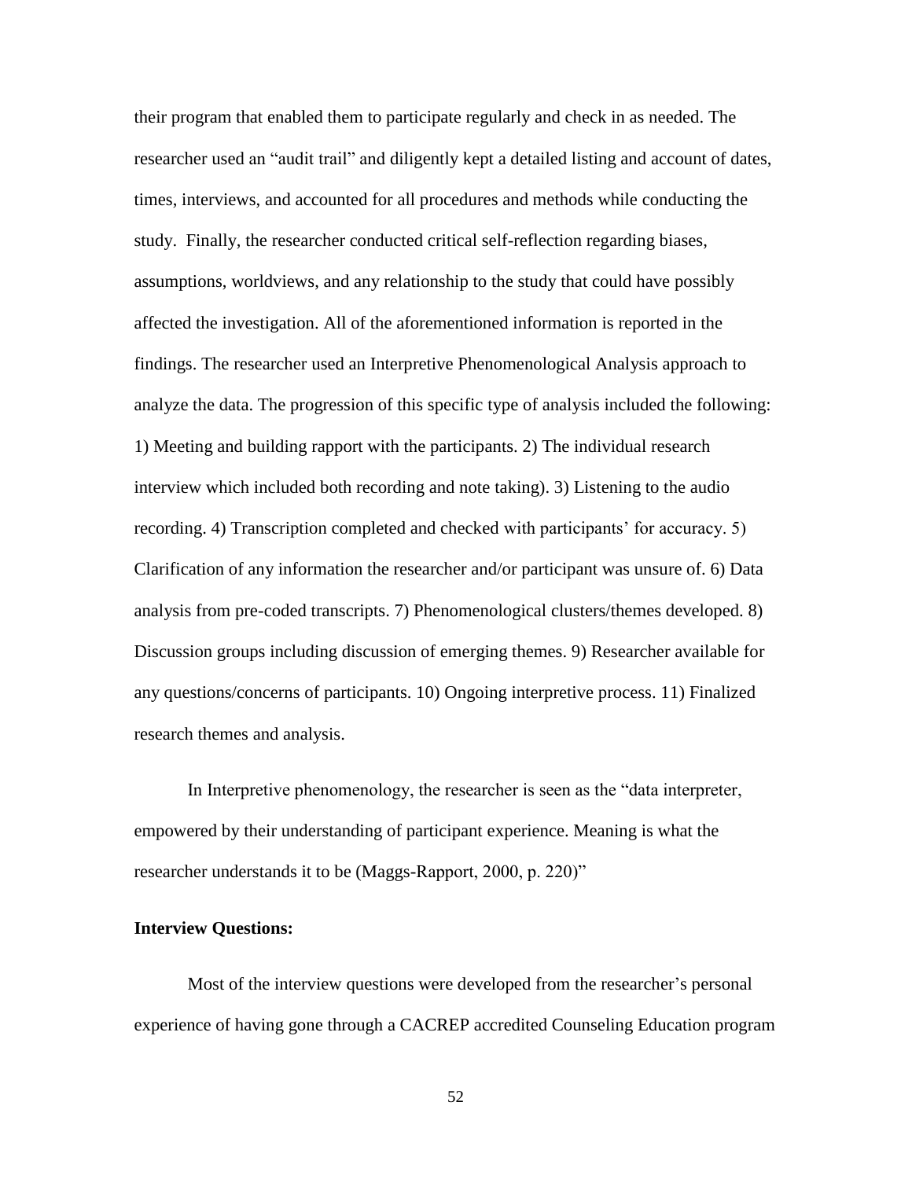their program that enabled them to participate regularly and check in as needed. The researcher used an "audit trail" and diligently kept a detailed listing and account of dates, times, interviews, and accounted for all procedures and methods while conducting the study.  Finally, the researcher conducted critical self-reflection regarding biases, assumptions, worldviews, and any relationship to the study that could have possibly affected the investigation. All of the aforementioned information is reported in the findings. The researcher used an Interpretive Phenomenological Analysis approach to analyze the data. The progression of this specific type of analysis included the following: 1) Meeting and building rapport with the participants. 2) The individual research interview which included both recording and note taking). 3) Listening to the audio recording. 4) Transcription completed and checked with participants' for accuracy. 5) Clarification of any information the researcher and/or participant was unsure of. 6) Data analysis from pre-coded transcripts. 7) Phenomenological clusters/themes developed. 8) Discussion groups including discussion of emerging themes. 9) Researcher available for any questions/concerns of participants. 10) Ongoing interpretive process. 11) Finalized research themes and analysis.

In Interpretive phenomenology, the researcher is seen as the "data interpreter, empowered by their understanding of participant experience. Meaning is what the researcher understands it to be (Maggs-Rapport, 2000, p. 220)"

**Interview Questions:**

Most of the interview questions were developed from the researcher's personal experience of having gone through a CACREP accredited Counseling Education program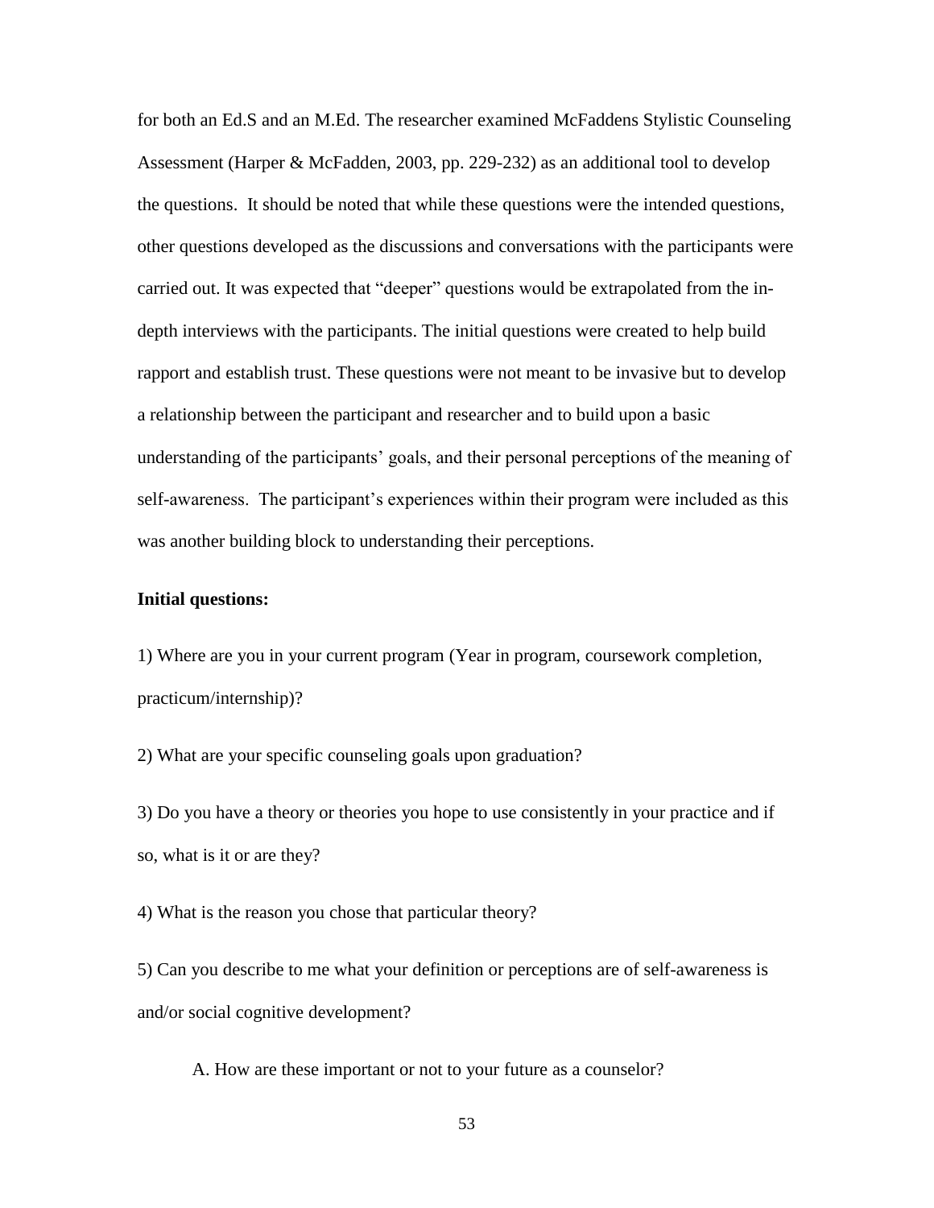for both an Ed.S and an M.Ed. The researcher examined McFaddens Stylistic Counseling Assessment (Harper & McFadden, 2003, pp. 229-232) as an additional tool to develop the questions. It should be noted that while these questions were the intended questions, other questions developed as the discussions and conversations with the participants were carried out. It was expected that "deeper" questions would be extrapolated from the in-depth interviews with the participants. The initial questions were created to help build rapport and establish trust. These questions were not meant to be invasive but to develop a relationship between the participant and researcher and to build upon a basic understanding of the participants' goals, and their personal perceptions of the meaning of self-awareness. The participant's experiences within their program were included as this was another building block to understanding their perceptions.

**Initial questions:**

1) Where are you in your current program (Year in program, coursework completion, practicum/internship)?

2) What are your specific counseling goals upon graduation?

3) Do you have a theory or theories you hope to use consistently in your practice and if so, what is it or are they?

4) What is the reason you chose that particular theory?

5) Can you describe to me what your definition or perceptions are of self-awareness is and/or social cognitive development?

A. How are these important or not to your future as a counselor?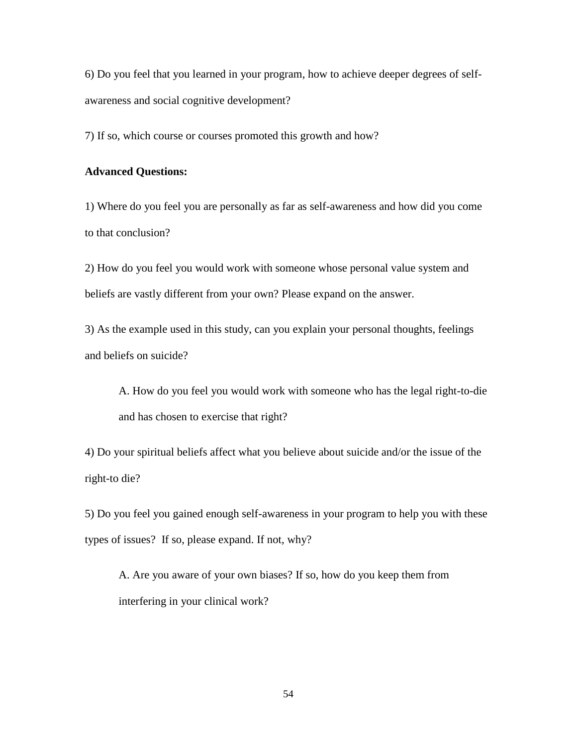6) Do you feel that you learned in your program, how to achieve deeper degrees of self-awareness and social cognitive development?

7) If so, which course or courses promoted this growth and how?

**Advanced Questions:**

1) Where do you feel you are personally as far as self-awareness and how did you come to that conclusion?

2) How do you feel you would work with someone whose personal value system and beliefs are vastly different from your own? Please expand on the answer.

3) As the example used in this study, can you explain your personal thoughts, feelings and beliefs on suicide?

   A. How do you feel you would work with someone who has the legal right-to-die and has chosen to exercise that right?

4) Do your spiritual beliefs affect what you believe about suicide and/or the issue of the right-to die?

5) Do you feel you gained enough self-awareness in your program to help you with these types of issues? If so, please expand. If not, why?

   A. Are you aware of your own biases? If so, how do you keep them from interfering in your clinical work?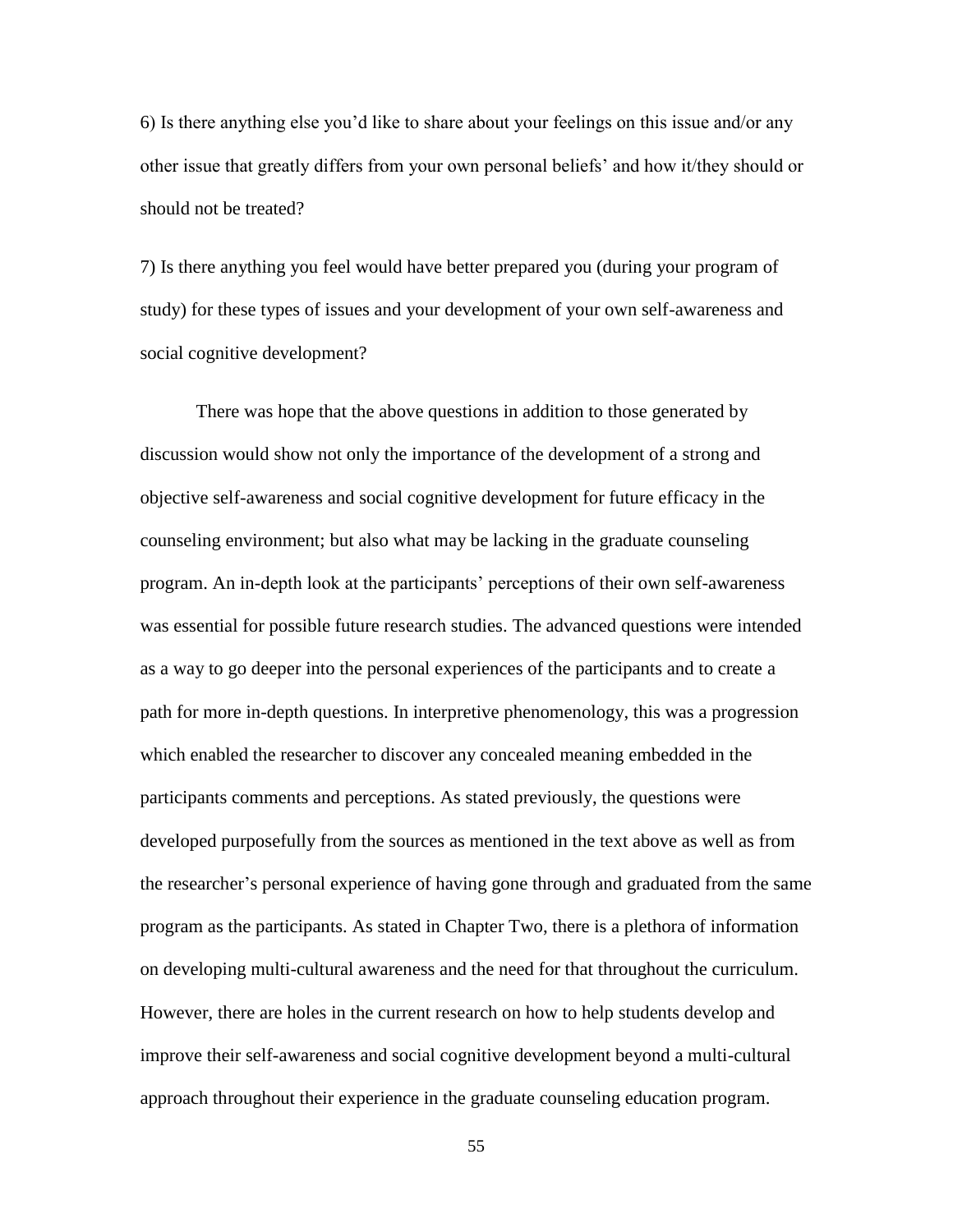6) Is there anything else you'd like to share about your feelings on this issue and/or any other issue that greatly differs from your own personal beliefs' and how it/they should or should not be treated?

7) Is there anything you feel would have better prepared you (during your program of study) for these types of issues and your development of your own self-awareness and social cognitive development?

There was hope that the above questions in addition to those generated by discussion would show not only the importance of the development of a strong and objective self-awareness and social cognitive development for future efficacy in the counseling environment; but also what may be lacking in the graduate counseling program. An in-depth look at the participants' perceptions of their own self-awareness was essential for possible future research studies. The advanced questions were intended as a way to go deeper into the personal experiences of the participants and to create a path for more in-depth questions. In interpretive phenomenology, this was a progression which enabled the researcher to discover any concealed meaning embedded in the participants comments and perceptions. As stated previously, the questions were developed purposefully from the sources as mentioned in the text above as well as from the researcher's personal experience of having gone through and graduated from the same program as the participants. As stated in Chapter Two, there is a plethora of information on developing multi-cultural awareness and the need for that throughout the curriculum. However, there are holes in the current research on how to help students develop and improve their self-awareness and social cognitive development beyond a multi-cultural approach throughout their experience in the graduate counseling education program.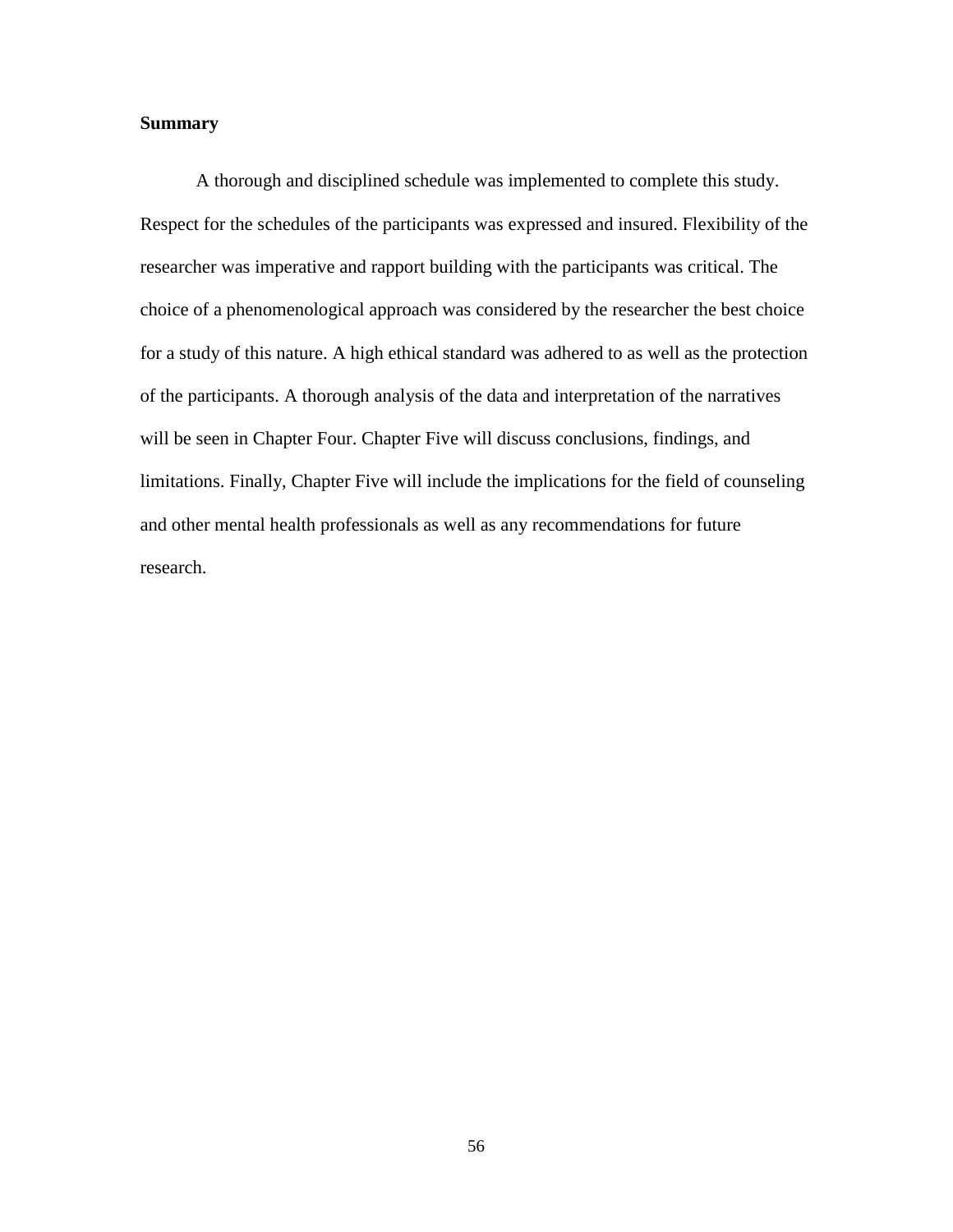**Summary**

A thorough and disciplined schedule was implemented to complete this study. Respect for the schedules of the participants was expressed and insured. Flexibility of the researcher was imperative and rapport building with the participants was critical. The choice of a phenomenological approach was considered by the researcher the best choice for a study of this nature. A high ethical standard was adhered to as well as the protection of the participants. A thorough analysis of the data and interpretation of the narratives will be seen in Chapter Four. Chapter Five will discuss conclusions, findings, and limitations. Finally, Chapter Five will include the implications for the field of counseling and other mental health professionals as well as any recommendations for future research.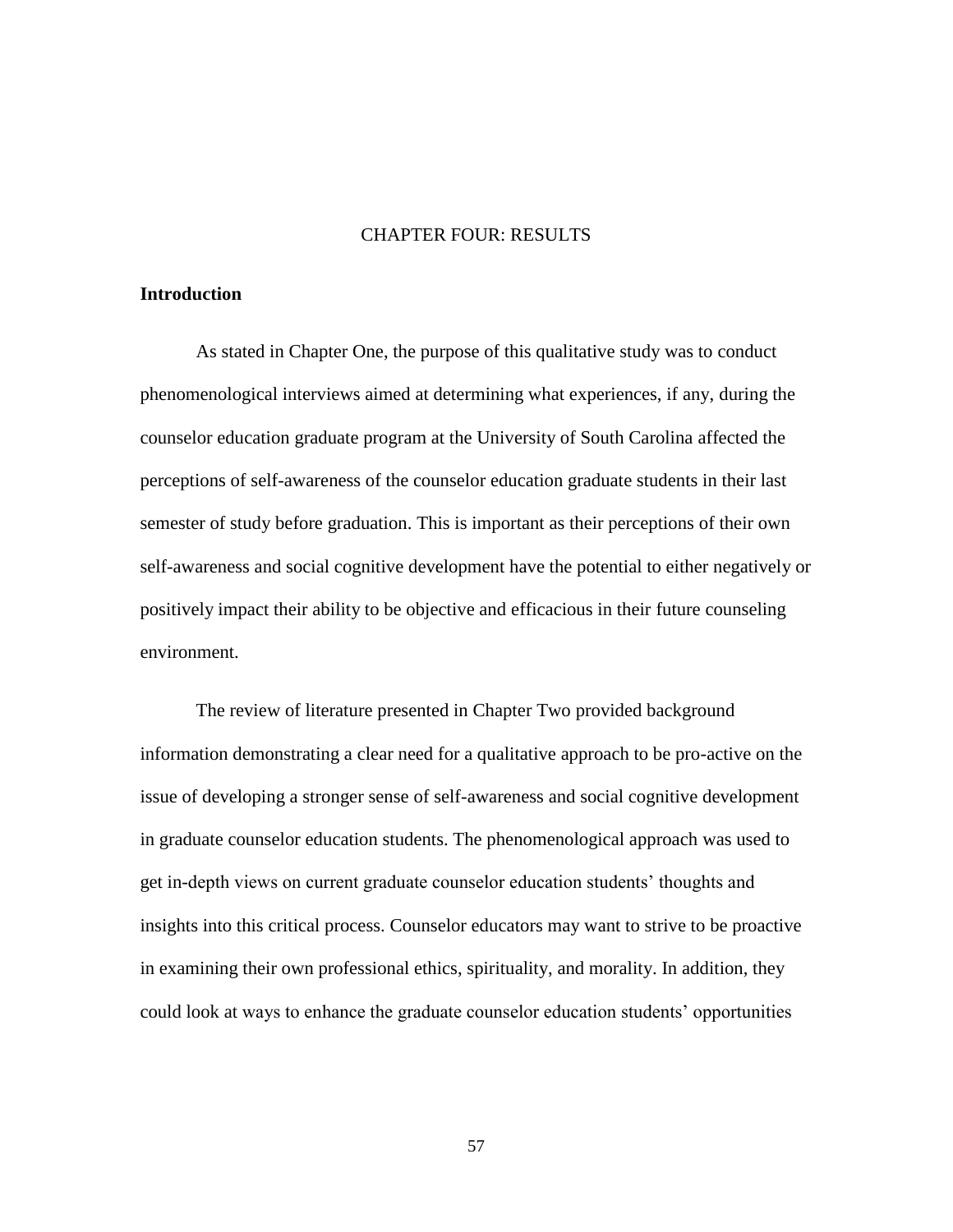# CHAPTER FOUR: RESULTS

## Introduction

As stated in Chapter One, the purpose of this qualitative study was to conduct phenomenological interviews aimed at determining what experiences, if any, during the counselor education graduate program at the University of South Carolina affected the perceptions of self-awareness of the counselor education graduate students in their last semester of study before graduation. This is important as their perceptions of their own self-awareness and social cognitive development have the potential to either negatively or positively impact their ability to be objective and efficacious in their future counseling environment.

The review of literature presented in Chapter Two provided background information demonstrating a clear need for a qualitative approach to be pro-active on the issue of developing a stronger sense of self-awareness and social cognitive development in graduate counselor education students. The phenomenological approach was used to get in-depth views on current graduate counselor education students' thoughts and insights into this critical process. Counselor educators may want to strive to be proactive in examining their own professional ethics, spirituality, and morality. In addition, they could look at ways to enhance the graduate counselor education students' opportunities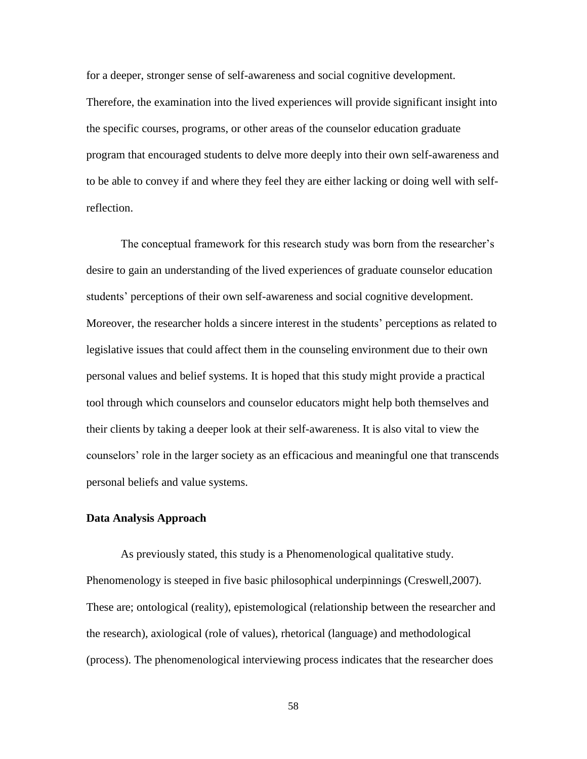for a deeper, stronger sense of self-awareness and social cognitive development. Therefore, the examination into the lived experiences will provide significant insight into the specific courses, programs, or other areas of the counselor education graduate program that encouraged students to delve more deeply into their own self-awareness and to be able to convey if and where they feel they are either lacking or doing well with self-reflection.

The conceptual framework for this research study was born from the researcher's desire to gain an understanding of the lived experiences of graduate counselor education students' perceptions of their own self-awareness and social cognitive development. Moreover, the researcher holds a sincere interest in the students' perceptions as related to legislative issues that could affect them in the counseling environment due to their own personal values and belief systems. It is hoped that this study might provide a practical tool through which counselors and counselor educators might help both themselves and their clients by taking a deeper look at their self-awareness. It is also vital to view the counselors' role in the larger society as an efficacious and meaningful one that transcends personal beliefs and value systems.

### Data Analysis Approach

As previously stated, this study is a Phenomenological qualitative study. Phenomenology is steeped in five basic philosophical underpinnings (Creswell,2007). These are; ontological (reality), epistemological (relationship between the researcher and the research), axiological (role of values), rhetorical (language) and methodological (process). The phenomenological interviewing process indicates that the researcher does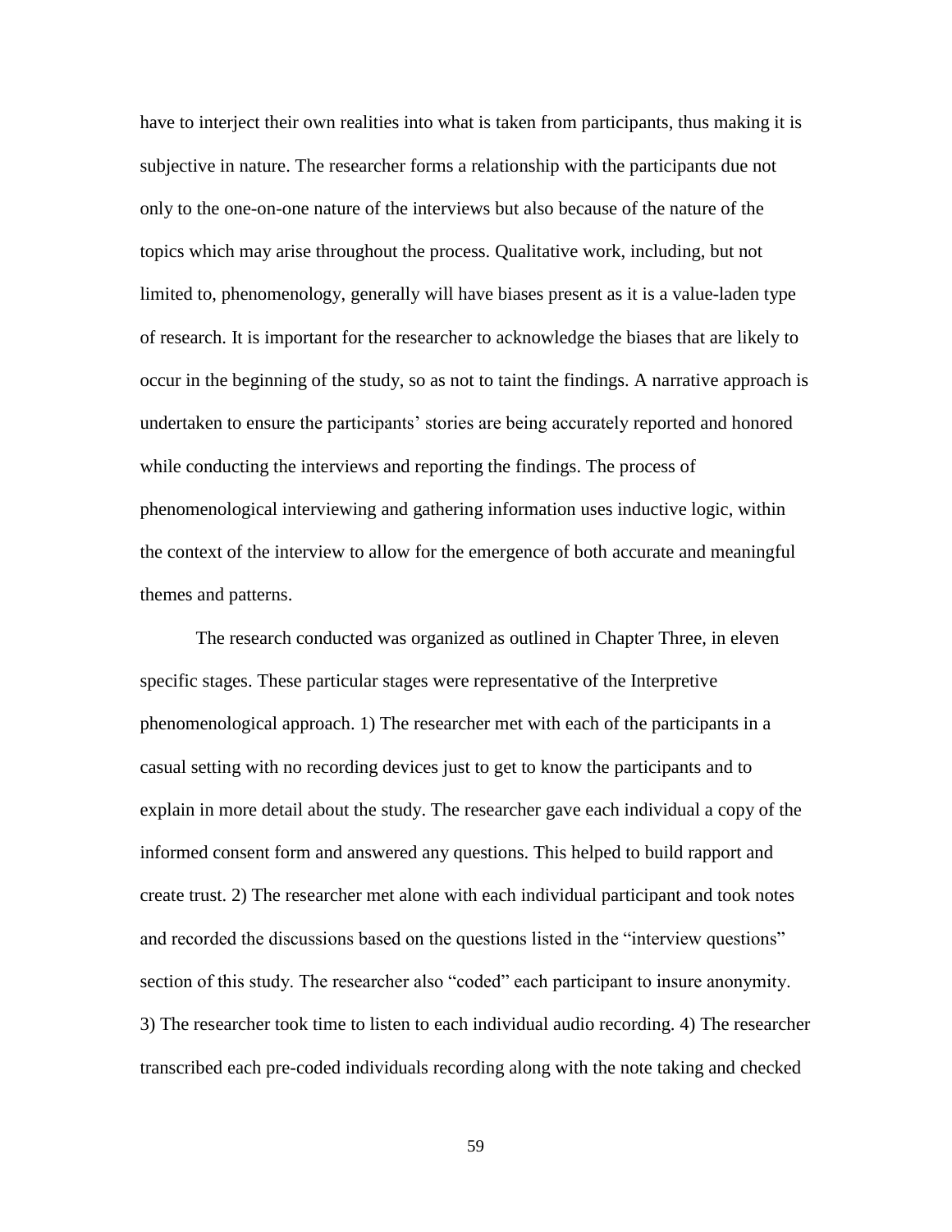have to interject their own realities into what is taken from participants, thus making it is subjective in nature. The researcher forms a relationship with the participants due not only to the one-on-one nature of the interviews but also because of the nature of the topics which may arise throughout the process. Qualitative work, including, but not limited to, phenomenology, generally will have biases present as it is a value-laden type of research. It is important for the researcher to acknowledge the biases that are likely to occur in the beginning of the study, so as not to taint the findings. A narrative approach is undertaken to ensure the participants' stories are being accurately reported and honored while conducting the interviews and reporting the findings. The process of phenomenological interviewing and gathering information uses inductive logic, within the context of the interview to allow for the emergence of both accurate and meaningful themes and patterns.

The research conducted was organized as outlined in Chapter Three, in eleven specific stages. These particular stages were representative of the Interpretive phenomenological approach. 1) The researcher met with each of the participants in a casual setting with no recording devices just to get to know the participants and to explain in more detail about the study. The researcher gave each individual a copy of the informed consent form and answered any questions. This helped to build rapport and create trust. 2) The researcher met alone with each individual participant and took notes and recorded the discussions based on the questions listed in the "interview questions" section of this study. The researcher also "coded" each participant to insure anonymity. 3) The researcher took time to listen to each individual audio recording. 4) The researcher transcribed each pre-coded individuals recording along with the note taking and checked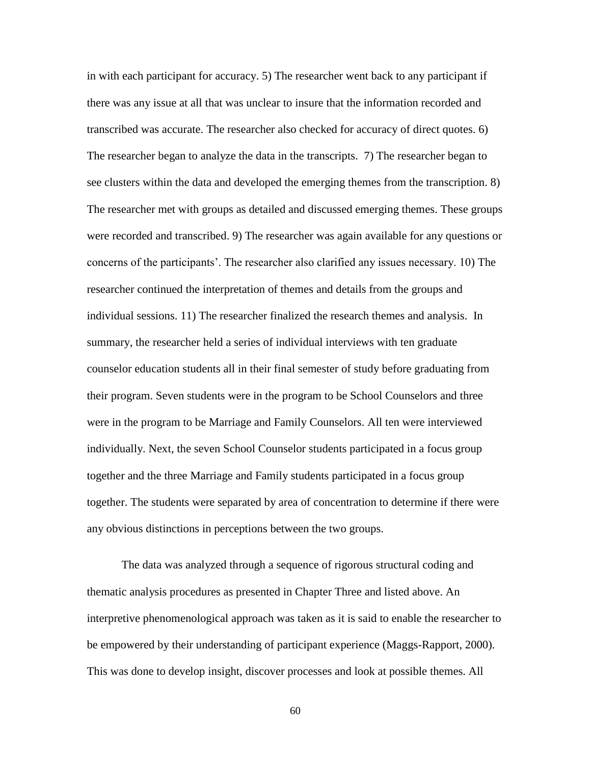in with each participant for accuracy. 5) The researcher went back to any participant if there was any issue at all that was unclear to insure that the information recorded and transcribed was accurate. The researcher also checked for accuracy of direct quotes. 6) The researcher began to analyze the data in the transcripts. 7) The researcher began to see clusters within the data and developed the emerging themes from the transcription. 8) The researcher met with groups as detailed and discussed emerging themes. These groups were recorded and transcribed. 9) The researcher was again available for any questions or concerns of the participants'. The researcher also clarified any issues necessary. 10) The researcher continued the interpretation of themes and details from the groups and individual sessions. 11) The researcher finalized the research themes and analysis. In summary, the researcher held a series of individual interviews with ten graduate counselor education students all in their final semester of study before graduating from their program. Seven students were in the program to be School Counselors and three were in the program to be Marriage and Family Counselors. All ten were interviewed individually. Next, the seven School Counselor students participated in a focus group together and the three Marriage and Family students participated in a focus group together. The students were separated by area of concentration to determine if there were any obvious distinctions in perceptions between the two groups.

The data was analyzed through a sequence of rigorous structural coding and thematic analysis procedures as presented in Chapter Three and listed above. An interpretive phenomenological approach was taken as it is said to enable the researcher to be empowered by their understanding of participant experience (Maggs-Rapport, 2000). This was done to develop insight, discover processes and look at possible themes. All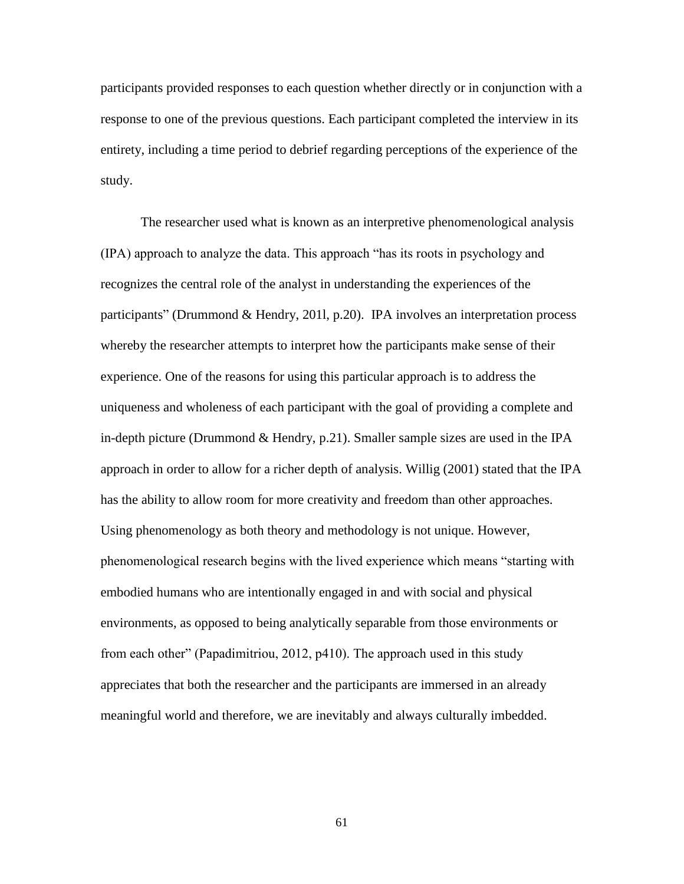participants provided responses to each question whether directly or in conjunction with a response to one of the previous questions. Each participant completed the interview in its entirety, including a time period to debrief regarding perceptions of the experience of the study.

The researcher used what is known as an interpretive phenomenological analysis (IPA) approach to analyze the data. This approach "has its roots in psychology and recognizes the central role of the analyst in understanding the experiences of the participants" (Drummond & Hendry, 201l, p.20). IPA involves an interpretation process whereby the researcher attempts to interpret how the participants make sense of their experience. One of the reasons for using this particular approach is to address the uniqueness and wholeness of each participant with the goal of providing a complete and in-depth picture (Drummond & Hendry, p.21). Smaller sample sizes are used in the IPA approach in order to allow for a richer depth of analysis. Willig (2001) stated that the IPA has the ability to allow room for more creativity and freedom than other approaches. Using phenomenology as both theory and methodology is not unique. However, phenomenological research begins with the lived experience which means "starting with embodied humans who are intentionally engaged in and with social and physical environments, as opposed to being analytically separable from those environments or from each other" (Papadimitriou, 2012, p410). The approach used in this study appreciates that both the researcher and the participants are immersed in an already meaningful world and therefore, we are inevitably and always culturally imbedded.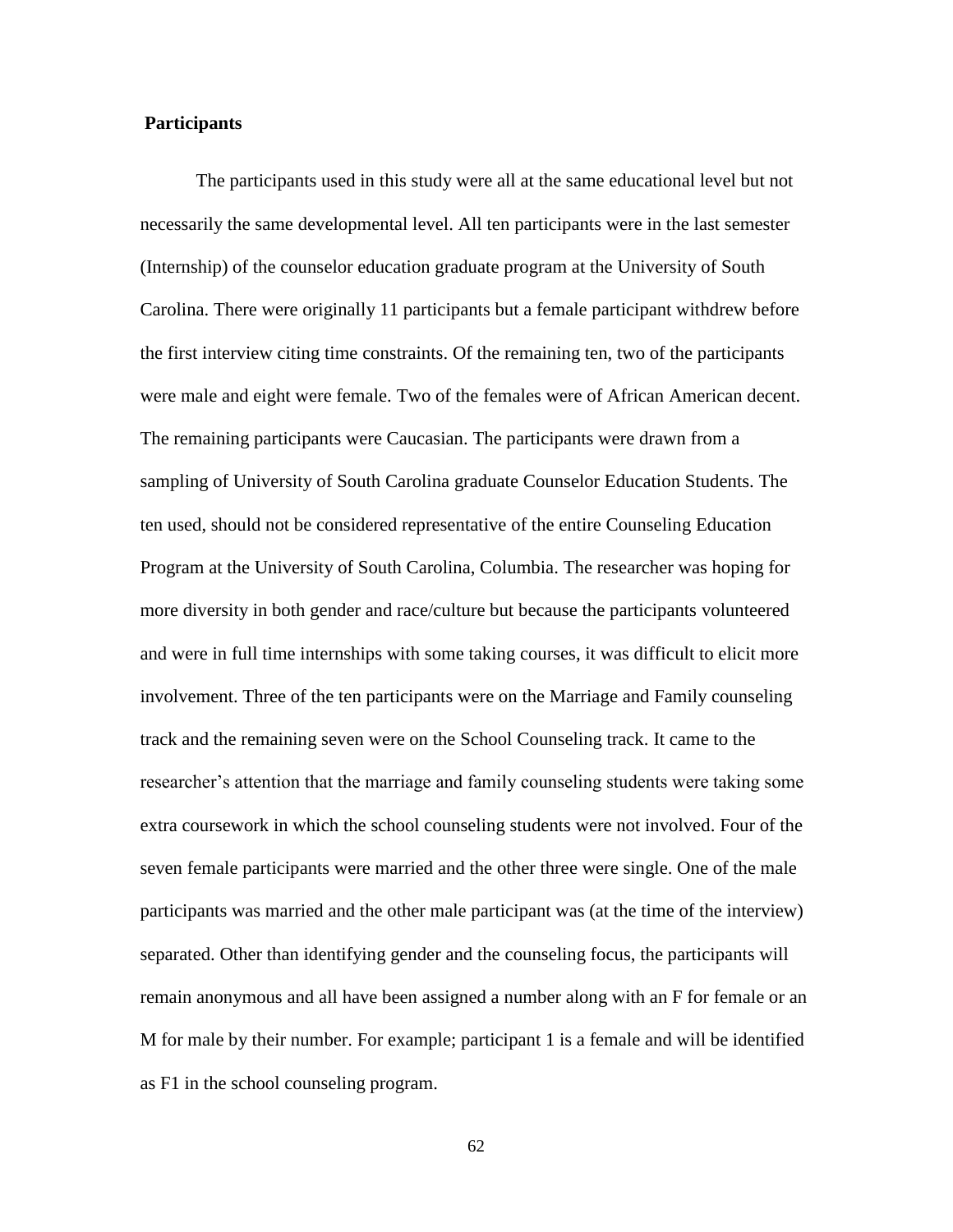**Participants**

The participants used in this study were all at the same educational level but not necessarily the same developmental level. All ten participants were in the last semester (Internship) of the counselor education graduate program at the University of South Carolina. There were originally 11 participants but a female participant withdrew before the first interview citing time constraints. Of the remaining ten, two of the participants were male and eight were female. Two of the females were of African American decent. The remaining participants were Caucasian. The participants were drawn from a sampling of University of South Carolina graduate Counselor Education Students. The ten used, should not be considered representative of the entire Counseling Education Program at the University of South Carolina, Columbia. The researcher was hoping for more diversity in both gender and race/culture but because the participants volunteered and were in full time internships with some taking courses, it was difficult to elicit more involvement. Three of the ten participants were on the Marriage and Family counseling track and the remaining seven were on the School Counseling track. It came to the researcher's attention that the marriage and family counseling students were taking some extra coursework in which the school counseling students were not involved. Four of the seven female participants were married and the other three were single. One of the male participants was married and the other male participant was (at the time of the interview) separated. Other than identifying gender and the counseling focus, the participants will remain anonymous and all have been assigned a number along with an F for female or an M for male by their number. For example; participant 1 is a female and will be identified as F1 in the school counseling program.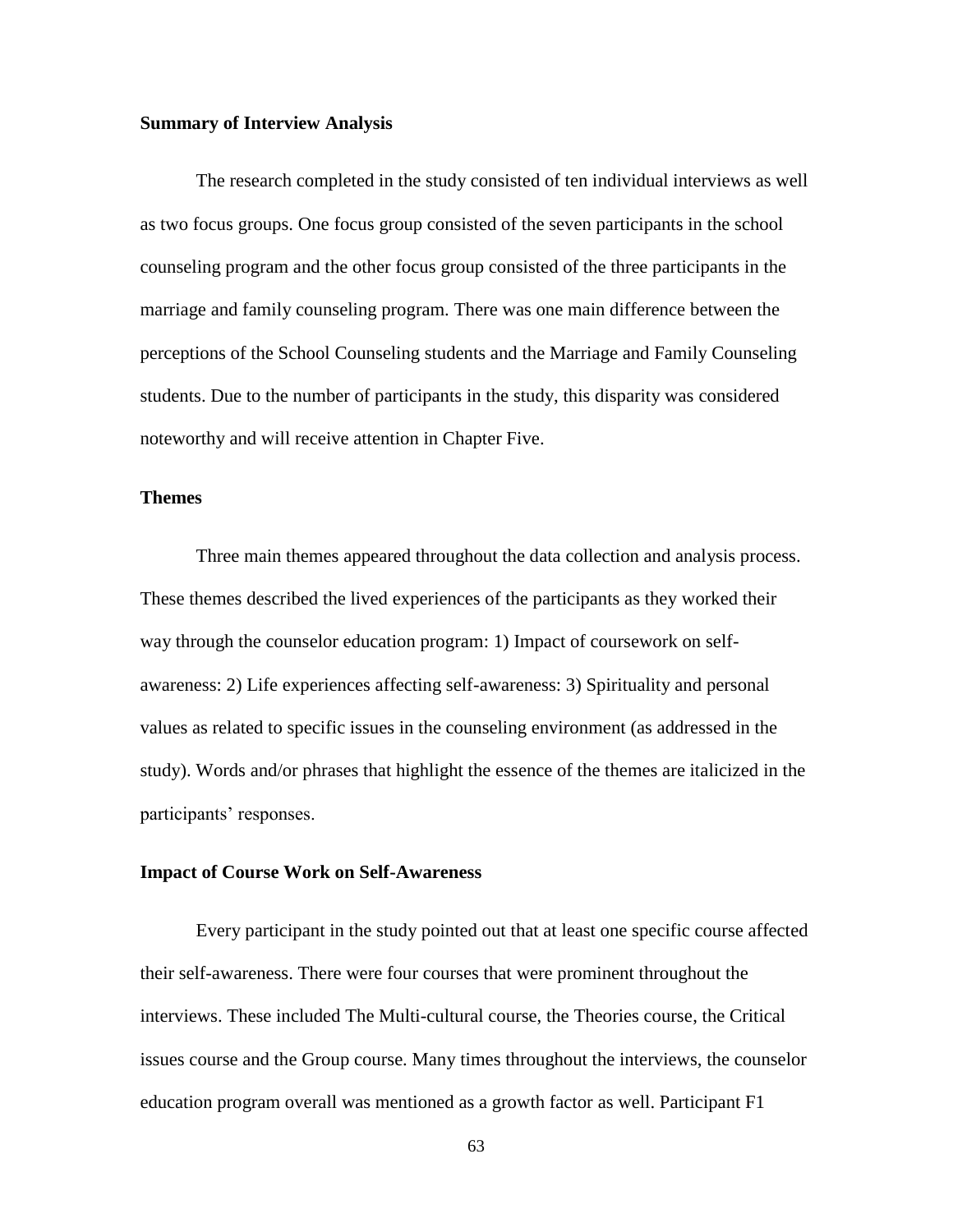**Summary of Interview Analysis**

The research completed in the study consisted of ten individual interviews as well as two focus groups. One focus group consisted of the seven participants in the school counseling program and the other focus group consisted of the three participants in the marriage and family counseling program. There was one main difference between the perceptions of the School Counseling students and the Marriage and Family Counseling students. Due to the number of participants in the study, this disparity was considered noteworthy and will receive attention in Chapter Five.

**Themes**

Three main themes appeared throughout the data collection and analysis process. These themes described the lived experiences of the participants as they worked their way through the counselor education program: 1) Impact of coursework on self-awareness: 2) Life experiences affecting self-awareness: 3) Spirituality and personal values as related to specific issues in the counseling environment (as addressed in the study). Words and/or phrases that highlight the essence of the themes are italicized in the participants' responses.

**Impact of Course Work on Self-Awareness**

Every participant in the study pointed out that at least one specific course affected their self-awareness. There were four courses that were prominent throughout the interviews. These included The Multi-cultural course, the Theories course, the Critical issues course and the Group course. Many times throughout the interviews, the counselor education program overall was mentioned as a growth factor as well. Participant F1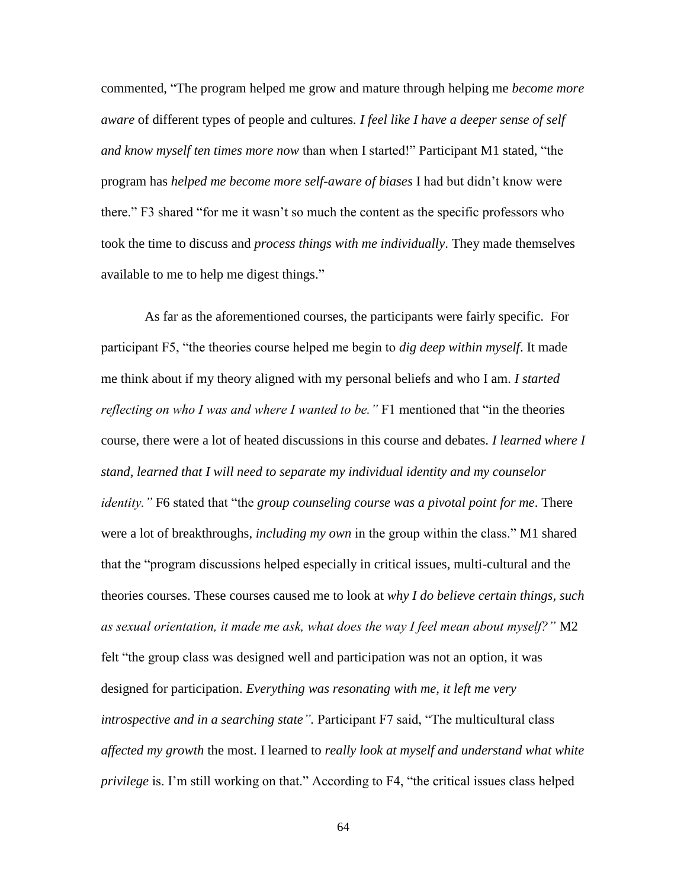commented, "The program helped me grow and mature through helping me *become more aware* of different types of people and cultures. *I feel like I have a deeper sense of self and know myself ten times more now* than when I started!" Participant M1 stated, "the program has *helped me become more self-aware of biases* I had but didn't know were there." F3 shared "for me it wasn't so much the content as the specific professors who took the time to discuss and *process things with me individually*. They made themselves available to me to help me digest things."

As far as the aforementioned courses, the participants were fairly specific. For participant F5, "the theories course helped me begin to *dig deep within myself*. It made me think about if my theory aligned with my personal beliefs and who I am. *I started reflecting on who I was and where I wanted to be."* F1 mentioned that "in the theories course, there were a lot of heated discussions in this course and debates. *I learned where I stand, learned that I will need to separate my individual identity and my counselor identity."* F6 stated that "the *group counseling course was a pivotal point for me*. There were a lot of breakthroughs, *including my own* in the group within the class." M1 shared that the "program discussions helped especially in critical issues, multi-cultural and the theories courses. These courses caused me to look at *why I do believe certain things, such as sexual orientation, it made me ask, what does the way I feel mean about myself?"* M2 felt "the group class was designed well and participation was not an option, it was designed for participation. *Everything was resonating with me, it left me very introspective and in a searching state"*. Participant F7 said, "The multicultural class *affected my growth* the most. I learned to *really look at myself and understand what white privilege* is. I'm still working on that." According to F4, "the critical issues class helped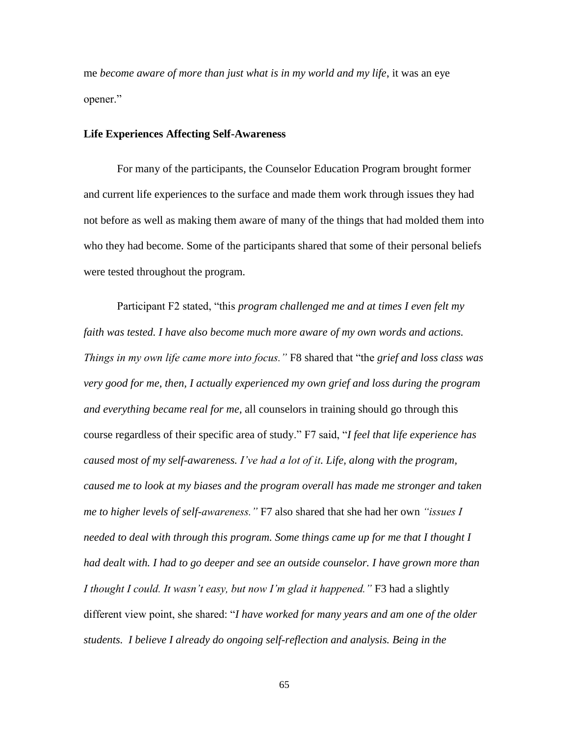me *become aware of more than just what is in my world and my life*, it was an eye opener."

**Life Experiences Affecting Self-Awareness**

For many of the participants, the Counselor Education Program brought former and current life experiences to the surface and made them work through issues they had not before as well as making them aware of many of the things that had molded them into who they had become. Some of the participants shared that some of their personal beliefs were tested throughout the program.

Participant F2 stated, "this *program challenged me and at times I even felt my faith was tested. I have also become much more aware of my own words and actions. Things in my own life came more into focus."* F8 shared that "the *grief and loss class was very good for me, then, I actually experienced my own grief and loss during the program and everything became real for me*, all counselors in training should go through this course regardless of their specific area of study." F7 said, "*I feel that life experience has caused most of my self-awareness. I've had a lot of it. Life, along with the program, caused me to look at my biases and the program overall has made me stronger and taken me to higher levels of self-awareness."* F7 also shared that she had her own *"issues I needed to deal with through this program. Some things came up for me that I thought I had dealt with. I had to go deeper and see an outside counselor. I have grown more than I thought I could. It wasn't easy, but now I'm glad it happened."* F3 had a slightly different view point, she shared: "*I have worked for many years and am one of the older students. I believe I already do ongoing self-reflection and analysis. Being in the*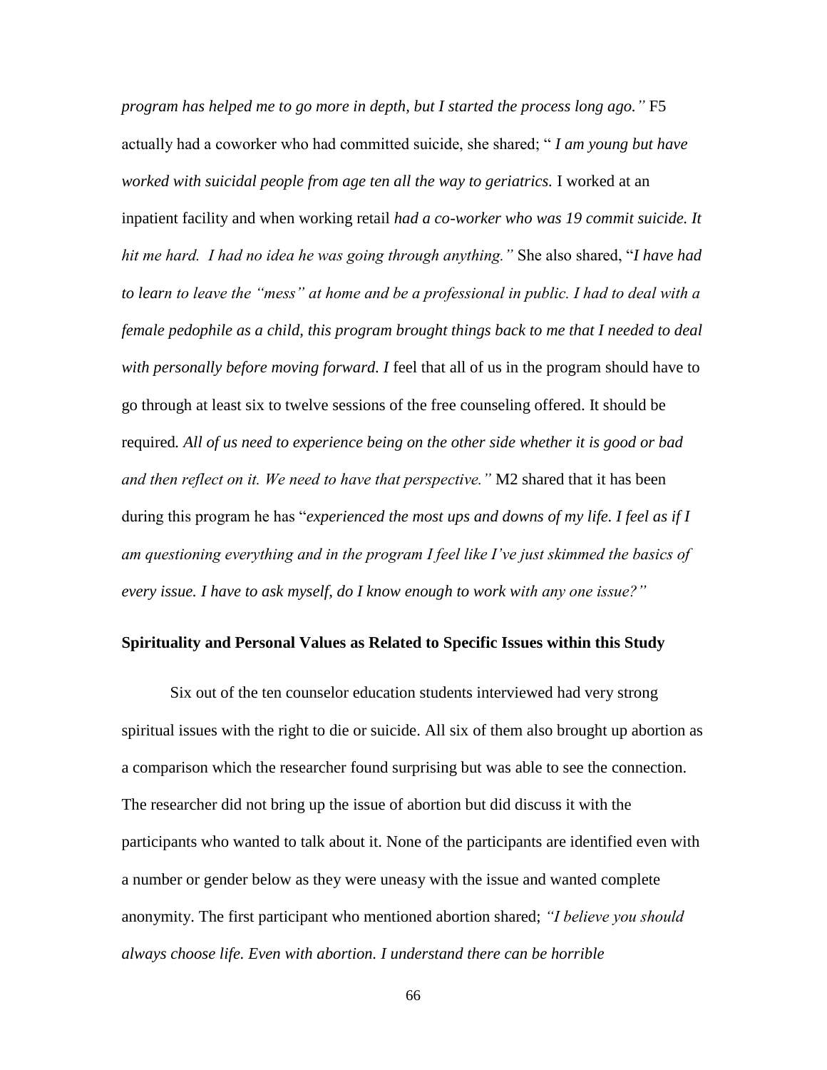*program has helped me to go more in depth, but I started the process long ago."* F5 actually had a coworker who had committed suicide, she shared; " *I am young but have worked with suicidal people from age ten all the way to geriatrics.* I worked at an inpatient facility and when working retail *had a co-worker who was 19 commit suicide. It hit me hard. I had no idea he was going through anything."* She also shared, "*I have had to learn to leave the "mess" at home and be a professional in public. I had to deal with a female pedophile as a child, this program brought things back to me that I needed to deal with personally before moving forward. I* feel that all of us in the program should have to go through at least six to twelve sessions of the free counseling offered. It should be required*. All of us need to experience being on the other side whether it is good or bad and then reflect on it. We need to have that perspective."* M2 shared that it has been during this program he has "*experienced the most ups and downs of my life. I feel as if I am questioning everything and in the program I feel like I've just skimmed the basics of every issue. I have to ask myself, do I know enough to work with any one issue?"*

**Spirituality and Personal Values as Related to Specific Issues within this Study**

Six out of the ten counselor education students interviewed had very strong spiritual issues with the right to die or suicide. All six of them also brought up abortion as a comparison which the researcher found surprising but was able to see the connection. The researcher did not bring up the issue of abortion but did discuss it with the participants who wanted to talk about it. None of the participants are identified even with a number or gender below as they were uneasy with the issue and wanted complete anonymity. The first participant who mentioned abortion shared; *"I believe you should always choose life. Even with abortion. I understand there can be horrible*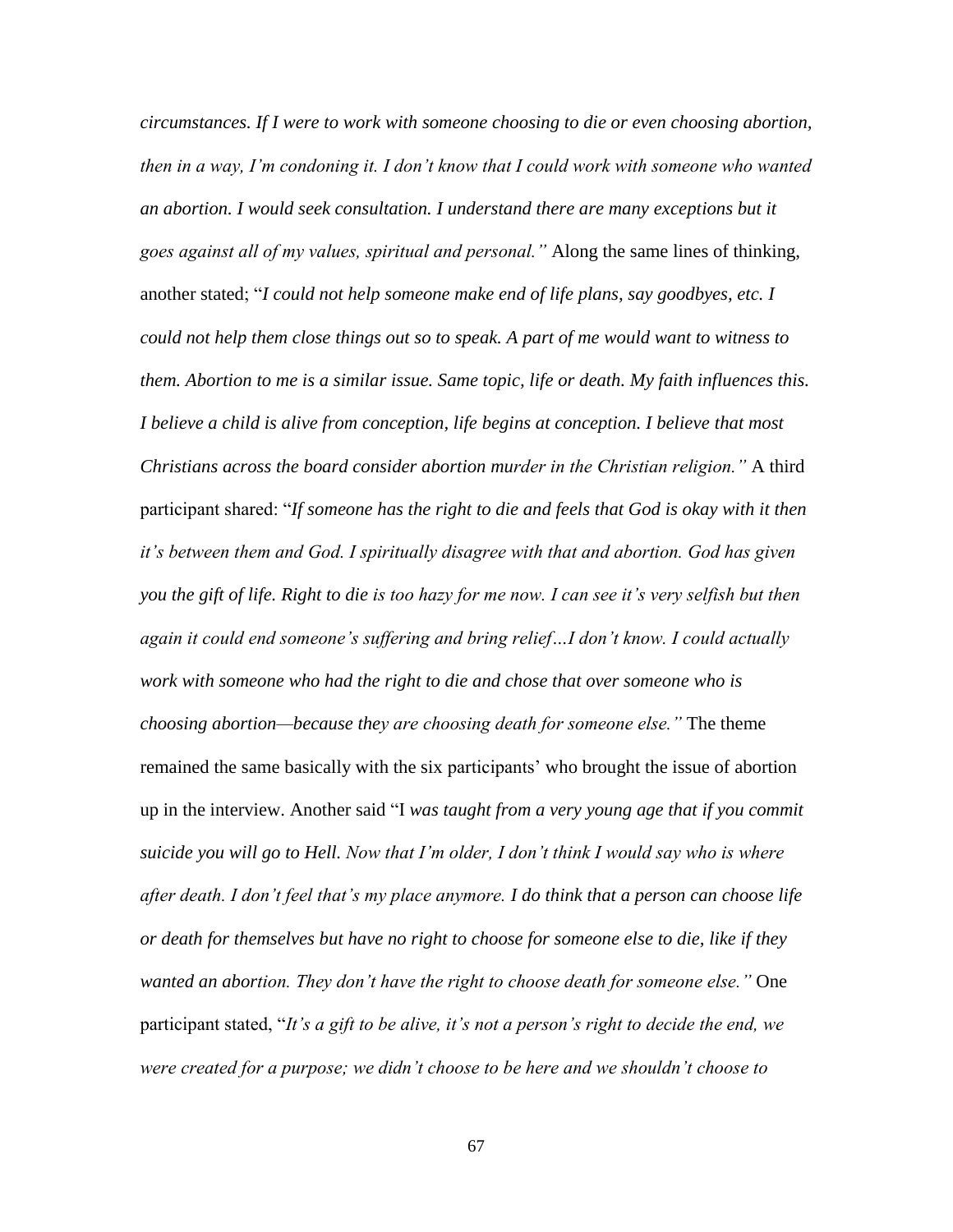*circumstances. If I were to work with someone choosing to die or even choosing abortion, then in a way, I'm condoning it. I don't know that I could work with someone who wanted an abortion. I would seek consultation. I understand there are many exceptions but it goes against all of my values, spiritual and personal."* Along the same lines of thinking, another stated; "*I could not help someone make end of life plans, say goodbyes, etc. I could not help them close things out so to speak. A part of me would want to witness to them. Abortion to me is a similar issue. Same topic, life or death. My faith influences this. I believe a child is alive from conception, life begins at conception. I believe that most Christians across the board consider abortion murder in the Christian religion."* A third participant shared: "*If someone has the right to die and feels that God is okay with it then it's between them and God. I spiritually disagree with that and abortion. God has given you the gift of life. Right to die is too hazy for me now. I can see it's very selfish but then again it could end someone's suffering and bring relief…I don't know. I could actually work with someone who had the right to die and chose that over someone who is choosing abortion—because they are choosing death for someone else."* The theme remained the same basically with the six participants' who brought the issue of abortion up in the interview. Another said "I *was taught from a very young age that if you commit suicide you will go to Hell. Now that I'm older, I don't think I would say who is where after death. I don't feel that's my place anymore. I do think that a person can choose life or death for themselves but have no right to choose for someone else to die, like if they wanted an abortion. They don't have the right to choose death for someone else."* One participant stated, "*It's a gift to be alive, it's not a person's right to decide the end, we were created for a purpose; we didn't choose to be here and we shouldn't choose to*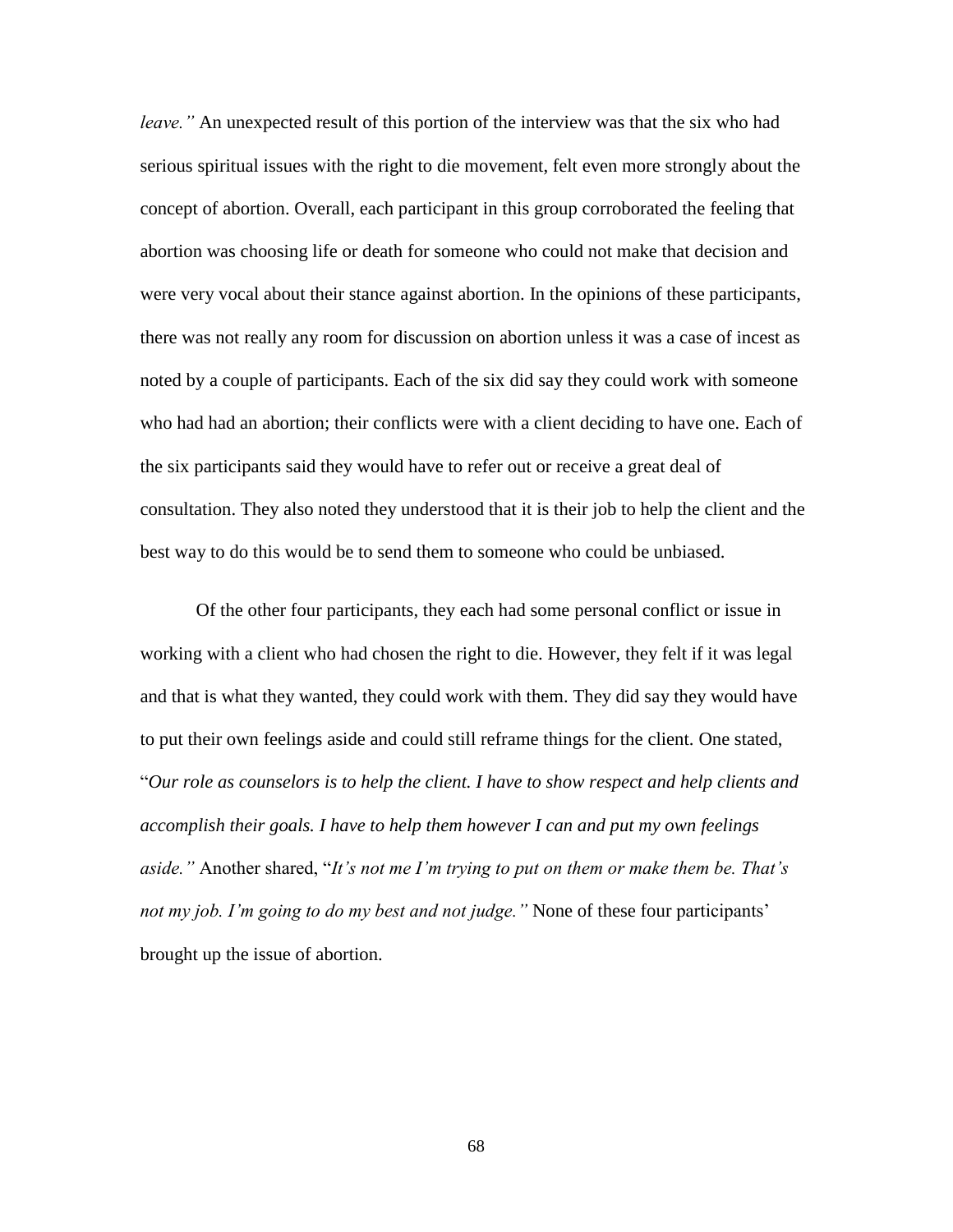*leave."* An unexpected result of this portion of the interview was that the six who had serious spiritual issues with the right to die movement, felt even more strongly about the concept of abortion. Overall, each participant in this group corroborated the feeling that abortion was choosing life or death for someone who could not make that decision and were very vocal about their stance against abortion. In the opinions of these participants, there was not really any room for discussion on abortion unless it was a case of incest as noted by a couple of participants. Each of the six did say they could work with someone who had had an abortion; their conflicts were with a client deciding to have one. Each of the six participants said they would have to refer out or receive a great deal of consultation. They also noted they understood that it is their job to help the client and the best way to do this would be to send them to someone who could be unbiased.

Of the other four participants, they each had some personal conflict or issue in working with a client who had chosen the right to die. However, they felt if it was legal and that is what they wanted, they could work with them. They did say they would have to put their own feelings aside and could still reframe things for the client. One stated, "*Our role as counselors is to help the client. I have to show respect and help clients and accomplish their goals. I have to help them however I can and put my own feelings aside."* Another shared, "*It's not me I'm trying to put on them or make them be. That's not my job. I'm going to do my best and not judge."* None of these four participants' brought up the issue of abortion.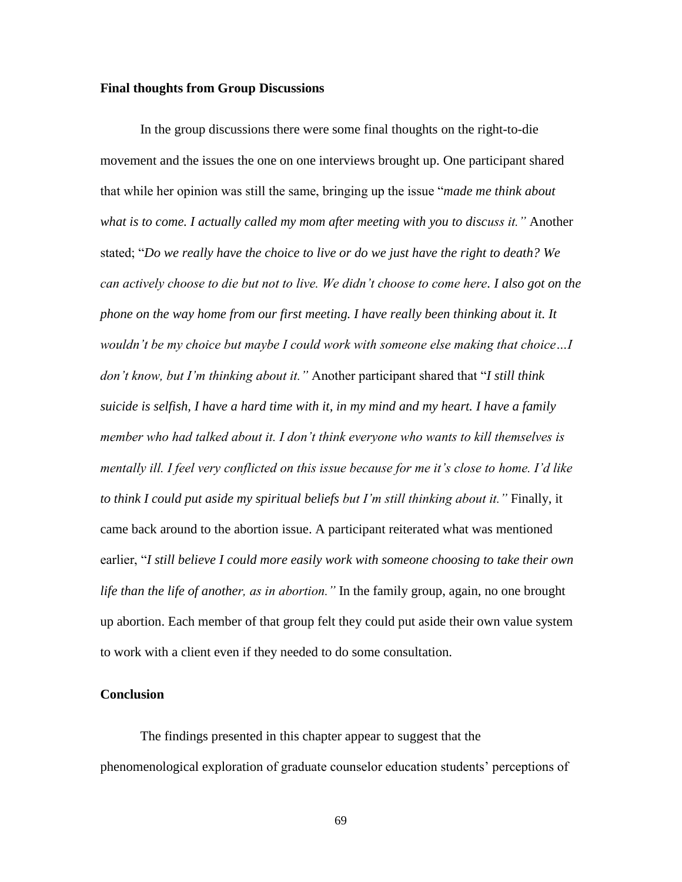### Final thoughts from Group Discussions

In the group discussions there were some final thoughts on the right-to-die movement and the issues the one on one interviews brought up. One participant shared that while her opinion was still the same, bringing up the issue "*made me think about what is to come. I actually called my mom after meeting with you to discuss it.*" Another stated; "*Do we really have the choice to live or do we just have the right to death? We can actively choose to die but not to live. We didn't choose to come here. I also got on the phone on the way home from our first meeting. I have really been thinking about it. It wouldn't be my choice but maybe I could work with someone else making that choice…I don't know, but I'm thinking about it.*" Another participant shared that "*I still think suicide is selfish, I have a hard time with it, in my mind and my heart. I have a family member who had talked about it. I don't think everyone who wants to kill themselves is mentally ill. I feel very conflicted on this issue because for me it's close to home. I'd like to think I could put aside my spiritual beliefs but I'm still thinking about it.*" Finally, it came back around to the abortion issue. A participant reiterated what was mentioned earlier, "*I still believe I could more easily work with someone choosing to take their own life than the life of another, as in abortion.*" In the family group, again, no one brought up abortion. Each member of that group felt they could put aside their own value system to work with a client even if they needed to do some consultation.

### Conclusion

The findings presented in this chapter appear to suggest that the phenomenological exploration of graduate counselor education students' perceptions of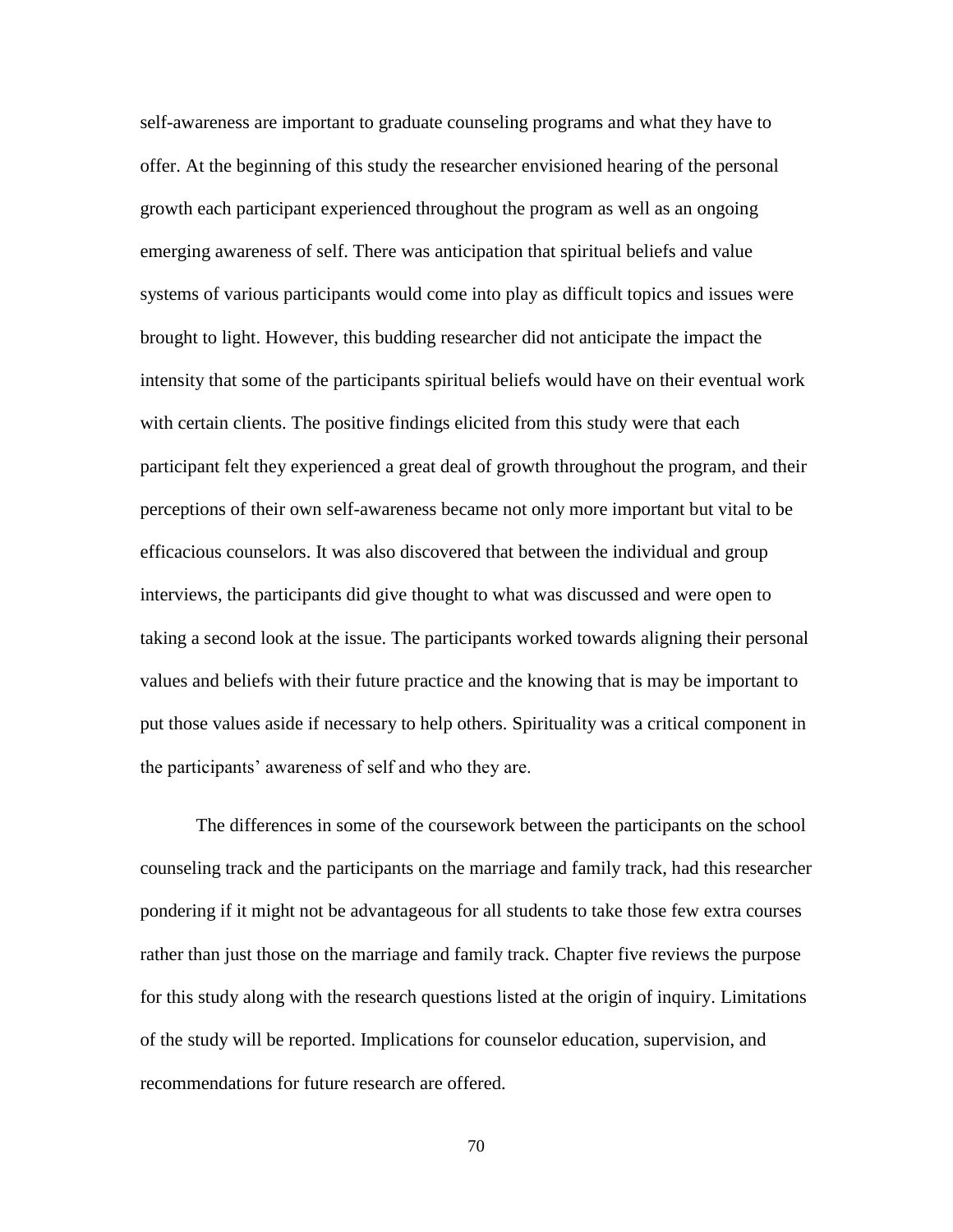self-awareness are important to graduate counseling programs and what they have to offer. At the beginning of this study the researcher envisioned hearing of the personal growth each participant experienced throughout the program as well as an ongoing emerging awareness of self. There was anticipation that spiritual beliefs and value systems of various participants would come into play as difficult topics and issues were brought to light. However, this budding researcher did not anticipate the impact the intensity that some of the participants spiritual beliefs would have on their eventual work with certain clients. The positive findings elicited from this study were that each participant felt they experienced a great deal of growth throughout the program, and their perceptions of their own self-awareness became not only more important but vital to be efficacious counselors. It was also discovered that between the individual and group interviews, the participants did give thought to what was discussed and were open to taking a second look at the issue. The participants worked towards aligning their personal values and beliefs with their future practice and the knowing that is may be important to put those values aside if necessary to help others. Spirituality was a critical component in the participants' awareness of self and who they are.

The differences in some of the coursework between the participants on the school counseling track and the participants on the marriage and family track, had this researcher pondering if it might not be advantageous for all students to take those few extra courses rather than just those on the marriage and family track. Chapter five reviews the purpose for this study along with the research questions listed at the origin of inquiry. Limitations of the study will be reported. Implications for counselor education, supervision, and recommendations for future research are offered.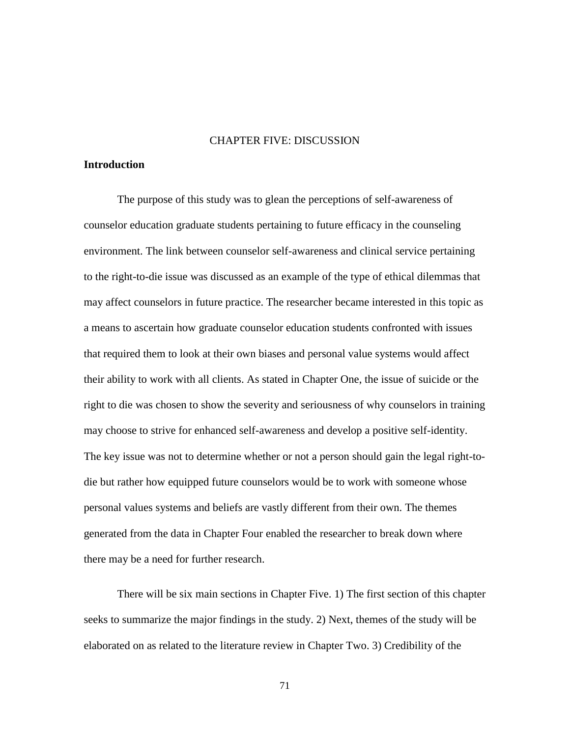# CHAPTER FIVE: DISCUSSION

## Introduction

The purpose of this study was to glean the perceptions of self-awareness of counselor education graduate students pertaining to future efficacy in the counseling environment. The link between counselor self-awareness and clinical service pertaining to the right-to-die issue was discussed as an example of the type of ethical dilemmas that may affect counselors in future practice. The researcher became interested in this topic as a means to ascertain how graduate counselor education students confronted with issues that required them to look at their own biases and personal value systems would affect their ability to work with all clients. As stated in Chapter One, the issue of suicide or the right to die was chosen to show the severity and seriousness of why counselors in training may choose to strive for enhanced self-awareness and develop a positive self-identity. The key issue was not to determine whether or not a person should gain the legal right-to-die but rather how equipped future counselors would be to work with someone whose personal values systems and beliefs are vastly different from their own. The themes generated from the data in Chapter Four enabled the researcher to break down where there may be a need for further research.

There will be six main sections in Chapter Five. 1) The first section of this chapter seeks to summarize the major findings in the study. 2) Next, themes of the study will be elaborated on as related to the literature review in Chapter Two. 3) Credibility of the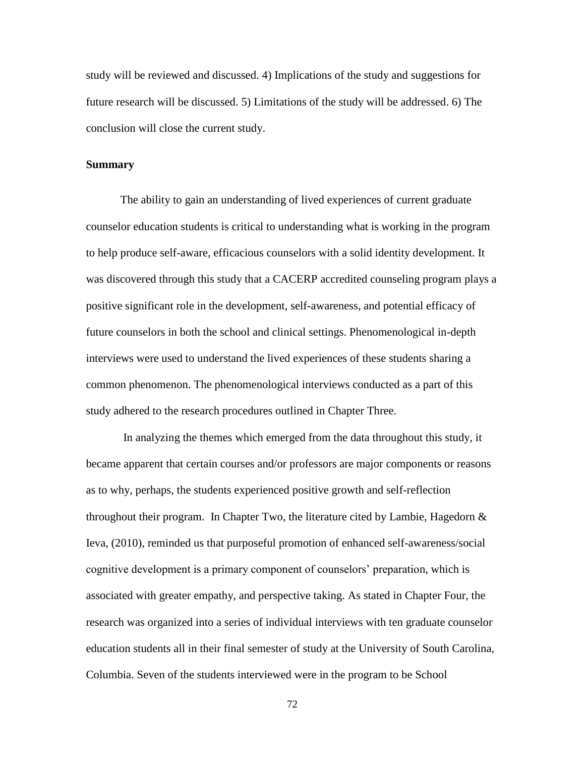study will be reviewed and discussed. 4) Implications of the study and suggestions for future research will be discussed. 5) Limitations of the study will be addressed. 6) The conclusion will close the current study.

## Summary

The ability to gain an understanding of lived experiences of current graduate counselor education students is critical to understanding what is working in the program to help produce self-aware, efficacious counselors with a solid identity development. It was discovered through this study that a CACERP accredited counseling program plays a positive significant role in the development, self-awareness, and potential efficacy of future counselors in both the school and clinical settings. Phenomenological in-depth interviews were used to understand the lived experiences of these students sharing a common phenomenon. The phenomenological interviews conducted as a part of this study adhered to the research procedures outlined in Chapter Three.

In analyzing the themes which emerged from the data throughout this study, it became apparent that certain courses and/or professors are major components or reasons as to why, perhaps, the students experienced positive growth and self-reflection throughout their program. In Chapter Two, the literature cited by Lambie, Hagedorn & Ieva, (2010), reminded us that purposeful promotion of enhanced self-awareness/social cognitive development is a primary component of counselors' preparation, which is associated with greater empathy, and perspective taking. As stated in Chapter Four, the research was organized into a series of individual interviews with ten graduate counselor education students all in their final semester of study at the University of South Carolina, Columbia. Seven of the students interviewed were in the program to be School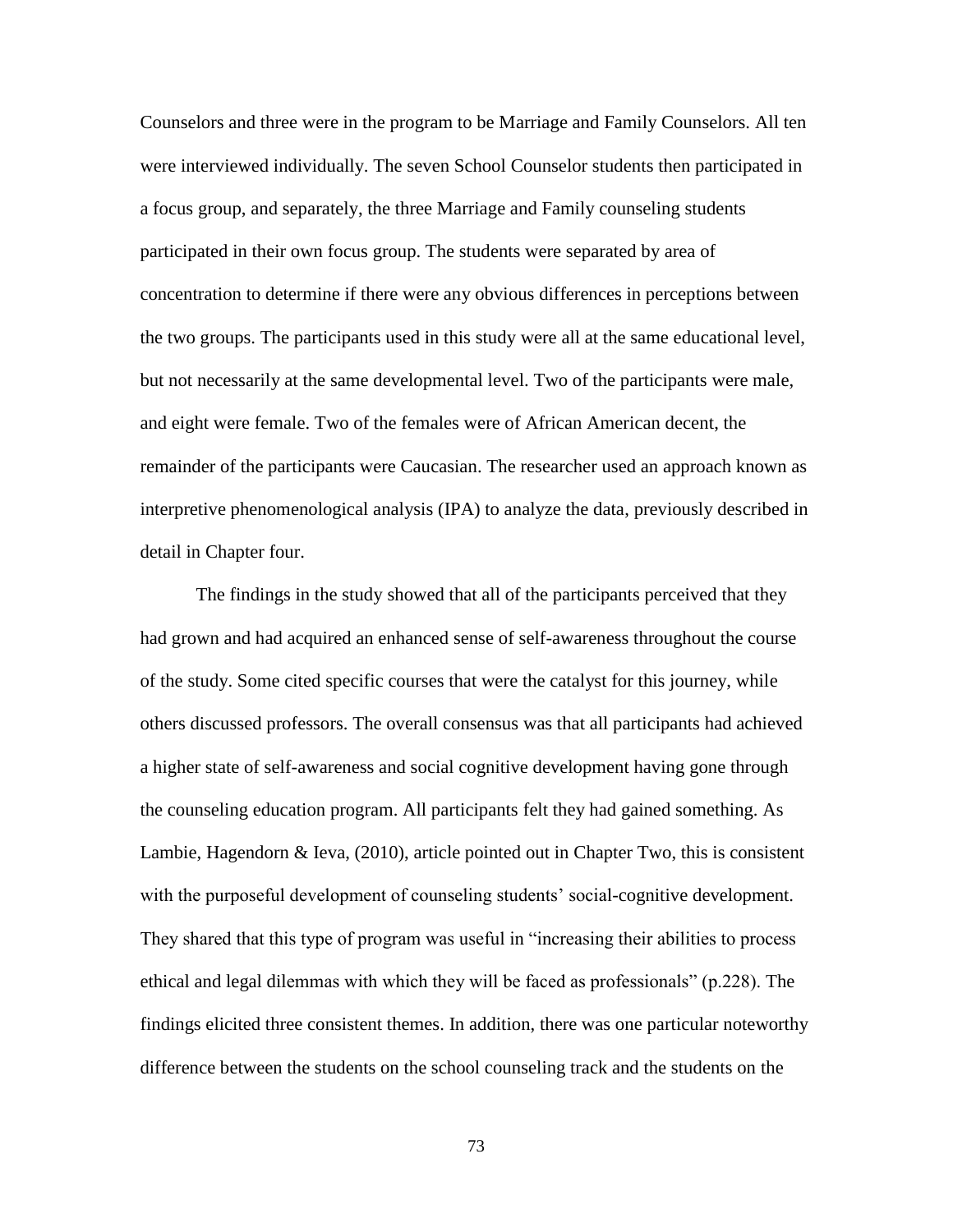Counselors and three were in the program to be Marriage and Family Counselors. All ten were interviewed individually. The seven School Counselor students then participated in a focus group, and separately, the three Marriage and Family counseling students participated in their own focus group. The students were separated by area of concentration to determine if there were any obvious differences in perceptions between the two groups. The participants used in this study were all at the same educational level, but not necessarily at the same developmental level. Two of the participants were male, and eight were female. Two of the females were of African American decent, the remainder of the participants were Caucasian. The researcher used an approach known as interpretive phenomenological analysis (IPA) to analyze the data, previously described in detail in Chapter four.

The findings in the study showed that all of the participants perceived that they had grown and had acquired an enhanced sense of self-awareness throughout the course of the study. Some cited specific courses that were the catalyst for this journey, while others discussed professors. The overall consensus was that all participants had achieved a higher state of self-awareness and social cognitive development having gone through the counseling education program. All participants felt they had gained something. As Lambie, Hagendorn & Ieva, (2010), article pointed out in Chapter Two, this is consistent with the purposeful development of counseling students' social-cognitive development. They shared that this type of program was useful in "increasing their abilities to process ethical and legal dilemmas with which they will be faced as professionals" (p.228). The findings elicited three consistent themes. In addition, there was one particular noteworthy difference between the students on the school counseling track and the students on the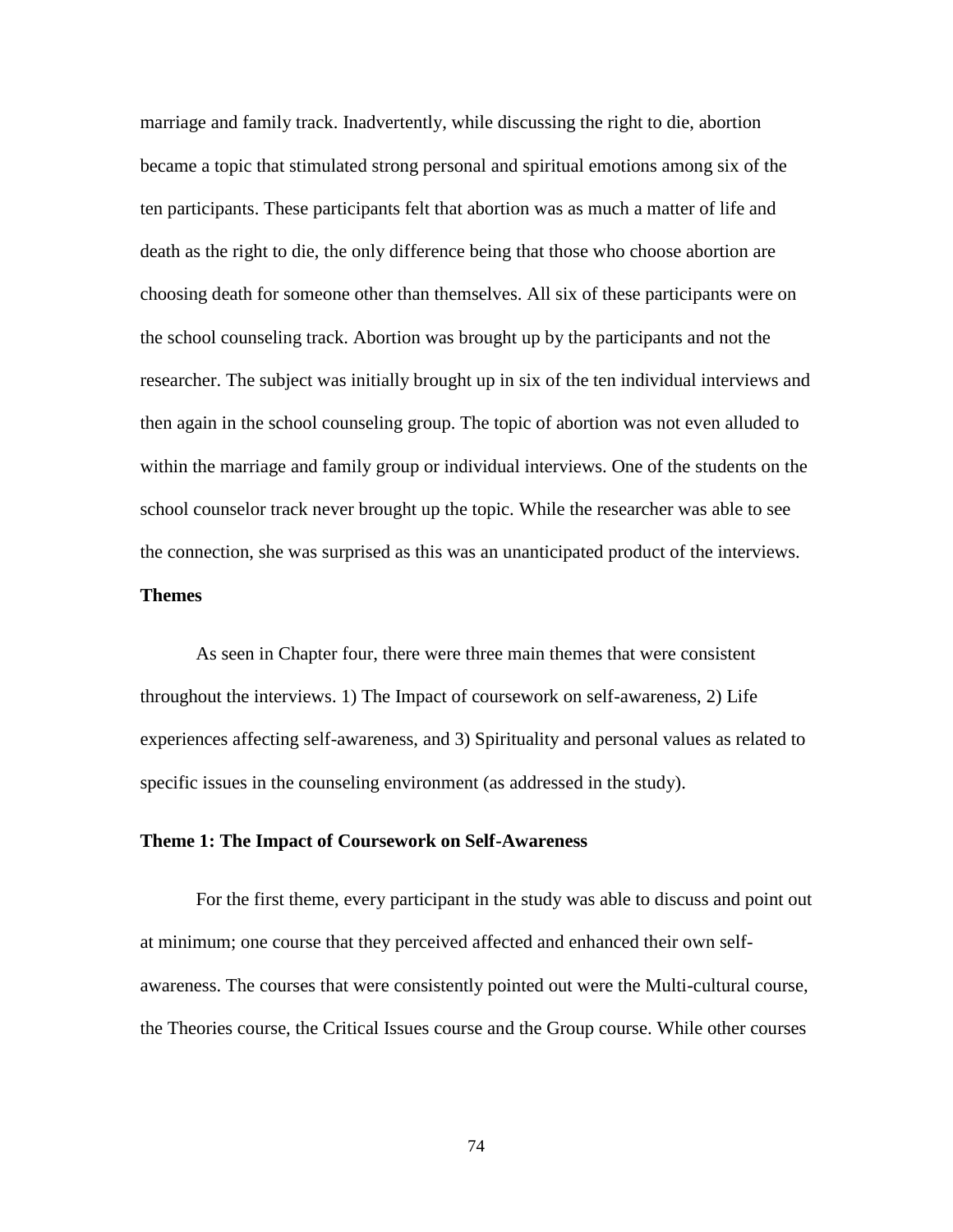marriage and family track. Inadvertently, while discussing the right to die, abortion became a topic that stimulated strong personal and spiritual emotions among six of the ten participants. These participants felt that abortion was as much a matter of life and death as the right to die, the only difference being that those who choose abortion are choosing death for someone other than themselves. All six of these participants were on the school counseling track. Abortion was brought up by the participants and not the researcher. The subject was initially brought up in six of the ten individual interviews and then again in the school counseling group. The topic of abortion was not even alluded to within the marriage and family group or individual interviews. One of the students on the school counselor track never brought up the topic. While the researcher was able to see the connection, she was surprised as this was an unanticipated product of the interviews.

### Themes

As seen in Chapter four, there were three main themes that were consistent throughout the interviews. 1) The Impact of coursework on self-awareness, 2) Life experiences affecting self-awareness, and 3) Spirituality and personal values as related to specific issues in the counseling environment (as addressed in the study).

### Theme 1: The Impact of Coursework on Self-Awareness

For the first theme, every participant in the study was able to discuss and point out at minimum; one course that they perceived affected and enhanced their own self-awareness. The courses that were consistently pointed out were the Multi-cultural course, the Theories course, the Critical Issues course and the Group course. While other courses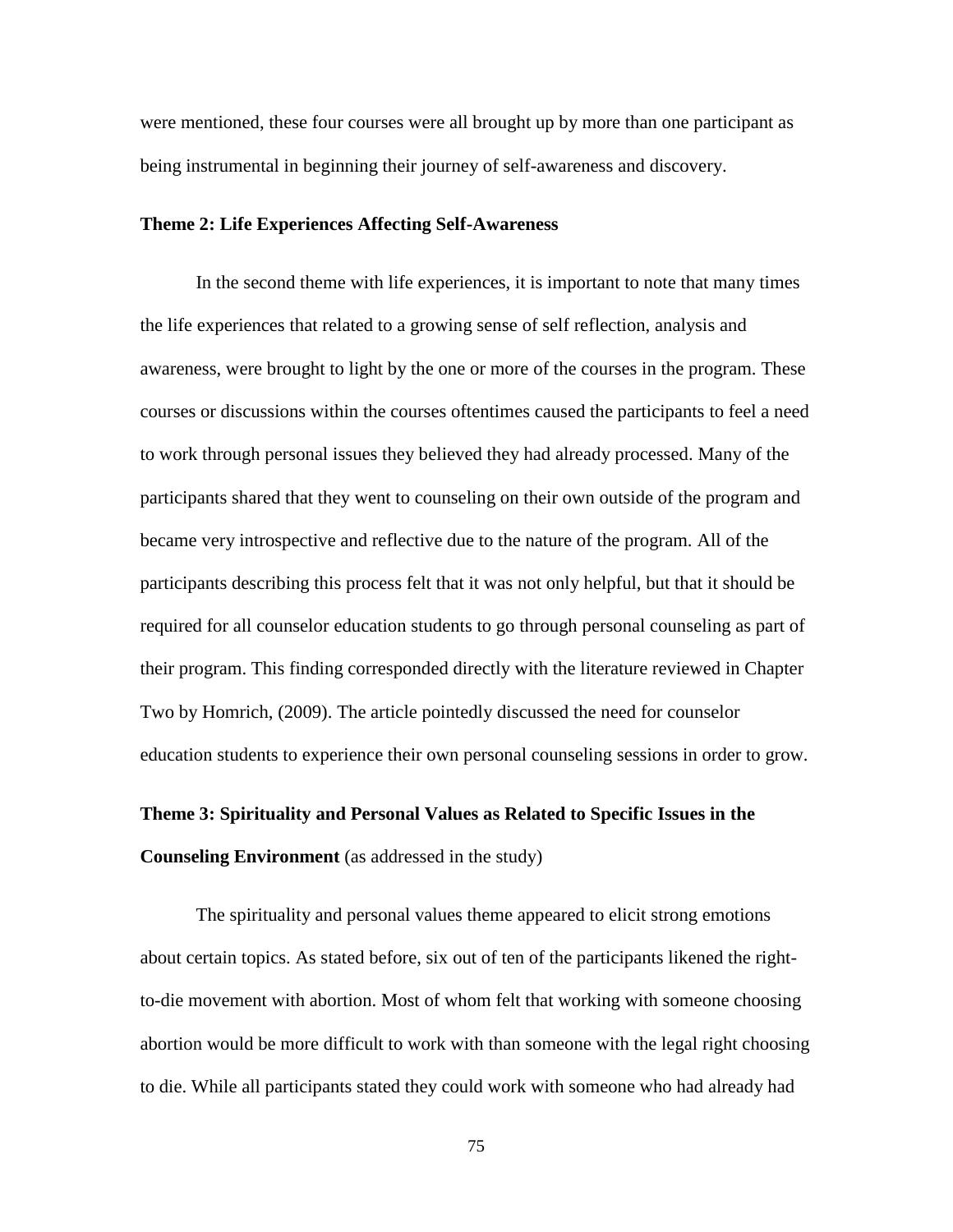were mentioned, these four courses were all brought up by more than one participant as being instrumental in beginning their journey of self-awareness and discovery.

### Theme 2: Life Experiences Affecting Self-Awareness

In the second theme with life experiences, it is important to note that many times the life experiences that related to a growing sense of self reflection, analysis and awareness, were brought to light by the one or more of the courses in the program. These courses or discussions within the courses oftentimes caused the participants to feel a need to work through personal issues they believed they had already processed. Many of the participants shared that they went to counseling on their own outside of the program and became very introspective and reflective due to the nature of the program. All of the participants describing this process felt that it was not only helpful, but that it should be required for all counselor education students to go through personal counseling as part of their program. This finding corresponded directly with the literature reviewed in Chapter Two by Homrich, (2009). The article pointedly discussed the need for counselor education students to experience their own personal counseling sessions in order to grow.

### Theme 3: Spirituality and Personal Values as Related to Specific Issues in the Counseling Environment (as addressed in the study)

The spirituality and personal values theme appeared to elicit strong emotions about certain topics. As stated before, six out of ten of the participants likened the right-to-die movement with abortion. Most of whom felt that working with someone choosing abortion would be more difficult to work with than someone with the legal right choosing to die. While all participants stated they could work with someone who had already had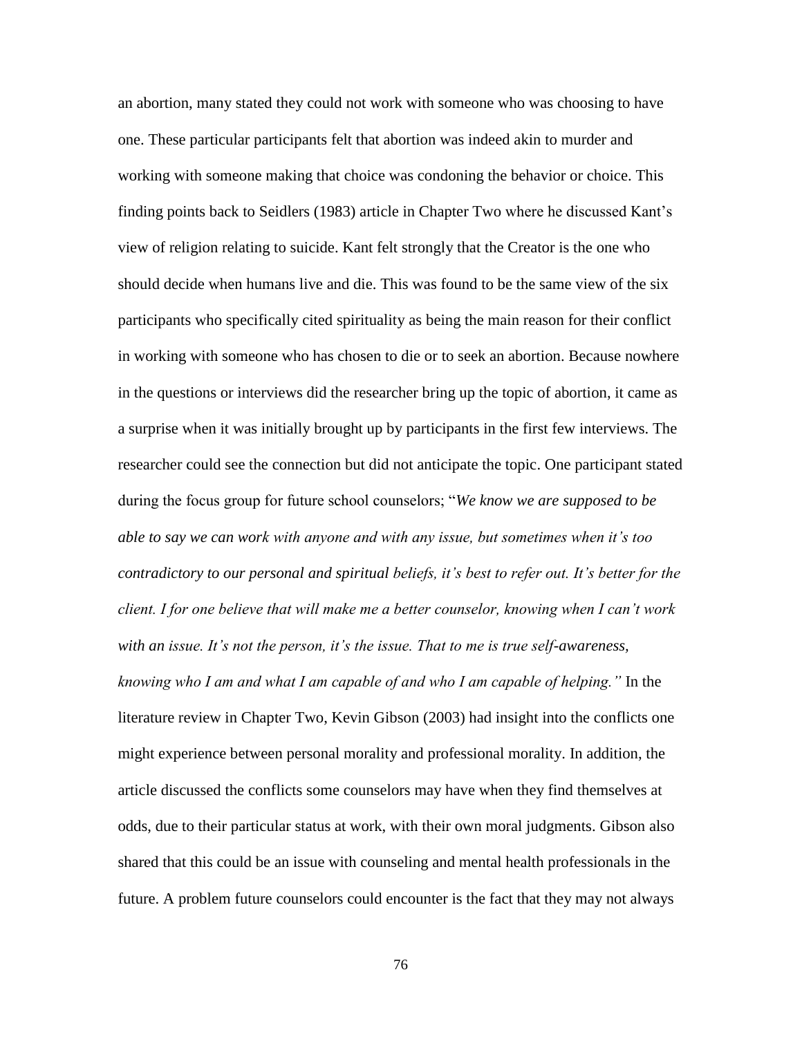an abortion, many stated they could not work with someone who was choosing to have one. These particular participants felt that abortion was indeed akin to murder and working with someone making that choice was condoning the behavior or choice. This finding points back to Seidlers (1983) article in Chapter Two where he discussed Kant's view of religion relating to suicide. Kant felt strongly that the Creator is the one who should decide when humans live and die. This was found to be the same view of the six participants who specifically cited spirituality as being the main reason for their conflict in working with someone who has chosen to die or to seek an abortion. Because nowhere in the questions or interviews did the researcher bring up the topic of abortion, it came as a surprise when it was initially brought up by participants in the first few interviews. The researcher could see the connection but did not anticipate the topic. One participant stated during the focus group for future school counselors; "*We know we are supposed to be able to say we can work with anyone and with any issue, but sometimes when it's too contradictory to our personal and spiritual beliefs, it's best to refer out. It's better for the client. I for one believe that will make me a better counselor, knowing when I can't work with an issue. It's not the person, it's the issue. That to me is true self-awareness, knowing who I am and what I am capable of and who I am capable of helping."* In the literature review in Chapter Two, Kevin Gibson (2003) had insight into the conflicts one might experience between personal morality and professional morality. In addition, the article discussed the conflicts some counselors may have when they find themselves at odds, due to their particular status at work, with their own moral judgments. Gibson also shared that this could be an issue with counseling and mental health professionals in the future. A problem future counselors could encounter is the fact that they may not always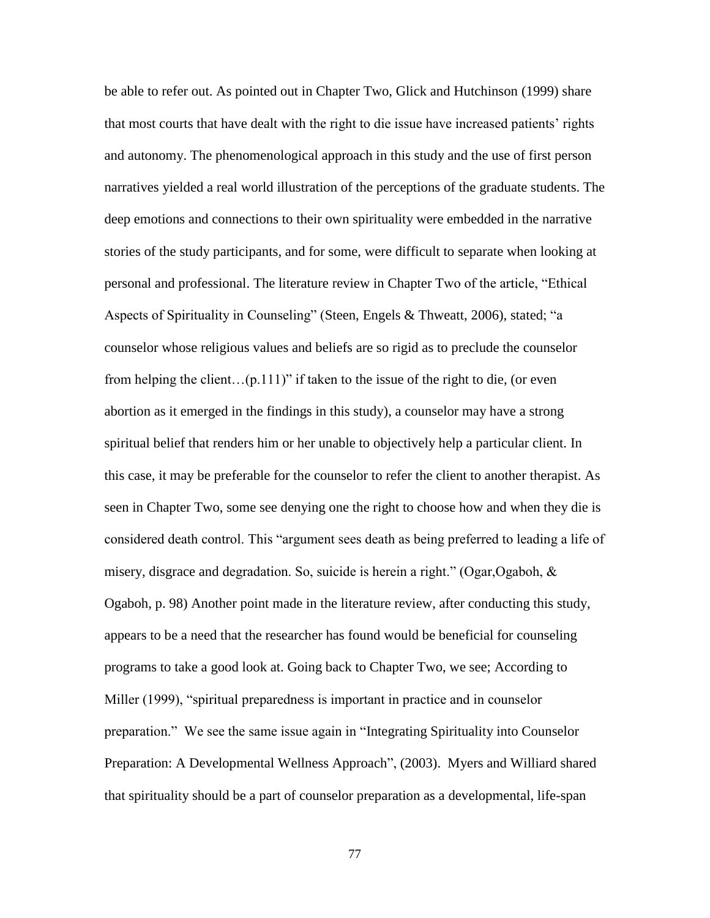be able to refer out. As pointed out in Chapter Two, Glick and Hutchinson (1999) share that most courts that have dealt with the right to die issue have increased patients' rights and autonomy. The phenomenological approach in this study and the use of first person narratives yielded a real world illustration of the perceptions of the graduate students. The deep emotions and connections to their own spirituality were embedded in the narrative stories of the study participants, and for some, were difficult to separate when looking at personal and professional. The literature review in Chapter Two of the article, "Ethical Aspects of Spirituality in Counseling" (Steen, Engels & Thweatt, 2006), stated; "a counselor whose religious values and beliefs are so rigid as to preclude the counselor from helping the client…(p.111)" if taken to the issue of the right to die, (or even abortion as it emerged in the findings in this study), a counselor may have a strong spiritual belief that renders him or her unable to objectively help a particular client. In this case, it may be preferable for the counselor to refer the client to another therapist. As seen in Chapter Two, some see denying one the right to choose how and when they die is considered death control. This "argument sees death as being preferred to leading a life of misery, disgrace and degradation. So, suicide is herein a right." (Ogar,Ogaboh, & Ogaboh, p. 98) Another point made in the literature review, after conducting this study, appears to be a need that the researcher has found would be beneficial for counseling programs to take a good look at. Going back to Chapter Two, we see; According to Miller (1999), "spiritual preparedness is important in practice and in counselor preparation." We see the same issue again in "Integrating Spirituality into Counselor Preparation: A Developmental Wellness Approach", (2003). Myers and Williard shared that spirituality should be a part of counselor preparation as a developmental, life-span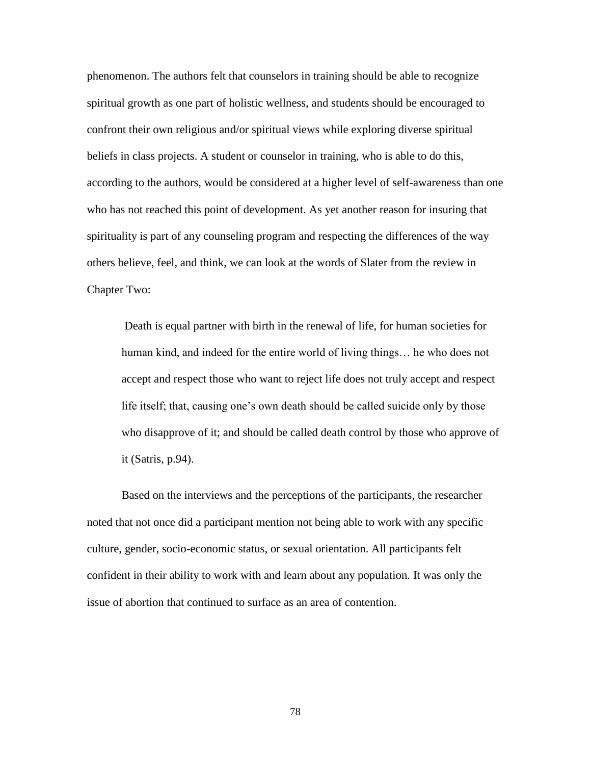phenomenon. The authors felt that counselors in training should be able to recognize spiritual growth as one part of holistic wellness, and students should be encouraged to confront their own religious and/or spiritual views while exploring diverse spiritual beliefs in class projects. A student or counselor in training, who is able to do this, according to the authors, would be considered at a higher level of self-awareness than one who has not reached this point of development. As yet another reason for insuring that spirituality is part of any counseling program and respecting the differences of the way others believe, feel, and think, we can look at the words of Slater from the review in Chapter Two:

> Death is equal partner with birth in the renewal of life, for human societies for human kind, and indeed for the entire world of living things… he who does not accept and respect those who want to reject life does not truly accept and respect life itself; that, causing one's own death should be called suicide only by those who disapprove of it; and should be called death control by those who approve of it (Satris, p.94).

Based on the interviews and the perceptions of the participants, the researcher noted that not once did a participant mention not being able to work with any specific culture, gender, socio-economic status, or sexual orientation. All participants felt confident in their ability to work with and learn about any population. It was only the issue of abortion that continued to surface as an area of contention.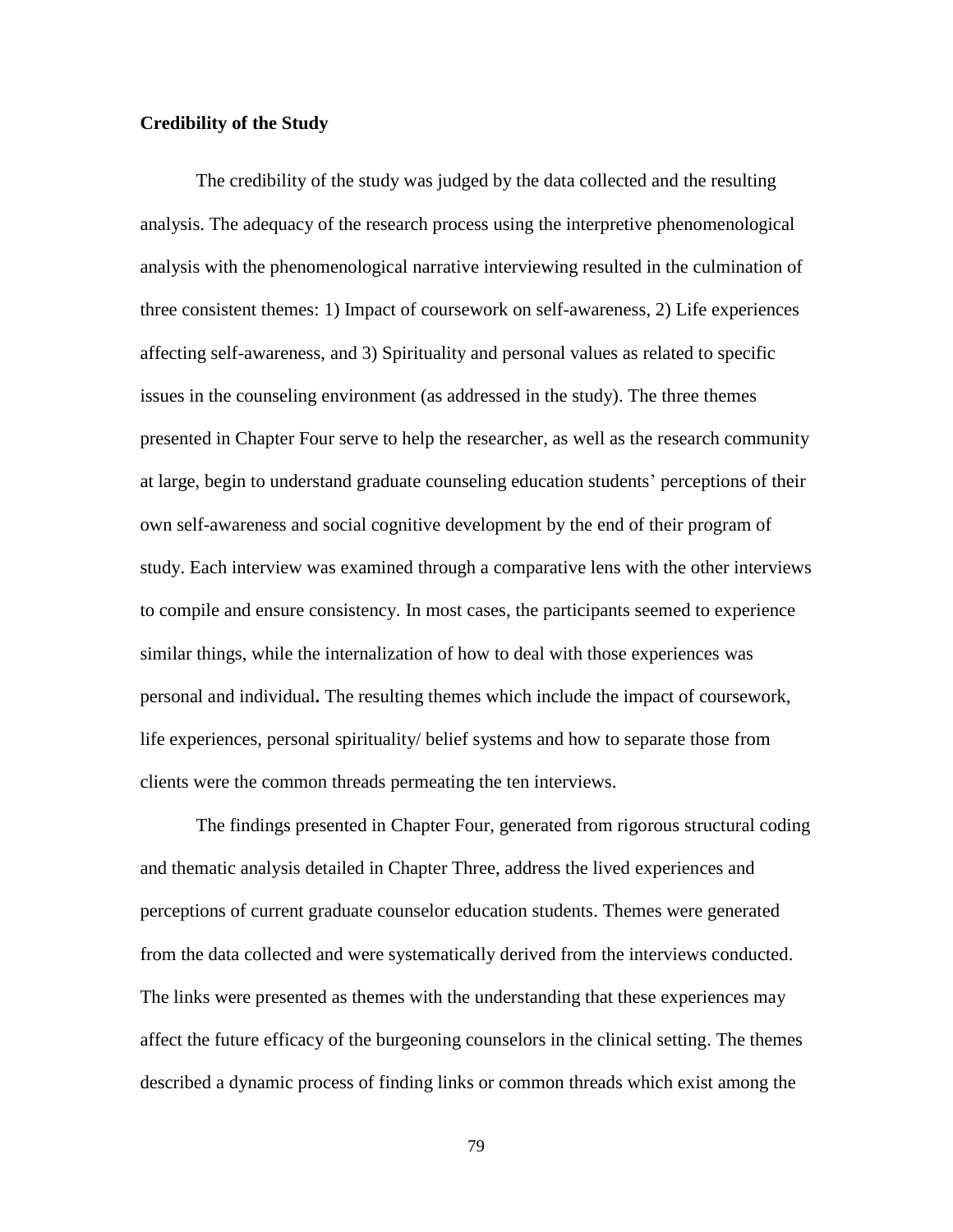**Credibility of the Study**

The credibility of the study was judged by the data collected and the resulting analysis. The adequacy of the research process using the interpretive phenomenological analysis with the phenomenological narrative interviewing resulted in the culmination of three consistent themes: 1) Impact of coursework on self-awareness, 2) Life experiences affecting self-awareness, and 3) Spirituality and personal values as related to specific issues in the counseling environment (as addressed in the study). The three themes presented in Chapter Four serve to help the researcher, as well as the research community at large, begin to understand graduate counseling education students' perceptions of their own self-awareness and social cognitive development by the end of their program of study. Each interview was examined through a comparative lens with the other interviews to compile and ensure consistency. In most cases, the participants seemed to experience similar things, while the internalization of how to deal with those experiences was personal and individual**.** The resulting themes which include the impact of coursework, life experiences, personal spirituality/ belief systems and how to separate those from clients were the common threads permeating the ten interviews.

The findings presented in Chapter Four, generated from rigorous structural coding and thematic analysis detailed in Chapter Three, address the lived experiences and perceptions of current graduate counselor education students. Themes were generated from the data collected and were systematically derived from the interviews conducted. The links were presented as themes with the understanding that these experiences may affect the future efficacy of the burgeoning counselors in the clinical setting. The themes described a dynamic process of finding links or common threads which exist among the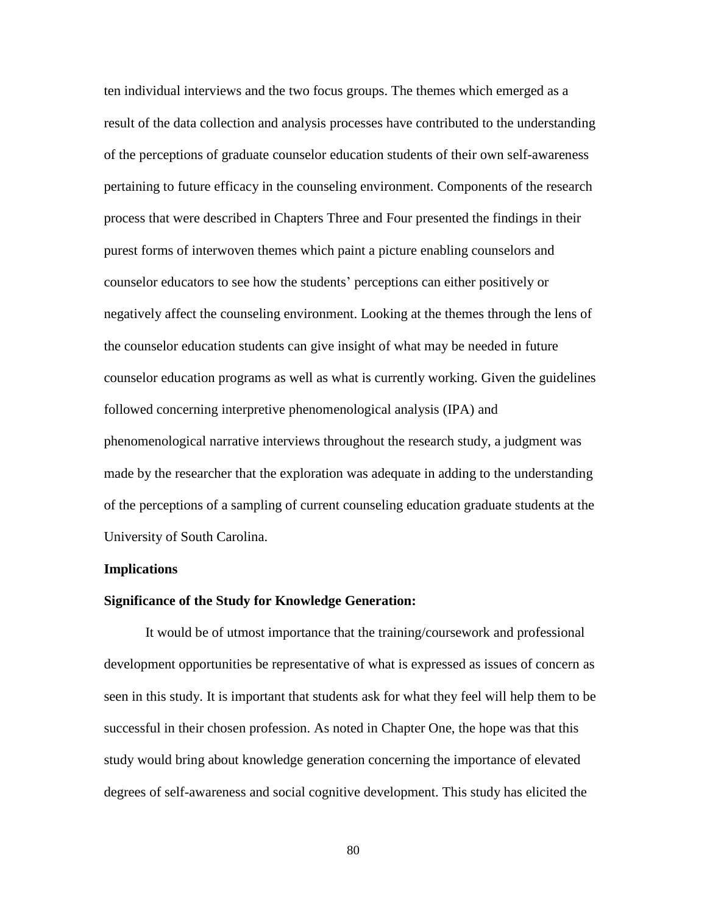ten individual interviews and the two focus groups. The themes which emerged as a result of the data collection and analysis processes have contributed to the understanding of the perceptions of graduate counselor education students of their own self-awareness pertaining to future efficacy in the counseling environment. Components of the research process that were described in Chapters Three and Four presented the findings in their purest forms of interwoven themes which paint a picture enabling counselors and counselor educators to see how the students' perceptions can either positively or negatively affect the counseling environment. Looking at the themes through the lens of the counselor education students can give insight of what may be needed in future counselor education programs as well as what is currently working. Given the guidelines followed concerning interpretive phenomenological analysis (IPA) and phenomenological narrative interviews throughout the research study, a judgment was made by the researcher that the exploration was adequate in adding to the understanding of the perceptions of a sampling of current counseling education graduate students at the University of South Carolina.

**Implications**

**Significance of the Study for Knowledge Generation:**

It would be of utmost importance that the training/coursework and professional development opportunities be representative of what is expressed as issues of concern as seen in this study. It is important that students ask for what they feel will help them to be successful in their chosen profession. As noted in Chapter One, the hope was that this study would bring about knowledge generation concerning the importance of elevated degrees of self-awareness and social cognitive development. This study has elicited the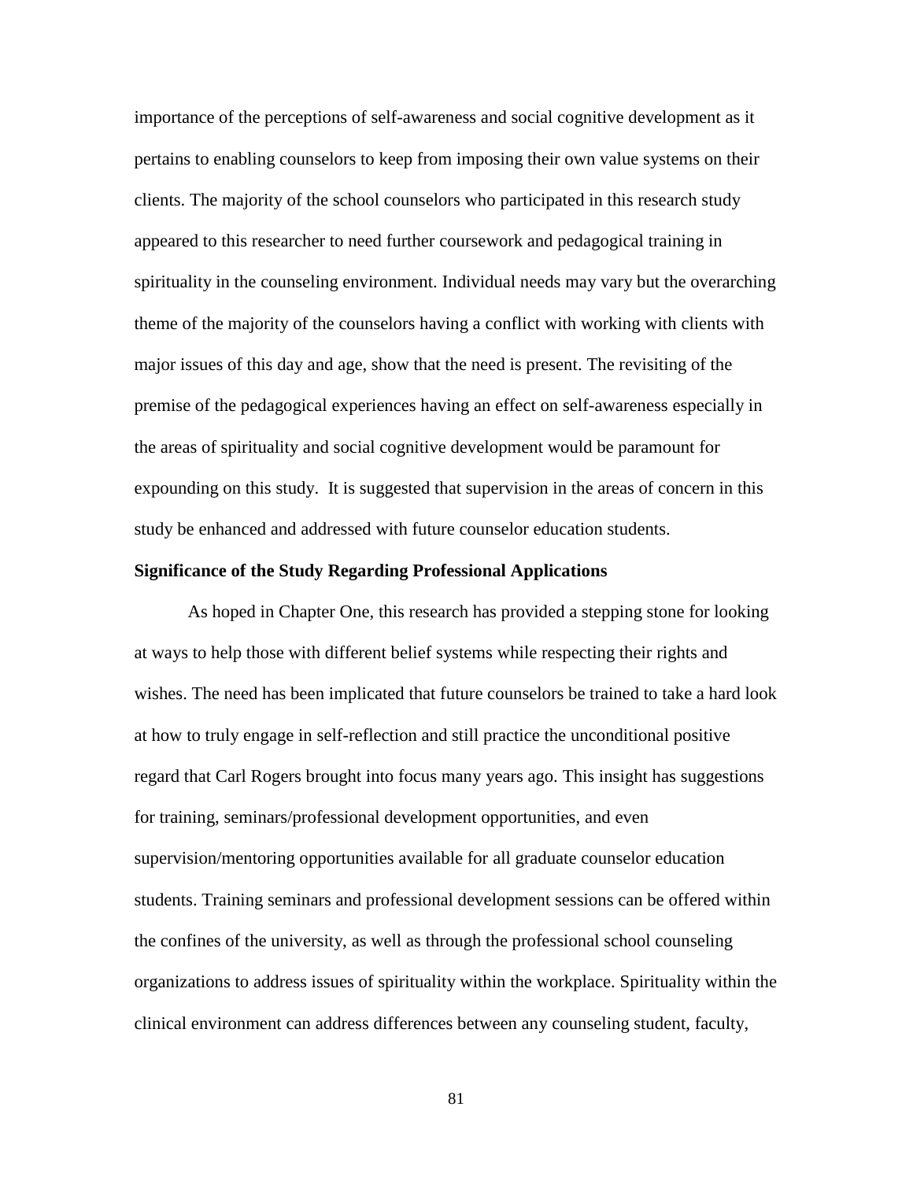importance of the perceptions of self-awareness and social cognitive development as it pertains to enabling counselors to keep from imposing their own value systems on their clients. The majority of the school counselors who participated in this research study appeared to this researcher to need further coursework and pedagogical training in spirituality in the counseling environment. Individual needs may vary but the overarching theme of the majority of the counselors having a conflict with working with clients with major issues of this day and age, show that the need is present. The revisiting of the premise of the pedagogical experiences having an effect on self-awareness especially in the areas of spirituality and social cognitive development would be paramount for expounding on this study.  It is suggested that supervision in the areas of concern in this study be enhanced and addressed with future counselor education students.

**Significance of the Study Regarding Professional Applications**

As hoped in Chapter One, this research has provided a stepping stone for looking at ways to help those with different belief systems while respecting their rights and wishes. The need has been implicated that future counselors be trained to take a hard look at how to truly engage in self-reflection and still practice the unconditional positive regard that Carl Rogers brought into focus many years ago. This insight has suggestions for training, seminars/professional development opportunities, and even supervision/mentoring opportunities available for all graduate counselor education students. Training seminars and professional development sessions can be offered within the confines of the university, as well as through the professional school counseling organizations to address issues of spirituality within the workplace. Spirituality within the clinical environment can address differences between any counseling student, faculty,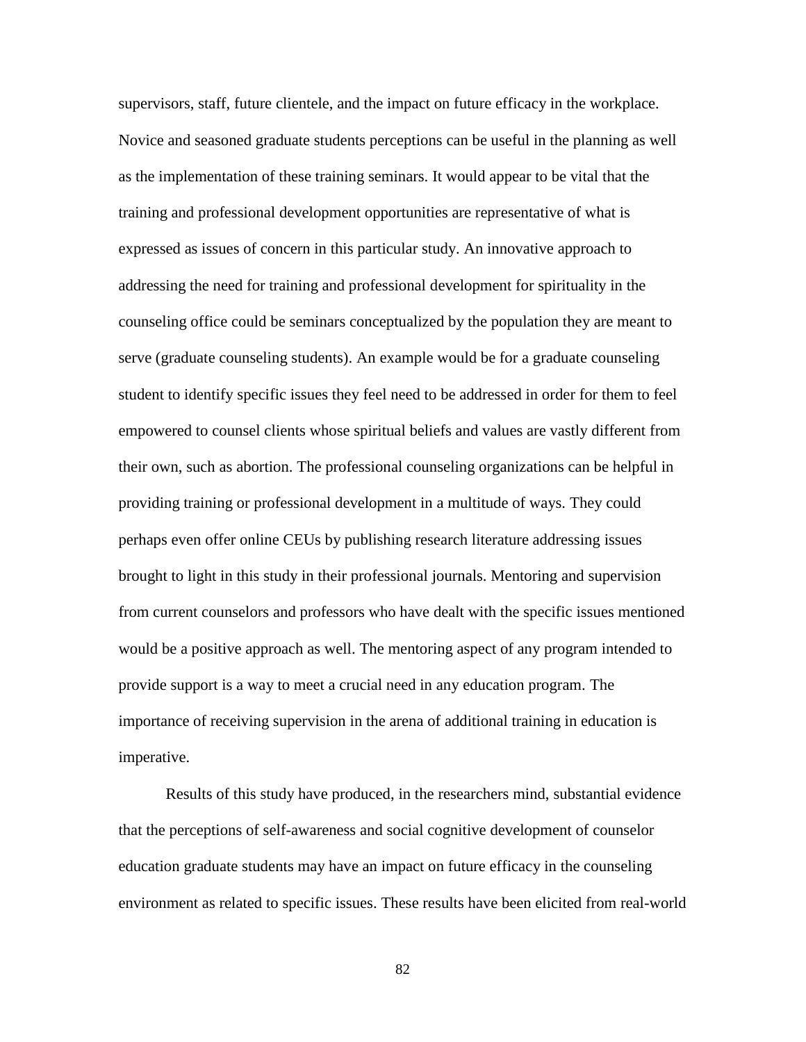supervisors, staff, future clientele, and the impact on future efficacy in the workplace. Novice and seasoned graduate students perceptions can be useful in the planning as well as the implementation of these training seminars. It would appear to be vital that the training and professional development opportunities are representative of what is expressed as issues of concern in this particular study. An innovative approach to addressing the need for training and professional development for spirituality in the counseling office could be seminars conceptualized by the population they are meant to serve (graduate counseling students). An example would be for a graduate counseling student to identify specific issues they feel need to be addressed in order for them to feel empowered to counsel clients whose spiritual beliefs and values are vastly different from their own, such as abortion. The professional counseling organizations can be helpful in providing training or professional development in a multitude of ways. They could perhaps even offer online CEUs by publishing research literature addressing issues brought to light in this study in their professional journals. Mentoring and supervision from current counselors and professors who have dealt with the specific issues mentioned would be a positive approach as well. The mentoring aspect of any program intended to provide support is a way to meet a crucial need in any education program. The importance of receiving supervision in the arena of additional training in education is imperative.

Results of this study have produced, in the researchers mind, substantial evidence that the perceptions of self-awareness and social cognitive development of counselor education graduate students may have an impact on future efficacy in the counseling environment as related to specific issues. These results have been elicited from real-world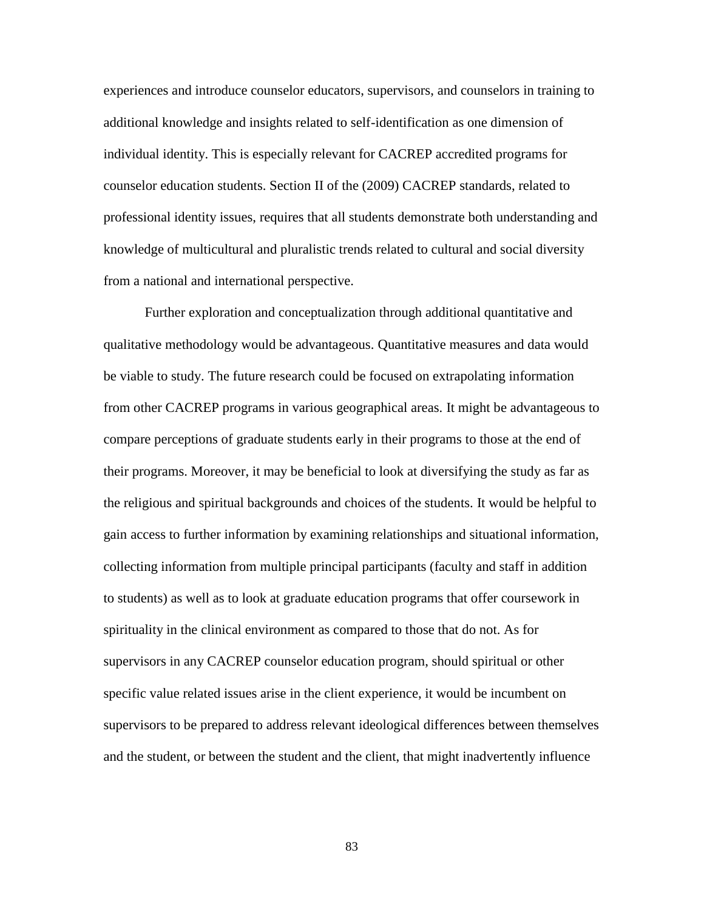experiences and introduce counselor educators, supervisors, and counselors in training to additional knowledge and insights related to self-identification as one dimension of individual identity. This is especially relevant for CACREP accredited programs for counselor education students. Section II of the (2009) CACREP standards, related to professional identity issues, requires that all students demonstrate both understanding and knowledge of multicultural and pluralistic trends related to cultural and social diversity from a national and international perspective.

Further exploration and conceptualization through additional quantitative and qualitative methodology would be advantageous. Quantitative measures and data would be viable to study. The future research could be focused on extrapolating information from other CACREP programs in various geographical areas. It might be advantageous to compare perceptions of graduate students early in their programs to those at the end of their programs. Moreover, it may be beneficial to look at diversifying the study as far as the religious and spiritual backgrounds and choices of the students. It would be helpful to gain access to further information by examining relationships and situational information, collecting information from multiple principal participants (faculty and staff in addition to students) as well as to look at graduate education programs that offer coursework in spirituality in the clinical environment as compared to those that do not. As for supervisors in any CACREP counselor education program, should spiritual or other specific value related issues arise in the client experience, it would be incumbent on supervisors to be prepared to address relevant ideological differences between themselves and the student, or between the student and the client, that might inadvertently influence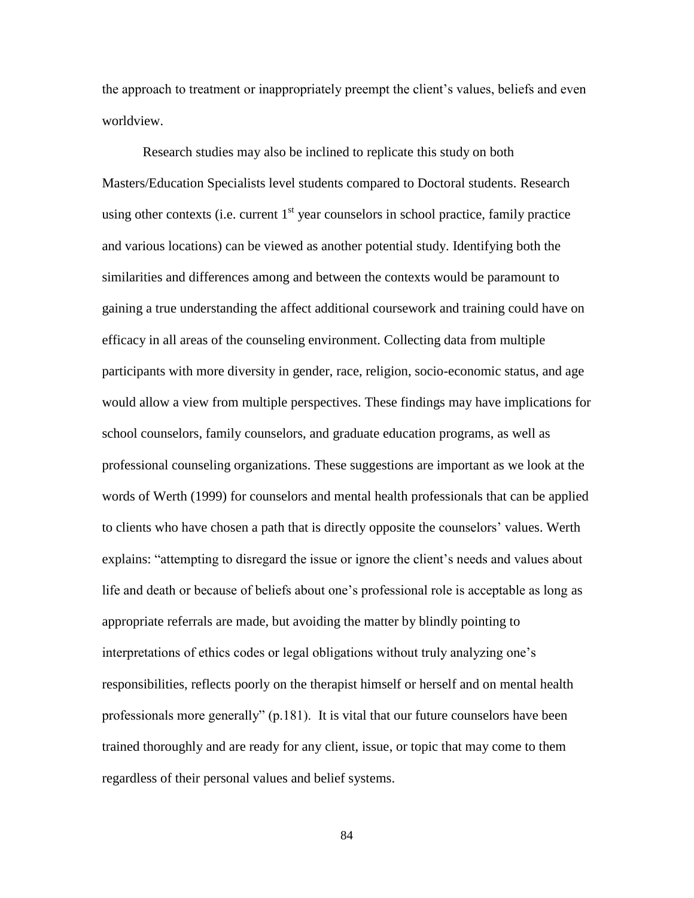the approach to treatment or inappropriately preempt the client's values, beliefs and even worldview.

Research studies may also be inclined to replicate this study on both Masters/Education Specialists level students compared to Doctoral students. Research using other contexts (i.e. current 1st year counselors in school practice, family practice and various locations) can be viewed as another potential study. Identifying both the similarities and differences among and between the contexts would be paramount to gaining a true understanding the affect additional coursework and training could have on efficacy in all areas of the counseling environment. Collecting data from multiple participants with more diversity in gender, race, religion, socio-economic status, and age would allow a view from multiple perspectives. These findings may have implications for school counselors, family counselors, and graduate education programs, as well as professional counseling organizations. These suggestions are important as we look at the words of Werth (1999) for counselors and mental health professionals that can be applied to clients who have chosen a path that is directly opposite the counselors' values. Werth explains: "attempting to disregard the issue or ignore the client's needs and values about life and death or because of beliefs about one's professional role is acceptable as long as appropriate referrals are made, but avoiding the matter by blindly pointing to interpretations of ethics codes or legal obligations without truly analyzing one's responsibilities, reflects poorly on the therapist himself or herself and on mental health professionals more generally" (p.181). It is vital that our future counselors have been trained thoroughly and are ready for any client, issue, or topic that may come to them regardless of their personal values and belief systems.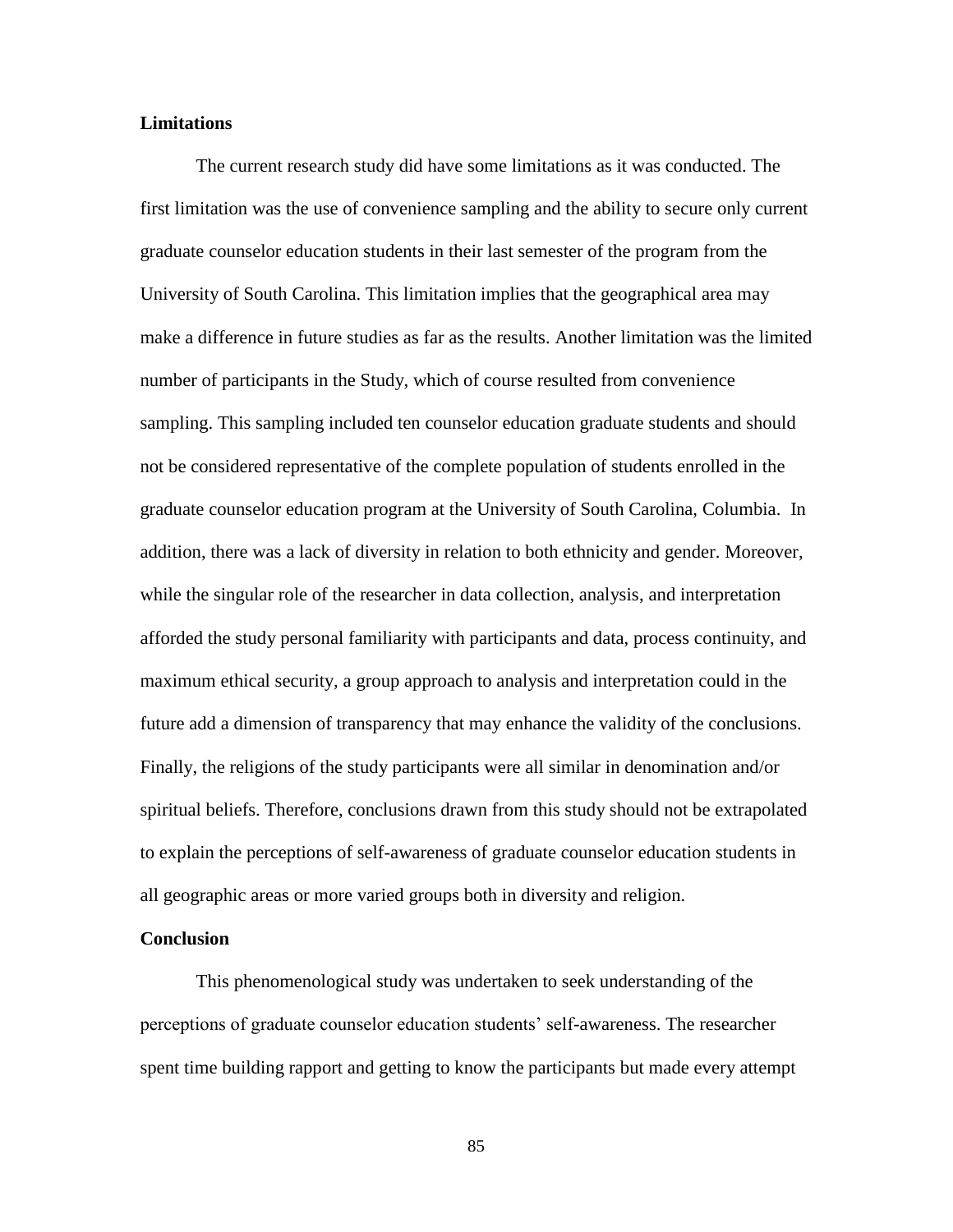**Limitations**

The current research study did have some limitations as it was conducted. The first limitation was the use of convenience sampling and the ability to secure only current graduate counselor education students in their last semester of the program from the University of South Carolina. This limitation implies that the geographical area may make a difference in future studies as far as the results. Another limitation was the limited number of participants in the Study, which of course resulted from convenience sampling. This sampling included ten counselor education graduate students and should not be considered representative of the complete population of students enrolled in the graduate counselor education program at the University of South Carolina, Columbia. In addition, there was a lack of diversity in relation to both ethnicity and gender. Moreover, while the singular role of the researcher in data collection, analysis, and interpretation afforded the study personal familiarity with participants and data, process continuity, and maximum ethical security, a group approach to analysis and interpretation could in the future add a dimension of transparency that may enhance the validity of the conclusions. Finally, the religions of the study participants were all similar in denomination and/or spiritual beliefs. Therefore, conclusions drawn from this study should not be extrapolated to explain the perceptions of self-awareness of graduate counselor education students in all geographic areas or more varied groups both in diversity and religion.

**Conclusion**

This phenomenological study was undertaken to seek understanding of the perceptions of graduate counselor education students' self-awareness. The researcher spent time building rapport and getting to know the participants but made every attempt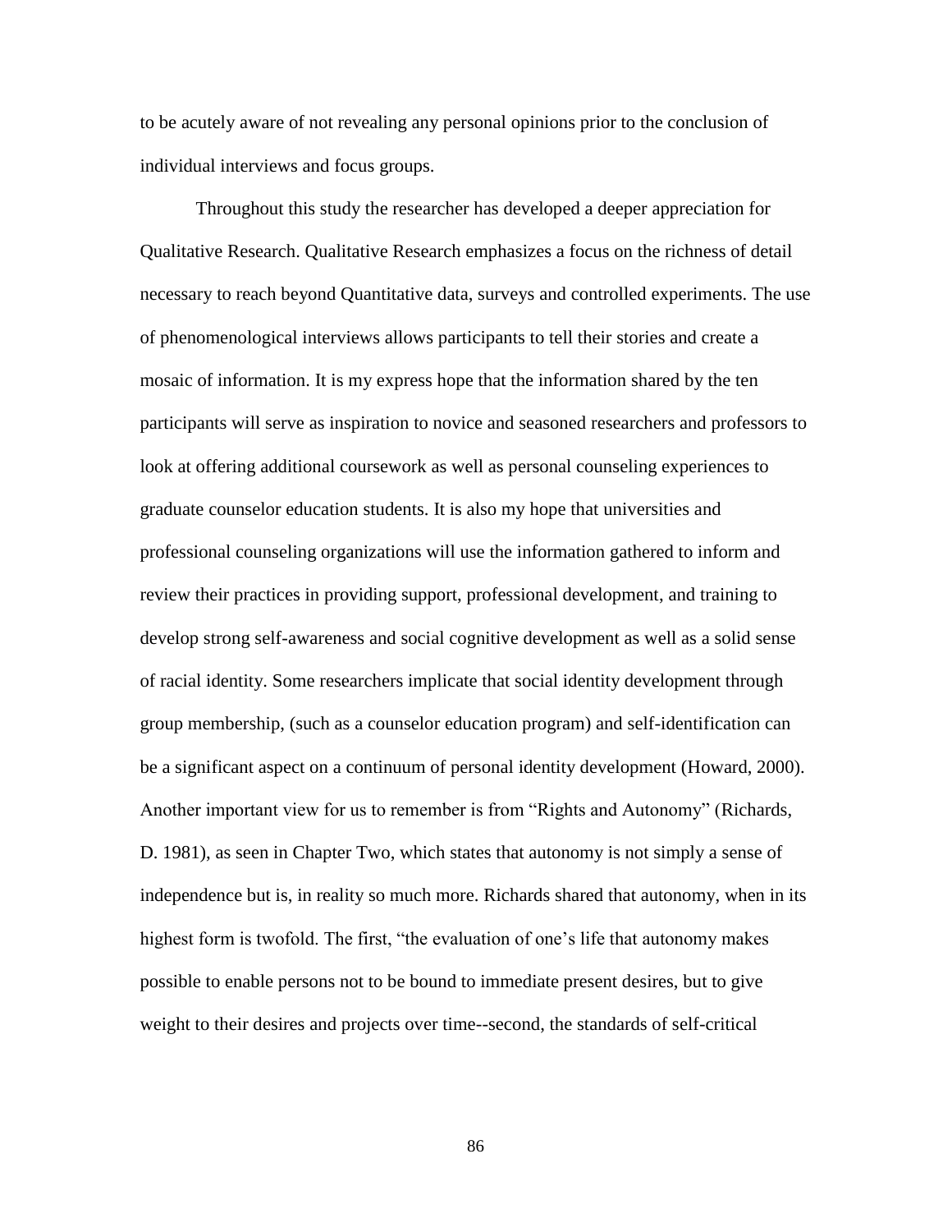to be acutely aware of not revealing any personal opinions prior to the conclusion of individual interviews and focus groups.

Throughout this study the researcher has developed a deeper appreciation for Qualitative Research. Qualitative Research emphasizes a focus on the richness of detail necessary to reach beyond Quantitative data, surveys and controlled experiments. The use of phenomenological interviews allows participants to tell their stories and create a mosaic of information. It is my express hope that the information shared by the ten participants will serve as inspiration to novice and seasoned researchers and professors to look at offering additional coursework as well as personal counseling experiences to graduate counselor education students. It is also my hope that universities and professional counseling organizations will use the information gathered to inform and review their practices in providing support, professional development, and training to develop strong self-awareness and social cognitive development as well as a solid sense of racial identity. Some researchers implicate that social identity development through group membership, (such as a counselor education program) and self-identification can be a significant aspect on a continuum of personal identity development (Howard, 2000). Another important view for us to remember is from "Rights and Autonomy" (Richards, D. 1981), as seen in Chapter Two, which states that autonomy is not simply a sense of independence but is, in reality so much more. Richards shared that autonomy, when in its highest form is twofold. The first, "the evaluation of one's life that autonomy makes possible to enable persons not to be bound to immediate present desires, but to give weight to their desires and projects over time--second, the standards of self-critical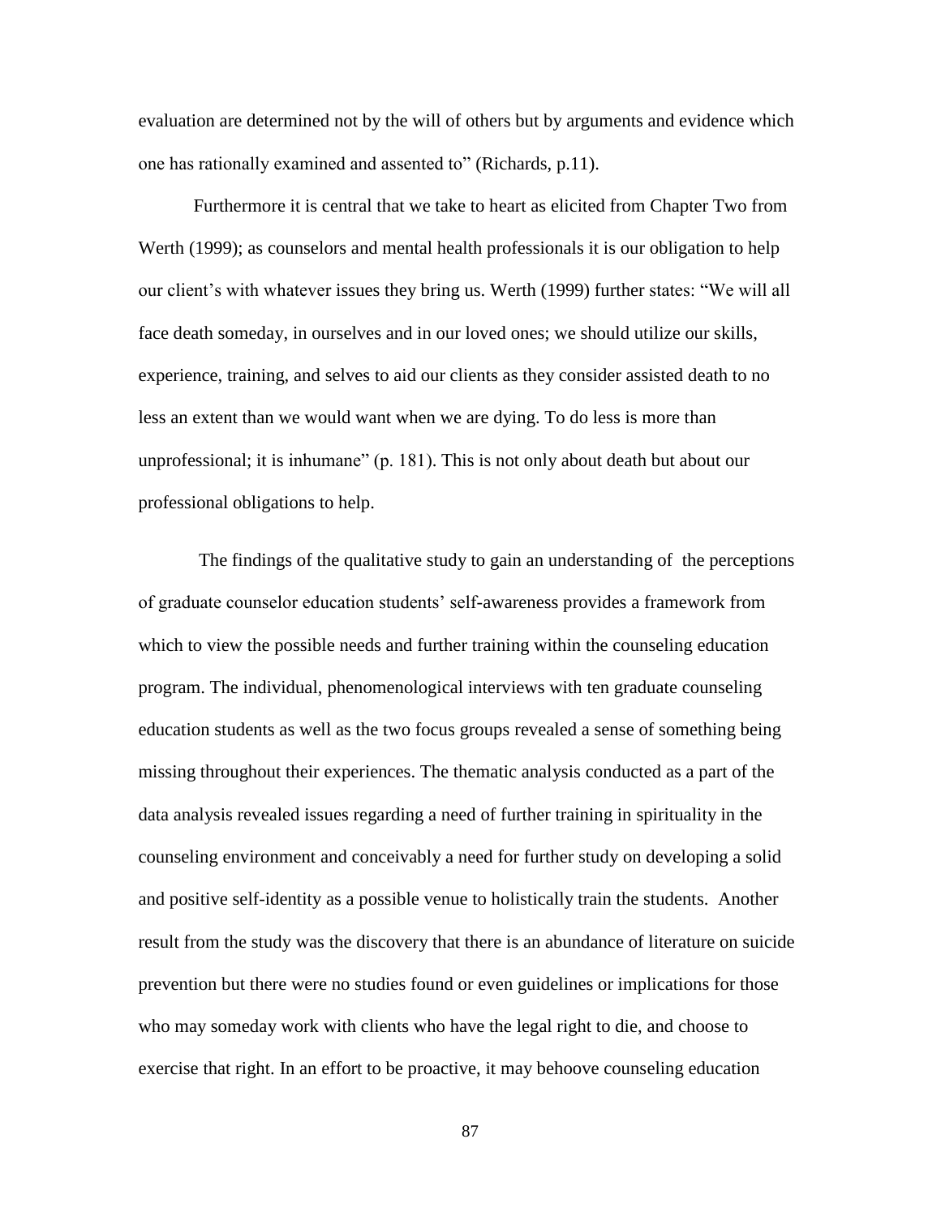evaluation are determined not by the will of others but by arguments and evidence which one has rationally examined and assented to" (Richards, p.11).

Furthermore it is central that we take to heart as elicited from Chapter Two from Werth (1999); as counselors and mental health professionals it is our obligation to help our client's with whatever issues they bring us. Werth (1999) further states: "We will all face death someday, in ourselves and in our loved ones; we should utilize our skills, experience, training, and selves to aid our clients as they consider assisted death to no less an extent than we would want when we are dying. To do less is more than unprofessional; it is inhumane" (p. 181). This is not only about death but about our professional obligations to help.

The findings of the qualitative study to gain an understanding of the perceptions of graduate counselor education students' self-awareness provides a framework from which to view the possible needs and further training within the counseling education program. The individual, phenomenological interviews with ten graduate counseling education students as well as the two focus groups revealed a sense of something being missing throughout their experiences. The thematic analysis conducted as a part of the data analysis revealed issues regarding a need of further training in spirituality in the counseling environment and conceivably a need for further study on developing a solid and positive self-identity as a possible venue to holistically train the students. Another result from the study was the discovery that there is an abundance of literature on suicide prevention but there were no studies found or even guidelines or implications for those who may someday work with clients who have the legal right to die, and choose to exercise that right. In an effort to be proactive, it may behoove counseling education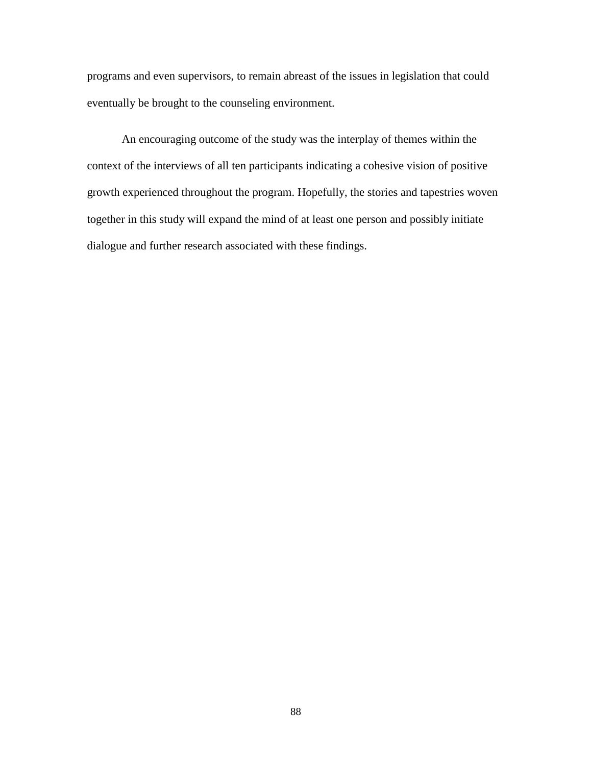programs and even supervisors, to remain abreast of the issues in legislation that could eventually be brought to the counseling environment.

An encouraging outcome of the study was the interplay of themes within the context of the interviews of all ten participants indicating a cohesive vision of positive growth experienced throughout the program. Hopefully, the stories and tapestries woven together in this study will expand the mind of at least one person and possibly initiate dialogue and further research associated with these findings.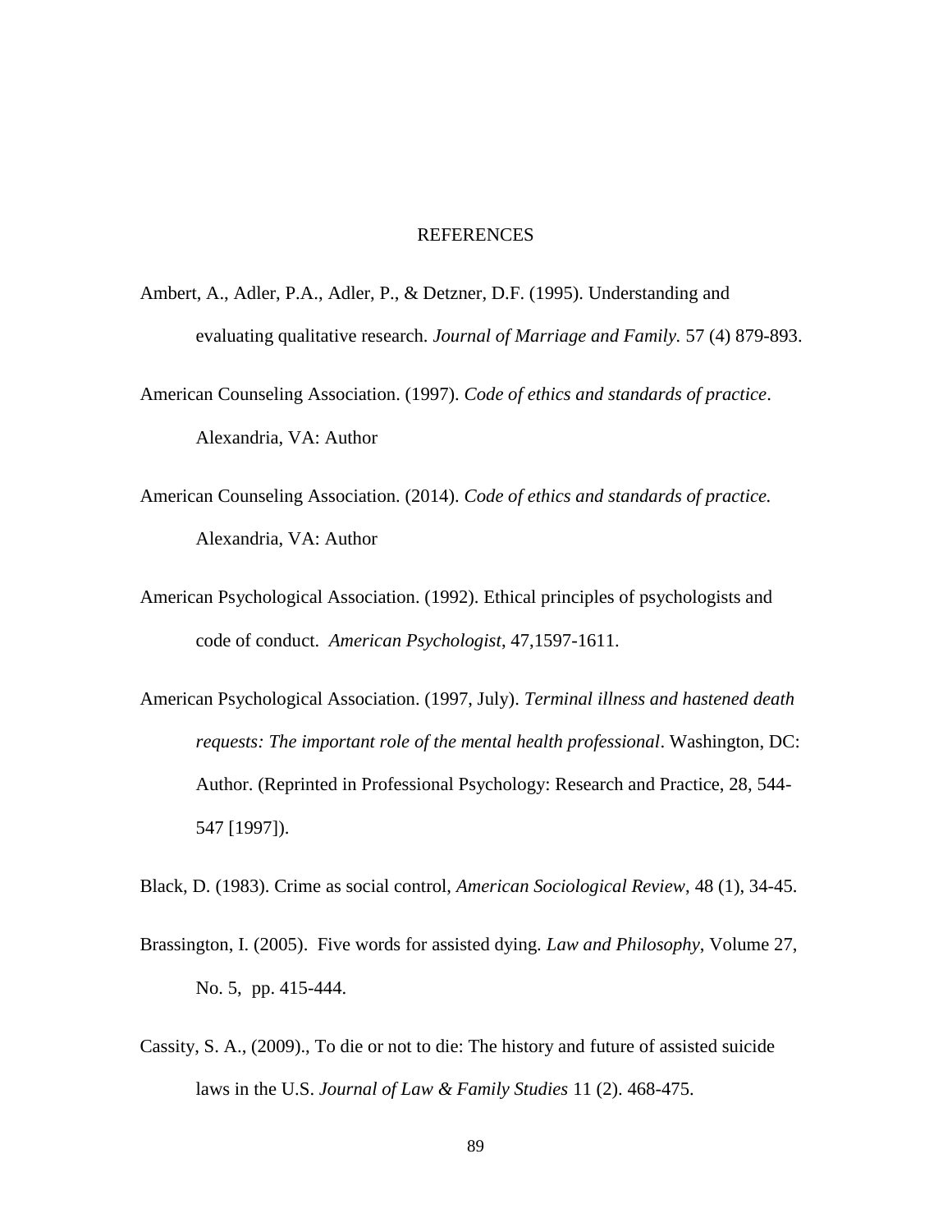# REFERENCES

Ambert, A., Adler, P.A., Adler, P., & Detzner, D.F. (1995). Understanding and evaluating qualitative research. *Journal of Marriage and Family.* 57 (4) 879-893.

American Counseling Association. (1997). *Code of ethics and standards of practice*. Alexandria, VA: Author

American Counseling Association. (2014). *Code of ethics and standards of practice.* Alexandria, VA: Author

American Psychological Association. (1992). Ethical principles of psychologists and code of conduct. *American Psychologist*, 47,1597-1611.

American Psychological Association. (1997, July). *Terminal illness and hastened death requests: The important role of the mental health professional*. Washington, DC: Author. (Reprinted in Professional Psychology: Research and Practice, 28, 544-547 [1997]).

Black, D. (1983). Crime as social control, *American Sociological Review*, 48 (1), 34-45.

Brassington, I. (2005). Five words for assisted dying. *Law and Philosophy*, Volume 27, No. 5, pp. 415-444.

Cassity, S. A., (2009)., To die or not to die: The history and future of assisted suicide laws in the U.S. *Journal of Law & Family Studies* 11 (2). 468-475.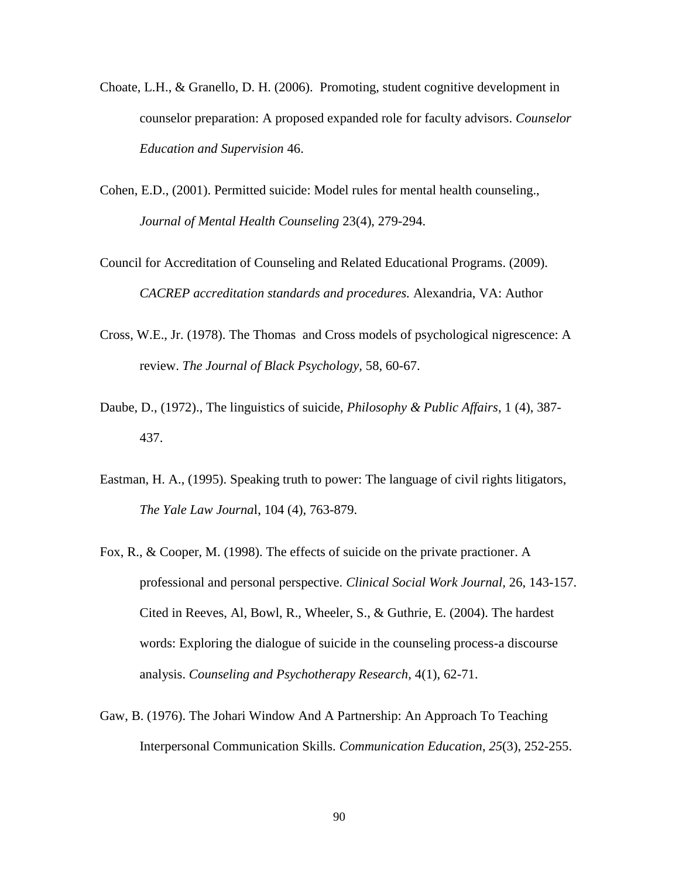Choate, L.H., & Granello, D. H. (2006). Promoting, student cognitive development in counselor preparation: A proposed expanded role for faculty advisors. *Counselor Education and Supervision* 46.

Cohen, E.D., (2001). Permitted suicide: Model rules for mental health counseling., *Journal of Mental Health Counseling* 23(4), 279-294.

Council for Accreditation of Counseling and Related Educational Programs. (2009). *CACREP accreditation standards and procedures.* Alexandria, VA: Author

Cross, W.E., Jr. (1978). The Thomas and Cross models of psychological nigrescence: A review. *The Journal of Black Psychology,* 58, 60-67.

Daube, D., (1972)., The linguistics of suicide, *Philosophy & Public Affairs*, 1 (4), 387-437.

Eastman, H. A., (1995). Speaking truth to power: The language of civil rights litigators, *The Yale Law Journa*l, 104 (4), 763-879.

Fox, R., & Cooper, M. (1998). The effects of suicide on the private practioner. A professional and personal perspective. *Clinical Social Work Journal,* 26, 143-157. Cited in Reeves, Al, Bowl, R., Wheeler, S., & Guthrie, E. (2004). The hardest words: Exploring the dialogue of suicide in the counseling process-a discourse analysis. *Counseling and Psychotherapy Research,* 4(1), 62-71.

Gaw, B. (1976). The Johari Window And A Partnership: An Approach To Teaching Interpersonal Communication Skills. *Communication Education*, *25*(3), 252-255.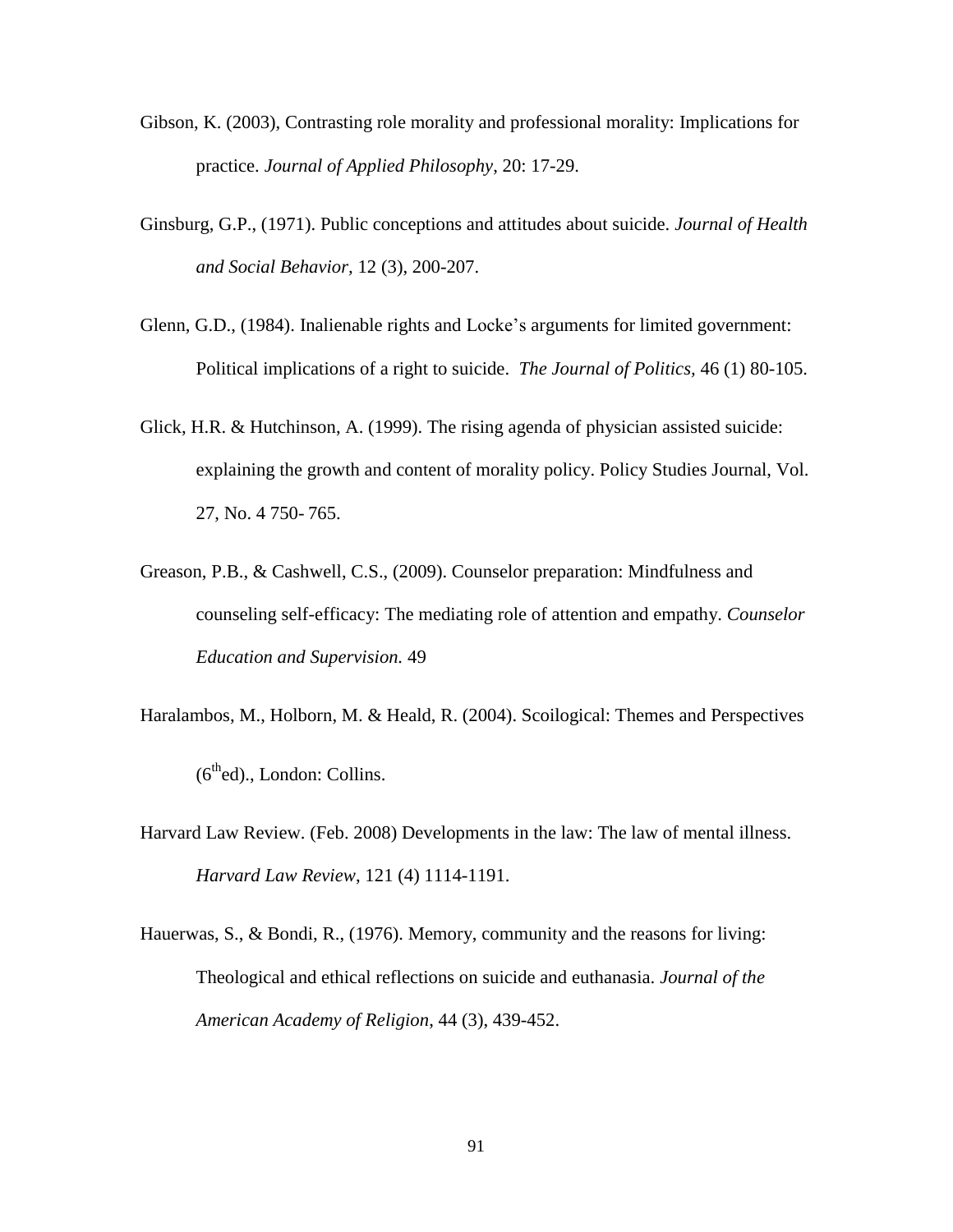Gibson, K. (2003), Contrasting role morality and professional morality: Implications for practice. *Journal of Applied Philosophy*, 20: 17-29.

Ginsburg, G.P., (1971). Public conceptions and attitudes about suicide. *Journal of Health and Social Behavior,* 12 (3), 200-207.

Glenn, G.D., (1984). Inalienable rights and Locke's arguments for limited government: Political implications of a right to suicide. *The Journal of Politics,* 46 (1) 80-105.

Glick, H.R. & Hutchinson, A. (1999). The rising agenda of physician assisted suicide: explaining the growth and content of morality policy. Policy Studies Journal, Vol. 27, No. 4 750- 765.

Greason, P.B., & Cashwell, C.S., (2009). Counselor preparation: Mindfulness and counseling self-efficacy: The mediating role of attention and empathy. *Counselor Education and Supervision.* 49

Haralambos, M., Holborn, M. & Heald, R. (2004). Scoilogical: Themes and Perspectives (6th ed)., London: Collins.

Harvard Law Review. (Feb. 2008) Developments in the law: The law of mental illness. *Harvard Law Review*, 121 (4) 1114-1191.

Hauerwas, S., & Bondi, R., (1976). Memory, community and the reasons for living: Theological and ethical reflections on suicide and euthanasia. *Journal of the American Academy of Religion*, 44 (3), 439-452.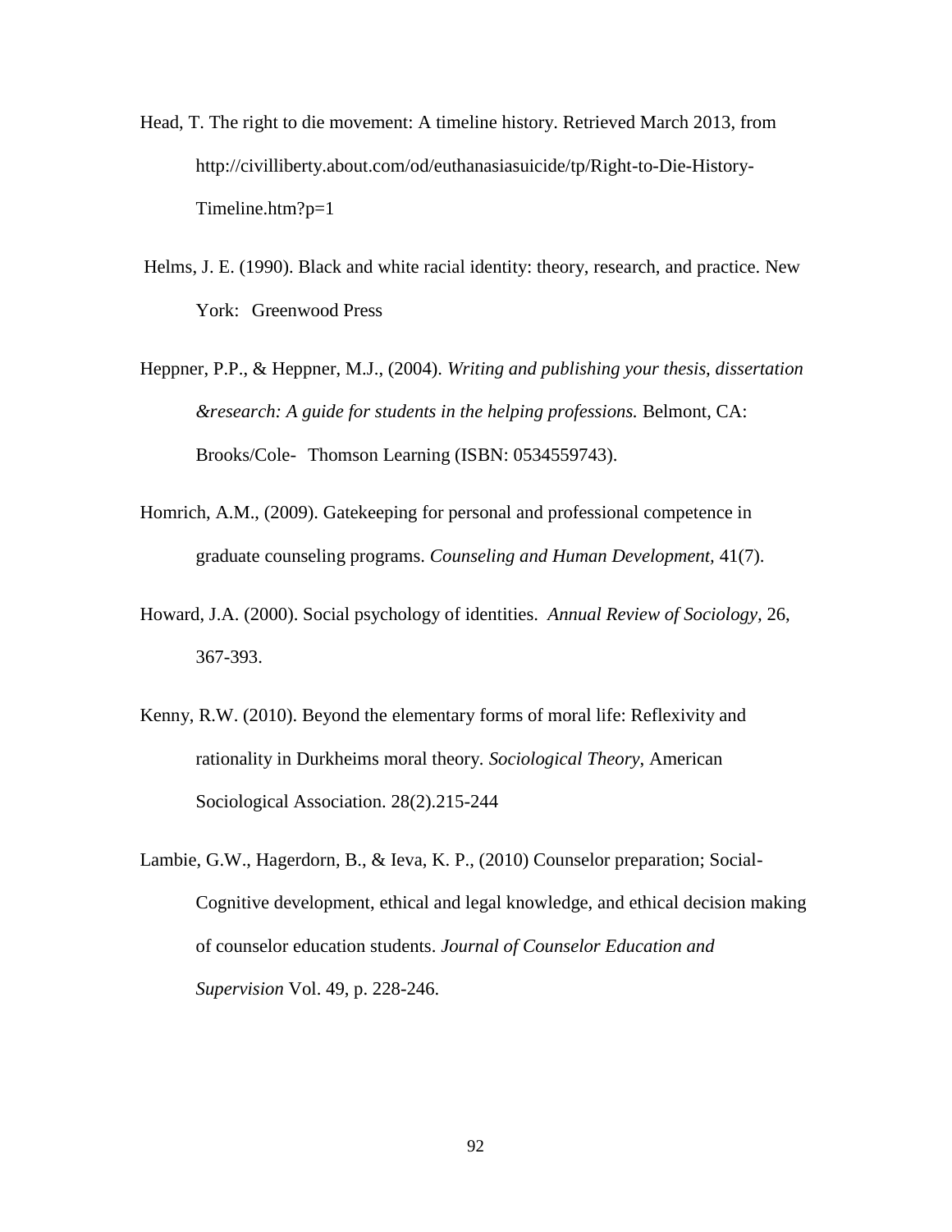Head, T. The right to die movement: A timeline history. Retrieved March 2013, from http://civilliberty.about.com/od/euthanasiasuicide/tp/Right-to-Die-History-Timeline.htm?p=1

Helms, J. E. (1990). Black and white racial identity: theory, research, and practice. New York: Greenwood Press

Heppner, P.P., & Heppner, M.J., (2004). *Writing and publishing your thesis, dissertation &research: A guide for students in the helping professions.* Belmont, CA: Brooks/Cole- Thomson Learning (ISBN: 0534559743).

Homrich, A.M., (2009). Gatekeeping for personal and professional competence in graduate counseling programs. *Counseling and Human Development,* 41(7).

Howard, J.A. (2000). Social psychology of identities. *Annual Review of Sociology*, 26, 367-393.

Kenny, R.W. (2010). Beyond the elementary forms of moral life: Reflexivity and rationality in Durkheims moral theory. *Sociological Theory*, American Sociological Association. 28(2).215-244

Lambie, G.W., Hagerdorn, B., & Ieva, K. P., (2010) Counselor preparation; Social-Cognitive development, ethical and legal knowledge, and ethical decision making of counselor education students. *Journal of Counselor Education and Supervision* Vol. 49, p. 228-246.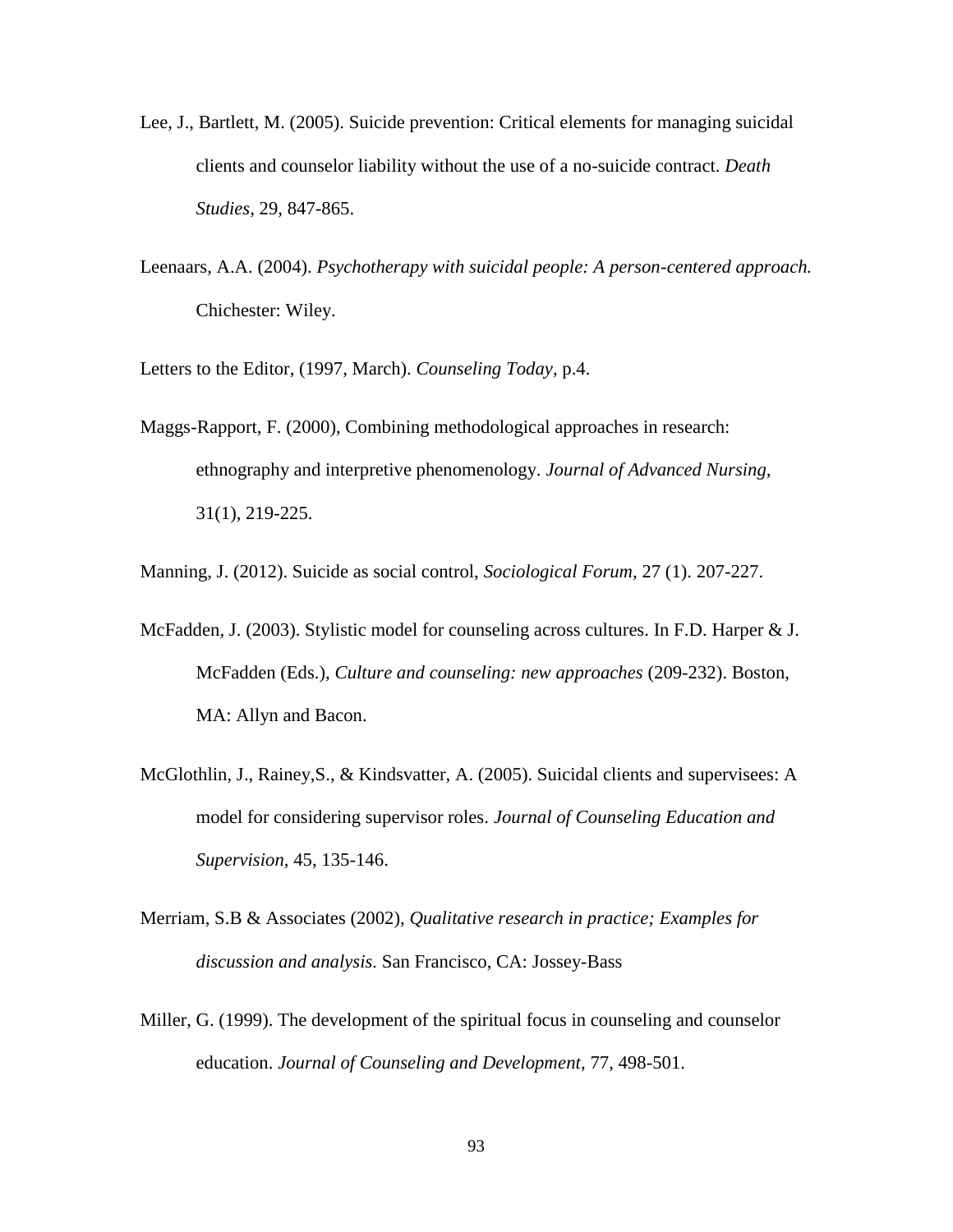Lee, J., Bartlett, M. (2005). Suicide prevention: Critical elements for managing suicidal clients and counselor liability without the use of a no-suicide contract. *Death Studies,* 29, 847-865.

Leenaars, A.A. (2004). *Psychotherapy with suicidal people: A person-centered approach.* Chichester: Wiley.

Letters to the Editor, (1997, March). *Counseling Today*, p.4.

Maggs-Rapport, F. (2000), Combining methodological approaches in research: ethnography and interpretive phenomenology. *Journal of Advanced Nursing,* 31(1), 219-225.

Manning, J. (2012). Suicide as social control, *Sociological Forum,* 27 (1). 207-227.

McFadden, J. (2003). Stylistic model for counseling across cultures. In F.D. Harper & J. McFadden (Eds.), *Culture and counseling: new approaches* (209-232). Boston, MA: Allyn and Bacon.

McGlothlin, J., Rainey,S., & Kindsvatter, A. (2005). Suicidal clients and supervisees: A model for considering supervisor roles. *Journal of Counseling Education and Supervision,* 45, 135-146.

Merriam, S.B & Associates (2002), *Qualitative research in practice; Examples for discussion and analysis.* San Francisco, CA: Jossey-Bass

Miller, G. (1999). The development of the spiritual focus in counseling and counselor education. *Journal of Counseling and Development*, 77, 498-501.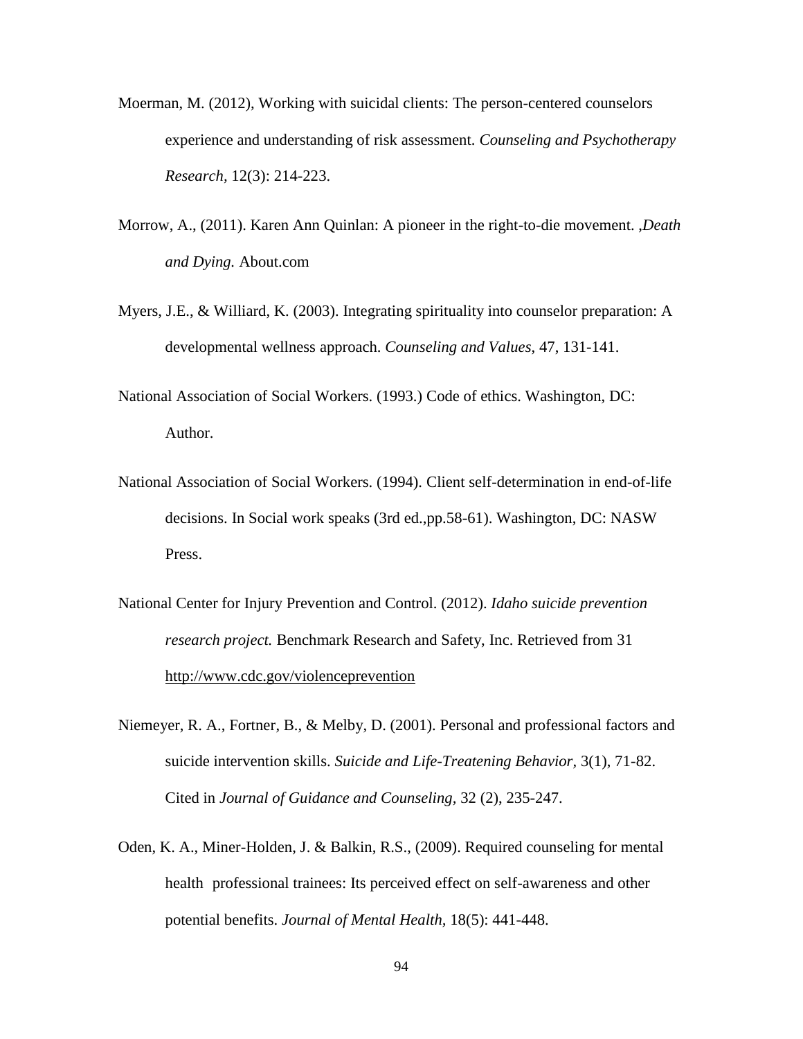Moerman, M. (2012), Working with suicidal clients: The person-centered counselors experience and understanding of risk assessment. *Counseling and Psychotherapy Research,* 12(3): 214-223.

Morrow, A., (2011). Karen Ann Quinlan: A pioneer in the right-to-die movement. *,Death and Dying.* About.com

Myers, J.E., & Williard, K. (2003). Integrating spirituality into counselor preparation: A developmental wellness approach. *Counseling and Values*, 47, 131-141.

National Association of Social Workers. (1993.) Code of ethics. Washington, DC: Author.

National Association of Social Workers. (1994). Client self-determination in end-of-life decisions. In Social work speaks (3rd ed.,pp.58-61). Washington, DC: NASW Press.

National Center for Injury Prevention and Control. (2012). *Idaho suicide prevention research project.* Benchmark Research and Safety, Inc. Retrieved from 31 http://www.cdc.gov/violenceprevention

Niemeyer, R. A., Fortner, B., & Melby, D. (2001). Personal and professional factors and suicide intervention skills. *Suicide and Life-Treatening Behavior,* 3(1), 71-82. Cited in *Journal of Guidance and Counseling,* 32 (2), 235-247.

Oden, K. A., Miner-Holden, J. & Balkin, R.S., (2009). Required counseling for mental health professional trainees: Its perceived effect on self-awareness and other potential benefits. *Journal of Mental Health,* 18(5): 441-448.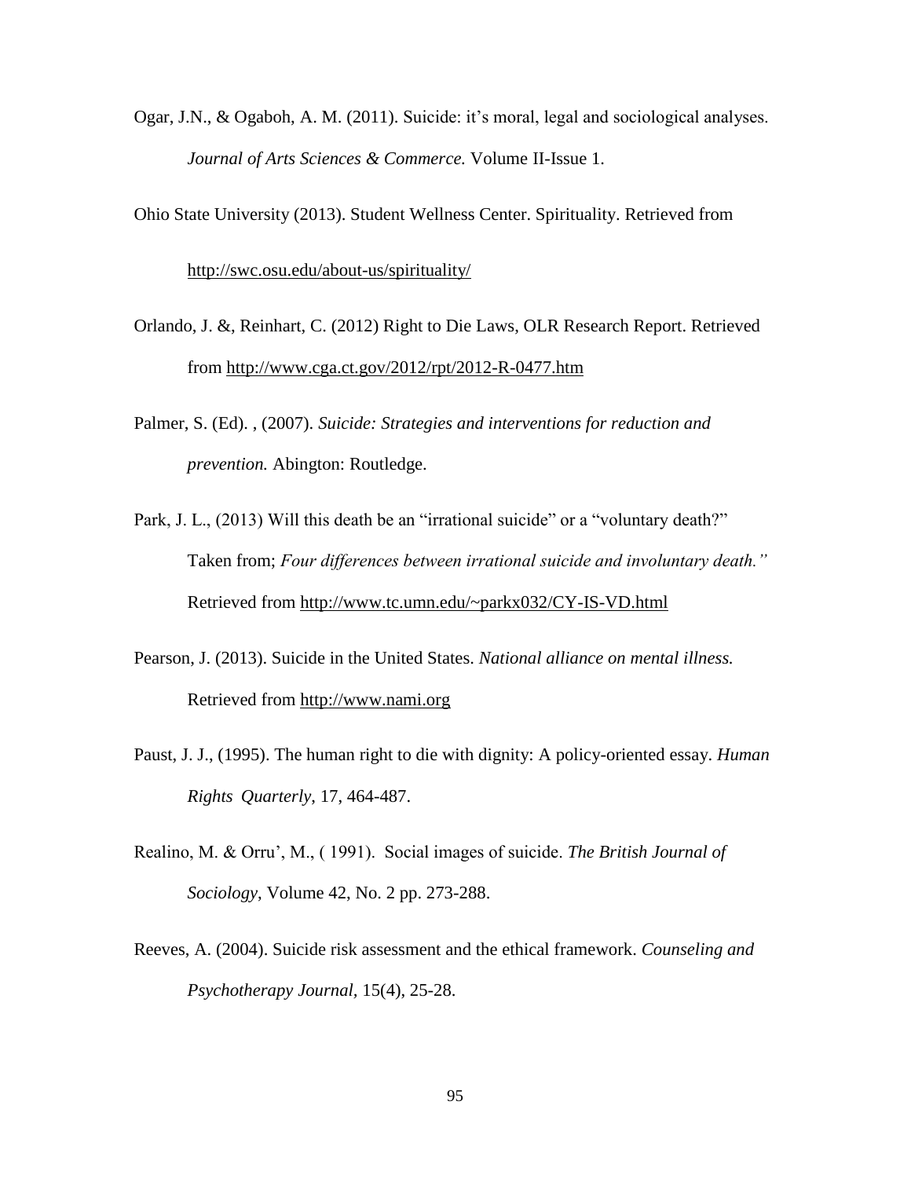Ogar, J.N., & Ogaboh, A. M. (2011). Suicide: it's moral, legal and sociological analyses. *Journal of Arts Sciences & Commerce.* Volume II-Issue 1.

Ohio State University (2013). Student Wellness Center. Spirituality. Retrieved from http://swc.osu.edu/about-us/spirituality/

Orlando, J. &, Reinhart, C. (2012) Right to Die Laws, OLR Research Report. Retrieved from http://www.cga.ct.gov/2012/rpt/2012-R-0477.htm

Palmer, S. (Ed). , (2007). *Suicide: Strategies and interventions for reduction and prevention.* Abington: Routledge.

Park, J. L., (2013) Will this death be an "irrational suicide" or a "voluntary death?" Taken from; *Four differences between irrational suicide and involuntary death."* Retrieved from http://www.tc.umn.edu/~parkx032/CY-IS-VD.html

Pearson, J. (2013). Suicide in the United States. *National alliance on mental illness.* Retrieved from http://www.nami.org

Paust, J. J., (1995). The human right to die with dignity: A policy-oriented essay. *Human Rights Quarterly*, 17, 464-487.

Realino, M. & Orru', M., ( 1991). Social images of suicide. *The British Journal of Sociology*, Volume 42, No. 2 pp. 273-288.

Reeves, A. (2004). Suicide risk assessment and the ethical framework. *Counseling and Psychotherapy Journal*, 15(4), 25-28.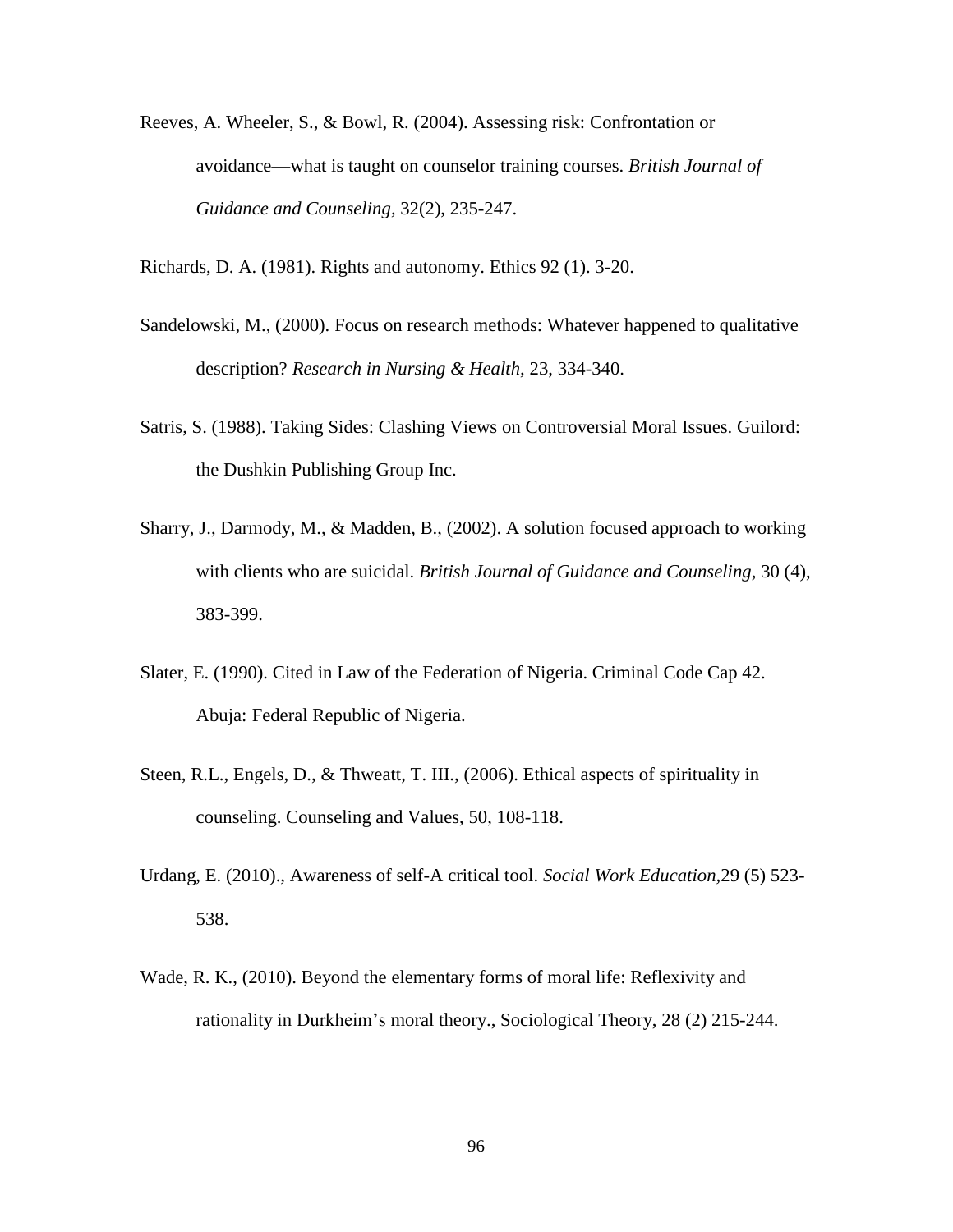Reeves, A. Wheeler, S., & Bowl, R. (2004). Assessing risk: Confrontation or avoidance—what is taught on counselor training courses. *British Journal of Guidance and Counseling,* 32(2), 235-247.

Richards, D. A. (1981). Rights and autonomy. Ethics 92 (1). 3-20.

Sandelowski, M., (2000). Focus on research methods: Whatever happened to qualitative description? *Research in Nursing & Health,* 23, 334-340.

Satris, S. (1988). Taking Sides: Clashing Views on Controversial Moral Issues. Guilord: the Dushkin Publishing Group Inc.

Sharry, J., Darmody, M., & Madden, B., (2002). A solution focused approach to working with clients who are suicidal. *British Journal of Guidance and Counseling*, 30 (4), 383-399.

Slater, E. (1990). Cited in Law of the Federation of Nigeria. Criminal Code Cap 42. Abuja: Federal Republic of Nigeria.

Steen, R.L., Engels, D., & Thweatt, T. III., (2006). Ethical aspects of spirituality in counseling. Counseling and Values, 50, 108-118.

Urdang, E. (2010)., Awareness of self-A critical tool. *Social Work Education,*29 (5) 523-538.

Wade, R. K., (2010). Beyond the elementary forms of moral life: Reflexivity and rationality in Durkheim's moral theory., Sociological Theory, 28 (2) 215-244.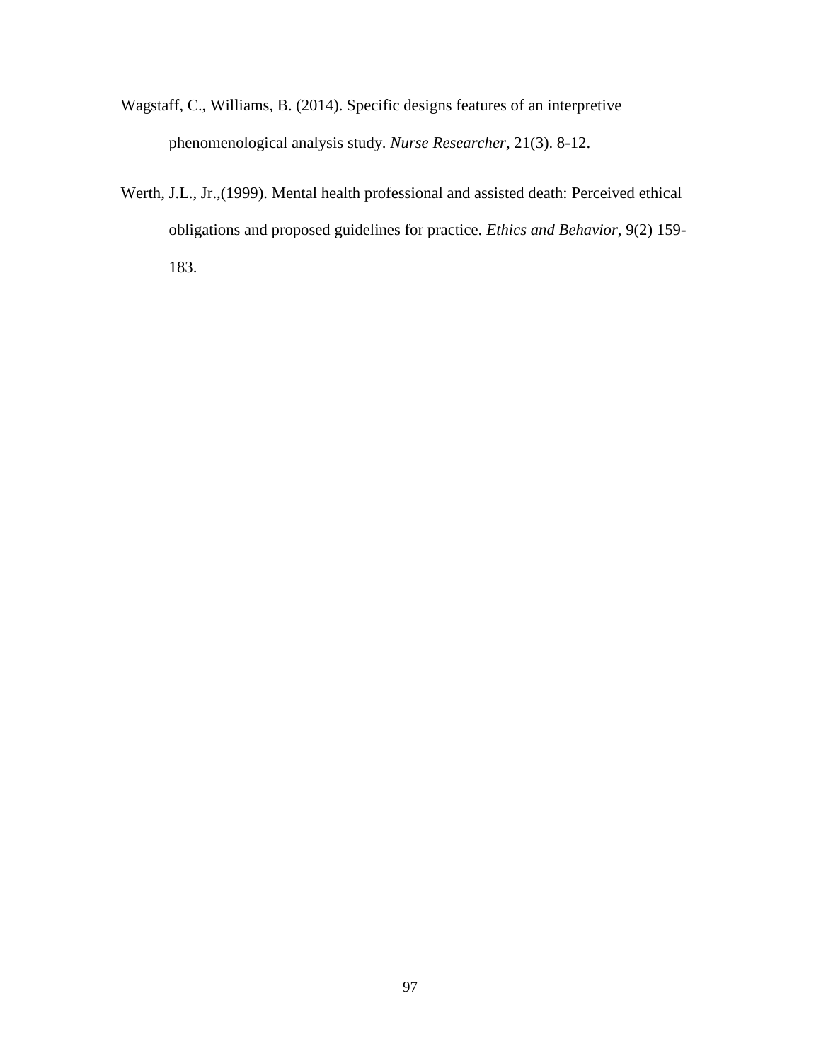Wagstaff, C., Williams, B. (2014). Specific designs features of an interpretive phenomenological analysis study. *Nurse Researcher*, 21(3). 8-12.

Werth, J.L., Jr.,(1999). Mental health professional and assisted death: Perceived ethical obligations and proposed guidelines for practice. *Ethics and Behavior*, 9(2) 159-183.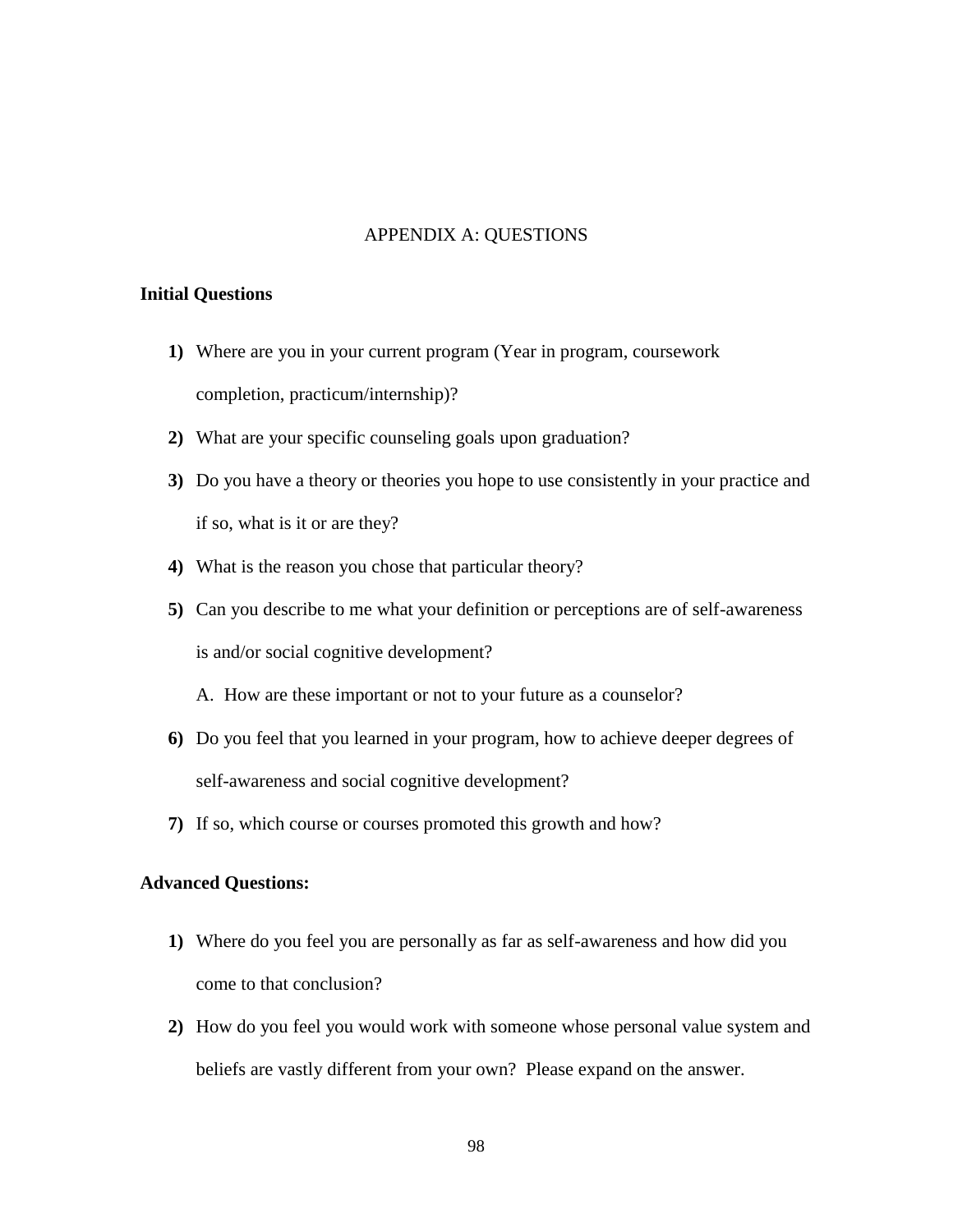# APPENDIX A: QUESTIONS

**Initial Questions**

1) Where are you in your current program (Year in program, coursework completion, practicum/internship)?
2) What are your specific counseling goals upon graduation?
3) Do you have a theory or theories you hope to use consistently in your practice and if so, what is it or are they?
4) What is the reason you chose that particular theory?
5) Can you describe to me what your definition or perceptions are of self-awareness is and/or social cognitive development?

   A. How are these important or not to your future as a counselor?
6) Do you feel that you learned in your program, how to achieve deeper degrees of self-awareness and social cognitive development?
7) If so, which course or courses promoted this growth and how?

**Advanced Questions:**

1) Where do you feel you are personally as far as self-awareness and how did you come to that conclusion?
2) How do you feel you would work with someone whose personal value system and beliefs are vastly different from your own? Please expand on the answer.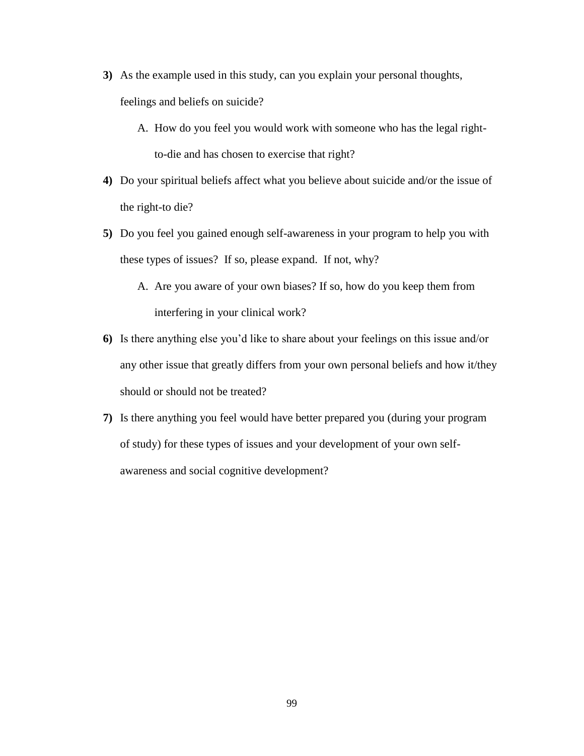**3)** As the example used in this study, can you explain your personal thoughts, feelings and beliefs on suicide?

   A. How do you feel you would work with someone who has the legal right-to-die and has chosen to exercise that right?

**4)** Do your spiritual beliefs affect what you believe about suicide and/or the issue of the right-to die?

**5)** Do you feel you gained enough self-awareness in your program to help you with these types of issues? If so, please expand. If not, why?

   A. Are you aware of your own biases? If so, how do you keep them from interfering in your clinical work?

**6)** Is there anything else you'd like to share about your feelings on this issue and/or any other issue that greatly differs from your own personal beliefs and how it/they should or should not be treated?

**7)** Is there anything you feel would have better prepared you (during your program of study) for these types of issues and your development of your own self-awareness and social cognitive development?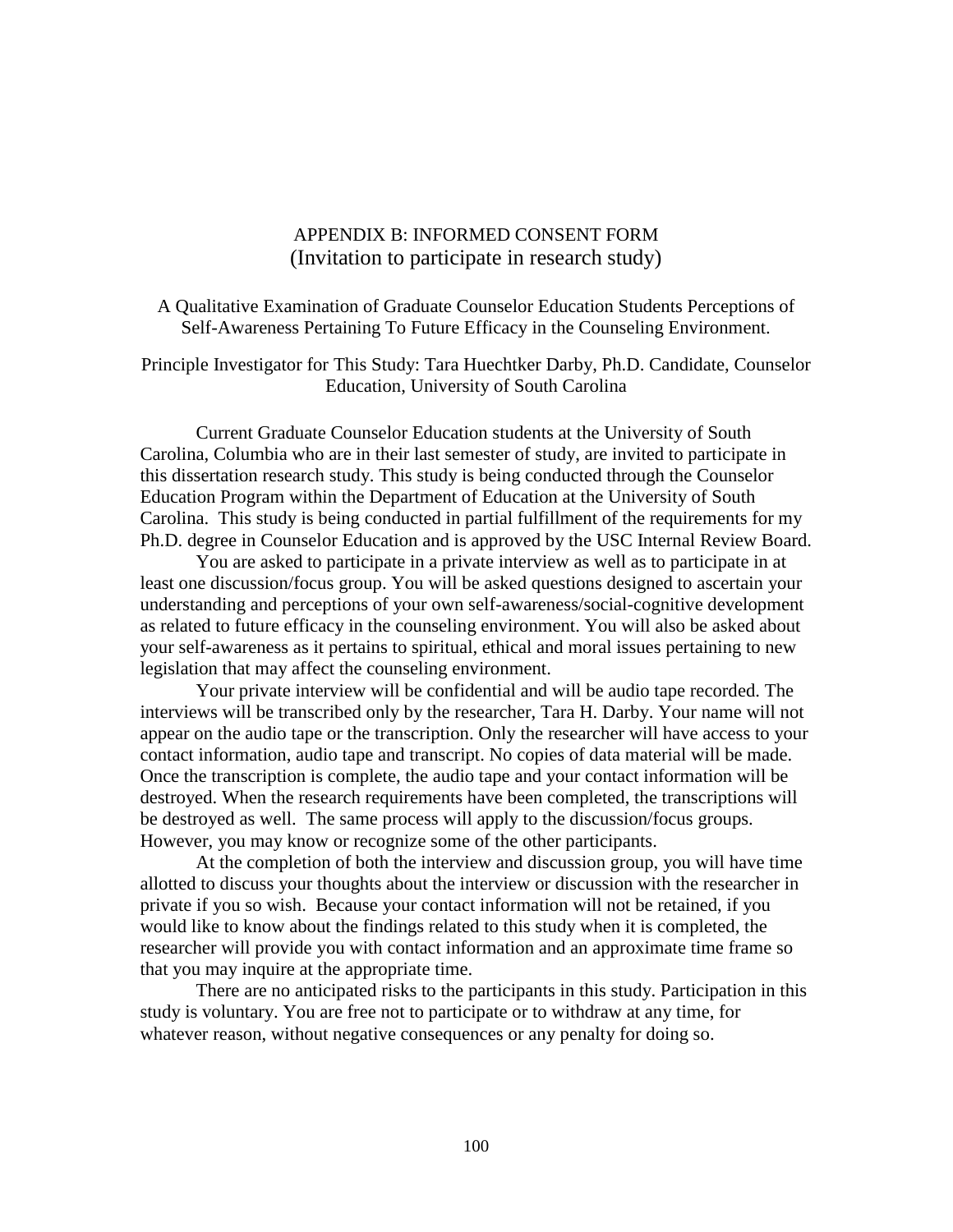# APPENDIX B: INFORMED CONSENT FORM
## (Invitation to participate in research study)

A Qualitative Examination of Graduate Counselor Education Students Perceptions of Self-Awareness Pertaining To Future Efficacy in the Counseling Environment.

Principle Investigator for This Study: Tara Huechtker Darby, Ph.D. Candidate, Counselor Education, University of South Carolina

Current Graduate Counselor Education students at the University of South Carolina, Columbia who are in their last semester of study, are invited to participate in this dissertation research study. This study is being conducted through the Counselor Education Program within the Department of Education at the University of South Carolina. This study is being conducted in partial fulfillment of the requirements for my Ph.D. degree in Counselor Education and is approved by the USC Internal Review Board.

You are asked to participate in a private interview as well as to participate in at least one discussion/focus group. You will be asked questions designed to ascertain your understanding and perceptions of your own self-awareness/social-cognitive development as related to future efficacy in the counseling environment. You will also be asked about your self-awareness as it pertains to spiritual, ethical and moral issues pertaining to new legislation that may affect the counseling environment.

Your private interview will be confidential and will be audio tape recorded. The interviews will be transcribed only by the researcher, Tara H. Darby. Your name will not appear on the audio tape or the transcription. Only the researcher will have access to your contact information, audio tape and transcript. No copies of data material will be made. Once the transcription is complete, the audio tape and your contact information will be destroyed. When the research requirements have been completed, the transcriptions will be destroyed as well. The same process will apply to the discussion/focus groups. However, you may know or recognize some of the other participants.

At the completion of both the interview and discussion group, you will have time allotted to discuss your thoughts about the interview or discussion with the researcher in private if you so wish. Because your contact information will not be retained, if you would like to know about the findings related to this study when it is completed, the researcher will provide you with contact information and an approximate time frame so that you may inquire at the appropriate time.

There are no anticipated risks to the participants in this study. Participation in this study is voluntary. You are free not to participate or to withdraw at any time, for whatever reason, without negative consequences or any penalty for doing so.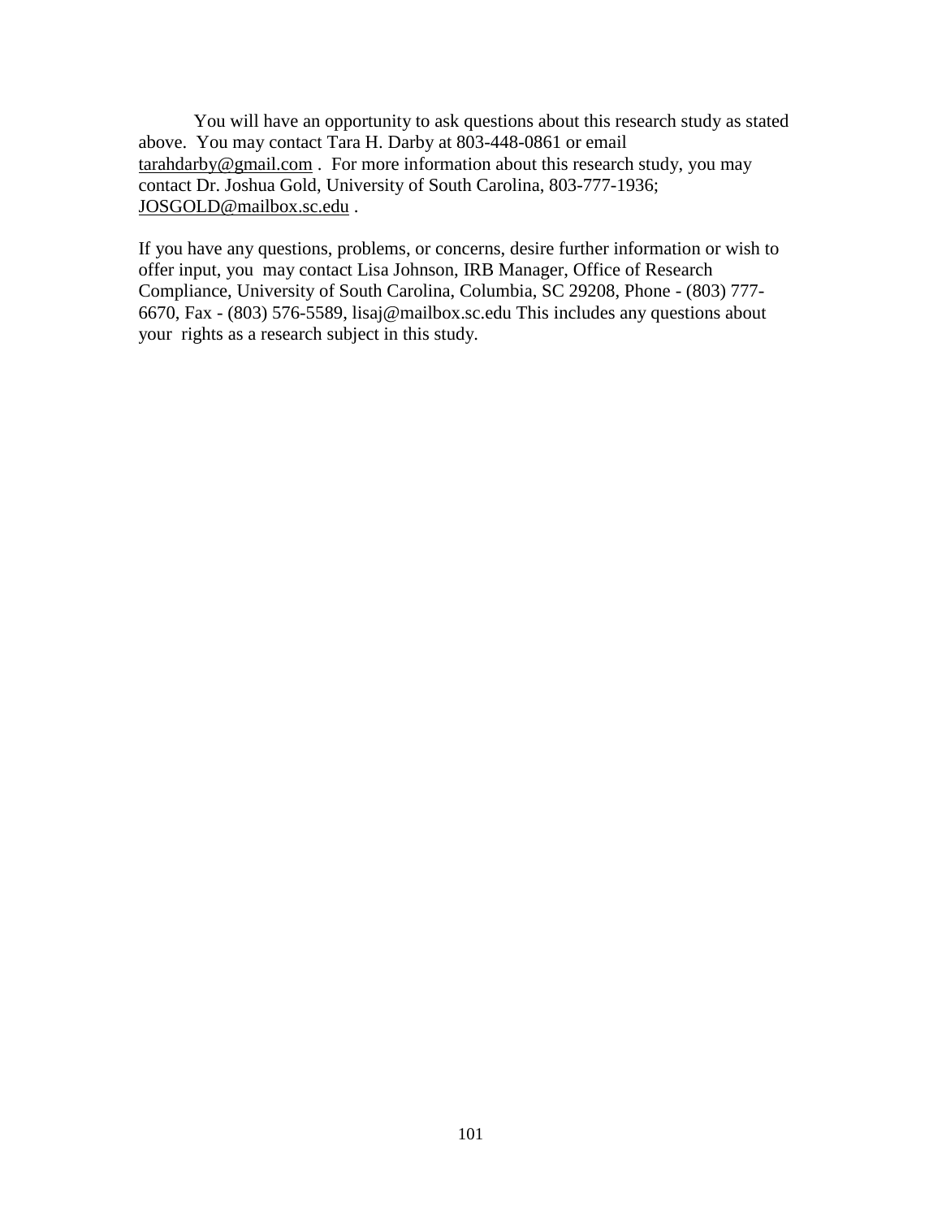You will have an opportunity to ask questions about this research study as stated above. You may contact Tara H. Darby at 803-448-0861 or email tarahdarby@gmail.com . For more information about this research study, you may contact Dr. Joshua Gold, University of South Carolina, 803-777-1936; JOSGOLD@mailbox.sc.edu .

If you have any questions, problems, or concerns, desire further information or wish to offer input, you may contact Lisa Johnson, IRB Manager, Office of Research Compliance, University of South Carolina, Columbia, SC 29208, Phone - (803) 777-6670, Fax - (803) 576-5589, lisaj@mailbox.sc.edu This includes any questions about your rights as a research subject in this study.